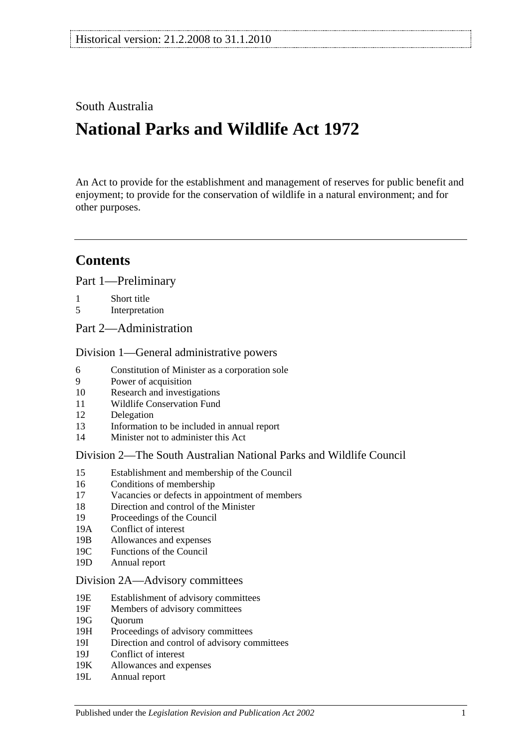Historical version: 21.2.2008 to 31.1.2010

South Australia

# National Parks and Wildlife Act 1972

An Act to provide for the establishment and management of reserves for public benefit and enjoyment; to provide for the conservation of wildlife in a natural environment; and for other purposes.

## Contents

Part 1—Preliminary

1 Short title
5 Interpretation

Part 2—Administration

Division 1—General administrative powers

6 Constitution of Minister as a corporation sole
9 Power of acquisition
10 Research and investigations
11 Wildlife Conservation Fund
12 Delegation
13 Information to be included in annual report
14 Minister not to administer this Act

Division 2—The South Australian National Parks and Wildlife Council

15 Establishment and membership of the Council
16 Conditions of membership
17 Vacancies or defects in appointment of members
18 Direction and control of the Minister
19 Proceedings of the Council
19A Conflict of interest
19B Allowances and expenses
19C Functions of the Council
19D Annual report

Division 2A—Advisory committees

19E Establishment of advisory committees
19F Members of advisory committees
19G Quorum
19H Proceedings of advisory committees
19I Direction and control of advisory committees
19J Conflict of interest
19K Allowances and expenses
19L Annual report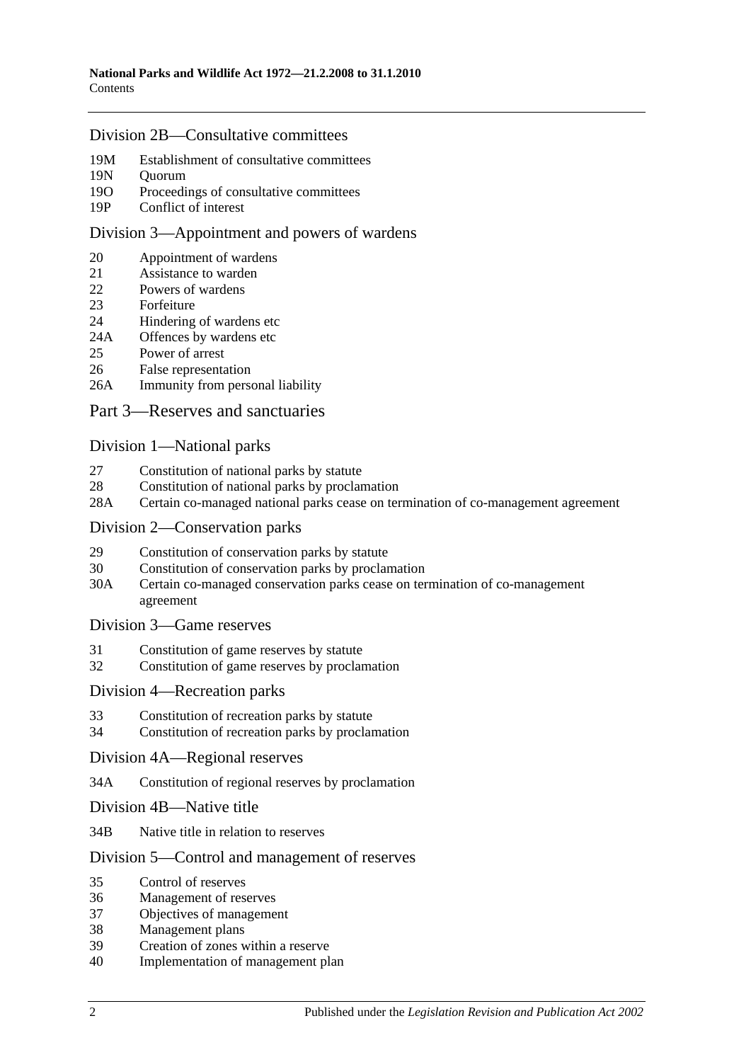## Division 2B—Consultative committees

- 19M Establishment of consultative committees
- 19N Quorum
- 19O Proceedings of consultative committees
- 19P Conflict of interest

## Division 3—Appointment and powers of wardens

- 20 Appointment of wardens
- 21 Assistance to warden
- 22 Powers of wardens
- 23 Forfeiture
- 24 Hindering of wardens etc
- 24A Offences by wardens etc
- 25 Power of arrest
- 26 False representation
- 26A Immunity from personal liability

# Part 3—Reserves and sanctuaries

## Division 1—National parks

- 27 Constitution of national parks by statute
- 28 Constitution of national parks by proclamation
- 28A Certain co-managed national parks cease on termination of co-management agreement

## Division 2—Conservation parks

- 29 Constitution of conservation parks by statute
- 30 Constitution of conservation parks by proclamation
- 30A Certain co-managed conservation parks cease on termination of co-management agreement

## Division 3—Game reserves

- 31 Constitution of game reserves by statute
- 32 Constitution of game reserves by proclamation

## Division 4—Recreation parks

- 33 Constitution of recreation parks by statute
- 34 Constitution of recreation parks by proclamation

## Division 4A—Regional reserves

- 34A Constitution of regional reserves by proclamation

## Division 4B—Native title

- 34B Native title in relation to reserves

## Division 5—Control and management of reserves

- 35 Control of reserves
- 36 Management of reserves
- 37 Objectives of management
- 38 Management plans
- 39 Creation of zones within a reserve
- 40 Implementation of management plan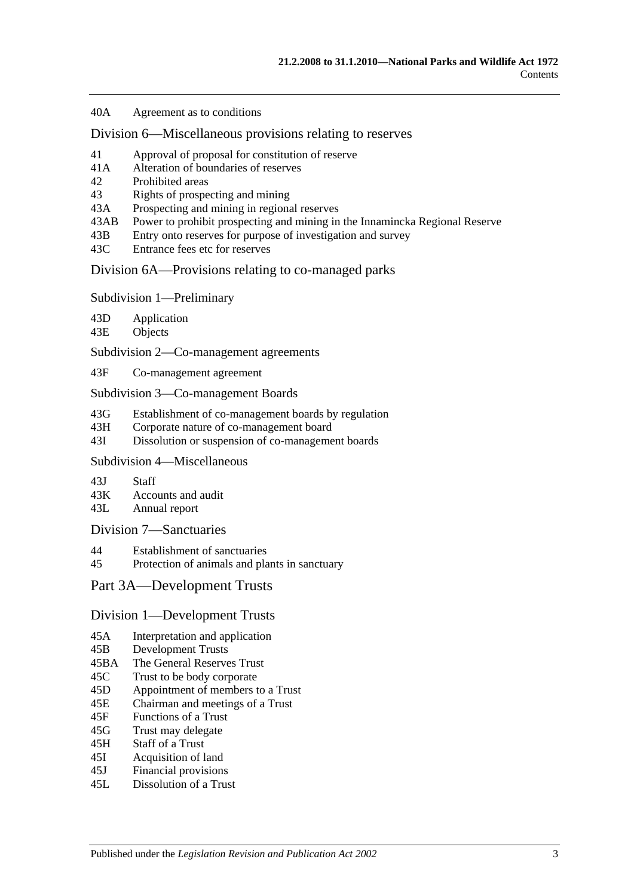40A Agreement as to conditions

## Division 6—Miscellaneous provisions relating to reserves

41 Approval of proposal for constitution of reserve
41A Alteration of boundaries of reserves
42 Prohibited areas
43 Rights of prospecting and mining
43A Prospecting and mining in regional reserves
43AB Power to prohibit prospecting and mining in the Innamincka Regional Reserve
43B Entry onto reserves for purpose of investigation and survey
43C Entrance fees etc for reserves

## Division 6A—Provisions relating to co-managed parks

### Subdivision 1—Preliminary

43D Application
43E Objects

### Subdivision 2—Co-management agreements

43F Co-management agreement

### Subdivision 3—Co-management Boards

43G Establishment of co-management boards by regulation
43H Corporate nature of co-management board
43I Dissolution or suspension of co-management boards

### Subdivision 4—Miscellaneous

43J Staff
43K Accounts and audit
43L Annual report

## Division 7—Sanctuaries

44 Establishment of sanctuaries
45 Protection of animals and plants in sanctuary

# Part 3A—Development Trusts

## Division 1—Development Trusts

45A Interpretation and application
45B Development Trusts
45BA The General Reserves Trust
45C Trust to be body corporate
45D Appointment of members to a Trust
45E Chairman and meetings of a Trust
45F Functions of a Trust
45G Trust may delegate
45H Staff of a Trust
45I Acquisition of land
45J Financial provisions
45L Dissolution of a Trust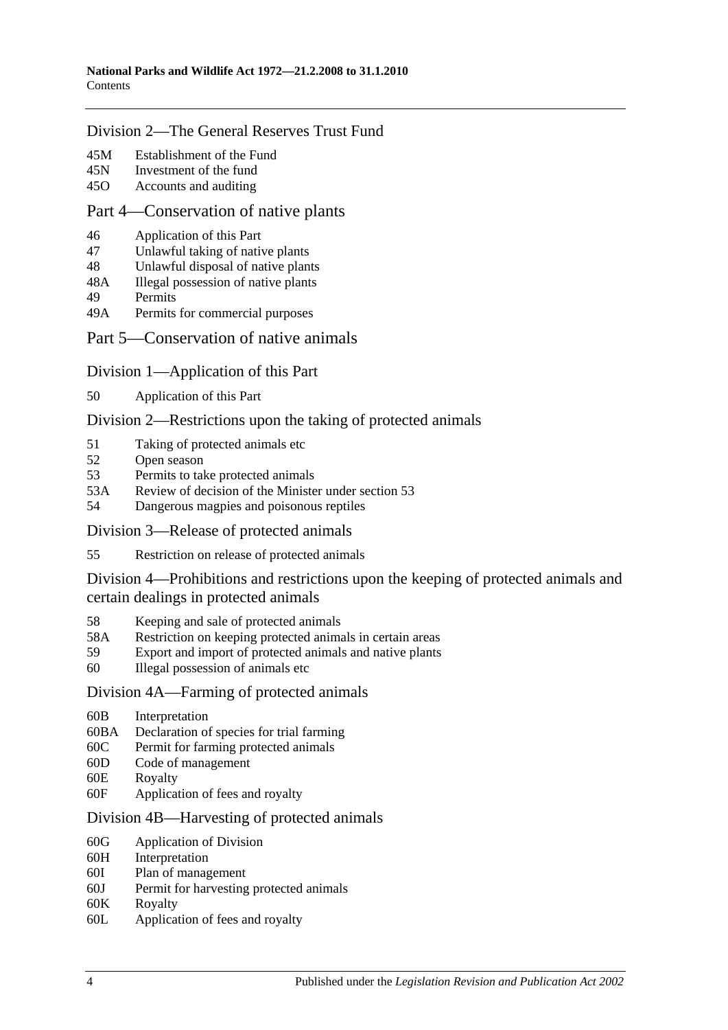## Division 2—The General Reserves Trust Fund

45M Establishment of the Fund
45N Investment of the fund
45O Accounts and auditing

## Part 4—Conservation of native plants

46 Application of this Part
47 Unlawful taking of native plants
48 Unlawful disposal of native plants
48A Illegal possession of native plants
49 Permits
49A Permits for commercial purposes

## Part 5—Conservation of native animals

## Division 1—Application of this Part

50 Application of this Part

## Division 2—Restrictions upon the taking of protected animals

51 Taking of protected animals etc
52 Open season
53 Permits to take protected animals
53A Review of decision of the Minister under section 53
54 Dangerous magpies and poisonous reptiles

## Division 3—Release of protected animals

55 Restriction on release of protected animals

## Division 4—Prohibitions and restrictions upon the keeping of protected animals and certain dealings in protected animals

58 Keeping and sale of protected animals
58A Restriction on keeping protected animals in certain areas
59 Export and import of protected animals and native plants
60 Illegal possession of animals etc

## Division 4A—Farming of protected animals

60B Interpretation
60BA Declaration of species for trial farming
60C Permit for farming protected animals
60D Code of management
60E Royalty
60F Application of fees and royalty

## Division 4B—Harvesting of protected animals

60G Application of Division
60H Interpretation
60I Plan of management
60J Permit for harvesting protected animals
60K Royalty
60L Application of fees and royalty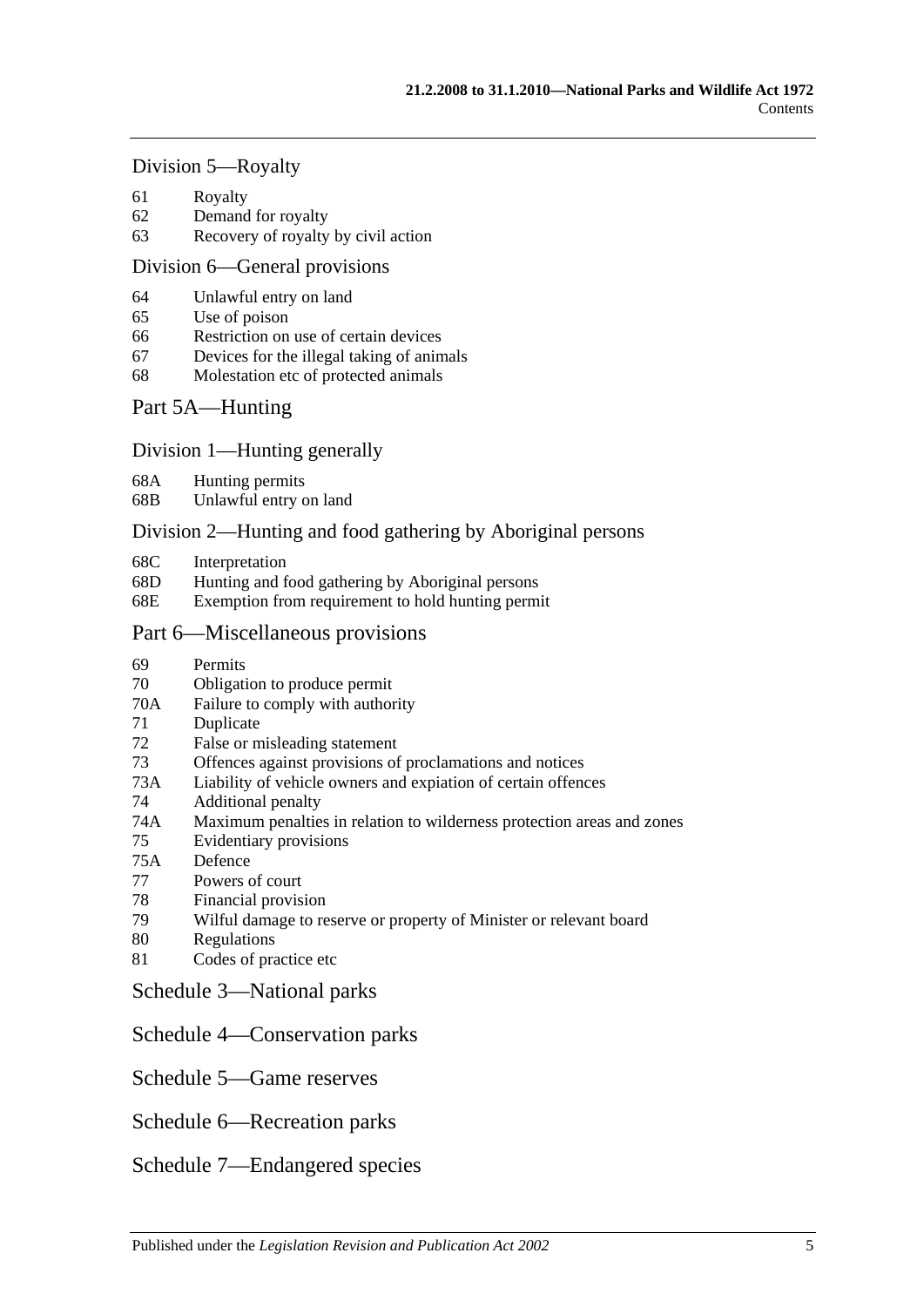## Division 5—Royalty

61 Royalty
62 Demand for royalty
63 Recovery of royalty by civil action

## Division 6—General provisions

64 Unlawful entry on land
65 Use of poison
66 Restriction on use of certain devices
67 Devices for the illegal taking of animals
68 Molestation etc of protected animals

## Part 5A—Hunting

## Division 1—Hunting generally

68A Hunting permits
68B Unlawful entry on land

## Division 2—Hunting and food gathering by Aboriginal persons

68C Interpretation
68D Hunting and food gathering by Aboriginal persons
68E Exemption from requirement to hold hunting permit

## Part 6—Miscellaneous provisions

69 Permits
70 Obligation to produce permit
70A Failure to comply with authority
71 Duplicate
72 False or misleading statement
73 Offences against provisions of proclamations and notices
73A Liability of vehicle owners and expiation of certain offences
74 Additional penalty
74A Maximum penalties in relation to wilderness protection areas and zones
75 Evidentiary provisions
75A Defence
77 Powers of court
78 Financial provision
79 Wilful damage to reserve or property of Minister or relevant board
80 Regulations
81 Codes of practice etc

## Schedule 3—National parks

## Schedule 4—Conservation parks

## Schedule 5—Game reserves

## Schedule 6—Recreation parks

## Schedule 7—Endangered species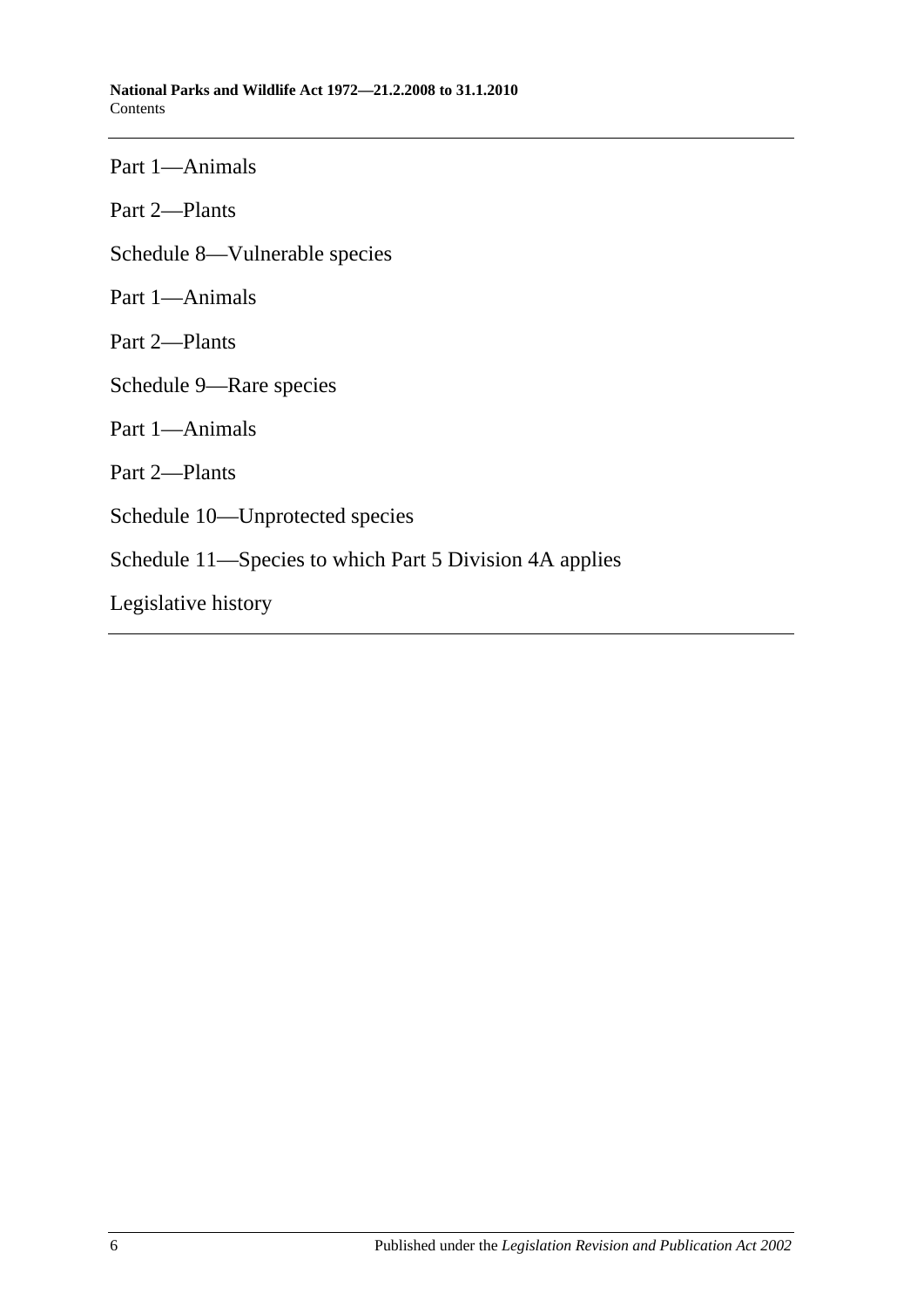Part 1—Animals

Part 2—Plants

Schedule 8—Vulnerable species

Part 1—Animals

Part 2—Plants

Schedule 9—Rare species

Part 1—Animals

Part 2—Plants

Schedule 10—Unprotected species

Schedule 11—Species to which Part 5 Division 4A applies

Legislative history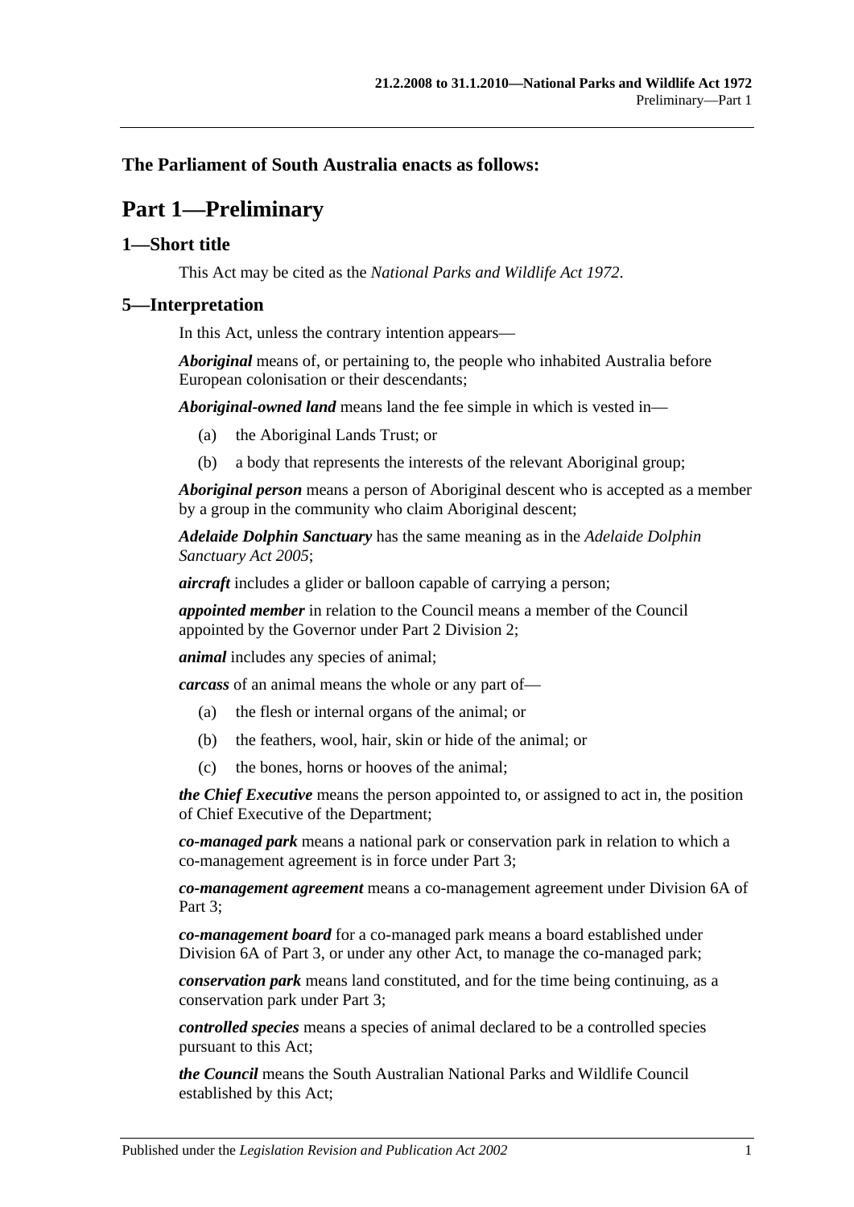**The Parliament of South Australia enacts as follows:**

# Part 1—Preliminary

## 1—Short title

This Act may be cited as the *National Parks and Wildlife Act 1972*.

## 5—Interpretation

In this Act, unless the contrary intention appears—

***Aboriginal*** means of, or pertaining to, the people who inhabited Australia before European colonisation or their descendants;

***Aboriginal-owned land*** means land the fee simple in which is vested in—

- (a) the Aboriginal Lands Trust; or
- (b) a body that represents the interests of the relevant Aboriginal group;

***Aboriginal person*** means a person of Aboriginal descent who is accepted as a member by a group in the community who claim Aboriginal descent;

***Adelaide Dolphin Sanctuary*** has the same meaning as in the *Adelaide Dolphin Sanctuary Act 2005*;

***aircraft*** includes a glider or balloon capable of carrying a person;

***appointed member*** in relation to the Council means a member of the Council appointed by the Governor under Part 2 Division 2;

***animal*** includes any species of animal;

***carcass*** of an animal means the whole or any part of—

- (a) the flesh or internal organs of the animal; or
- (b) the feathers, wool, hair, skin or hide of the animal; or
- (c) the bones, horns or hooves of the animal;

***the Chief Executive*** means the person appointed to, or assigned to act in, the position of Chief Executive of the Department;

***co-managed park*** means a national park or conservation park in relation to which a co-management agreement is in force under Part 3;

***co-management agreement*** means a co-management agreement under Division 6A of Part 3;

***co-management board*** for a co-managed park means a board established under Division 6A of Part 3, or under any other Act, to manage the co-managed park;

***conservation park*** means land constituted, and for the time being continuing, as a conservation park under Part 3;

***controlled species*** means a species of animal declared to be a controlled species pursuant to this Act;

***the Council*** means the South Australian National Parks and Wildlife Council established by this Act;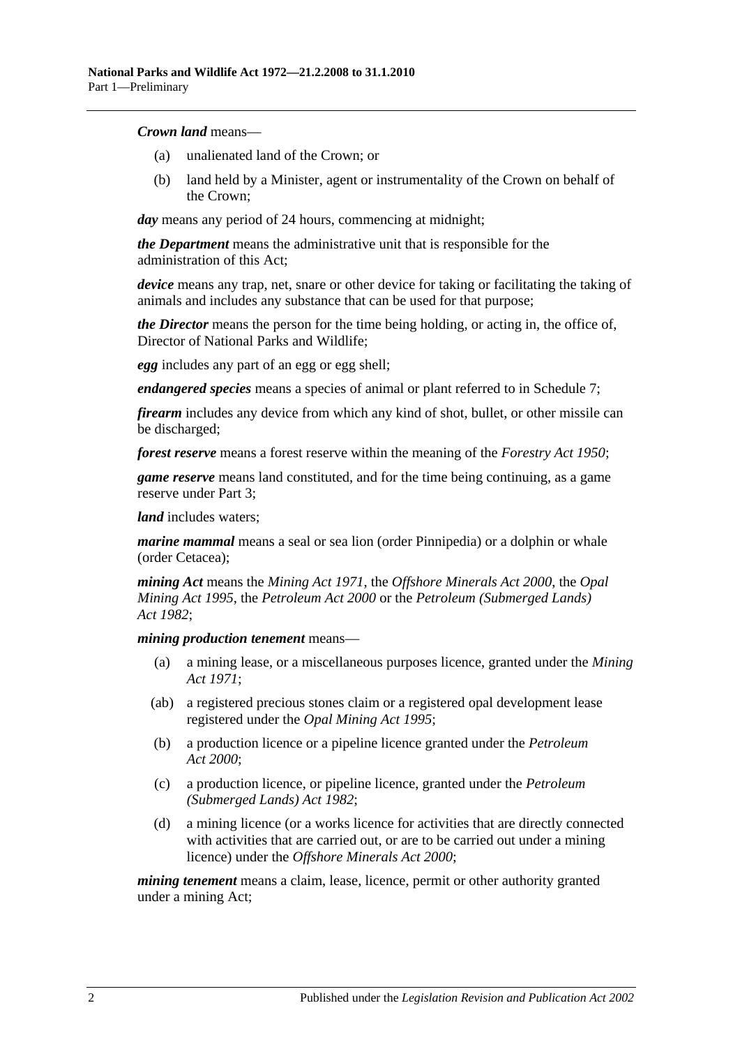***Crown land*** means—

(a) unalienated land of the Crown; or

(b) land held by a Minister, agent or instrumentality of the Crown on behalf of the Crown;

***day*** means any period of 24 hours, commencing at midnight;

***the Department*** means the administrative unit that is responsible for the administration of this Act;

***device*** means any trap, net, snare or other device for taking or facilitating the taking of animals and includes any substance that can be used for that purpose;

***the Director*** means the person for the time being holding, or acting in, the office of, Director of National Parks and Wildlife;

***egg*** includes any part of an egg or egg shell;

***endangered species*** means a species of animal or plant referred to in Schedule 7;

***firearm*** includes any device from which any kind of shot, bullet, or other missile can be discharged;

***forest reserve*** means a forest reserve within the meaning of the *Forestry Act 1950*;

***game reserve*** means land constituted, and for the time being continuing, as a game reserve under Part 3;

***land*** includes waters;

***marine mammal*** means a seal or sea lion (order Pinnipedia) or a dolphin or whale (order Cetacea);

***mining Act*** means the *Mining Act 1971*, the *Offshore Minerals Act 2000*, the *Opal Mining Act 1995*, the *Petroleum Act 2000* or the *Petroleum (Submerged Lands) Act 1982*;

***mining production tenement*** means—

(a) a mining lease, or a miscellaneous purposes licence, granted under the *Mining Act 1971*;

(ab) a registered precious stones claim or a registered opal development lease registered under the *Opal Mining Act 1995*;

(b) a production licence or a pipeline licence granted under the *Petroleum Act 2000*;

(c) a production licence, or pipeline licence, granted under the *Petroleum (Submerged Lands) Act 1982*;

(d) a mining licence (or a works licence for activities that are directly connected with activities that are carried out, or are to be carried out under a mining licence) under the *Offshore Minerals Act 2000*;

***mining tenement*** means a claim, lease, licence, permit or other authority granted under a mining Act;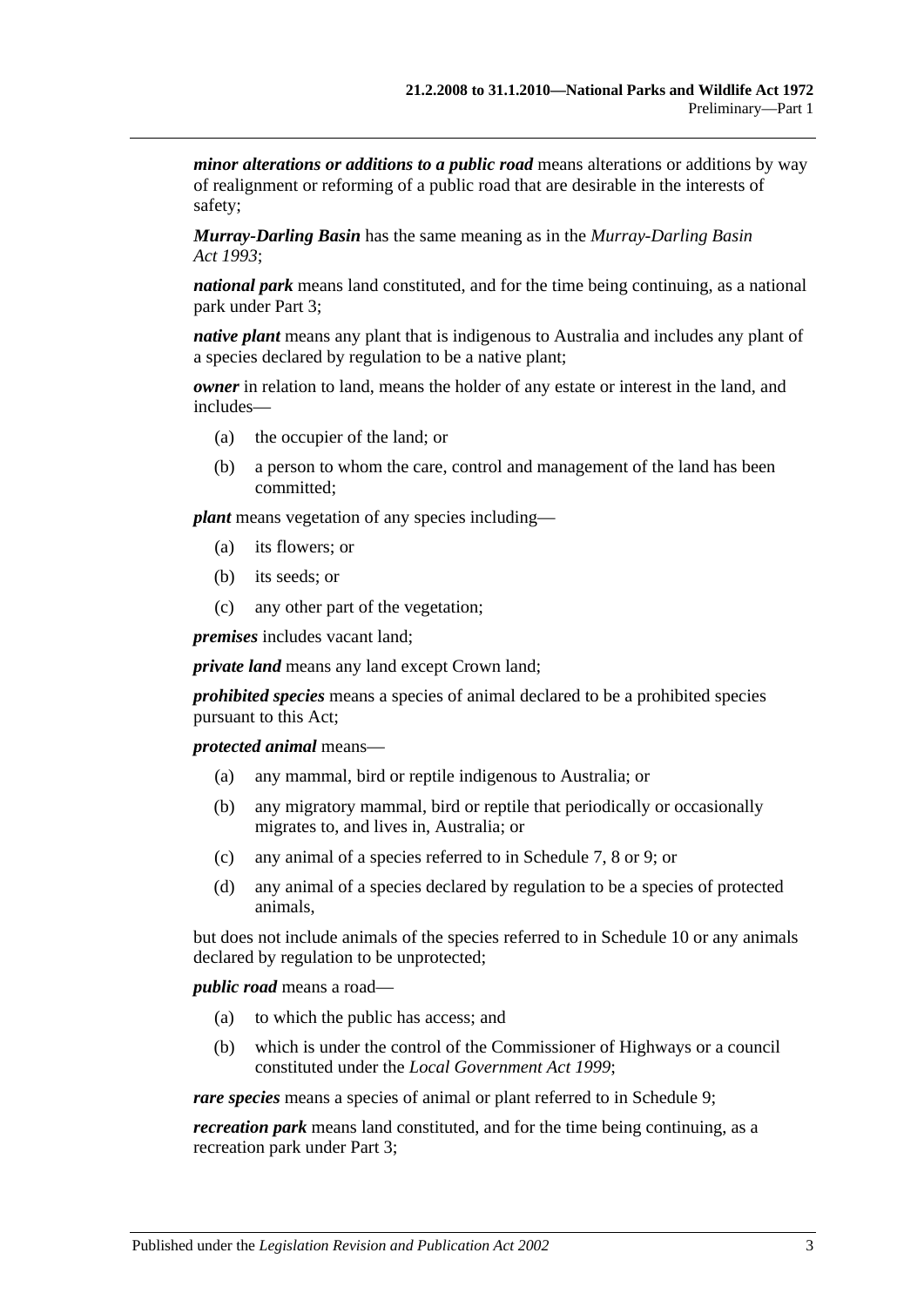***minor alterations or additions to a public road*** means alterations or additions by way of realignment or reforming of a public road that are desirable in the interests of safety;

***Murray-Darling Basin*** has the same meaning as in the *Murray-Darling Basin Act 1993*;

***national park*** means land constituted, and for the time being continuing, as a national park under Part 3;

***native plant*** means any plant that is indigenous to Australia and includes any plant of a species declared by regulation to be a native plant;

***owner*** in relation to land, means the holder of any estate or interest in the land, and includes—

- (a) the occupier of the land; or
- (b) a person to whom the care, control and management of the land has been committed;

***plant*** means vegetation of any species including—

- (a) its flowers; or
- (b) its seeds; or
- (c) any other part of the vegetation;

***premises*** includes vacant land;

***private land*** means any land except Crown land;

***prohibited species*** means a species of animal declared to be a prohibited species pursuant to this Act;

***protected animal*** means—

- (a) any mammal, bird or reptile indigenous to Australia; or
- (b) any migratory mammal, bird or reptile that periodically or occasionally migrates to, and lives in, Australia; or
- (c) any animal of a species referred to in Schedule 7, 8 or 9; or
- (d) any animal of a species declared by regulation to be a species of protected animals,

but does not include animals of the species referred to in Schedule 10 or any animals declared by regulation to be unprotected;

***public road*** means a road—

- (a) to which the public has access; and
- (b) which is under the control of the Commissioner of Highways or a council constituted under the *Local Government Act 1999*;

***rare species*** means a species of animal or plant referred to in Schedule 9;

***recreation park*** means land constituted, and for the time being continuing, as a recreation park under Part 3;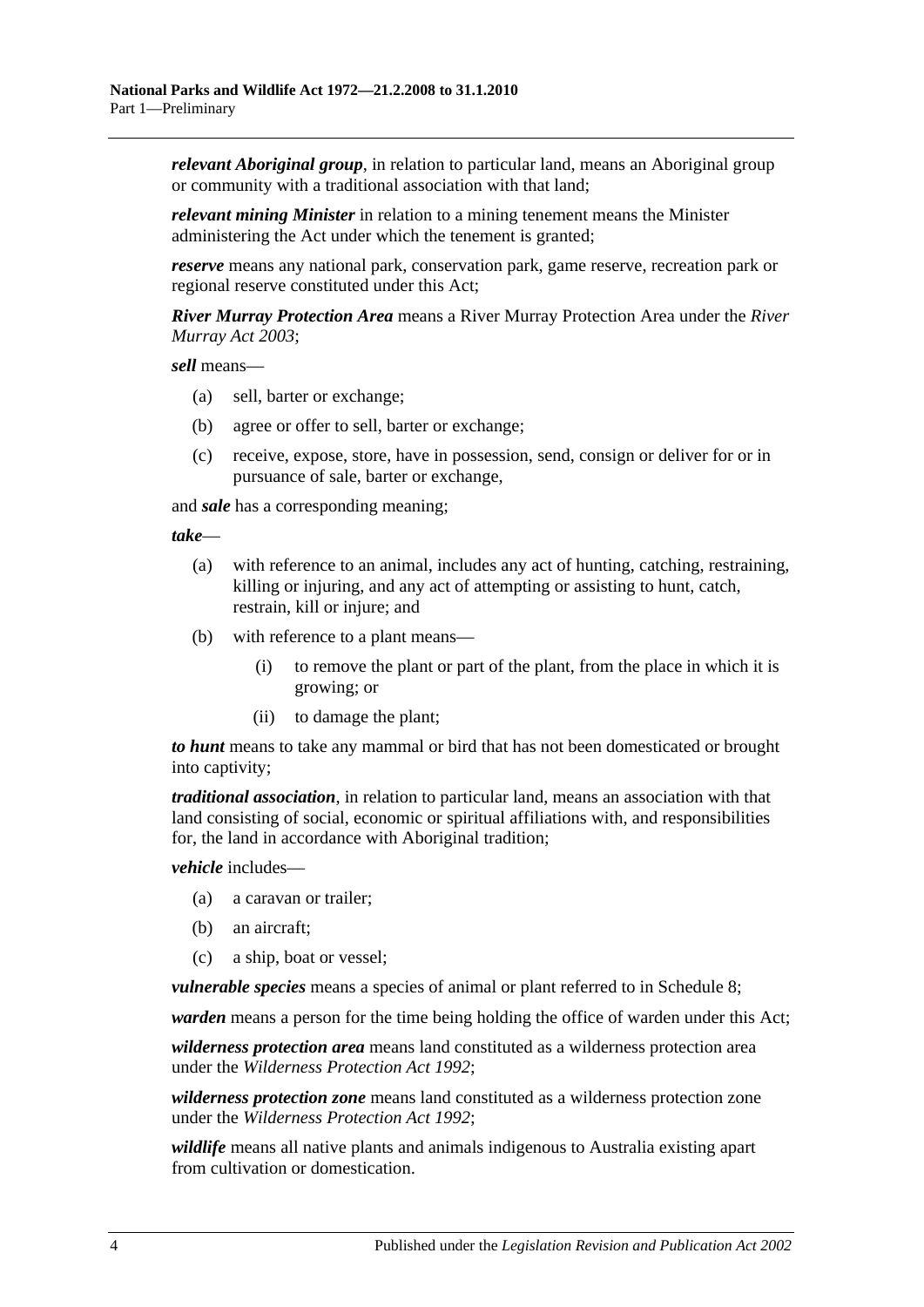***relevant Aboriginal group***, in relation to particular land, means an Aboriginal group or community with a traditional association with that land;

***relevant mining Minister*** in relation to a mining tenement means the Minister administering the Act under which the tenement is granted;

***reserve*** means any national park, conservation park, game reserve, recreation park or regional reserve constituted under this Act;

***River Murray Protection Area*** means a River Murray Protection Area under the *River Murray Act 2003*;

***sell*** means—

- (a) sell, barter or exchange;
- (b) agree or offer to sell, barter or exchange;
- (c) receive, expose, store, have in possession, send, consign or deliver for or in pursuance of sale, barter or exchange,

and ***sale*** has a corresponding meaning;

***take***—

- (a) with reference to an animal, includes any act of hunting, catching, restraining, killing or injuring, and any act of attempting or assisting to hunt, catch, restrain, kill or injure; and
- (b) with reference to a plant means—
  - (i) to remove the plant or part of the plant, from the place in which it is growing; or
  - (ii) to damage the plant;

***to hunt*** means to take any mammal or bird that has not been domesticated or brought into captivity;

***traditional association***, in relation to particular land, means an association with that land consisting of social, economic or spiritual affiliations with, and responsibilities for, the land in accordance with Aboriginal tradition;

***vehicle*** includes—

- (a) a caravan or trailer;
- (b) an aircraft;
- (c) a ship, boat or vessel;

***vulnerable species*** means a species of animal or plant referred to in Schedule 8;

***warden*** means a person for the time being holding the office of warden under this Act;

***wilderness protection area*** means land constituted as a wilderness protection area under the *Wilderness Protection Act 1992*;

***wilderness protection zone*** means land constituted as a wilderness protection zone under the *Wilderness Protection Act 1992*;

***wildlife*** means all native plants and animals indigenous to Australia existing apart from cultivation or domestication.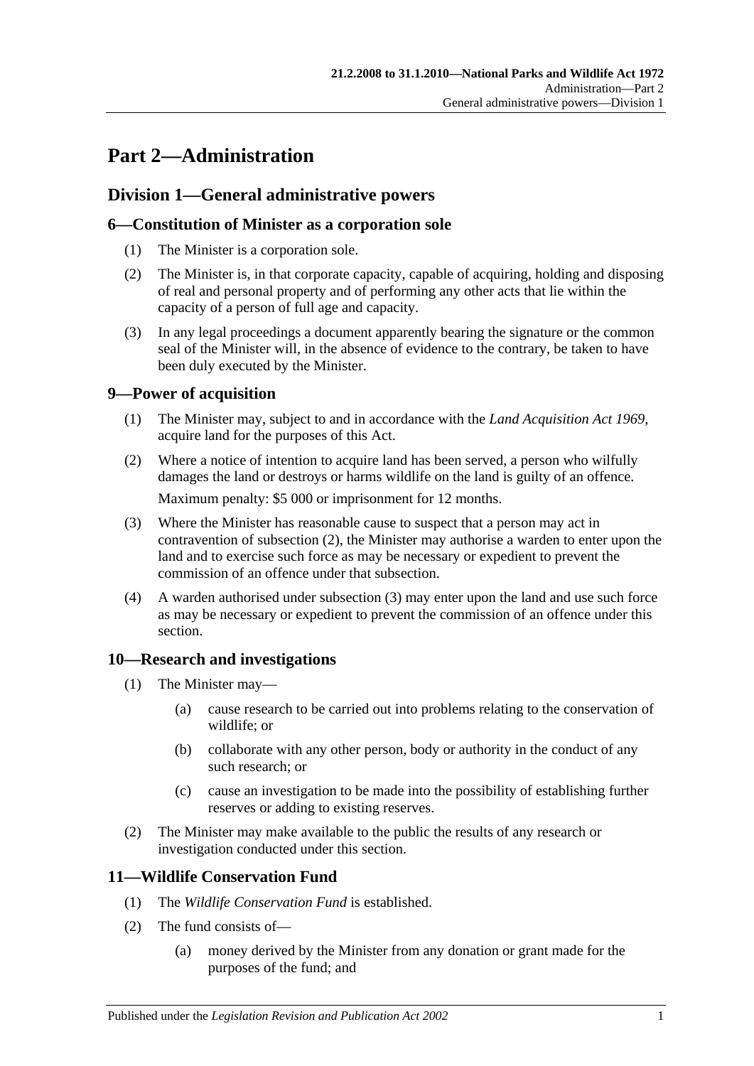# Part 2—Administration

## Division 1—General administrative powers

### 6—Constitution of Minister as a corporation sole

(1) The Minister is a corporation sole.

(2) The Minister is, in that corporate capacity, capable of acquiring, holding and disposing of real and personal property and of performing any other acts that lie within the capacity of a person of full age and capacity.

(3) In any legal proceedings a document apparently bearing the signature or the common seal of the Minister will, in the absence of evidence to the contrary, be taken to have been duly executed by the Minister.

### 9—Power of acquisition

(1) The Minister may, subject to and in accordance with the *Land Acquisition Act 1969*, acquire land for the purposes of this Act.

(2) Where a notice of intention to acquire land has been served, a person who wilfully damages the land or destroys or harms wildlife on the land is guilty of an offence.

Maximum penalty: $5 000 or imprisonment for 12 months.

(3) Where the Minister has reasonable cause to suspect that a person may act in contravention of subsection (2), the Minister may authorise a warden to enter upon the land and to exercise such force as may be necessary or expedient to prevent the commission of an offence under that subsection.

(4) A warden authorised under subsection (3) may enter upon the land and use such force as may be necessary or expedient to prevent the commission of an offence under this section.

### 10—Research and investigations

(1) The Minister may—

(a) cause research to be carried out into problems relating to the conservation of wildlife; or

(b) collaborate with any other person, body or authority in the conduct of any such research; or

(c) cause an investigation to be made into the possibility of establishing further reserves or adding to existing reserves.

(2) The Minister may make available to the public the results of any research or investigation conducted under this section.

### 11—Wildlife Conservation Fund

(1) The *Wildlife Conservation Fund* is established.

(2) The fund consists of—

(a) money derived by the Minister from any donation or grant made for the purposes of the fund; and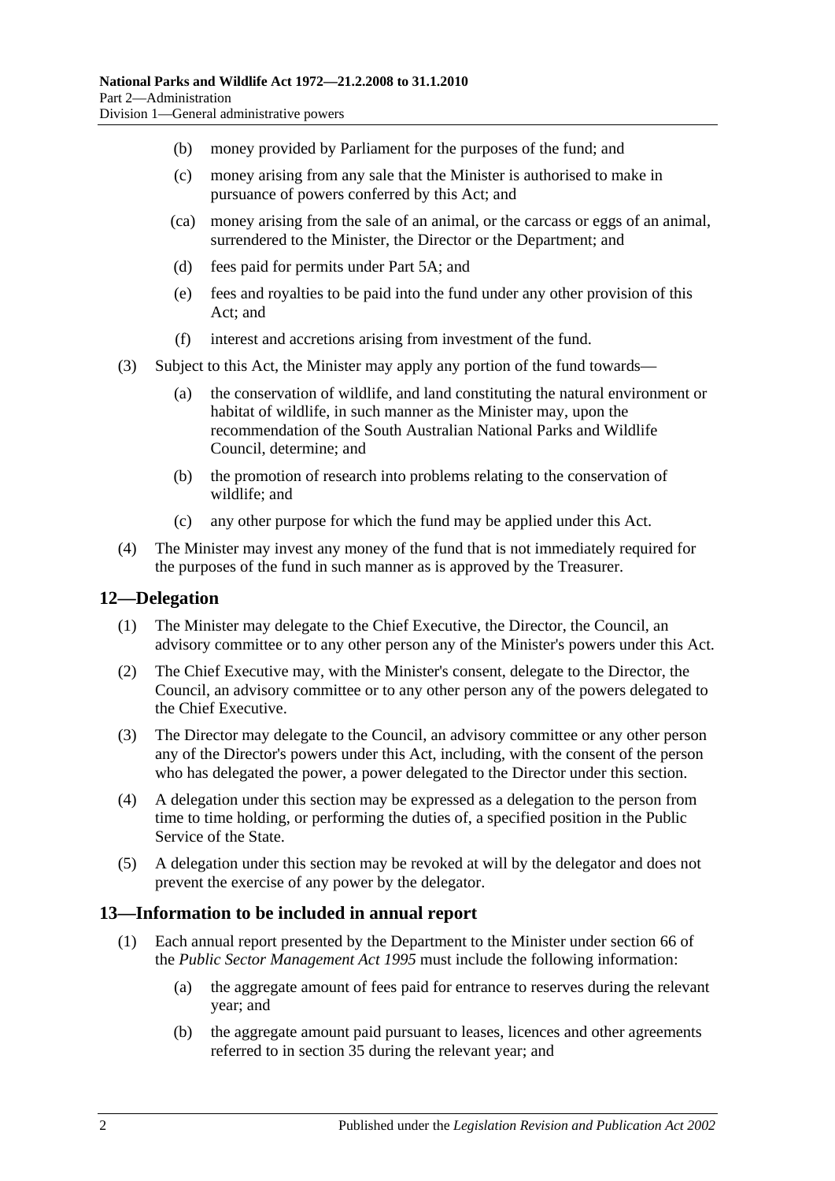(b) money provided by Parliament for the purposes of the fund; and

(c) money arising from any sale that the Minister is authorised to make in pursuance of powers conferred by this Act; and

(ca) money arising from the sale of an animal, or the carcass or eggs of an animal, surrendered to the Minister, the Director or the Department; and

(d) fees paid for permits under Part 5A; and

(e) fees and royalties to be paid into the fund under any other provision of this Act; and

(f) interest and accretions arising from investment of the fund.

(3) Subject to this Act, the Minister may apply any portion of the fund towards—

(a) the conservation of wildlife, and land constituting the natural environment or habitat of wildlife, in such manner as the Minister may, upon the recommendation of the South Australian National Parks and Wildlife Council, determine; and

(b) the promotion of research into problems relating to the conservation of wildlife; and

(c) any other purpose for which the fund may be applied under this Act.

(4) The Minister may invest any money of the fund that is not immediately required for the purposes of the fund in such manner as is approved by the Treasurer.

## 12—Delegation

(1) The Minister may delegate to the Chief Executive, the Director, the Council, an advisory committee or to any other person any of the Minister's powers under this Act.

(2) The Chief Executive may, with the Minister's consent, delegate to the Director, the Council, an advisory committee or to any other person any of the powers delegated to the Chief Executive.

(3) The Director may delegate to the Council, an advisory committee or any other person any of the Director's powers under this Act, including, with the consent of the person who has delegated the power, a power delegated to the Director under this section.

(4) A delegation under this section may be expressed as a delegation to the person from time to time holding, or performing the duties of, a specified position in the Public Service of the State.

(5) A delegation under this section may be revoked at will by the delegator and does not prevent the exercise of any power by the delegator.

## 13—Information to be included in annual report

(1) Each annual report presented by the Department to the Minister under section 66 of the *Public Sector Management Act 1995* must include the following information:

(a) the aggregate amount of fees paid for entrance to reserves during the relevant year; and

(b) the aggregate amount paid pursuant to leases, licences and other agreements referred to in section 35 during the relevant year; and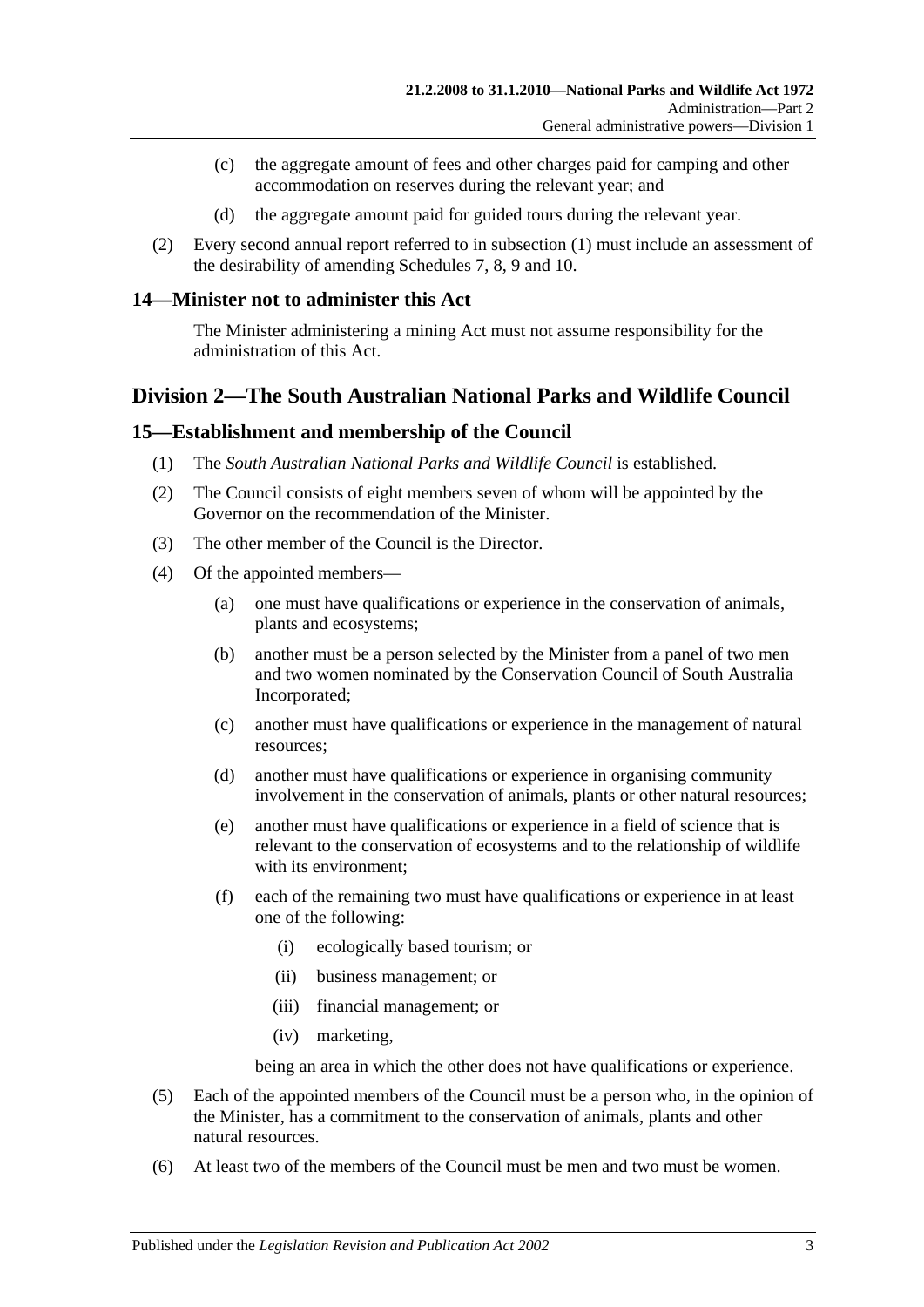(c) the aggregate amount of fees and other charges paid for camping and other accommodation on reserves during the relevant year; and

(d) the aggregate amount paid for guided tours during the relevant year.

(2) Every second annual report referred to in subsection (1) must include an assessment of the desirability of amending Schedules 7, 8, 9 and 10.

### 14—Minister not to administer this Act

The Minister administering a mining Act must not assume responsibility for the administration of this Act.

## Division 2—The South Australian National Parks and Wildlife Council

### 15—Establishment and membership of the Council

(1) The *South Australian National Parks and Wildlife Council* is established.

(2) The Council consists of eight members seven of whom will be appointed by the Governor on the recommendation of the Minister.

(3) The other member of the Council is the Director.

(4) Of the appointed members—

(a) one must have qualifications or experience in the conservation of animals, plants and ecosystems;

(b) another must be a person selected by the Minister from a panel of two men and two women nominated by the Conservation Council of South Australia Incorporated;

(c) another must have qualifications or experience in the management of natural resources;

(d) another must have qualifications or experience in organising community involvement in the conservation of animals, plants or other natural resources;

(e) another must have qualifications or experience in a field of science that is relevant to the conservation of ecosystems and to the relationship of wildlife with its environment;

(f) each of the remaining two must have qualifications or experience in at least one of the following:

(i) ecologically based tourism; or

(ii) business management; or

(iii) financial management; or

(iv) marketing,

being an area in which the other does not have qualifications or experience.

(5) Each of the appointed members of the Council must be a person who, in the opinion of the Minister, has a commitment to the conservation of animals, plants and other natural resources.

(6) At least two of the members of the Council must be men and two must be women.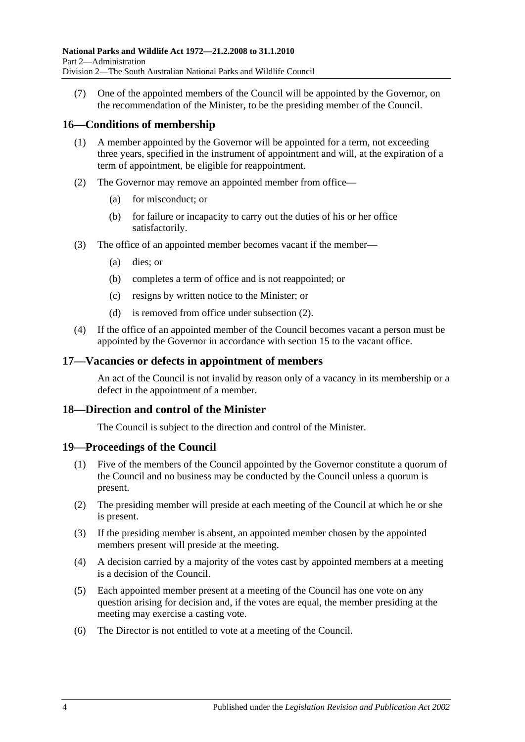(7) One of the appointed members of the Council will be appointed by the Governor, on the recommendation of the Minister, to be the presiding member of the Council.

## 16—Conditions of membership

(1) A member appointed by the Governor will be appointed for a term, not exceeding three years, specified in the instrument of appointment and will, at the expiration of a term of appointment, be eligible for reappointment.

(2) The Governor may remove an appointed member from office—

(a) for misconduct; or

(b) for failure or incapacity to carry out the duties of his or her office satisfactorily.

(3) The office of an appointed member becomes vacant if the member—

(a) dies; or

(b) completes a term of office and is not reappointed; or

(c) resigns by written notice to the Minister; or

(d) is removed from office under subsection (2).

(4) If the office of an appointed member of the Council becomes vacant a person must be appointed by the Governor in accordance with section 15 to the vacant office.

## 17—Vacancies or defects in appointment of members

An act of the Council is not invalid by reason only of a vacancy in its membership or a defect in the appointment of a member.

## 18—Direction and control of the Minister

The Council is subject to the direction and control of the Minister.

## 19—Proceedings of the Council

(1) Five of the members of the Council appointed by the Governor constitute a quorum of the Council and no business may be conducted by the Council unless a quorum is present.

(2) The presiding member will preside at each meeting of the Council at which he or she is present.

(3) If the presiding member is absent, an appointed member chosen by the appointed members present will preside at the meeting.

(4) A decision carried by a majority of the votes cast by appointed members at a meeting is a decision of the Council.

(5) Each appointed member present at a meeting of the Council has one vote on any question arising for decision and, if the votes are equal, the member presiding at the meeting may exercise a casting vote.

(6) The Director is not entitled to vote at a meeting of the Council.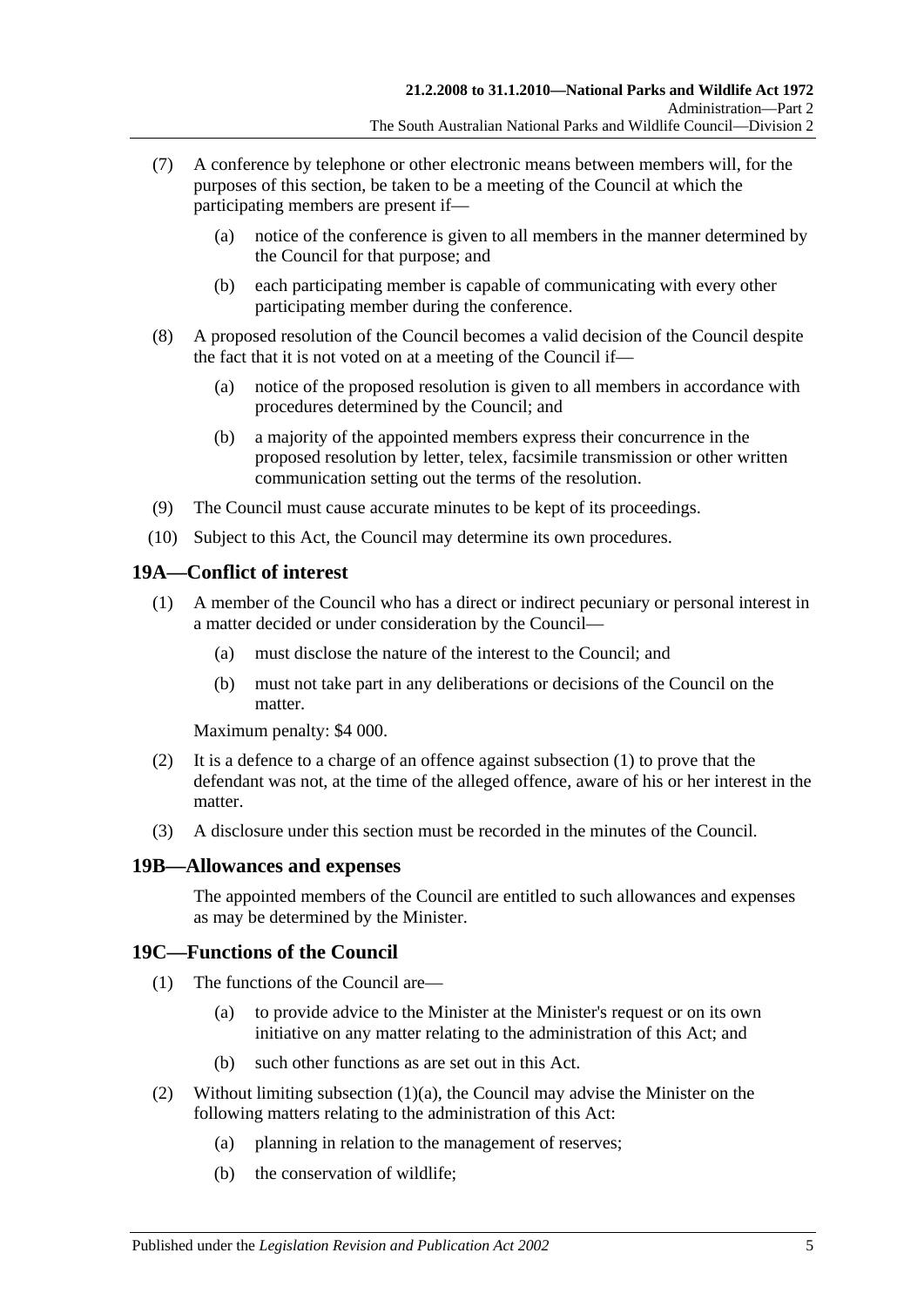(7) A conference by telephone or other electronic means between members will, for the purposes of this section, be taken to be a meeting of the Council at which the participating members are present if—

(a) notice of the conference is given to all members in the manner determined by the Council for that purpose; and

(b) each participating member is capable of communicating with every other participating member during the conference.

(8) A proposed resolution of the Council becomes a valid decision of the Council despite the fact that it is not voted on at a meeting of the Council if—

(a) notice of the proposed resolution is given to all members in accordance with procedures determined by the Council; and

(b) a majority of the appointed members express their concurrence in the proposed resolution by letter, telex, facsimile transmission or other written communication setting out the terms of the resolution.

(9) The Council must cause accurate minutes to be kept of its proceedings.

(10) Subject to this Act, the Council may determine its own procedures.

## 19A—Conflict of interest

(1) A member of the Council who has a direct or indirect pecuniary or personal interest in a matter decided or under consideration by the Council—

(a) must disclose the nature of the interest to the Council; and

(b) must not take part in any deliberations or decisions of the Council on the matter.

Maximum penalty: $4 000.

(2) It is a defence to a charge of an offence against subsection (1) to prove that the defendant was not, at the time of the alleged offence, aware of his or her interest in the matter.

(3) A disclosure under this section must be recorded in the minutes of the Council.

## 19B—Allowances and expenses

The appointed members of the Council are entitled to such allowances and expenses as may be determined by the Minister.

## 19C—Functions of the Council

(1) The functions of the Council are—

(a) to provide advice to the Minister at the Minister's request or on its own initiative on any matter relating to the administration of this Act; and

(b) such other functions as are set out in this Act.

(2) Without limiting subsection (1)(a), the Council may advise the Minister on the following matters relating to the administration of this Act:

(a) planning in relation to the management of reserves;

(b) the conservation of wildlife;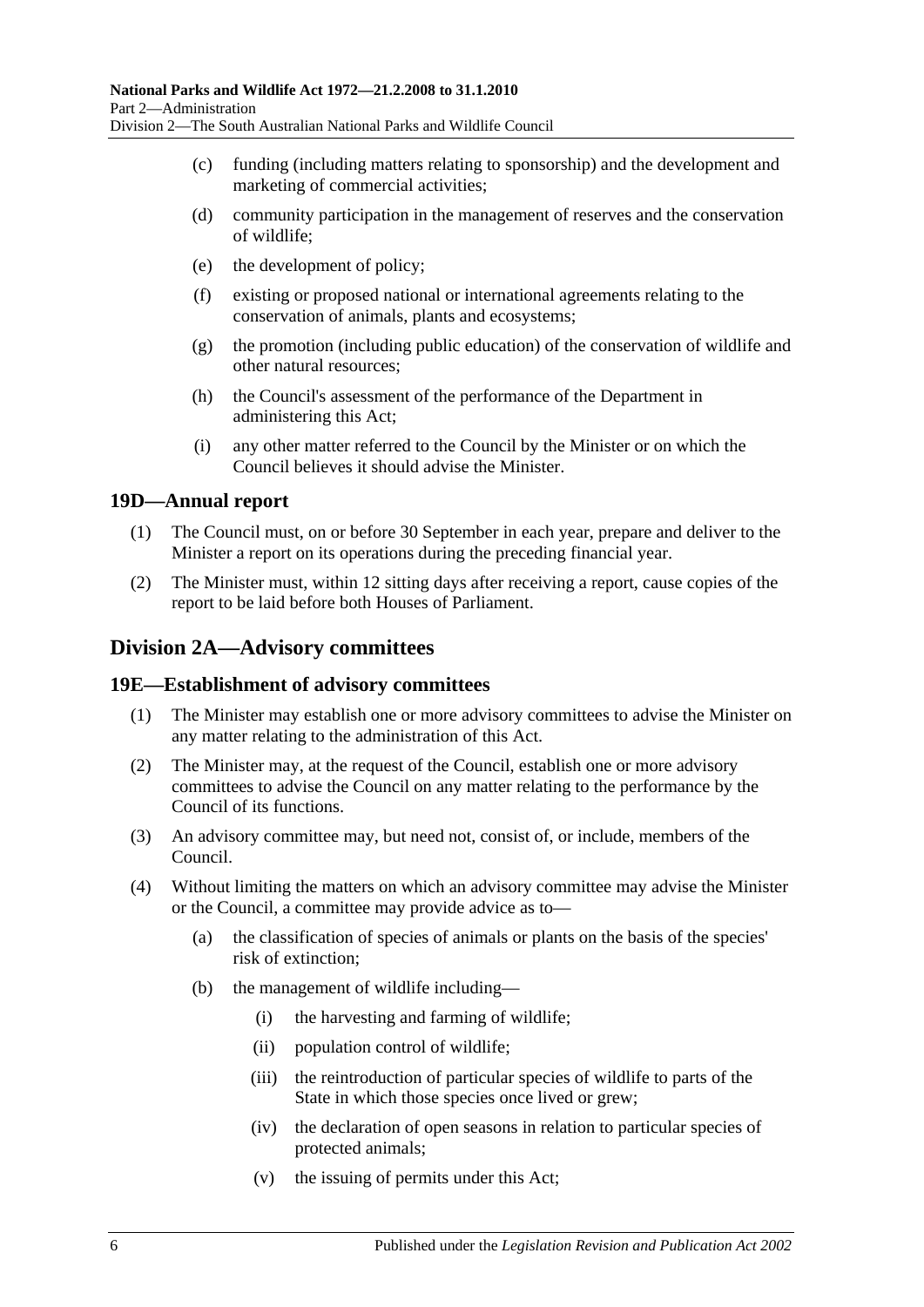(c) funding (including matters relating to sponsorship) and the development and marketing of commercial activities;

(d) community participation in the management of reserves and the conservation of wildlife;

(e) the development of policy;

(f) existing or proposed national or international agreements relating to the conservation of animals, plants and ecosystems;

(g) the promotion (including public education) of the conservation of wildlife and other natural resources;

(h) the Council's assessment of the performance of the Department in administering this Act;

(i) any other matter referred to the Council by the Minister or on which the Council believes it should advise the Minister.

### 19D—Annual report

(1) The Council must, on or before 30 September in each year, prepare and deliver to the Minister a report on its operations during the preceding financial year.

(2) The Minister must, within 12 sitting days after receiving a report, cause copies of the report to be laid before both Houses of Parliament.

## Division 2A—Advisory committees

### 19E—Establishment of advisory committees

(1) The Minister may establish one or more advisory committees to advise the Minister on any matter relating to the administration of this Act.

(2) The Minister may, at the request of the Council, establish one or more advisory committees to advise the Council on any matter relating to the performance by the Council of its functions.

(3) An advisory committee may, but need not, consist of, or include, members of the Council.

(4) Without limiting the matters on which an advisory committee may advise the Minister or the Council, a committee may provide advice as to—

(a) the classification of species of animals or plants on the basis of the species' risk of extinction;

(b) the management of wildlife including—

(i) the harvesting and farming of wildlife;

(ii) population control of wildlife;

(iii) the reintroduction of particular species of wildlife to parts of the State in which those species once lived or grew;

(iv) the declaration of open seasons in relation to particular species of protected animals;

(v) the issuing of permits under this Act;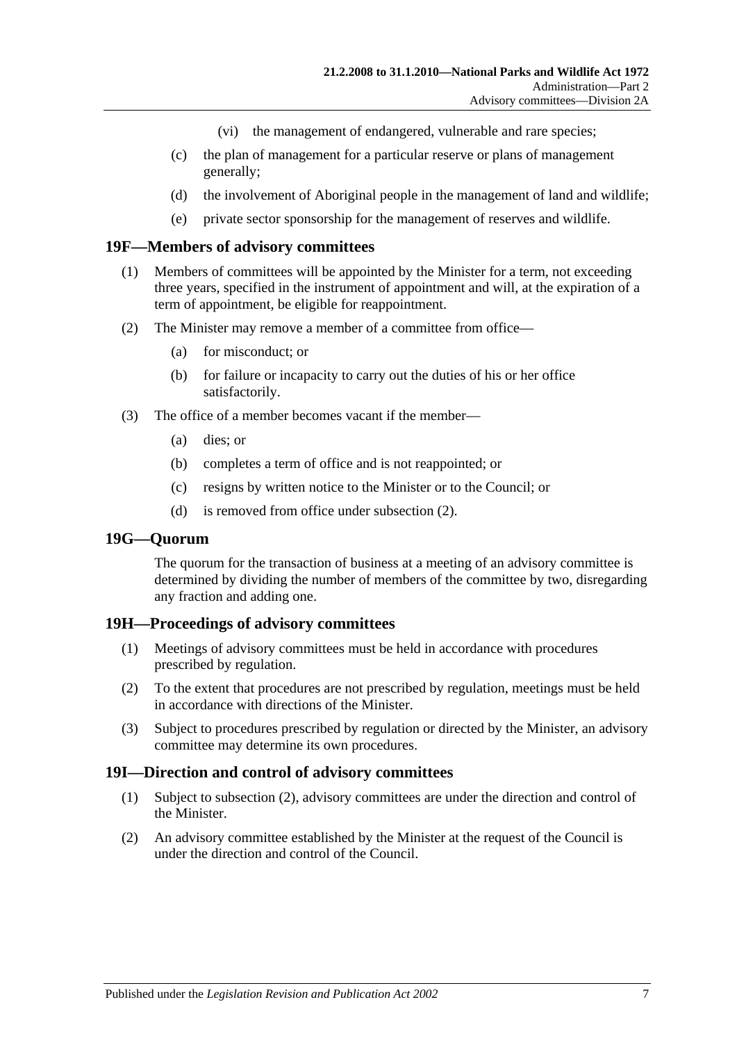(vi) the management of endangered, vulnerable and rare species;

(c) the plan of management for a particular reserve or plans of management generally;

(d) the involvement of Aboriginal people in the management of land and wildlife;

(e) private sector sponsorship for the management of reserves and wildlife.

## 19F—Members of advisory committees

(1) Members of committees will be appointed by the Minister for a term, not exceeding three years, specified in the instrument of appointment and will, at the expiration of a term of appointment, be eligible for reappointment.

(2) The Minister may remove a member of a committee from office—

(a) for misconduct; or

(b) for failure or incapacity to carry out the duties of his or her office satisfactorily.

(3) The office of a member becomes vacant if the member—

(a) dies; or

(b) completes a term of office and is not reappointed; or

(c) resigns by written notice to the Minister or to the Council; or

(d) is removed from office under subsection (2).

## 19G—Quorum

The quorum for the transaction of business at a meeting of an advisory committee is determined by dividing the number of members of the committee by two, disregarding any fraction and adding one.

## 19H—Proceedings of advisory committees

(1) Meetings of advisory committees must be held in accordance with procedures prescribed by regulation.

(2) To the extent that procedures are not prescribed by regulation, meetings must be held in accordance with directions of the Minister.

(3) Subject to procedures prescribed by regulation or directed by the Minister, an advisory committee may determine its own procedures.

## 19I—Direction and control of advisory committees

(1) Subject to subsection (2), advisory committees are under the direction and control of the Minister.

(2) An advisory committee established by the Minister at the request of the Council is under the direction and control of the Council.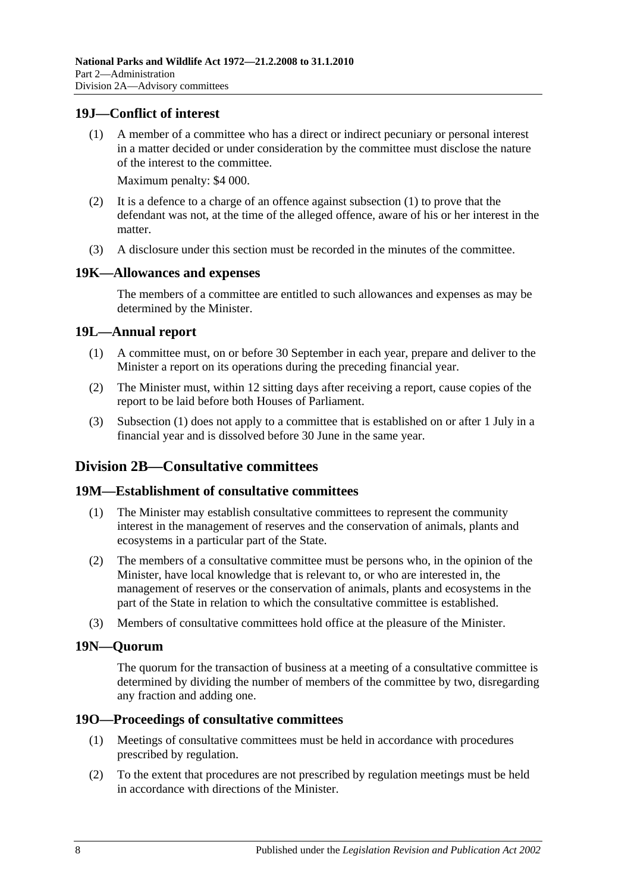### 19J—Conflict of interest

(1) A member of a committee who has a direct or indirect pecuniary or personal interest in a matter decided or under consideration by the committee must disclose the nature of the interest to the committee.

Maximum penalty: $4 000.

(2) It is a defence to a charge of an offence against subsection (1) to prove that the defendant was not, at the time of the alleged offence, aware of his or her interest in the matter.

(3) A disclosure under this section must be recorded in the minutes of the committee.

### 19K—Allowances and expenses

The members of a committee are entitled to such allowances and expenses as may be determined by the Minister.

### 19L—Annual report

(1) A committee must, on or before 30 September in each year, prepare and deliver to the Minister a report on its operations during the preceding financial year.

(2) The Minister must, within 12 sitting days after receiving a report, cause copies of the report to be laid before both Houses of Parliament.

(3) Subsection (1) does not apply to a committee that is established on or after 1 July in a financial year and is dissolved before 30 June in the same year.

## Division 2B—Consultative committees

### 19M—Establishment of consultative committees

(1) The Minister may establish consultative committees to represent the community interest in the management of reserves and the conservation of animals, plants and ecosystems in a particular part of the State.

(2) The members of a consultative committee must be persons who, in the opinion of the Minister, have local knowledge that is relevant to, or who are interested in, the management of reserves or the conservation of animals, plants and ecosystems in the part of the State in relation to which the consultative committee is established.

(3) Members of consultative committees hold office at the pleasure of the Minister.

### 19N—Quorum

The quorum for the transaction of business at a meeting of a consultative committee is determined by dividing the number of members of the committee by two, disregarding any fraction and adding one.

### 19O—Proceedings of consultative committees

(1) Meetings of consultative committees must be held in accordance with procedures prescribed by regulation.

(2) To the extent that procedures are not prescribed by regulation meetings must be held in accordance with directions of the Minister.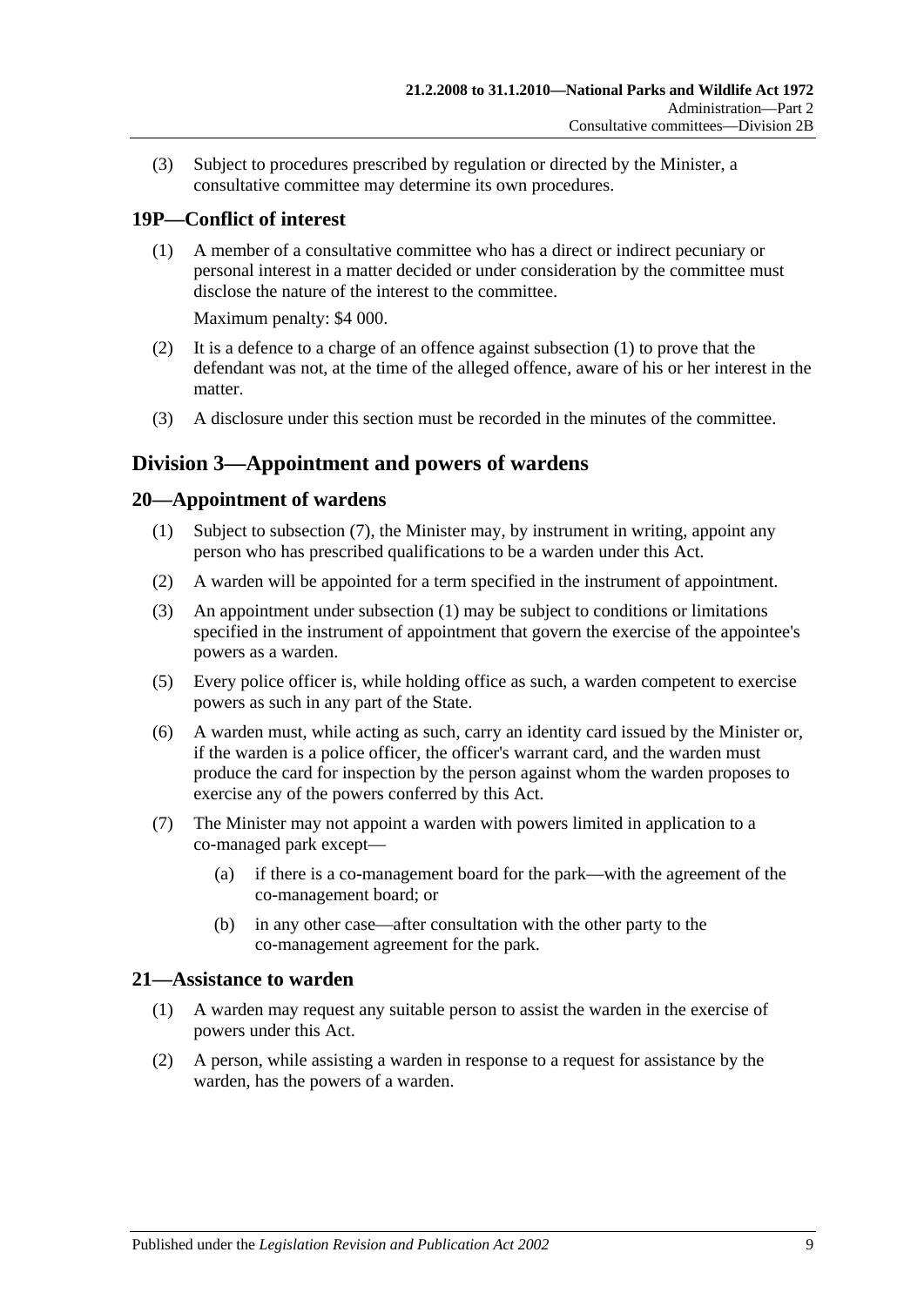(3) Subject to procedures prescribed by regulation or directed by the Minister, a consultative committee may determine its own procedures.

## 19P—Conflict of interest

(1) A member of a consultative committee who has a direct or indirect pecuniary or personal interest in a matter decided or under consideration by the committee must disclose the nature of the interest to the committee.

Maximum penalty: $4 000.

(2) It is a defence to a charge of an offence against subsection (1) to prove that the defendant was not, at the time of the alleged offence, aware of his or her interest in the matter.

(3) A disclosure under this section must be recorded in the minutes of the committee.

# Division 3—Appointment and powers of wardens

## 20—Appointment of wardens

(1) Subject to subsection (7), the Minister may, by instrument in writing, appoint any person who has prescribed qualifications to be a warden under this Act.

(2) A warden will be appointed for a term specified in the instrument of appointment.

(3) An appointment under subsection (1) may be subject to conditions or limitations specified in the instrument of appointment that govern the exercise of the appointee's powers as a warden.

(5) Every police officer is, while holding office as such, a warden competent to exercise powers as such in any part of the State.

(6) A warden must, while acting as such, carry an identity card issued by the Minister or, if the warden is a police officer, the officer's warrant card, and the warden must produce the card for inspection by the person against whom the warden proposes to exercise any of the powers conferred by this Act.

(7) The Minister may not appoint a warden with powers limited in application to a co-managed park except—

(a) if there is a co-management board for the park—with the agreement of the co-management board; or

(b) in any other case—after consultation with the other party to the co-management agreement for the park.

## 21—Assistance to warden

(1) A warden may request any suitable person to assist the warden in the exercise of powers under this Act.

(2) A person, while assisting a warden in response to a request for assistance by the warden, has the powers of a warden.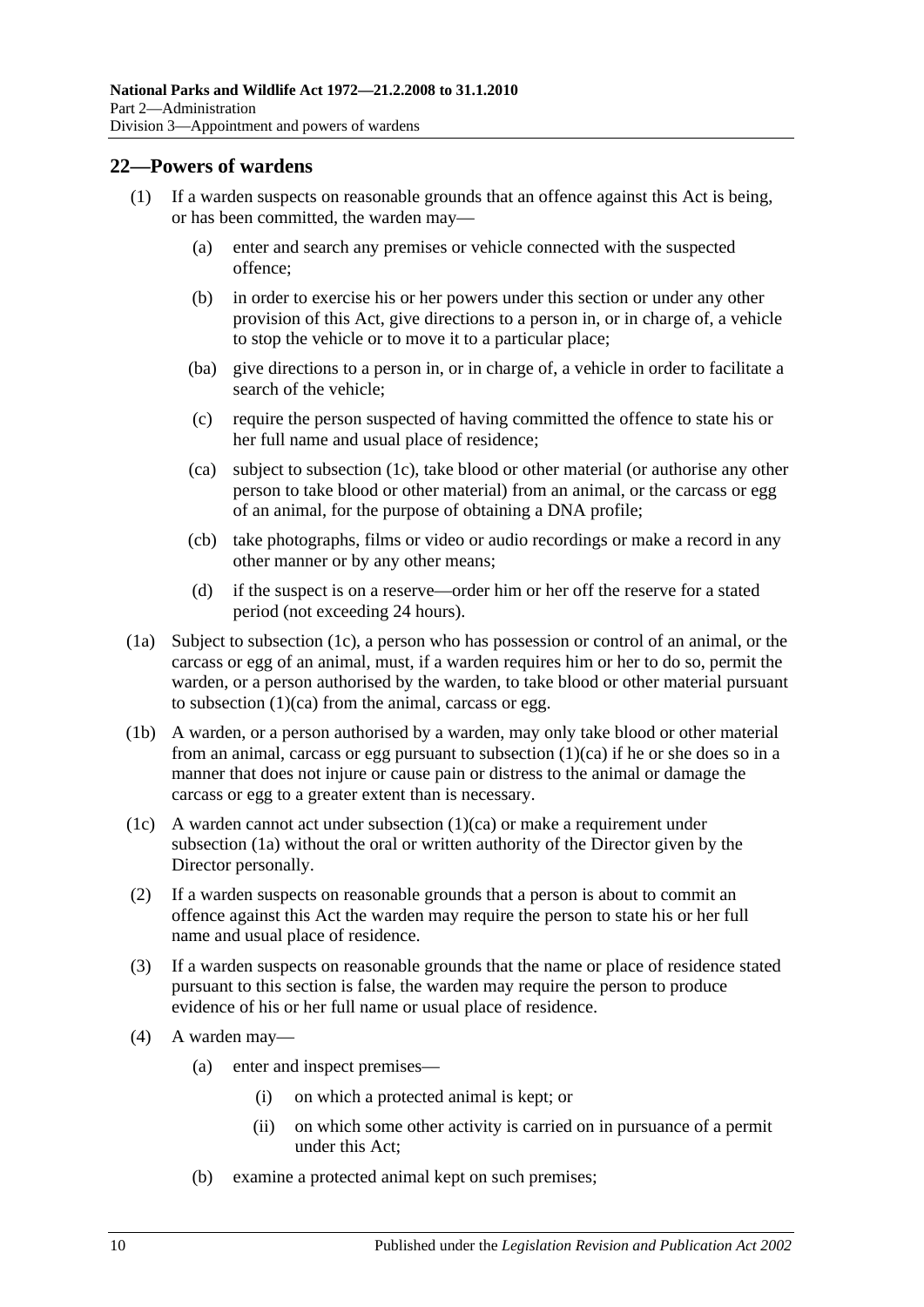## 22—Powers of wardens

(1) If a warden suspects on reasonable grounds that an offence against this Act is being, or has been committed, the warden may—

(a) enter and search any premises or vehicle connected with the suspected offence;

(b) in order to exercise his or her powers under this section or under any other provision of this Act, give directions to a person in, or in charge of, a vehicle to stop the vehicle or to move it to a particular place;

(ba) give directions to a person in, or in charge of, a vehicle in order to facilitate a search of the vehicle;

(c) require the person suspected of having committed the offence to state his or her full name and usual place of residence;

(ca) subject to subsection (1c), take blood or other material (or authorise any other person to take blood or other material) from an animal, or the carcass or egg of an animal, for the purpose of obtaining a DNA profile;

(cb) take photographs, films or video or audio recordings or make a record in any other manner or by any other means;

(d) if the suspect is on a reserve—order him or her off the reserve for a stated period (not exceeding 24 hours).

(1a) Subject to subsection (1c), a person who has possession or control of an animal, or the carcass or egg of an animal, must, if a warden requires him or her to do so, permit the warden, or a person authorised by the warden, to take blood or other material pursuant to subsection (1)(ca) from the animal, carcass or egg.

(1b) A warden, or a person authorised by a warden, may only take blood or other material from an animal, carcass or egg pursuant to subsection (1)(ca) if he or she does so in a manner that does not injure or cause pain or distress to the animal or damage the carcass or egg to a greater extent than is necessary.

(1c) A warden cannot act under subsection (1)(ca) or make a requirement under subsection (1a) without the oral or written authority of the Director given by the Director personally.

(2) If a warden suspects on reasonable grounds that a person is about to commit an offence against this Act the warden may require the person to state his or her full name and usual place of residence.

(3) If a warden suspects on reasonable grounds that the name or place of residence stated pursuant to this section is false, the warden may require the person to produce evidence of his or her full name or usual place of residence.

(4) A warden may—

(a) enter and inspect premises—

(i) on which a protected animal is kept; or

(ii) on which some other activity is carried on in pursuance of a permit under this Act;

(b) examine a protected animal kept on such premises;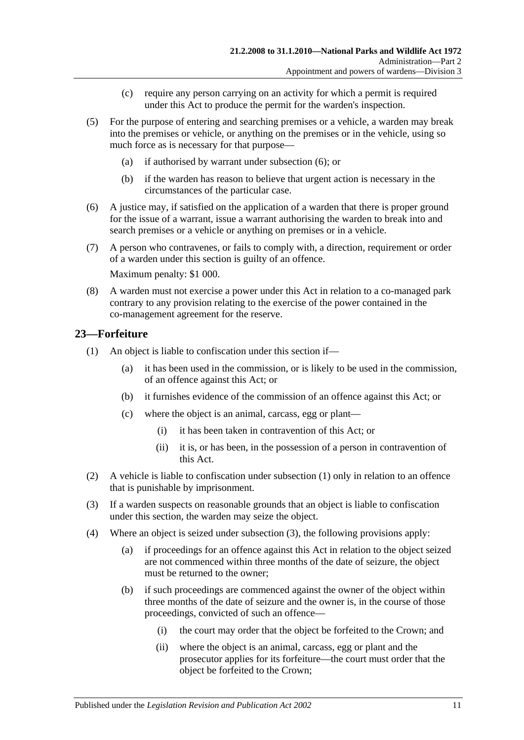(c) require any person carrying on an activity for which a permit is required under this Act to produce the permit for the warden's inspection.

(5) For the purpose of entering and searching premises or a vehicle, a warden may break into the premises or vehicle, or anything on the premises or in the vehicle, using so much force as is necessary for that purpose—

(a) if authorised by warrant under subsection (6); or

(b) if the warden has reason to believe that urgent action is necessary in the circumstances of the particular case.

(6) A justice may, if satisfied on the application of a warden that there is proper ground for the issue of a warrant, issue a warrant authorising the warden to break into and search premises or a vehicle or anything on premises or in a vehicle.

(7) A person who contravenes, or fails to comply with, a direction, requirement or order of a warden under this section is guilty of an offence.

Maximum penalty: $1 000.

(8) A warden must not exercise a power under this Act in relation to a co-managed park contrary to any provision relating to the exercise of the power contained in the co-management agreement for the reserve.

## 23—Forfeiture

(1) An object is liable to confiscation under this section if—

(a) it has been used in the commission, or is likely to be used in the commission, of an offence against this Act; or

(b) it furnishes evidence of the commission of an offence against this Act; or

(c) where the object is an animal, carcass, egg or plant—

(i) it has been taken in contravention of this Act; or

(ii) it is, or has been, in the possession of a person in contravention of this Act.

(2) A vehicle is liable to confiscation under subsection (1) only in relation to an offence that is punishable by imprisonment.

(3) If a warden suspects on reasonable grounds that an object is liable to confiscation under this section, the warden may seize the object.

(4) Where an object is seized under subsection (3), the following provisions apply:

(a) if proceedings for an offence against this Act in relation to the object seized are not commenced within three months of the date of seizure, the object must be returned to the owner;

(b) if such proceedings are commenced against the owner of the object within three months of the date of seizure and the owner is, in the course of those proceedings, convicted of such an offence—

(i) the court may order that the object be forfeited to the Crown; and

(ii) where the object is an animal, carcass, egg or plant and the prosecutor applies for its forfeiture—the court must order that the object be forfeited to the Crown;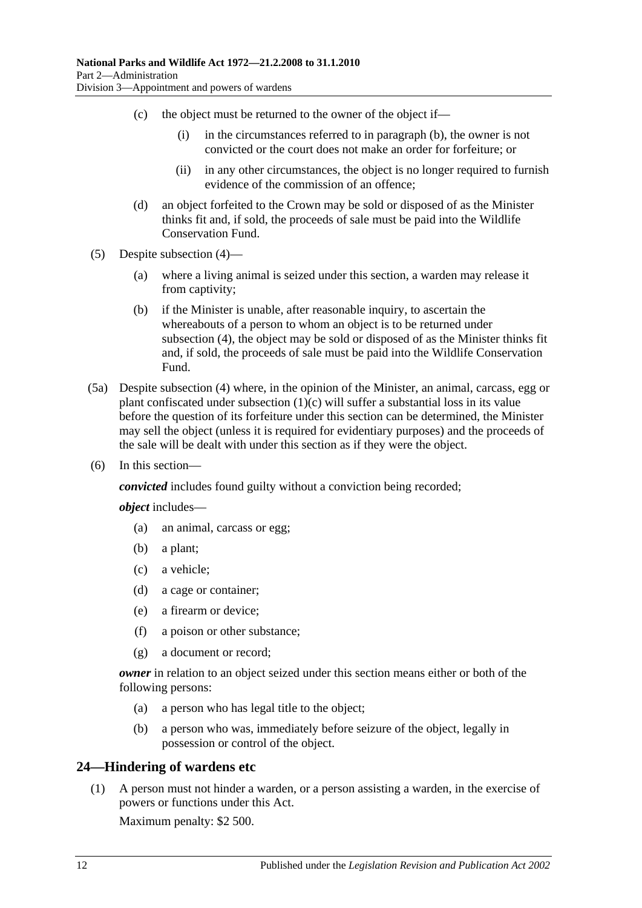(c) the object must be returned to the owner of the object if—

(i) in the circumstances referred to in paragraph (b), the owner is not convicted or the court does not make an order for forfeiture; or

(ii) in any other circumstances, the object is no longer required to furnish evidence of the commission of an offence;

(d) an object forfeited to the Crown may be sold or disposed of as the Minister thinks fit and, if sold, the proceeds of sale must be paid into the Wildlife Conservation Fund.

(5) Despite subsection (4)—

(a) where a living animal is seized under this section, a warden may release it from captivity;

(b) if the Minister is unable, after reasonable inquiry, to ascertain the whereabouts of a person to whom an object is to be returned under subsection (4), the object may be sold or disposed of as the Minister thinks fit and, if sold, the proceeds of sale must be paid into the Wildlife Conservation Fund.

(5a) Despite subsection (4) where, in the opinion of the Minister, an animal, carcass, egg or plant confiscated under subsection (1)(c) will suffer a substantial loss in its value before the question of its forfeiture under this section can be determined, the Minister may sell the object (unless it is required for evidentiary purposes) and the proceeds of the sale will be dealt with under this section as if they were the object.

(6) In this section—

***convicted*** includes found guilty without a conviction being recorded;

***object*** includes—

(a) an animal, carcass or egg;

(b) a plant;

(c) a vehicle;

(d) a cage or container;

(e) a firearm or device;

(f) a poison or other substance;

(g) a document or record;

***owner*** in relation to an object seized under this section means either or both of the following persons:

(a) a person who has legal title to the object;

(b) a person who was, immediately before seizure of the object, legally in possession or control of the object.

## 24—Hindering of wardens etc

(1) A person must not hinder a warden, or a person assisting a warden, in the exercise of powers or functions under this Act.

Maximum penalty: $2 500.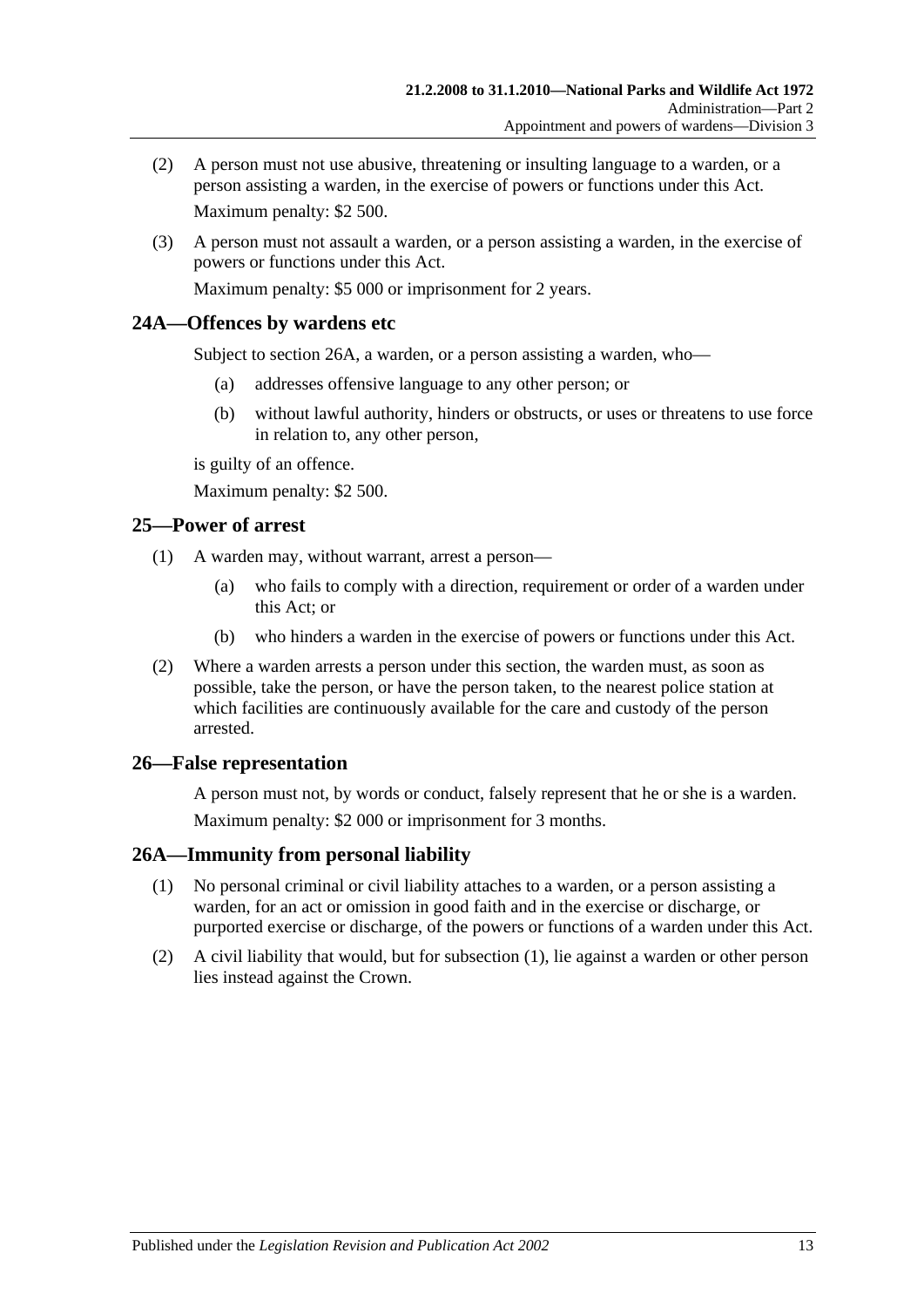(2) A person must not use abusive, threatening or insulting language to a warden, or a person assisting a warden, in the exercise of powers or functions under this Act.

Maximum penalty: $2 500.

(3) A person must not assault a warden, or a person assisting a warden, in the exercise of powers or functions under this Act.

Maximum penalty: $5 000 or imprisonment for 2 years.

## 24A—Offences by wardens etc

Subject to section 26A, a warden, or a person assisting a warden, who—

(a) addresses offensive language to any other person; or

(b) without lawful authority, hinders or obstructs, or uses or threatens to use force in relation to, any other person,

is guilty of an offence.

Maximum penalty: $2 500.

## 25—Power of arrest

(1) A warden may, without warrant, arrest a person—

(a) who fails to comply with a direction, requirement or order of a warden under this Act; or

(b) who hinders a warden in the exercise of powers or functions under this Act.

(2) Where a warden arrests a person under this section, the warden must, as soon as possible, take the person, or have the person taken, to the nearest police station at which facilities are continuously available for the care and custody of the person arrested.

## 26—False representation

A person must not, by words or conduct, falsely represent that he or she is a warden.

Maximum penalty: $2 000 or imprisonment for 3 months.

## 26A—Immunity from personal liability

(1) No personal criminal or civil liability attaches to a warden, or a person assisting a warden, for an act or omission in good faith and in the exercise or discharge, or purported exercise or discharge, of the powers or functions of a warden under this Act.

(2) A civil liability that would, but for subsection (1), lie against a warden or other person lies instead against the Crown.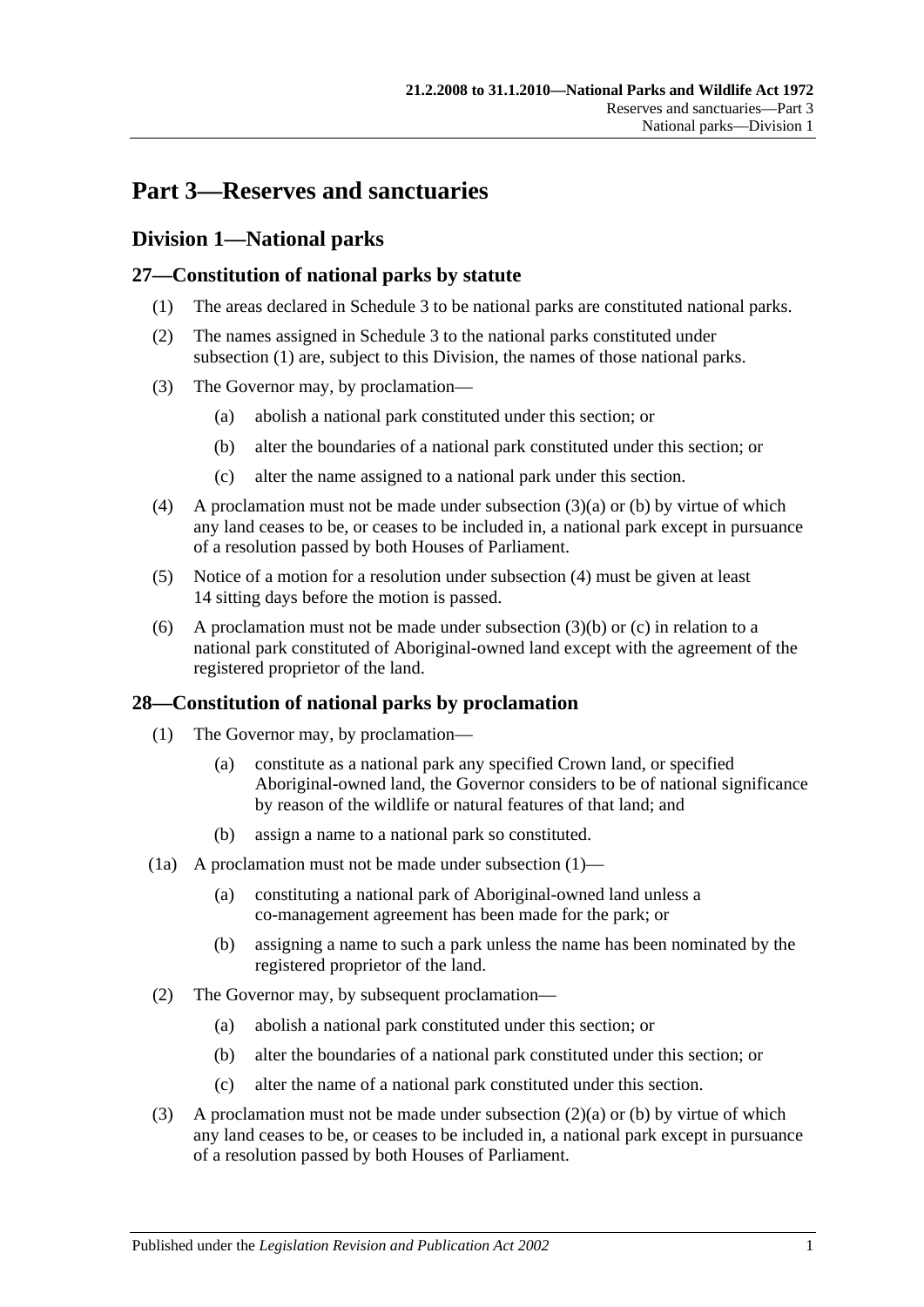# Part 3—Reserves and sanctuaries

## Division 1—National parks

### 27—Constitution of national parks by statute

(1) The areas declared in Schedule 3 to be national parks are constituted national parks.

(2) The names assigned in Schedule 3 to the national parks constituted under subsection (1) are, subject to this Division, the names of those national parks.

(3) The Governor may, by proclamation—

- (a) abolish a national park constituted under this section; or
- (b) alter the boundaries of a national park constituted under this section; or
- (c) alter the name assigned to a national park under this section.

(4) A proclamation must not be made under subsection (3)(a) or (b) by virtue of which any land ceases to be, or ceases to be included in, a national park except in pursuance of a resolution passed by both Houses of Parliament.

(5) Notice of a motion for a resolution under subsection (4) must be given at least 14 sitting days before the motion is passed.

(6) A proclamation must not be made under subsection (3)(b) or (c) in relation to a national park constituted of Aboriginal-owned land except with the agreement of the registered proprietor of the land.

### 28—Constitution of national parks by proclamation

(1) The Governor may, by proclamation—

- (a) constitute as a national park any specified Crown land, or specified Aboriginal-owned land, the Governor considers to be of national significance by reason of the wildlife or natural features of that land; and
- (b) assign a name to a national park so constituted.

(1a) A proclamation must not be made under subsection (1)—

- (a) constituting a national park of Aboriginal-owned land unless a co-management agreement has been made for the park; or
- (b) assigning a name to such a park unless the name has been nominated by the registered proprietor of the land.

(2) The Governor may, by subsequent proclamation—

- (a) abolish a national park constituted under this section; or
- (b) alter the boundaries of a national park constituted under this section; or
- (c) alter the name of a national park constituted under this section.

(3) A proclamation must not be made under subsection (2)(a) or (b) by virtue of which any land ceases to be, or ceases to be included in, a national park except in pursuance of a resolution passed by both Houses of Parliament.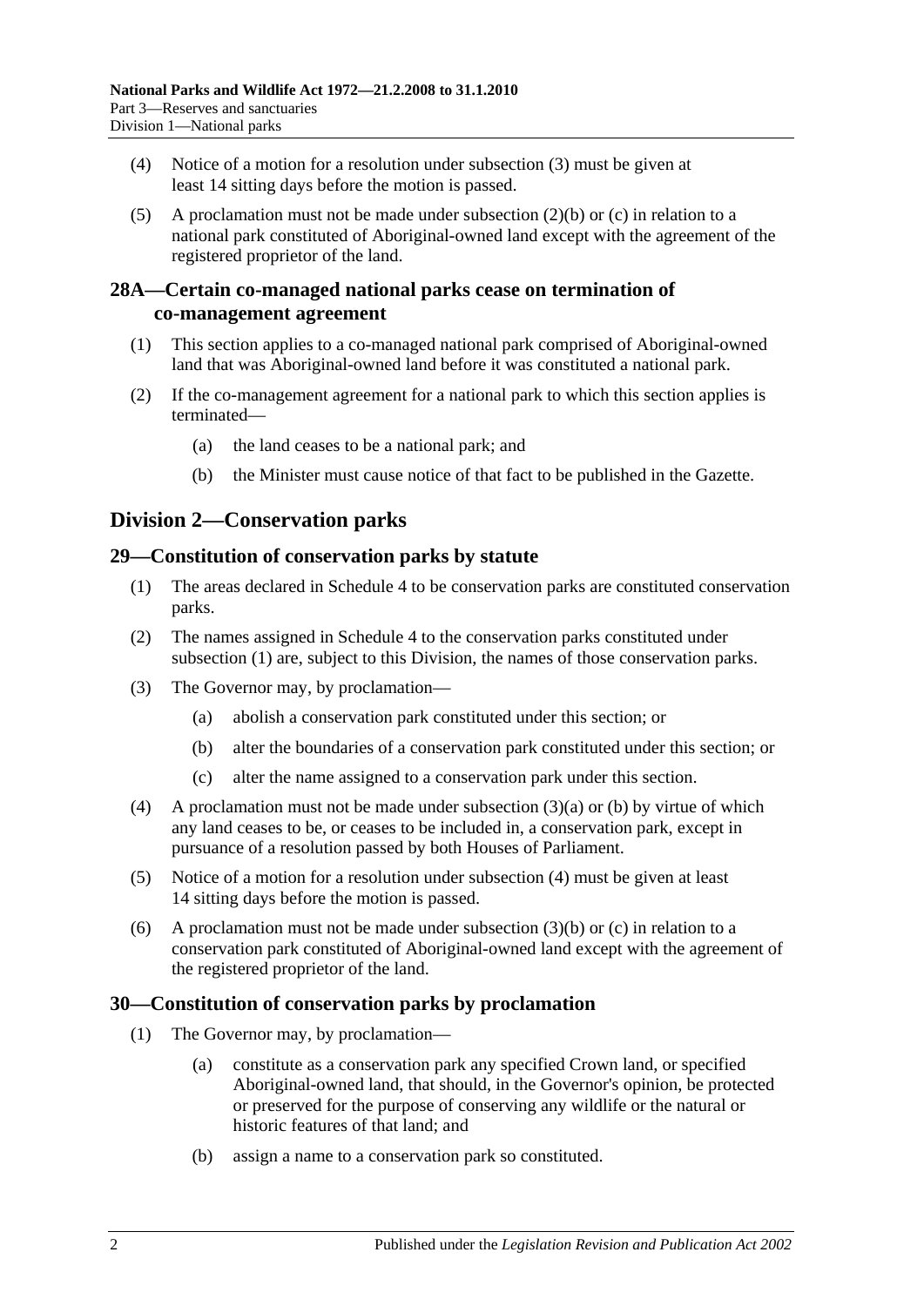(4) Notice of a motion for a resolution under subsection (3) must be given at least 14 sitting days before the motion is passed.

(5) A proclamation must not be made under subsection (2)(b) or (c) in relation to a national park constituted of Aboriginal-owned land except with the agreement of the registered proprietor of the land.

### 28A—Certain co-managed national parks cease on termination of co-management agreement

(1) This section applies to a co-managed national park comprised of Aboriginal-owned land that was Aboriginal-owned land before it was constituted a national park.

(2) If the co-management agreement for a national park to which this section applies is terminated—

(a) the land ceases to be a national park; and

(b) the Minister must cause notice of that fact to be published in the Gazette.

## Division 2—Conservation parks

### 29—Constitution of conservation parks by statute

(1) The areas declared in Schedule 4 to be conservation parks are constituted conservation parks.

(2) The names assigned in Schedule 4 to the conservation parks constituted under subsection (1) are, subject to this Division, the names of those conservation parks.

(3) The Governor may, by proclamation—

(a) abolish a conservation park constituted under this section; or

(b) alter the boundaries of a conservation park constituted under this section; or

(c) alter the name assigned to a conservation park under this section.

(4) A proclamation must not be made under subsection (3)(a) or (b) by virtue of which any land ceases to be, or ceases to be included in, a conservation park, except in pursuance of a resolution passed by both Houses of Parliament.

(5) Notice of a motion for a resolution under subsection (4) must be given at least 14 sitting days before the motion is passed.

(6) A proclamation must not be made under subsection (3)(b) or (c) in relation to a conservation park constituted of Aboriginal-owned land except with the agreement of the registered proprietor of the land.

### 30—Constitution of conservation parks by proclamation

(1) The Governor may, by proclamation—

(a) constitute as a conservation park any specified Crown land, or specified Aboriginal-owned land, that should, in the Governor's opinion, be protected or preserved for the purpose of conserving any wildlife or the natural or historic features of that land; and

(b) assign a name to a conservation park so constituted.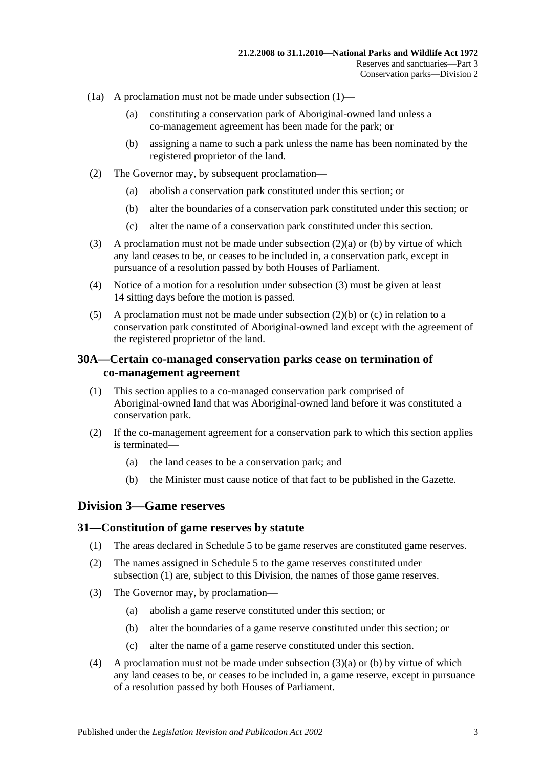(1a) A proclamation must not be made under subsection (1)—

   (a) constituting a conservation park of Aboriginal-owned land unless a co-management agreement has been made for the park; or

   (b) assigning a name to such a park unless the name has been nominated by the registered proprietor of the land.

(2) The Governor may, by subsequent proclamation—

   (a) abolish a conservation park constituted under this section; or

   (b) alter the boundaries of a conservation park constituted under this section; or

   (c) alter the name of a conservation park constituted under this section.

(3) A proclamation must not be made under subsection (2)(a) or (b) by virtue of which any land ceases to be, or ceases to be included in, a conservation park, except in pursuance of a resolution passed by both Houses of Parliament.

(4) Notice of a motion for a resolution under subsection (3) must be given at least 14 sitting days before the motion is passed.

(5) A proclamation must not be made under subsection (2)(b) or (c) in relation to a conservation park constituted of Aboriginal-owned land except with the agreement of the registered proprietor of the land.

## 30A—Certain co-managed conservation parks cease on termination of co-management agreement

(1) This section applies to a co-managed conservation park comprised of Aboriginal-owned land that was Aboriginal-owned land before it was constituted a conservation park.

(2) If the co-management agreement for a conservation park to which this section applies is terminated—

   (a) the land ceases to be a conservation park; and

   (b) the Minister must cause notice of that fact to be published in the Gazette.

# Division 3—Game reserves

## 31—Constitution of game reserves by statute

(1) The areas declared in Schedule 5 to be game reserves are constituted game reserves.

(2) The names assigned in Schedule 5 to the game reserves constituted under subsection (1) are, subject to this Division, the names of those game reserves.

(3) The Governor may, by proclamation—

   (a) abolish a game reserve constituted under this section; or

   (b) alter the boundaries of a game reserve constituted under this section; or

   (c) alter the name of a game reserve constituted under this section.

(4) A proclamation must not be made under subsection (3)(a) or (b) by virtue of which any land ceases to be, or ceases to be included in, a game reserve, except in pursuance of a resolution passed by both Houses of Parliament.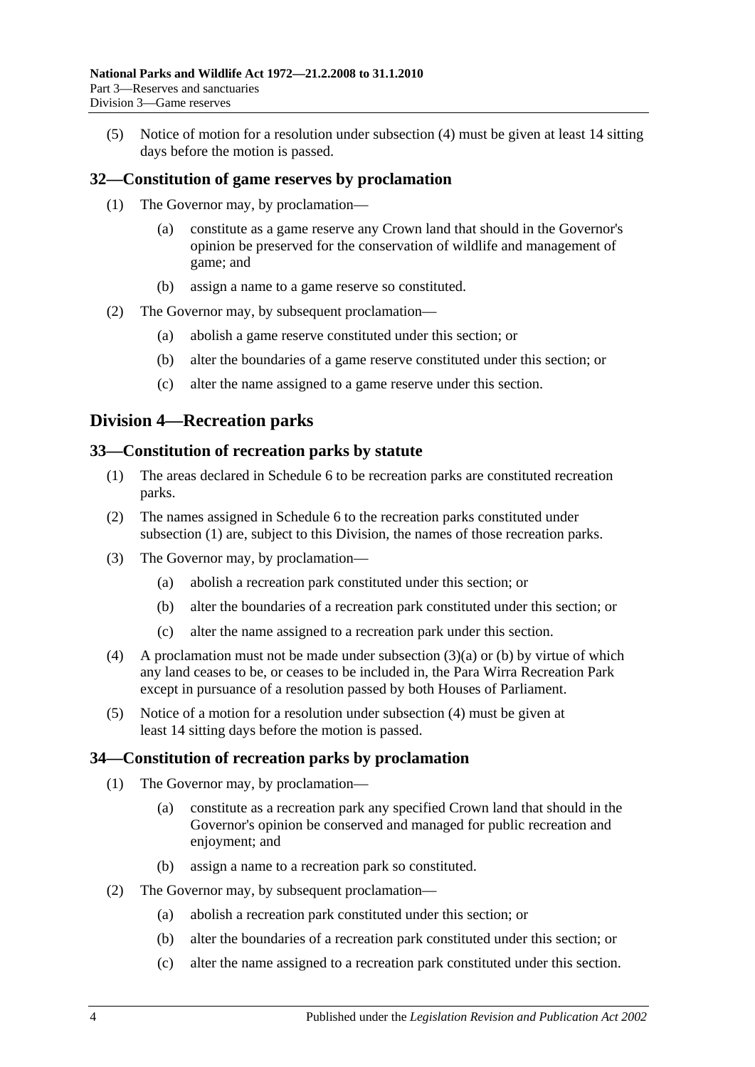(5) Notice of motion for a resolution under subsection (4) must be given at least 14 sitting days before the motion is passed.

## 32—Constitution of game reserves by proclamation

(1) The Governor may, by proclamation—

(a) constitute as a game reserve any Crown land that should in the Governor's opinion be preserved for the conservation of wildlife and management of game; and

(b) assign a name to a game reserve so constituted.

(2) The Governor may, by subsequent proclamation—

(a) abolish a game reserve constituted under this section; or

(b) alter the boundaries of a game reserve constituted under this section; or

(c) alter the name assigned to a game reserve under this section.

# Division 4—Recreation parks

## 33—Constitution of recreation parks by statute

(1) The areas declared in Schedule 6 to be recreation parks are constituted recreation parks.

(2) The names assigned in Schedule 6 to the recreation parks constituted under subsection (1) are, subject to this Division, the names of those recreation parks.

(3) The Governor may, by proclamation—

(a) abolish a recreation park constituted under this section; or

(b) alter the boundaries of a recreation park constituted under this section; or

(c) alter the name assigned to a recreation park under this section.

(4) A proclamation must not be made under subsection (3)(a) or (b) by virtue of which any land ceases to be, or ceases to be included in, the Para Wirra Recreation Park except in pursuance of a resolution passed by both Houses of Parliament.

(5) Notice of a motion for a resolution under subsection (4) must be given at least 14 sitting days before the motion is passed.

## 34—Constitution of recreation parks by proclamation

(1) The Governor may, by proclamation—

(a) constitute as a recreation park any specified Crown land that should in the Governor's opinion be conserved and managed for public recreation and enjoyment; and

(b) assign a name to a recreation park so constituted.

(2) The Governor may, by subsequent proclamation—

(a) abolish a recreation park constituted under this section; or

(b) alter the boundaries of a recreation park constituted under this section; or

(c) alter the name assigned to a recreation park constituted under this section.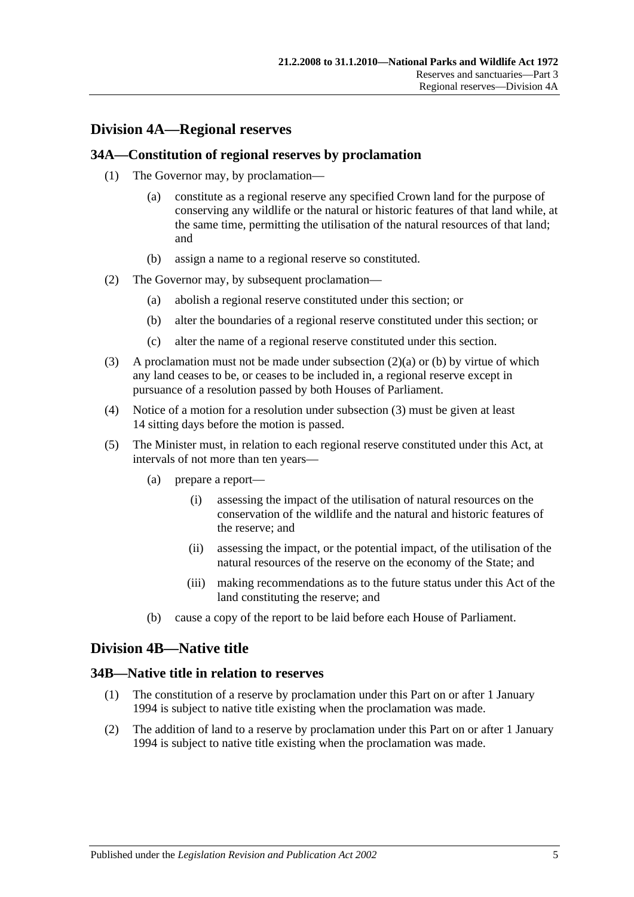## Division 4A—Regional reserves

### 34A—Constitution of regional reserves by proclamation

(1) The Governor may, by proclamation—

(a) constitute as a regional reserve any specified Crown land for the purpose of conserving any wildlife or the natural or historic features of that land while, at the same time, permitting the utilisation of the natural resources of that land; and

(b) assign a name to a regional reserve so constituted.

(2) The Governor may, by subsequent proclamation—

(a) abolish a regional reserve constituted under this section; or

(b) alter the boundaries of a regional reserve constituted under this section; or

(c) alter the name of a regional reserve constituted under this section.

(3) A proclamation must not be made under subsection (2)(a) or (b) by virtue of which any land ceases to be, or ceases to be included in, a regional reserve except in pursuance of a resolution passed by both Houses of Parliament.

(4) Notice of a motion for a resolution under subsection (3) must be given at least 14 sitting days before the motion is passed.

(5) The Minister must, in relation to each regional reserve constituted under this Act, at intervals of not more than ten years—

(a) prepare a report—

(i) assessing the impact of the utilisation of natural resources on the conservation of the wildlife and the natural and historic features of the reserve; and

(ii) assessing the impact, or the potential impact, of the utilisation of the natural resources of the reserve on the economy of the State; and

(iii) making recommendations as to the future status under this Act of the land constituting the reserve; and

(b) cause a copy of the report to be laid before each House of Parliament.

## Division 4B—Native title

### 34B—Native title in relation to reserves

(1) The constitution of a reserve by proclamation under this Part on or after 1 January 1994 is subject to native title existing when the proclamation was made.

(2) The addition of land to a reserve by proclamation under this Part on or after 1 January 1994 is subject to native title existing when the proclamation was made.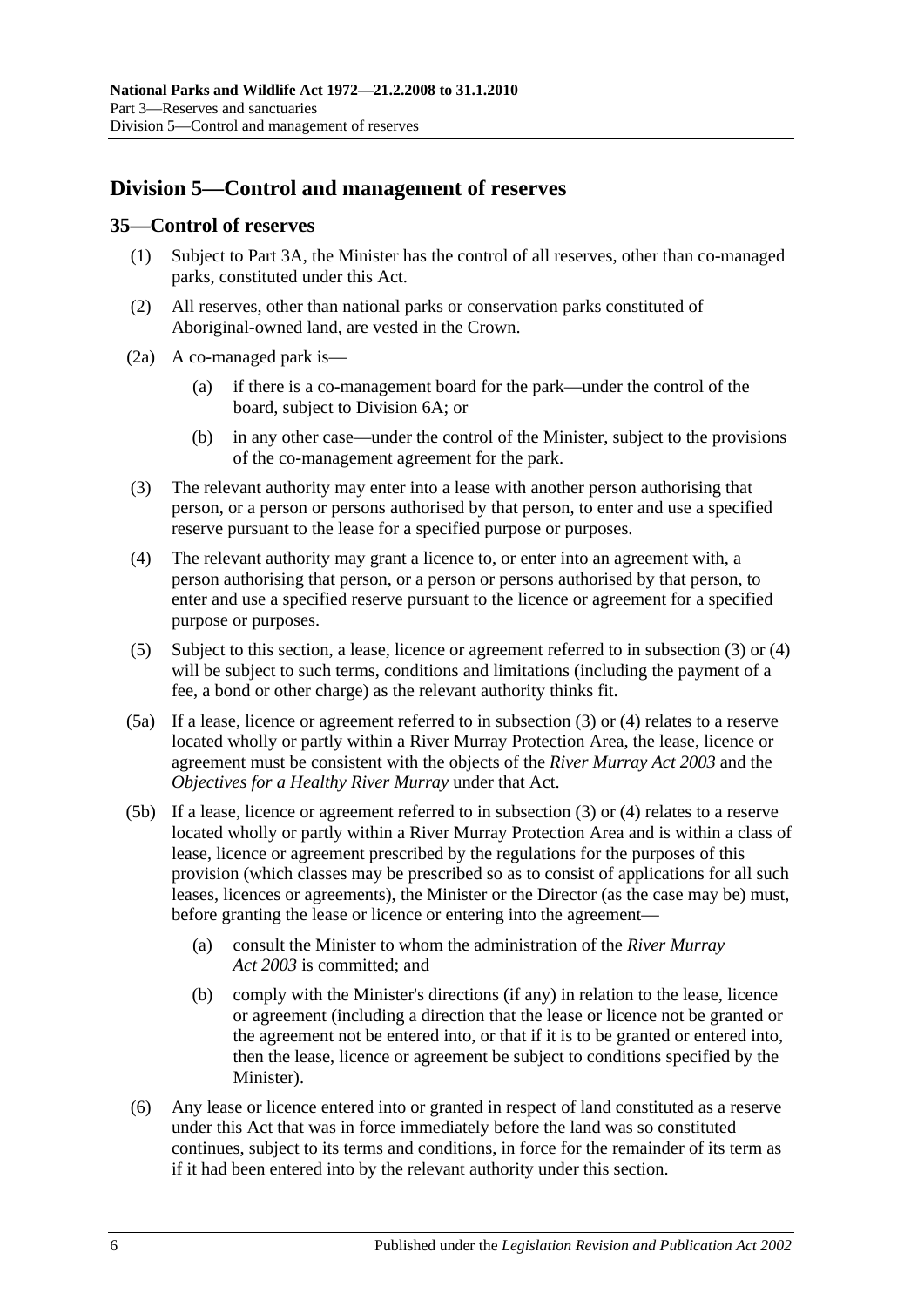## Division 5—Control and management of reserves

### 35—Control of reserves

(1) Subject to Part 3A, the Minister has the control of all reserves, other than co-managed parks, constituted under this Act.

(2) All reserves, other than national parks or conservation parks constituted of Aboriginal-owned land, are vested in the Crown.

(2a) A co-managed park is—

(a) if there is a co-management board for the park—under the control of the board, subject to Division 6A; or

(b) in any other case—under the control of the Minister, subject to the provisions of the co-management agreement for the park.

(3) The relevant authority may enter into a lease with another person authorising that person, or a person or persons authorised by that person, to enter and use a specified reserve pursuant to the lease for a specified purpose or purposes.

(4) The relevant authority may grant a licence to, or enter into an agreement with, a person authorising that person, or a person or persons authorised by that person, to enter and use a specified reserve pursuant to the licence or agreement for a specified purpose or purposes.

(5) Subject to this section, a lease, licence or agreement referred to in subsection (3) or (4) will be subject to such terms, conditions and limitations (including the payment of a fee, a bond or other charge) as the relevant authority thinks fit.

(5a) If a lease, licence or agreement referred to in subsection (3) or (4) relates to a reserve located wholly or partly within a River Murray Protection Area, the lease, licence or agreement must be consistent with the objects of the *River Murray Act 2003* and the *Objectives for a Healthy River Murray* under that Act.

(5b) If a lease, licence or agreement referred to in subsection (3) or (4) relates to a reserve located wholly or partly within a River Murray Protection Area and is within a class of lease, licence or agreement prescribed by the regulations for the purposes of this provision (which classes may be prescribed so as to consist of applications for all such leases, licences or agreements), the Minister or the Director (as the case may be) must, before granting the lease or licence or entering into the agreement—

(a) consult the Minister to whom the administration of the *River Murray Act 2003* is committed; and

(b) comply with the Minister's directions (if any) in relation to the lease, licence or agreement (including a direction that the lease or licence not be granted or the agreement not be entered into, or that if it is to be granted or entered into, then the lease, licence or agreement be subject to conditions specified by the Minister).

(6) Any lease or licence entered into or granted in respect of land constituted as a reserve under this Act that was in force immediately before the land was so constituted continues, subject to its terms and conditions, in force for the remainder of its term as if it had been entered into by the relevant authority under this section.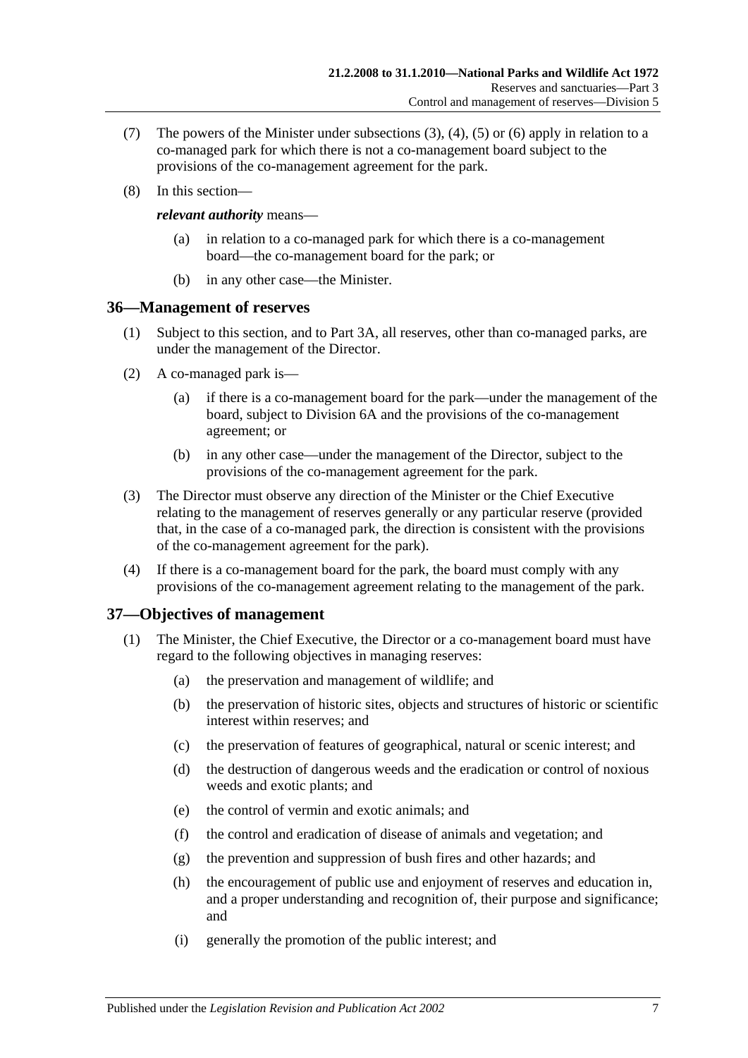(7) The powers of the Minister under subsections (3), (4), (5) or (6) apply in relation to a co-managed park for which there is not a co-management board subject to the provisions of the co-management agreement for the park.

(8) In this section—

***relevant authority*** means—

(a) in relation to a co-managed park for which there is a co-management board—the co-management board for the park; or

(b) in any other case—the Minister.

## 36—Management of reserves

(1) Subject to this section, and to Part 3A, all reserves, other than co-managed parks, are under the management of the Director.

(2) A co-managed park is—

(a) if there is a co-management board for the park—under the management of the board, subject to Division 6A and the provisions of the co-management agreement; or

(b) in any other case—under the management of the Director, subject to the provisions of the co-management agreement for the park.

(3) The Director must observe any direction of the Minister or the Chief Executive relating to the management of reserves generally or any particular reserve (provided that, in the case of a co-managed park, the direction is consistent with the provisions of the co-management agreement for the park).

(4) If there is a co-management board for the park, the board must comply with any provisions of the co-management agreement relating to the management of the park.

## 37—Objectives of management

(1) The Minister, the Chief Executive, the Director or a co-management board must have regard to the following objectives in managing reserves:

(a) the preservation and management of wildlife; and

(b) the preservation of historic sites, objects and structures of historic or scientific interest within reserves; and

(c) the preservation of features of geographical, natural or scenic interest; and

(d) the destruction of dangerous weeds and the eradication or control of noxious weeds and exotic plants; and

(e) the control of vermin and exotic animals; and

(f) the control and eradication of disease of animals and vegetation; and

(g) the prevention and suppression of bush fires and other hazards; and

(h) the encouragement of public use and enjoyment of reserves and education in, and a proper understanding and recognition of, their purpose and significance; and

(i) generally the promotion of the public interest; and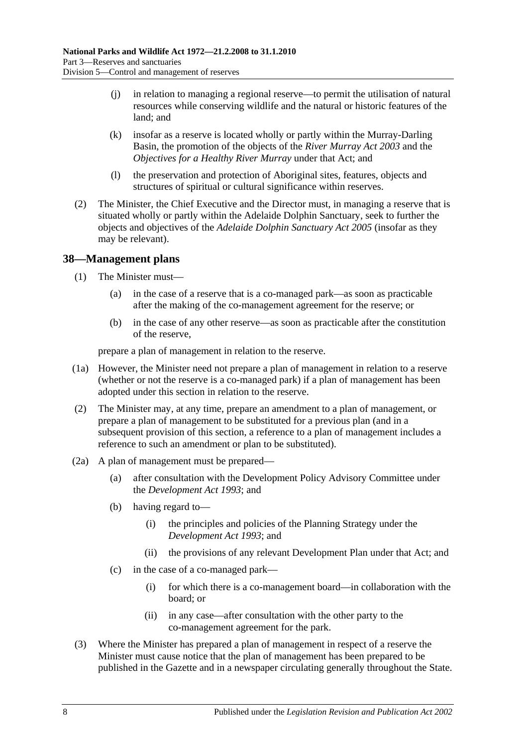(j) in relation to managing a regional reserve—to permit the utilisation of natural resources while conserving wildlife and the natural or historic features of the land; and

(k) insofar as a reserve is located wholly or partly within the Murray-Darling Basin, the promotion of the objects of the *River Murray Act 2003* and the *Objectives for a Healthy River Murray* under that Act; and

(l) the preservation and protection of Aboriginal sites, features, objects and structures of spiritual or cultural significance within reserves.

(2) The Minister, the Chief Executive and the Director must, in managing a reserve that is situated wholly or partly within the Adelaide Dolphin Sanctuary, seek to further the objects and objectives of the *Adelaide Dolphin Sanctuary Act 2005* (insofar as they may be relevant).

## 38—Management plans

(1) The Minister must—

(a) in the case of a reserve that is a co-managed park—as soon as practicable after the making of the co-management agreement for the reserve; or

(b) in the case of any other reserve—as soon as practicable after the constitution of the reserve,

prepare a plan of management in relation to the reserve.

(1a) However, the Minister need not prepare a plan of management in relation to a reserve (whether or not the reserve is a co-managed park) if a plan of management has been adopted under this section in relation to the reserve.

(2) The Minister may, at any time, prepare an amendment to a plan of management, or prepare a plan of management to be substituted for a previous plan (and in a subsequent provision of this section, a reference to a plan of management includes a reference to such an amendment or plan to be substituted).

(2a) A plan of management must be prepared—

(a) after consultation with the Development Policy Advisory Committee under the *Development Act 1993*; and

(b) having regard to—

(i) the principles and policies of the Planning Strategy under the *Development Act 1993*; and

(ii) the provisions of any relevant Development Plan under that Act; and

(c) in the case of a co-managed park—

(i) for which there is a co-management board—in collaboration with the board; or

(ii) in any case—after consultation with the other party to the co-management agreement for the park.

(3) Where the Minister has prepared a plan of management in respect of a reserve the Minister must cause notice that the plan of management has been prepared to be published in the Gazette and in a newspaper circulating generally throughout the State.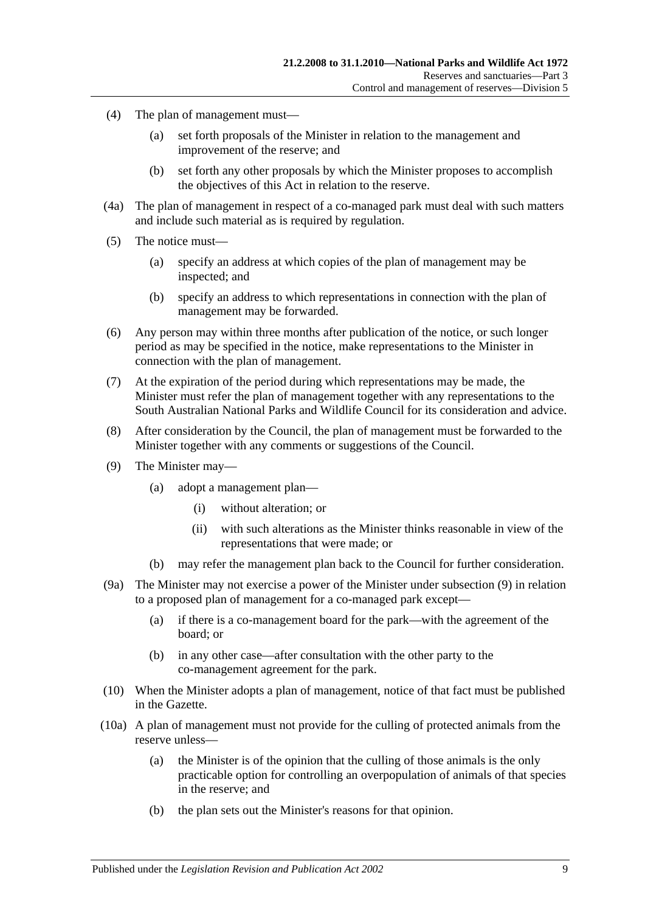(4) The plan of management must—

(a) set forth proposals of the Minister in relation to the management and improvement of the reserve; and

(b) set forth any other proposals by which the Minister proposes to accomplish the objectives of this Act in relation to the reserve.

(4a) The plan of management in respect of a co-managed park must deal with such matters and include such material as is required by regulation.

(5) The notice must—

(a) specify an address at which copies of the plan of management may be inspected; and

(b) specify an address to which representations in connection with the plan of management may be forwarded.

(6) Any person may within three months after publication of the notice, or such longer period as may be specified in the notice, make representations to the Minister in connection with the plan of management.

(7) At the expiration of the period during which representations may be made, the Minister must refer the plan of management together with any representations to the South Australian National Parks and Wildlife Council for its consideration and advice.

(8) After consideration by the Council, the plan of management must be forwarded to the Minister together with any comments or suggestions of the Council.

(9) The Minister may—

(a) adopt a management plan—

(i) without alteration; or

(ii) with such alterations as the Minister thinks reasonable in view of the representations that were made; or

(b) may refer the management plan back to the Council for further consideration.

(9a) The Minister may not exercise a power of the Minister under subsection (9) in relation to a proposed plan of management for a co-managed park except—

(a) if there is a co-management board for the park—with the agreement of the board; or

(b) in any other case—after consultation with the other party to the co-management agreement for the park.

(10) When the Minister adopts a plan of management, notice of that fact must be published in the Gazette.

(10a) A plan of management must not provide for the culling of protected animals from the reserve unless—

(a) the Minister is of the opinion that the culling of those animals is the only practicable option for controlling an overpopulation of animals of that species in the reserve; and

(b) the plan sets out the Minister's reasons for that opinion.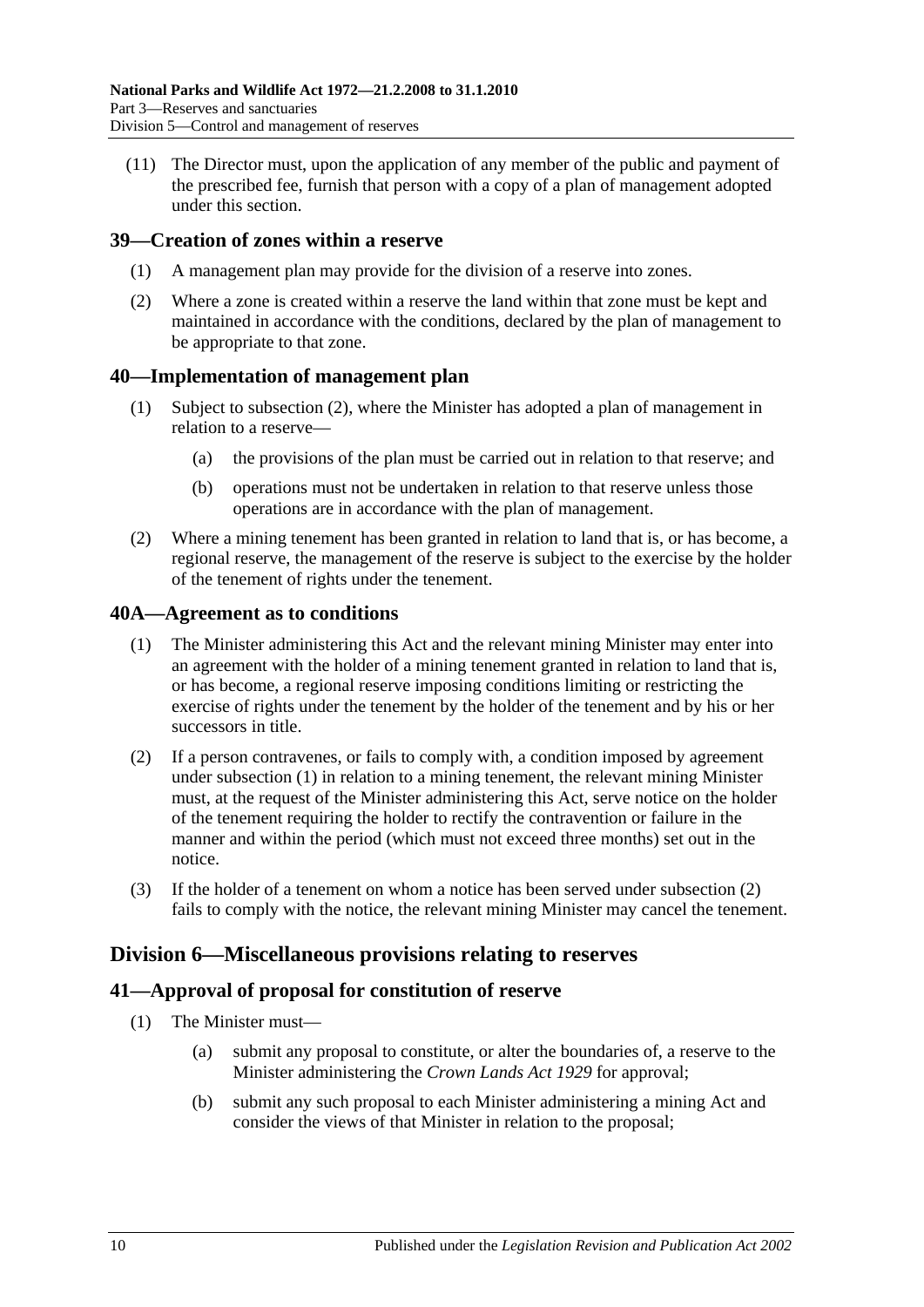(11) The Director must, upon the application of any member of the public and payment of the prescribed fee, furnish that person with a copy of a plan of management adopted under this section.

## 39—Creation of zones within a reserve

(1) A management plan may provide for the division of a reserve into zones.

(2) Where a zone is created within a reserve the land within that zone must be kept and maintained in accordance with the conditions, declared by the plan of management to be appropriate to that zone.

## 40—Implementation of management plan

(1) Subject to subsection (2), where the Minister has adopted a plan of management in relation to a reserve—

(a) the provisions of the plan must be carried out in relation to that reserve; and

(b) operations must not be undertaken in relation to that reserve unless those operations are in accordance with the plan of management.

(2) Where a mining tenement has been granted in relation to land that is, or has become, a regional reserve, the management of the reserve is subject to the exercise by the holder of the tenement of rights under the tenement.

## 40A—Agreement as to conditions

(1) The Minister administering this Act and the relevant mining Minister may enter into an agreement with the holder of a mining tenement granted in relation to land that is, or has become, a regional reserve imposing conditions limiting or restricting the exercise of rights under the tenement by the holder of the tenement and by his or her successors in title.

(2) If a person contravenes, or fails to comply with, a condition imposed by agreement under subsection (1) in relation to a mining tenement, the relevant mining Minister must, at the request of the Minister administering this Act, serve notice on the holder of the tenement requiring the holder to rectify the contravention or failure in the manner and within the period (which must not exceed three months) set out in the notice.

(3) If the holder of a tenement on whom a notice has been served under subsection (2) fails to comply with the notice, the relevant mining Minister may cancel the tenement.

# Division 6—Miscellaneous provisions relating to reserves

## 41—Approval of proposal for constitution of reserve

(1) The Minister must—

(a) submit any proposal to constitute, or alter the boundaries of, a reserve to the Minister administering the *Crown Lands Act 1929* for approval;

(b) submit any such proposal to each Minister administering a mining Act and consider the views of that Minister in relation to the proposal;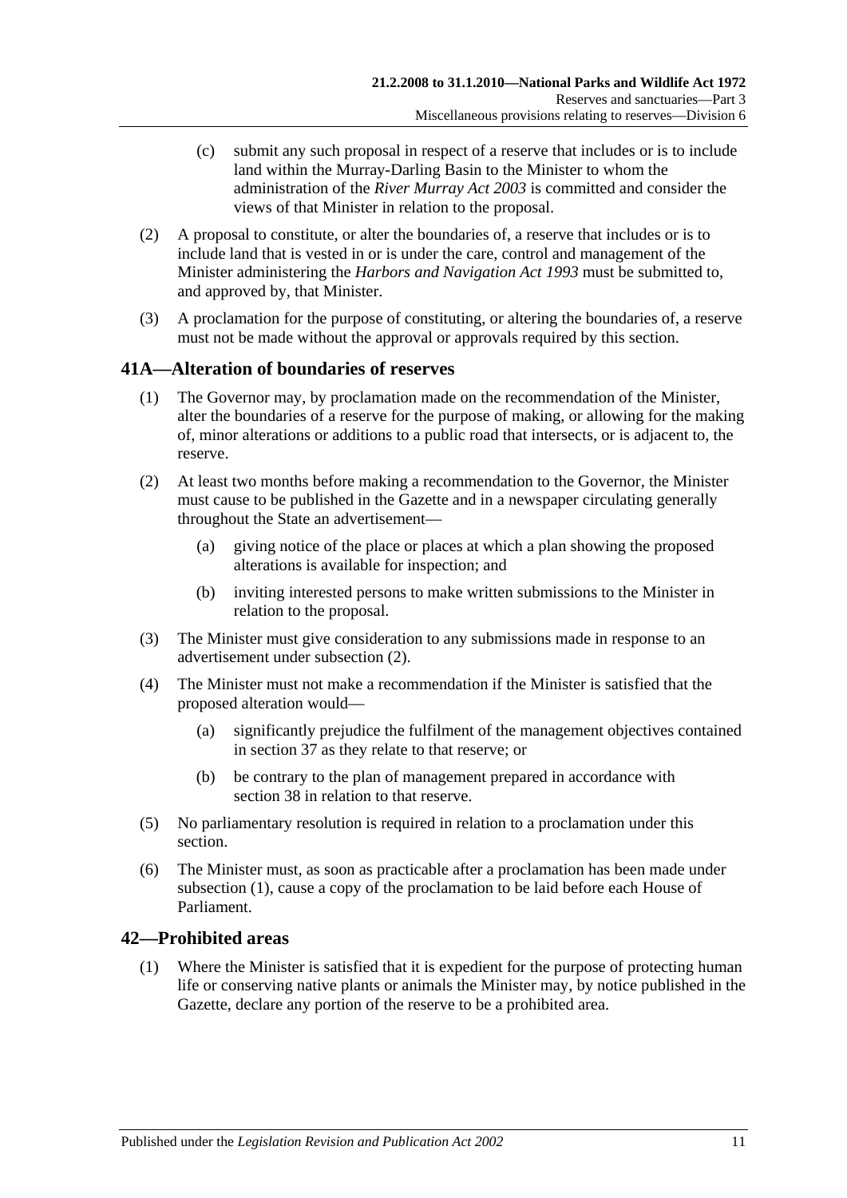(c) submit any such proposal in respect of a reserve that includes or is to include land within the Murray-Darling Basin to the Minister to whom the administration of the *River Murray Act 2003* is committed and consider the views of that Minister in relation to the proposal.

(2) A proposal to constitute, or alter the boundaries of, a reserve that includes or is to include land that is vested in or is under the care, control and management of the Minister administering the *Harbors and Navigation Act 1993* must be submitted to, and approved by, that Minister.

(3) A proclamation for the purpose of constituting, or altering the boundaries of, a reserve must not be made without the approval or approvals required by this section.

## 41A—Alteration of boundaries of reserves

(1) The Governor may, by proclamation made on the recommendation of the Minister, alter the boundaries of a reserve for the purpose of making, or allowing for the making of, minor alterations or additions to a public road that intersects, or is adjacent to, the reserve.

(2) At least two months before making a recommendation to the Governor, the Minister must cause to be published in the Gazette and in a newspaper circulating generally throughout the State an advertisement—

(a) giving notice of the place or places at which a plan showing the proposed alterations is available for inspection; and

(b) inviting interested persons to make written submissions to the Minister in relation to the proposal.

(3) The Minister must give consideration to any submissions made in response to an advertisement under subsection (2).

(4) The Minister must not make a recommendation if the Minister is satisfied that the proposed alteration would—

(a) significantly prejudice the fulfilment of the management objectives contained in section 37 as they relate to that reserve; or

(b) be contrary to the plan of management prepared in accordance with section 38 in relation to that reserve.

(5) No parliamentary resolution is required in relation to a proclamation under this section.

(6) The Minister must, as soon as practicable after a proclamation has been made under subsection (1), cause a copy of the proclamation to be laid before each House of Parliament.

## 42—Prohibited areas

(1) Where the Minister is satisfied that it is expedient for the purpose of protecting human life or conserving native plants or animals the Minister may, by notice published in the Gazette, declare any portion of the reserve to be a prohibited area.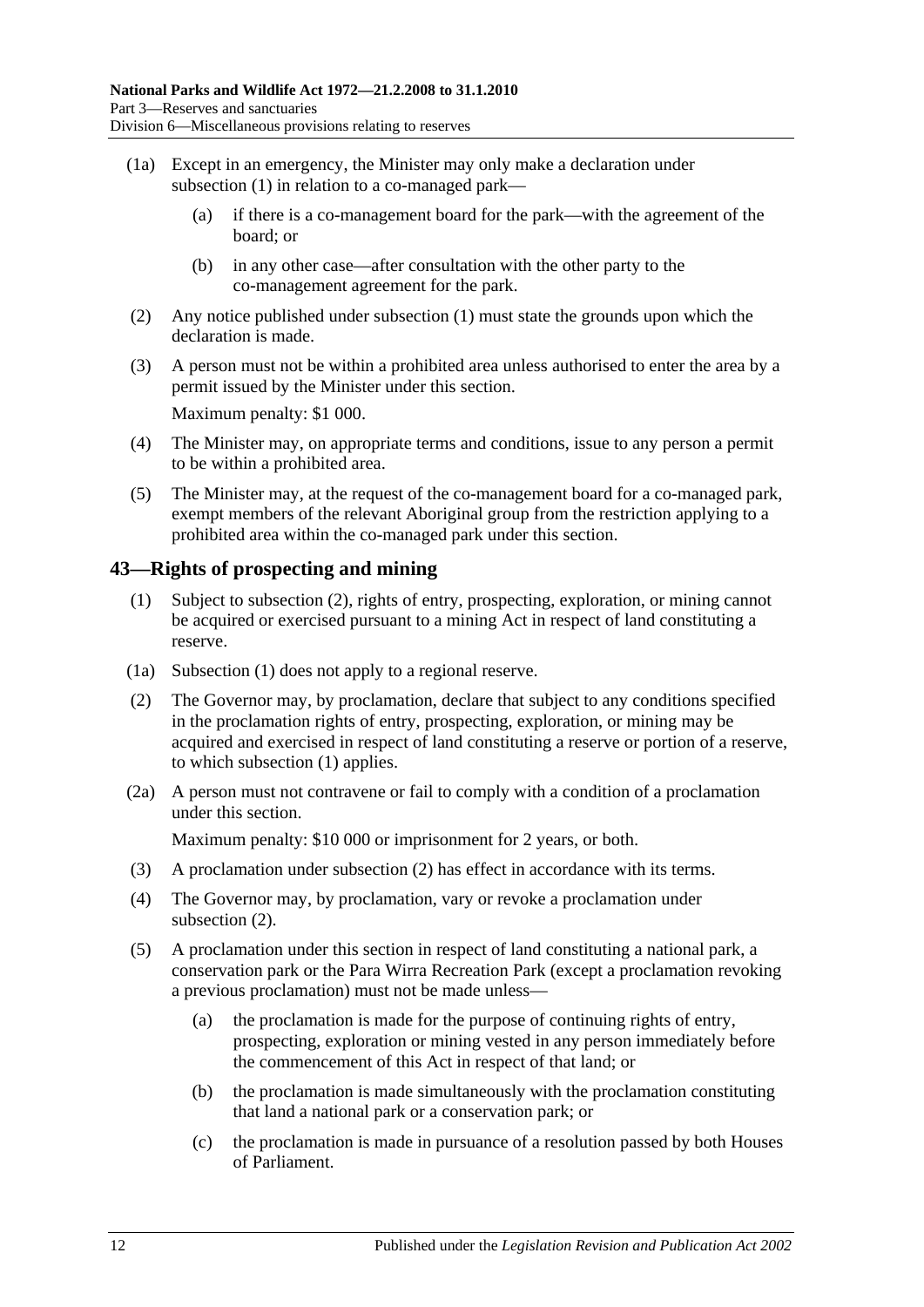(1a) Except in an emergency, the Minister may only make a declaration under subsection (1) in relation to a co-managed park—

(a) if there is a co-management board for the park—with the agreement of the board; or

(b) in any other case—after consultation with the other party to the co-management agreement for the park.

(2) Any notice published under subsection (1) must state the grounds upon which the declaration is made.

(3) A person must not be within a prohibited area unless authorised to enter the area by a permit issued by the Minister under this section.

Maximum penalty: $1 000.

(4) The Minister may, on appropriate terms and conditions, issue to any person a permit to be within a prohibited area.

(5) The Minister may, at the request of the co-management board for a co-managed park, exempt members of the relevant Aboriginal group from the restriction applying to a prohibited area within the co-managed park under this section.

## 43—Rights of prospecting and mining

(1) Subject to subsection (2), rights of entry, prospecting, exploration, or mining cannot be acquired or exercised pursuant to a mining Act in respect of land constituting a reserve.

(1a) Subsection (1) does not apply to a regional reserve.

(2) The Governor may, by proclamation, declare that subject to any conditions specified in the proclamation rights of entry, prospecting, exploration, or mining may be acquired and exercised in respect of land constituting a reserve or portion of a reserve, to which subsection (1) applies.

(2a) A person must not contravene or fail to comply with a condition of a proclamation under this section.

Maximum penalty: $10 000 or imprisonment for 2 years, or both.

(3) A proclamation under subsection (2) has effect in accordance with its terms.

(4) The Governor may, by proclamation, vary or revoke a proclamation under subsection (2).

(5) A proclamation under this section in respect of land constituting a national park, a conservation park or the Para Wirra Recreation Park (except a proclamation revoking a previous proclamation) must not be made unless—

(a) the proclamation is made for the purpose of continuing rights of entry, prospecting, exploration or mining vested in any person immediately before the commencement of this Act in respect of that land; or

(b) the proclamation is made simultaneously with the proclamation constituting that land a national park or a conservation park; or

(c) the proclamation is made in pursuance of a resolution passed by both Houses of Parliament.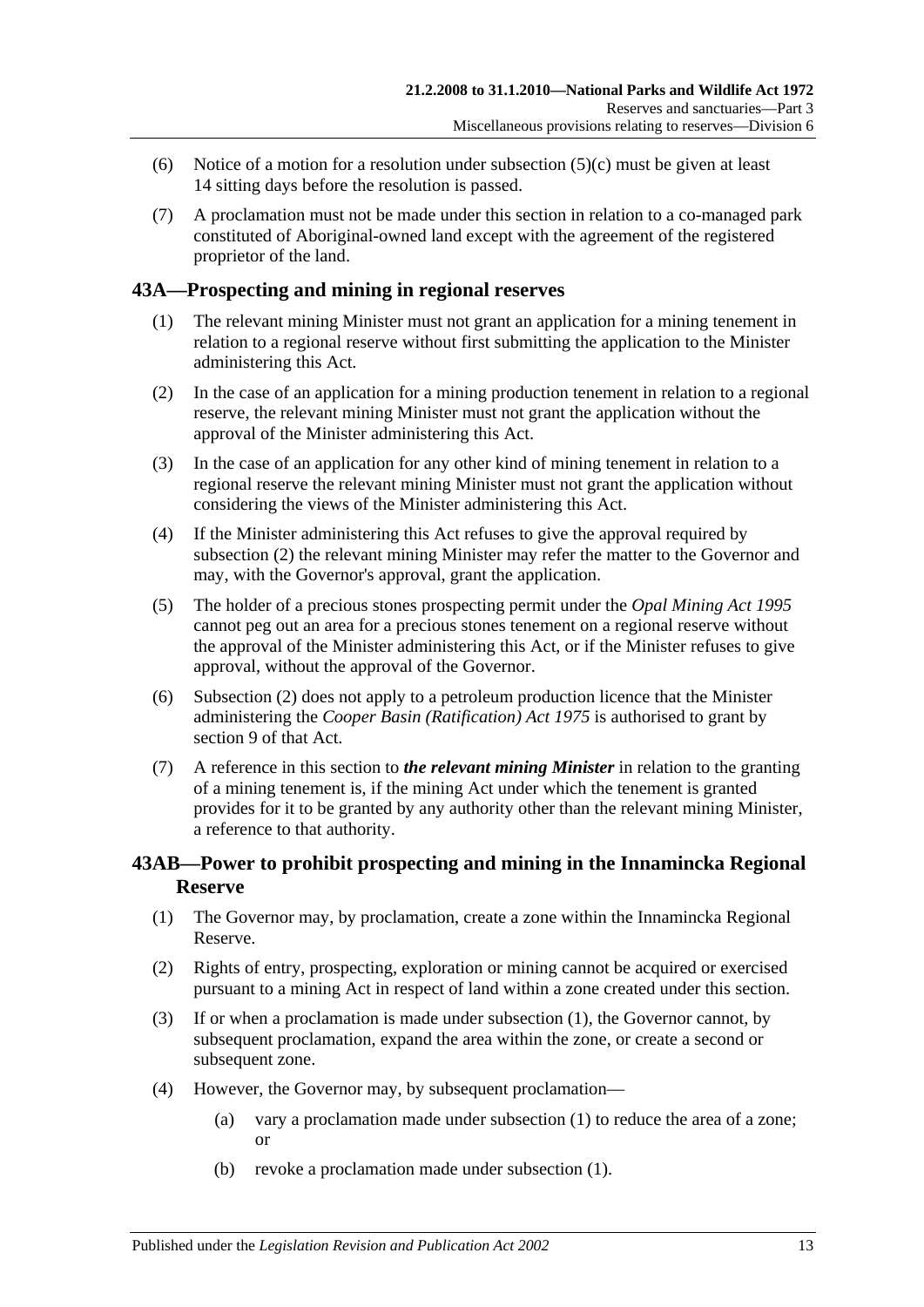(6) Notice of a motion for a resolution under subsection (5)(c) must be given at least 14 sitting days before the resolution is passed.

(7) A proclamation must not be made under this section in relation to a co-managed park constituted of Aboriginal-owned land except with the agreement of the registered proprietor of the land.

## 43A—Prospecting and mining in regional reserves

(1) The relevant mining Minister must not grant an application for a mining tenement in relation to a regional reserve without first submitting the application to the Minister administering this Act.

(2) In the case of an application for a mining production tenement in relation to a regional reserve, the relevant mining Minister must not grant the application without the approval of the Minister administering this Act.

(3) In the case of an application for any other kind of mining tenement in relation to a regional reserve the relevant mining Minister must not grant the application without considering the views of the Minister administering this Act.

(4) If the Minister administering this Act refuses to give the approval required by subsection (2) the relevant mining Minister may refer the matter to the Governor and may, with the Governor's approval, grant the application.

(5) The holder of a precious stones prospecting permit under the *Opal Mining Act 1995* cannot peg out an area for a precious stones tenement on a regional reserve without the approval of the Minister administering this Act, or if the Minister refuses to give approval, without the approval of the Governor.

(6) Subsection (2) does not apply to a petroleum production licence that the Minister administering the *Cooper Basin (Ratification) Act 1975* is authorised to grant by section 9 of that Act.

(7) A reference in this section to ***the relevant mining Minister*** in relation to the granting of a mining tenement is, if the mining Act under which the tenement is granted provides for it to be granted by any authority other than the relevant mining Minister, a reference to that authority.

## 43AB—Power to prohibit prospecting and mining in the Innamincka Regional Reserve

(1) The Governor may, by proclamation, create a zone within the Innamincka Regional Reserve.

(2) Rights of entry, prospecting, exploration or mining cannot be acquired or exercised pursuant to a mining Act in respect of land within a zone created under this section.

(3) If or when a proclamation is made under subsection (1), the Governor cannot, by subsequent proclamation, expand the area within the zone, or create a second or subsequent zone.

(4) However, the Governor may, by subsequent proclamation—

(a) vary a proclamation made under subsection (1) to reduce the area of a zone; or

(b) revoke a proclamation made under subsection (1).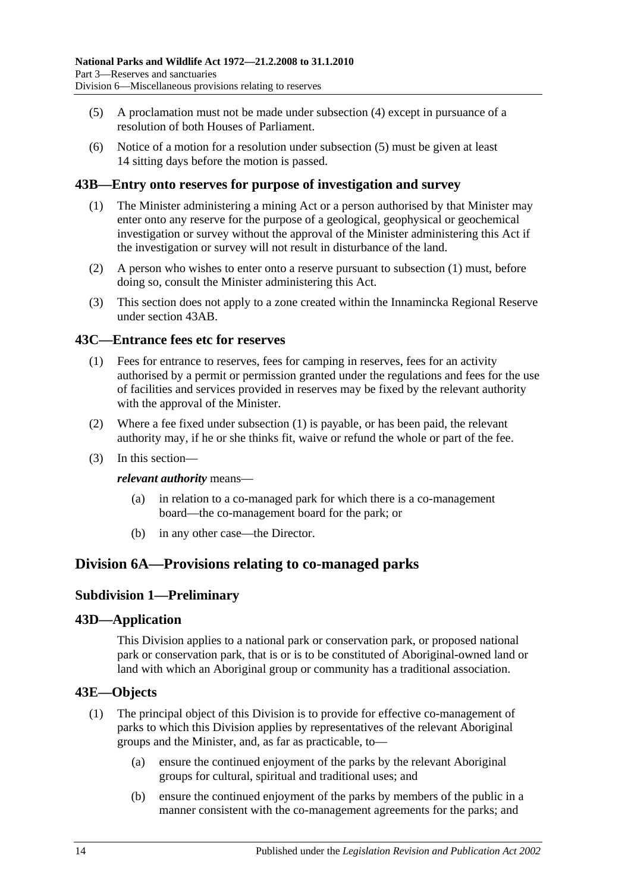(5) A proclamation must not be made under subsection (4) except in pursuance of a resolution of both Houses of Parliament.

(6) Notice of a motion for a resolution under subsection (5) must be given at least 14 sitting days before the motion is passed.

### 43B—Entry onto reserves for purpose of investigation and survey

(1) The Minister administering a mining Act or a person authorised by that Minister may enter onto any reserve for the purpose of a geological, geophysical or geochemical investigation or survey without the approval of the Minister administering this Act if the investigation or survey will not result in disturbance of the land.

(2) A person who wishes to enter onto a reserve pursuant to subsection (1) must, before doing so, consult the Minister administering this Act.

(3) This section does not apply to a zone created within the Innamincka Regional Reserve under section 43AB.

### 43C—Entrance fees etc for reserves

(1) Fees for entrance to reserves, fees for camping in reserves, fees for an activity authorised by a permit or permission granted under the regulations and fees for the use of facilities and services provided in reserves may be fixed by the relevant authority with the approval of the Minister.

(2) Where a fee fixed under subsection (1) is payable, or has been paid, the relevant authority may, if he or she thinks fit, waive or refund the whole or part of the fee.

(3) In this section—

***relevant authority*** means—

(a) in relation to a co-managed park for which there is a co-management board—the co-management board for the park; or

(b) in any other case—the Director.

## Division 6A—Provisions relating to co-managed parks

### Subdivision 1—Preliminary

### 43D—Application

This Division applies to a national park or conservation park, or proposed national park or conservation park, that is or is to be constituted of Aboriginal-owned land or land with which an Aboriginal group or community has a traditional association.

### 43E—Objects

(1) The principal object of this Division is to provide for effective co-management of parks to which this Division applies by representatives of the relevant Aboriginal groups and the Minister, and, as far as practicable, to—

(a) ensure the continued enjoyment of the parks by the relevant Aboriginal groups for cultural, spiritual and traditional uses; and

(b) ensure the continued enjoyment of the parks by members of the public in a manner consistent with the co-management agreements for the parks; and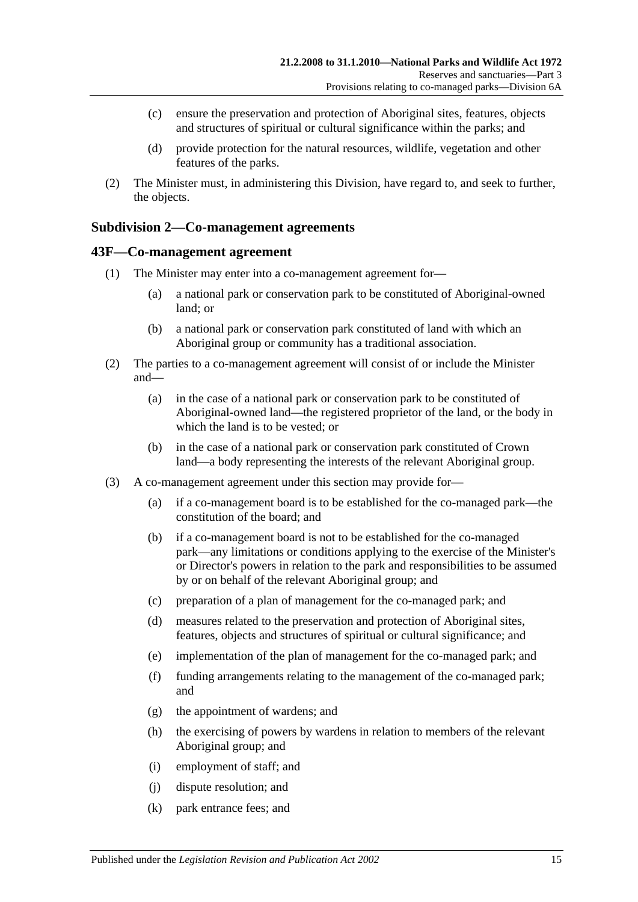(c) ensure the preservation and protection of Aboriginal sites, features, objects and structures of spiritual or cultural significance within the parks; and

(d) provide protection for the natural resources, wildlife, vegetation and other features of the parks.

(2) The Minister must, in administering this Division, have regard to, and seek to further, the objects.

### Subdivision 2—Co-management agreements

### 43F—Co-management agreement

(1) The Minister may enter into a co-management agreement for—

(a) a national park or conservation park to be constituted of Aboriginal-owned land; or

(b) a national park or conservation park constituted of land with which an Aboriginal group or community has a traditional association.

(2) The parties to a co-management agreement will consist of or include the Minister and—

(a) in the case of a national park or conservation park to be constituted of Aboriginal-owned land—the registered proprietor of the land, or the body in which the land is to be vested; or

(b) in the case of a national park or conservation park constituted of Crown land—a body representing the interests of the relevant Aboriginal group.

(3) A co-management agreement under this section may provide for—

(a) if a co-management board is to be established for the co-managed park—the constitution of the board; and

(b) if a co-management board is not to be established for the co-managed park—any limitations or conditions applying to the exercise of the Minister's or Director's powers in relation to the park and responsibilities to be assumed by or on behalf of the relevant Aboriginal group; and

(c) preparation of a plan of management for the co-managed park; and

(d) measures related to the preservation and protection of Aboriginal sites, features, objects and structures of spiritual or cultural significance; and

(e) implementation of the plan of management for the co-managed park; and

(f) funding arrangements relating to the management of the co-managed park; and

(g) the appointment of wardens; and

(h) the exercising of powers by wardens in relation to members of the relevant Aboriginal group; and

(i) employment of staff; and

(j) dispute resolution; and

(k) park entrance fees; and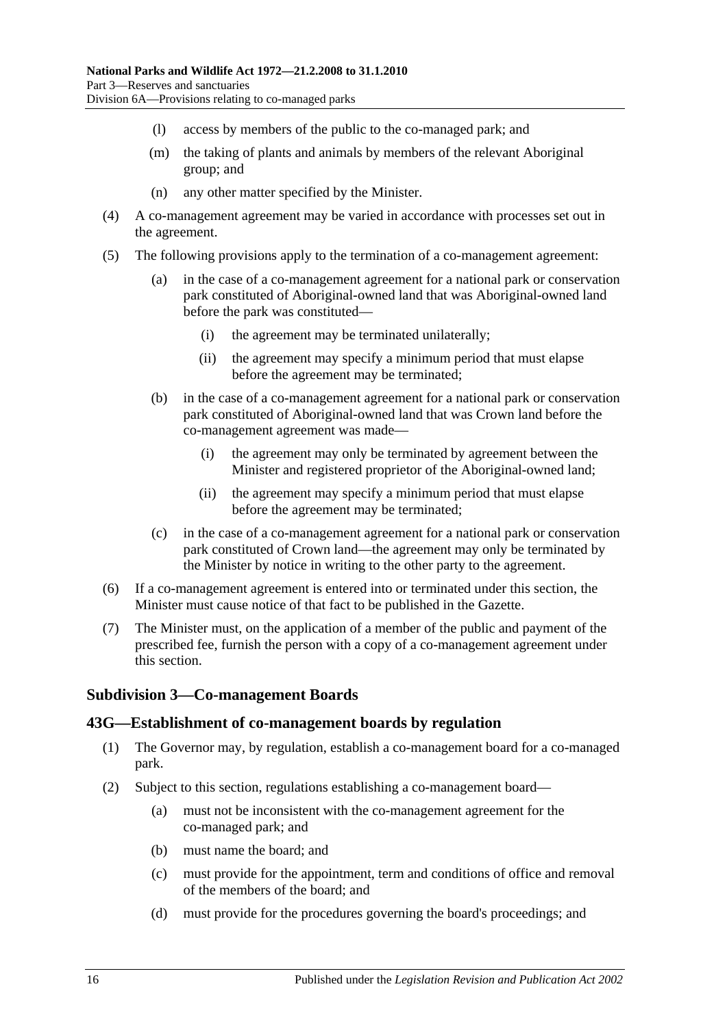(l) access by members of the public to the co-managed park; and

(m) the taking of plants and animals by members of the relevant Aboriginal group; and

(n) any other matter specified by the Minister.

(4) A co-management agreement may be varied in accordance with processes set out in the agreement.

(5) The following provisions apply to the termination of a co-management agreement:

(a) in the case of a co-management agreement for a national park or conservation park constituted of Aboriginal-owned land that was Aboriginal-owned land before the park was constituted—

(i) the agreement may be terminated unilaterally;

(ii) the agreement may specify a minimum period that must elapse before the agreement may be terminated;

(b) in the case of a co-management agreement for a national park or conservation park constituted of Aboriginal-owned land that was Crown land before the co-management agreement was made—

(i) the agreement may only be terminated by agreement between the Minister and registered proprietor of the Aboriginal-owned land;

(ii) the agreement may specify a minimum period that must elapse before the agreement may be terminated;

(c) in the case of a co-management agreement for a national park or conservation park constituted of Crown land—the agreement may only be terminated by the Minister by notice in writing to the other party to the agreement.

(6) If a co-management agreement is entered into or terminated under this section, the Minister must cause notice of that fact to be published in the Gazette.

(7) The Minister must, on the application of a member of the public and payment of the prescribed fee, furnish the person with a copy of a co-management agreement under this section.

### Subdivision 3—Co-management Boards

### 43G—Establishment of co-management boards by regulation

(1) The Governor may, by regulation, establish a co-management board for a co-managed park.

(2) Subject to this section, regulations establishing a co-management board—

(a) must not be inconsistent with the co-management agreement for the co-managed park; and

(b) must name the board; and

(c) must provide for the appointment, term and conditions of office and removal of the members of the board; and

(d) must provide for the procedures governing the board's proceedings; and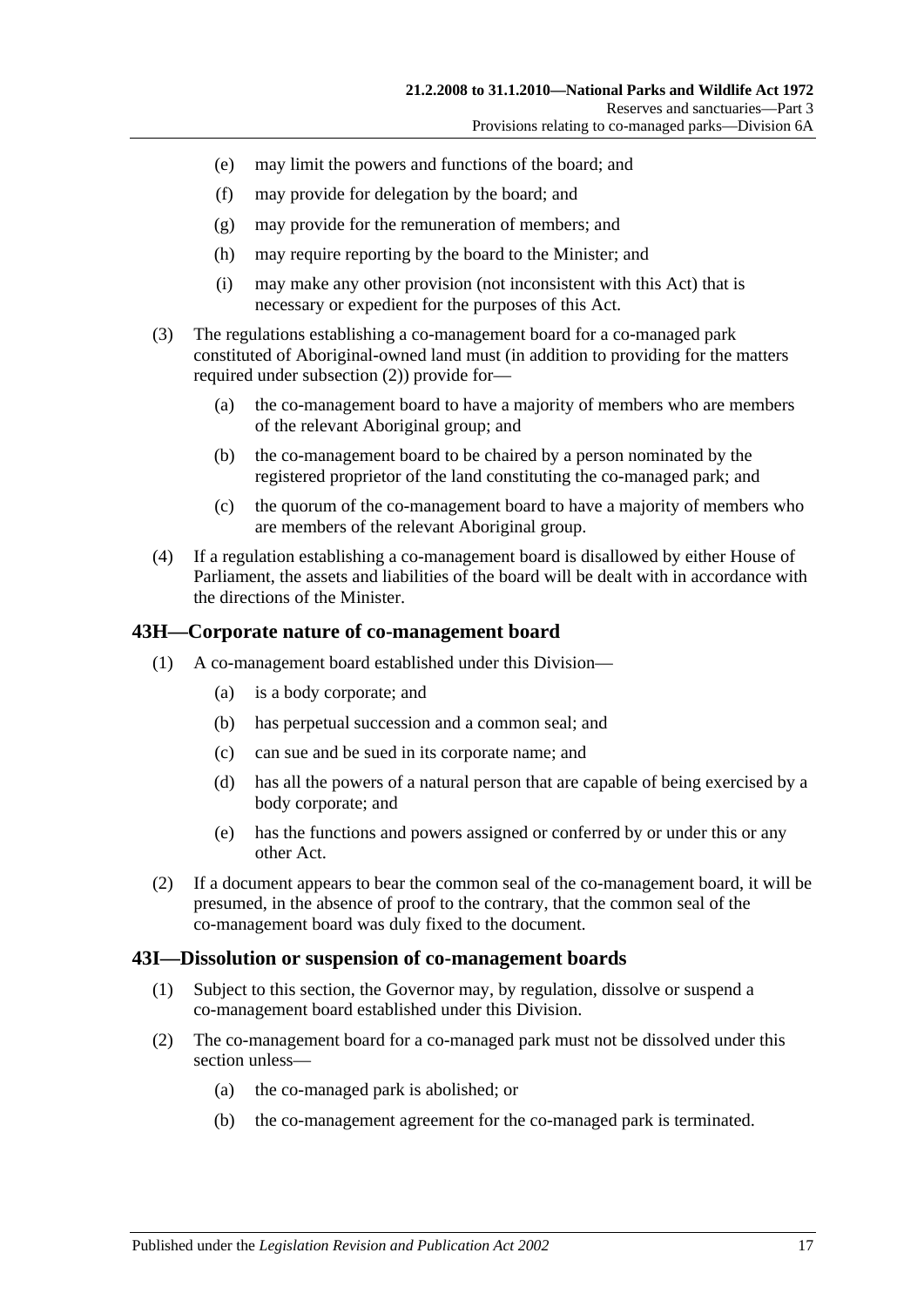(e) may limit the powers and functions of the board; and

(f) may provide for delegation by the board; and

(g) may provide for the remuneration of members; and

(h) may require reporting by the board to the Minister; and

(i) may make any other provision (not inconsistent with this Act) that is necessary or expedient for the purposes of this Act.

(3) The regulations establishing a co-management board for a co-managed park constituted of Aboriginal-owned land must (in addition to providing for the matters required under subsection (2)) provide for—

(a) the co-management board to have a majority of members who are members of the relevant Aboriginal group; and

(b) the co-management board to be chaired by a person nominated by the registered proprietor of the land constituting the co-managed park; and

(c) the quorum of the co-management board to have a majority of members who are members of the relevant Aboriginal group.

(4) If a regulation establishing a co-management board is disallowed by either House of Parliament, the assets and liabilities of the board will be dealt with in accordance with the directions of the Minister.

## 43H—Corporate nature of co-management board

(1) A co-management board established under this Division—

(a) is a body corporate; and

(b) has perpetual succession and a common seal; and

(c) can sue and be sued in its corporate name; and

(d) has all the powers of a natural person that are capable of being exercised by a body corporate; and

(e) has the functions and powers assigned or conferred by or under this or any other Act.

(2) If a document appears to bear the common seal of the co-management board, it will be presumed, in the absence of proof to the contrary, that the common seal of the co-management board was duly fixed to the document.

## 43I—Dissolution or suspension of co-management boards

(1) Subject to this section, the Governor may, by regulation, dissolve or suspend a co-management board established under this Division.

(2) The co-management board for a co-managed park must not be dissolved under this section unless—

(a) the co-managed park is abolished; or

(b) the co-management agreement for the co-managed park is terminated.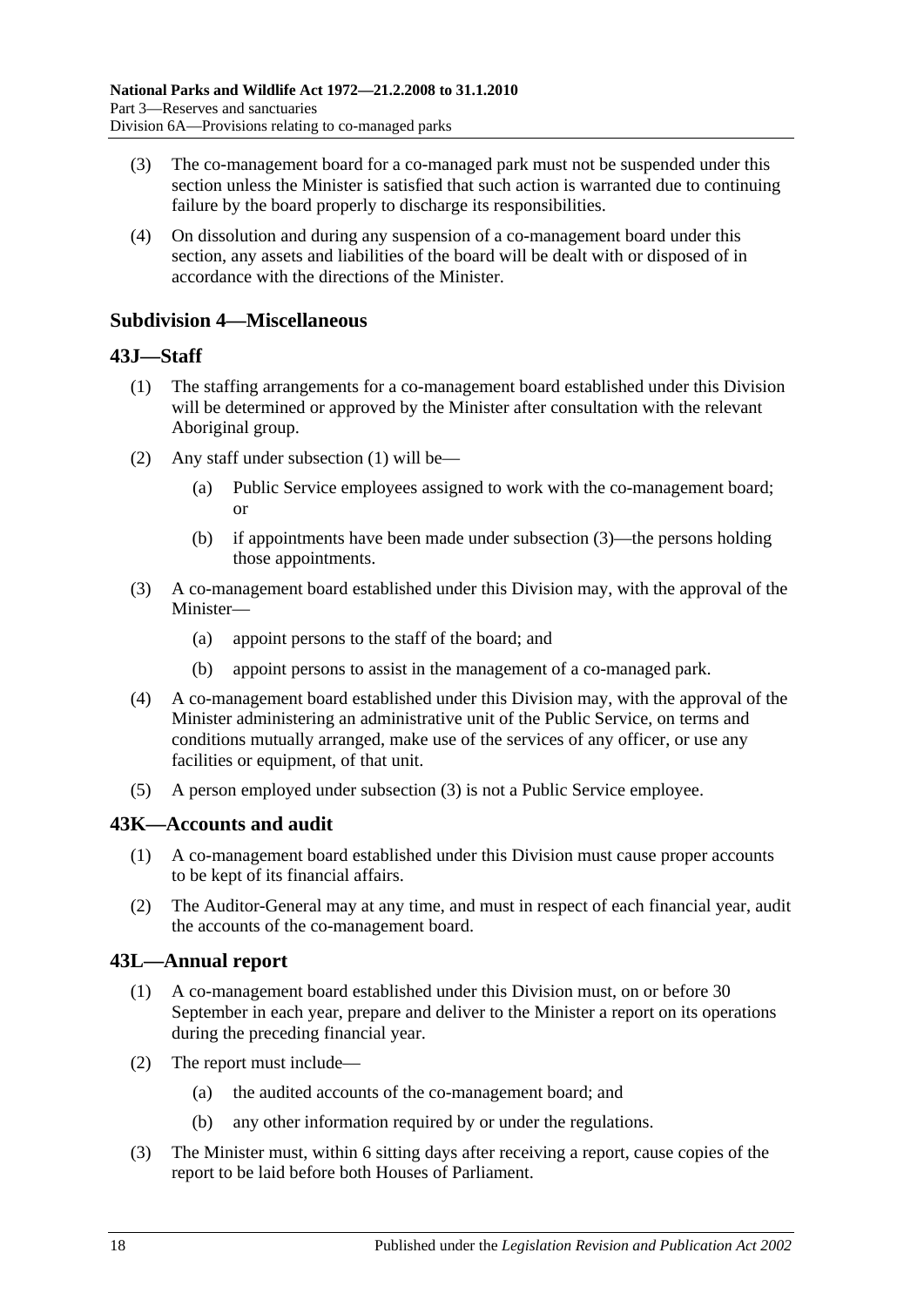(3) The co-management board for a co-managed park must not be suspended under this section unless the Minister is satisfied that such action is warranted due to continuing failure by the board properly to discharge its responsibilities.

(4) On dissolution and during any suspension of a co-management board under this section, any assets and liabilities of the board will be dealt with or disposed of in accordance with the directions of the Minister.

### Subdivision 4—Miscellaneous

### 43J—Staff

(1) The staffing arrangements for a co-management board established under this Division will be determined or approved by the Minister after consultation with the relevant Aboriginal group.

(2) Any staff under subsection (1) will be—

(a) Public Service employees assigned to work with the co-management board; or

(b) if appointments have been made under subsection (3)—the persons holding those appointments.

(3) A co-management board established under this Division may, with the approval of the Minister—

(a) appoint persons to the staff of the board; and

(b) appoint persons to assist in the management of a co-managed park.

(4) A co-management board established under this Division may, with the approval of the Minister administering an administrative unit of the Public Service, on terms and conditions mutually arranged, make use of the services of any officer, or use any facilities or equipment, of that unit.

(5) A person employed under subsection (3) is not a Public Service employee.

### 43K—Accounts and audit

(1) A co-management board established under this Division must cause proper accounts to be kept of its financial affairs.

(2) The Auditor-General may at any time, and must in respect of each financial year, audit the accounts of the co-management board.

### 43L—Annual report

(1) A co-management board established under this Division must, on or before 30 September in each year, prepare and deliver to the Minister a report on its operations during the preceding financial year.

(2) The report must include—

(a) the audited accounts of the co-management board; and

(b) any other information required by or under the regulations.

(3) The Minister must, within 6 sitting days after receiving a report, cause copies of the report to be laid before both Houses of Parliament.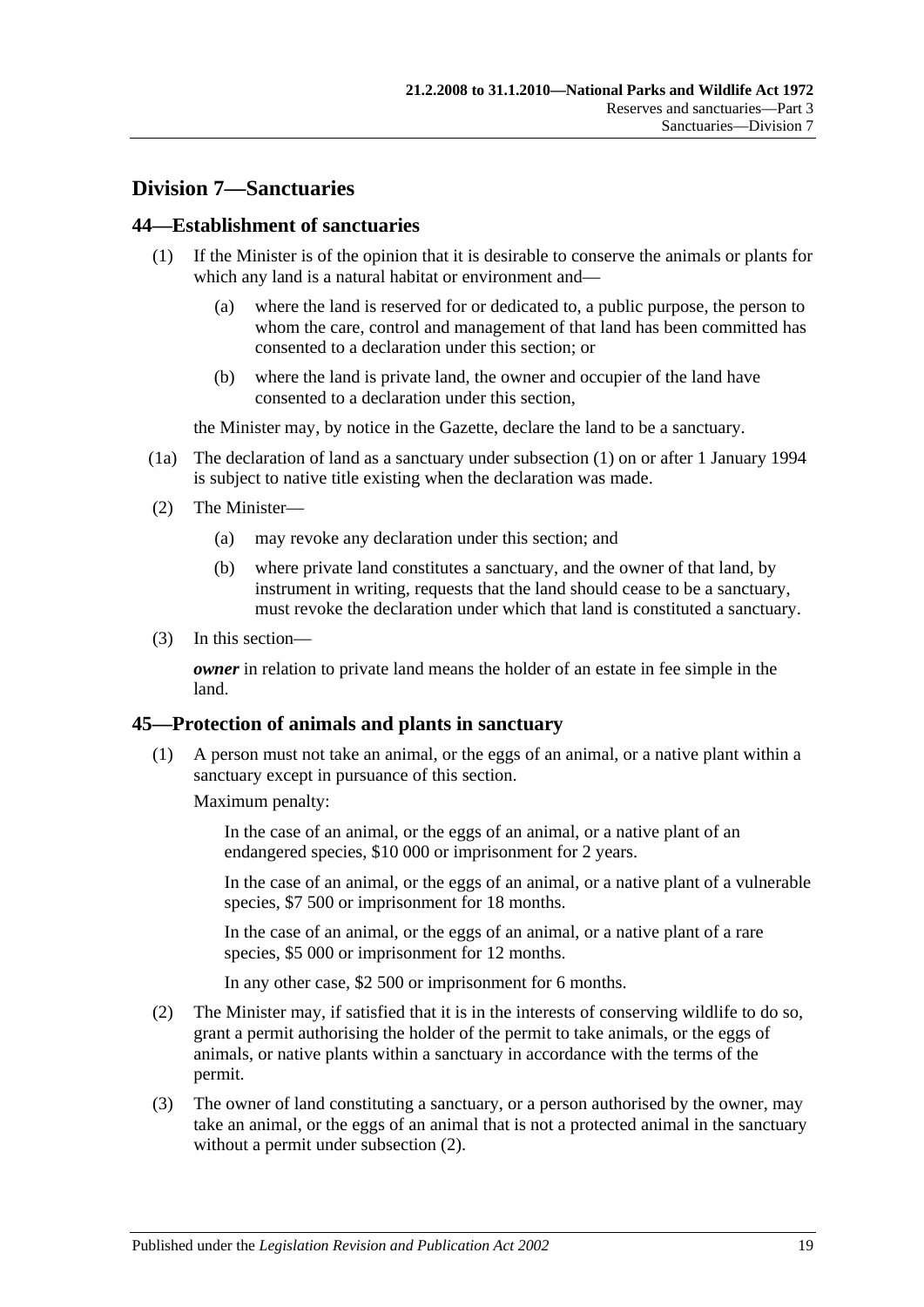## Division 7—Sanctuaries

### 44—Establishment of sanctuaries

(1) If the Minister is of the opinion that it is desirable to conserve the animals or plants for which any land is a natural habitat or environment and—

(a) where the land is reserved for or dedicated to, a public purpose, the person to whom the care, control and management of that land has been committed has consented to a declaration under this section; or

(b) where the land is private land, the owner and occupier of the land have consented to a declaration under this section,

the Minister may, by notice in the Gazette, declare the land to be a sanctuary.

(1a) The declaration of land as a sanctuary under subsection (1) on or after 1 January 1994 is subject to native title existing when the declaration was made.

(2) The Minister—

(a) may revoke any declaration under this section; and

(b) where private land constitutes a sanctuary, and the owner of that land, by instrument in writing, requests that the land should cease to be a sanctuary, must revoke the declaration under which that land is constituted a sanctuary.

(3) In this section—

***owner*** in relation to private land means the holder of an estate in fee simple in the land.

### 45—Protection of animals and plants in sanctuary

(1) A person must not take an animal, or the eggs of an animal, or a native plant within a sanctuary except in pursuance of this section.

Maximum penalty:

In the case of an animal, or the eggs of an animal, or a native plant of an endangered species, $10 000 or imprisonment for 2 years.

In the case of an animal, or the eggs of an animal, or a native plant of a vulnerable species, $7 500 or imprisonment for 18 months.

In the case of an animal, or the eggs of an animal, or a native plant of a rare species, $5 000 or imprisonment for 12 months.

In any other case, $2 500 or imprisonment for 6 months.

(2) The Minister may, if satisfied that it is in the interests of conserving wildlife to do so, grant a permit authorising the holder of the permit to take animals, or the eggs of animals, or native plants within a sanctuary in accordance with the terms of the permit.

(3) The owner of land constituting a sanctuary, or a person authorised by the owner, may take an animal, or the eggs of an animal that is not a protected animal in the sanctuary without a permit under subsection (2).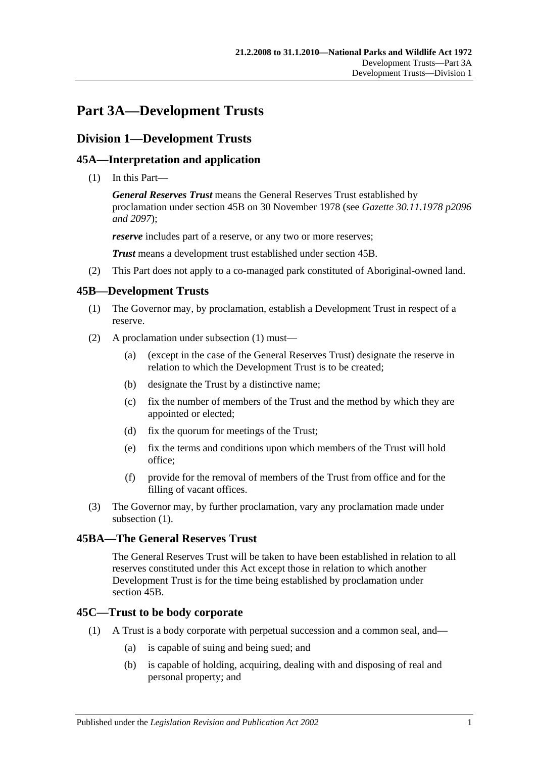# Part 3A—Development Trusts

## Division 1—Development Trusts

### 45A—Interpretation and application

(1) In this Part—

***General Reserves Trust*** means the General Reserves Trust established by proclamation under section 45B on 30 November 1978 (see *Gazette 30.11.1978 p2096 and 2097*);

***reserve*** includes part of a reserve, or any two or more reserves;

***Trust*** means a development trust established under section 45B.

(2) This Part does not apply to a co-managed park constituted of Aboriginal-owned land.

### 45B—Development Trusts

(1) The Governor may, by proclamation, establish a Development Trust in respect of a reserve.

(2) A proclamation under subsection (1) must—

(a) (except in the case of the General Reserves Trust) designate the reserve in relation to which the Development Trust is to be created;

(b) designate the Trust by a distinctive name;

(c) fix the number of members of the Trust and the method by which they are appointed or elected;

(d) fix the quorum for meetings of the Trust;

(e) fix the terms and conditions upon which members of the Trust will hold office;

(f) provide for the removal of members of the Trust from office and for the filling of vacant offices.

(3) The Governor may, by further proclamation, vary any proclamation made under subsection (1).

### 45BA—The General Reserves Trust

The General Reserves Trust will be taken to have been established in relation to all reserves constituted under this Act except those in relation to which another Development Trust is for the time being established by proclamation under section 45B.

### 45C—Trust to be body corporate

(1) A Trust is a body corporate with perpetual succession and a common seal, and—

(a) is capable of suing and being sued; and

(b) is capable of holding, acquiring, dealing with and disposing of real and personal property; and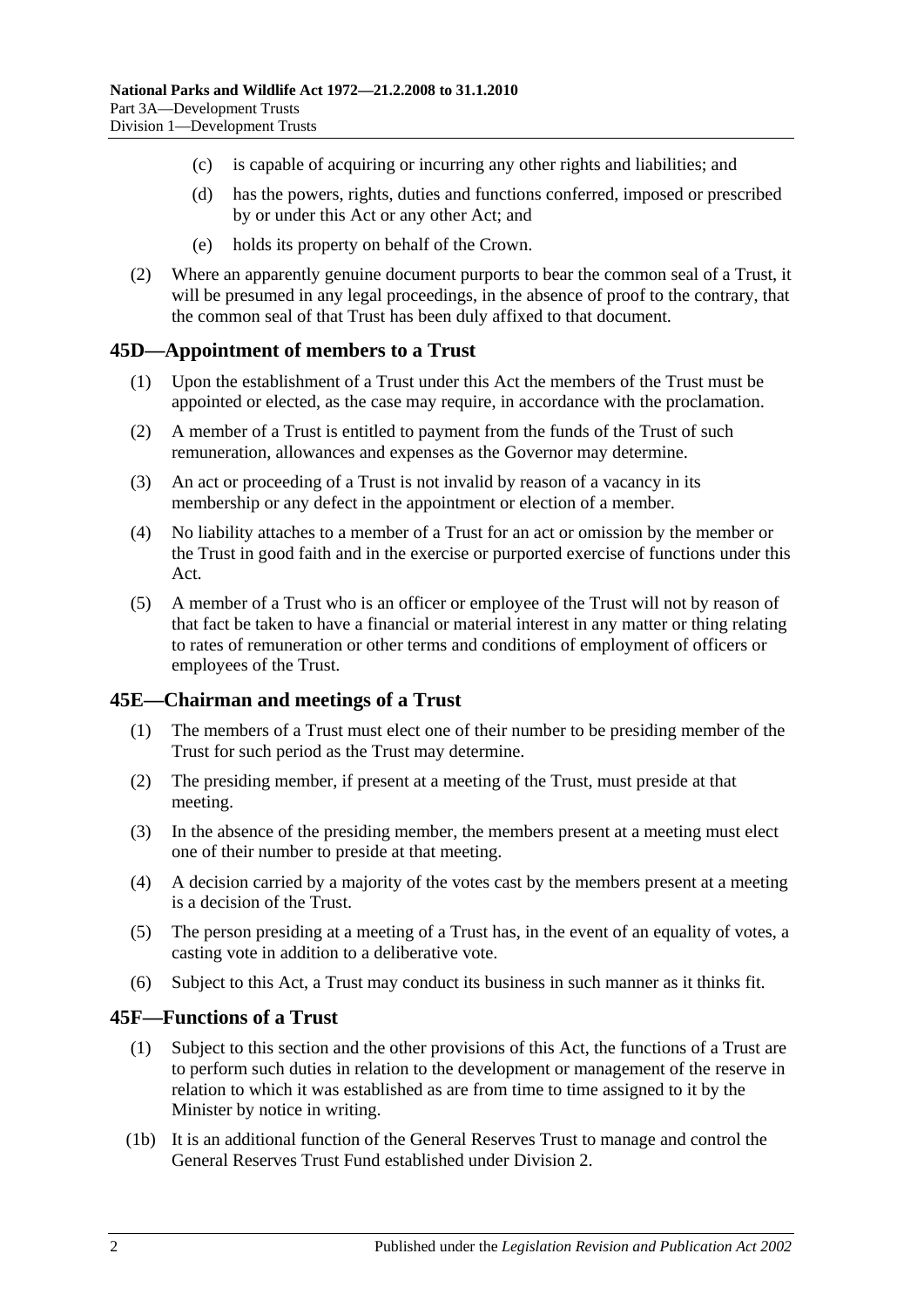(c) is capable of acquiring or incurring any other rights and liabilities; and

(d) has the powers, rights, duties and functions conferred, imposed or prescribed by or under this Act or any other Act; and

(e) holds its property on behalf of the Crown.

(2) Where an apparently genuine document purports to bear the common seal of a Trust, it will be presumed in any legal proceedings, in the absence of proof to the contrary, that the common seal of that Trust has been duly affixed to that document.

## 45D—Appointment of members to a Trust

(1) Upon the establishment of a Trust under this Act the members of the Trust must be appointed or elected, as the case may require, in accordance with the proclamation.

(2) A member of a Trust is entitled to payment from the funds of the Trust of such remuneration, allowances and expenses as the Governor may determine.

(3) An act or proceeding of a Trust is not invalid by reason of a vacancy in its membership or any defect in the appointment or election of a member.

(4) No liability attaches to a member of a Trust for an act or omission by the member or the Trust in good faith and in the exercise or purported exercise of functions under this Act.

(5) A member of a Trust who is an officer or employee of the Trust will not by reason of that fact be taken to have a financial or material interest in any matter or thing relating to rates of remuneration or other terms and conditions of employment of officers or employees of the Trust.

## 45E—Chairman and meetings of a Trust

(1) The members of a Trust must elect one of their number to be presiding member of the Trust for such period as the Trust may determine.

(2) The presiding member, if present at a meeting of the Trust, must preside at that meeting.

(3) In the absence of the presiding member, the members present at a meeting must elect one of their number to preside at that meeting.

(4) A decision carried by a majority of the votes cast by the members present at a meeting is a decision of the Trust.

(5) The person presiding at a meeting of a Trust has, in the event of an equality of votes, a casting vote in addition to a deliberative vote.

(6) Subject to this Act, a Trust may conduct its business in such manner as it thinks fit.

## 45F—Functions of a Trust

(1) Subject to this section and the other provisions of this Act, the functions of a Trust are to perform such duties in relation to the development or management of the reserve in relation to which it was established as are from time to time assigned to it by the Minister by notice in writing.

(1b) It is an additional function of the General Reserves Trust to manage and control the General Reserves Trust Fund established under Division 2.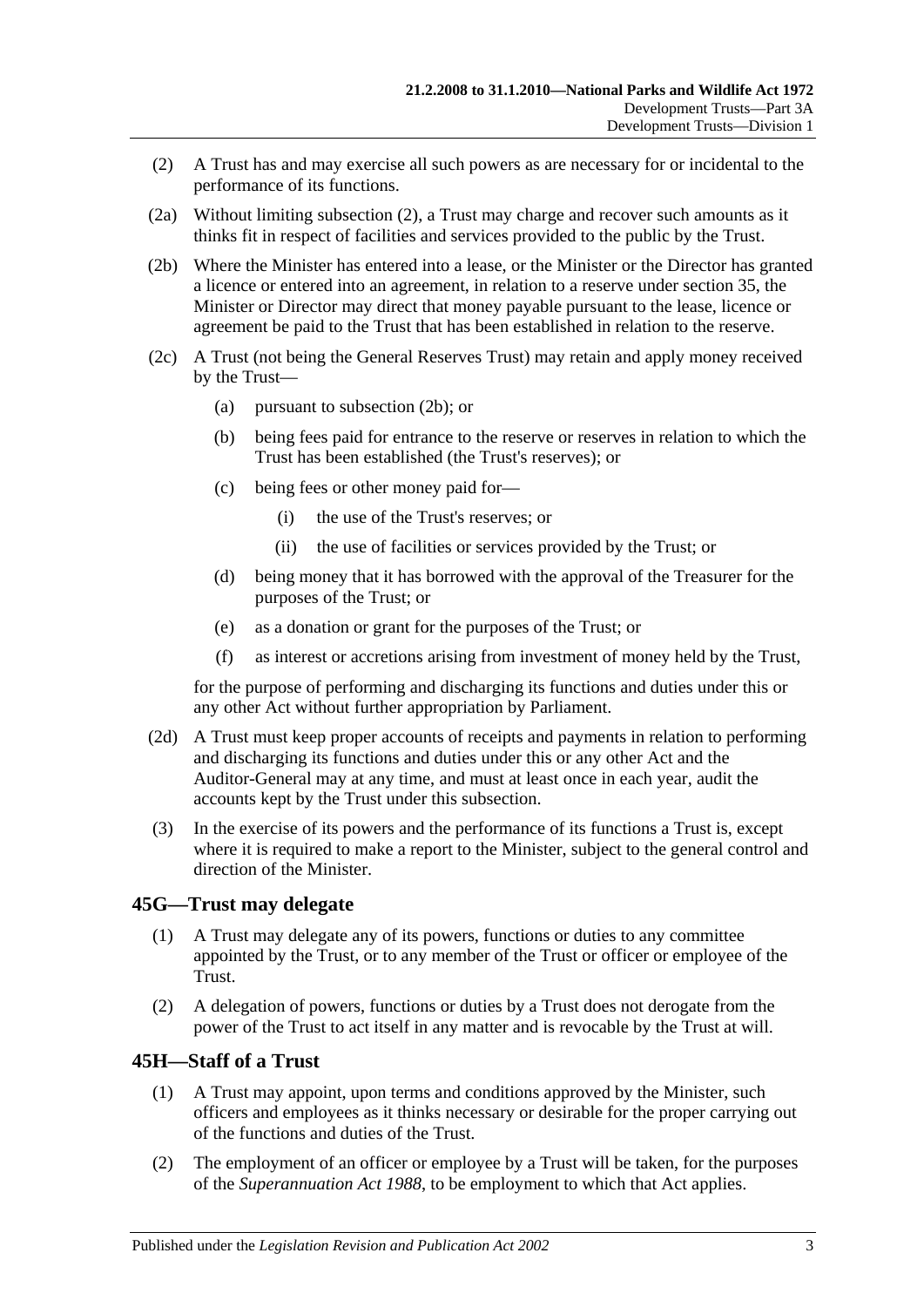(2) A Trust has and may exercise all such powers as are necessary for or incidental to the performance of its functions.

(2a) Without limiting subsection (2), a Trust may charge and recover such amounts as it thinks fit in respect of facilities and services provided to the public by the Trust.

(2b) Where the Minister has entered into a lease, or the Minister or the Director has granted a licence or entered into an agreement, in relation to a reserve under section 35, the Minister or Director may direct that money payable pursuant to the lease, licence or agreement be paid to the Trust that has been established in relation to the reserve.

(2c) A Trust (not being the General Reserves Trust) may retain and apply money received by the Trust—

(a) pursuant to subsection (2b); or

(b) being fees paid for entrance to the reserve or reserves in relation to which the Trust has been established (the Trust's reserves); or

(c) being fees or other money paid for—

(i) the use of the Trust's reserves; or

(ii) the use of facilities or services provided by the Trust; or

(d) being money that it has borrowed with the approval of the Treasurer for the purposes of the Trust; or

(e) as a donation or grant for the purposes of the Trust; or

(f) as interest or accretions arising from investment of money held by the Trust,

for the purpose of performing and discharging its functions and duties under this or any other Act without further appropriation by Parliament.

(2d) A Trust must keep proper accounts of receipts and payments in relation to performing and discharging its functions and duties under this or any other Act and the Auditor-General may at any time, and must at least once in each year, audit the accounts kept by the Trust under this subsection.

(3) In the exercise of its powers and the performance of its functions a Trust is, except where it is required to make a report to the Minister, subject to the general control and direction of the Minister.

## 45G—Trust may delegate

(1) A Trust may delegate any of its powers, functions or duties to any committee appointed by the Trust, or to any member of the Trust or officer or employee of the Trust.

(2) A delegation of powers, functions or duties by a Trust does not derogate from the power of the Trust to act itself in any matter and is revocable by the Trust at will.

## 45H—Staff of a Trust

(1) A Trust may appoint, upon terms and conditions approved by the Minister, such officers and employees as it thinks necessary or desirable for the proper carrying out of the functions and duties of the Trust.

(2) The employment of an officer or employee by a Trust will be taken, for the purposes of the *Superannuation Act 1988*, to be employment to which that Act applies.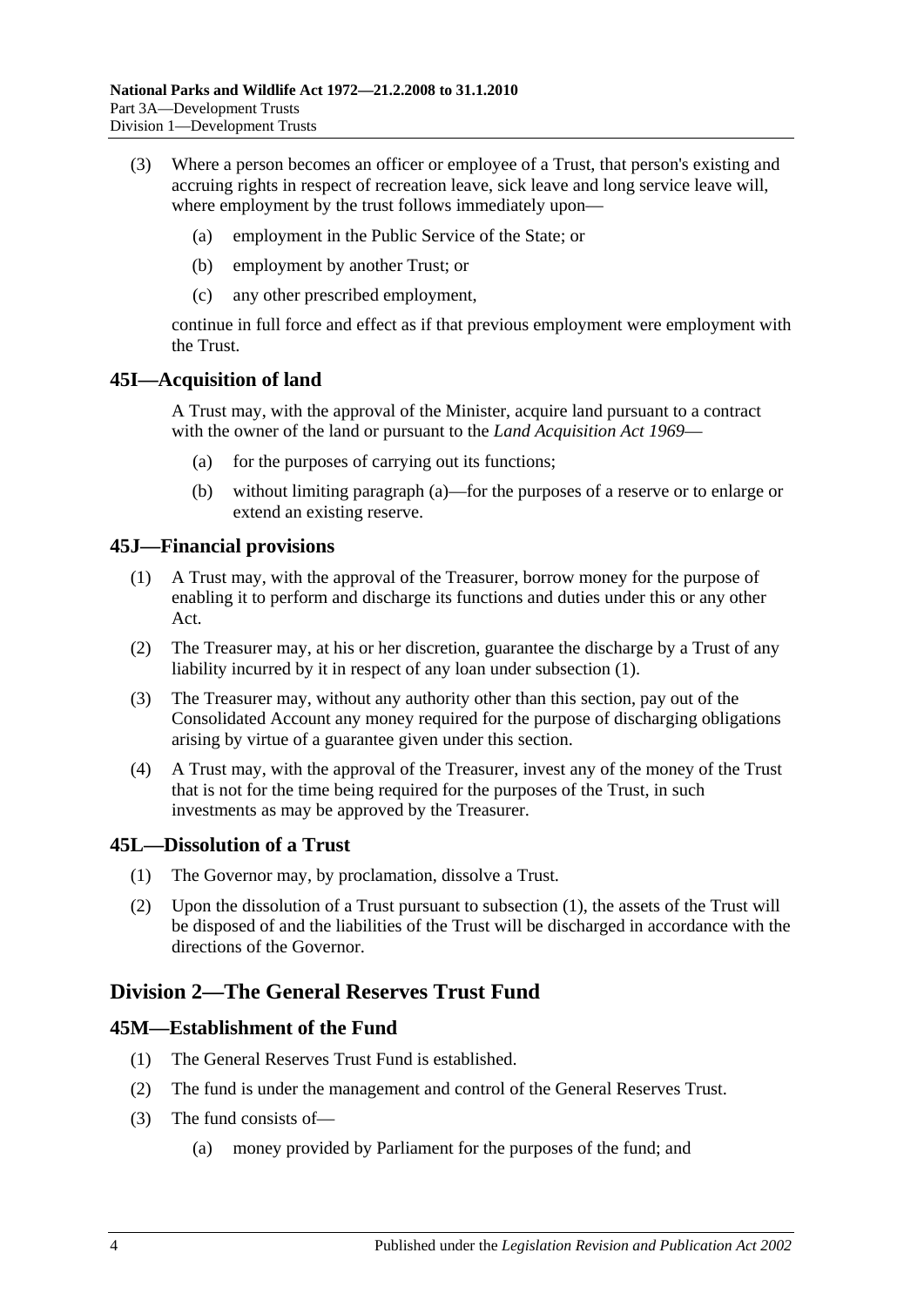(3) Where a person becomes an officer or employee of a Trust, that person's existing and accruing rights in respect of recreation leave, sick leave and long service leave will, where employment by the trust follows immediately upon—

  (a) employment in the Public Service of the State; or

  (b) employment by another Trust; or

  (c) any other prescribed employment,

continue in full force and effect as if that previous employment were employment with the Trust.

## 45I—Acquisition of land

A Trust may, with the approval of the Minister, acquire land pursuant to a contract with the owner of the land or pursuant to the *Land Acquisition Act 1969*—

  (a) for the purposes of carrying out its functions;

  (b) without limiting paragraph (a)—for the purposes of a reserve or to enlarge or extend an existing reserve.

## 45J—Financial provisions

(1) A Trust may, with the approval of the Treasurer, borrow money for the purpose of enabling it to perform and discharge its functions and duties under this or any other Act.

(2) The Treasurer may, at his or her discretion, guarantee the discharge by a Trust of any liability incurred by it in respect of any loan under subsection (1).

(3) The Treasurer may, without any authority other than this section, pay out of the Consolidated Account any money required for the purpose of discharging obligations arising by virtue of a guarantee given under this section.

(4) A Trust may, with the approval of the Treasurer, invest any of the money of the Trust that is not for the time being required for the purposes of the Trust, in such investments as may be approved by the Treasurer.

## 45L—Dissolution of a Trust

(1) The Governor may, by proclamation, dissolve a Trust.

(2) Upon the dissolution of a Trust pursuant to subsection (1), the assets of the Trust will be disposed of and the liabilities of the Trust will be discharged in accordance with the directions of the Governor.

# Division 2—The General Reserves Trust Fund

## 45M—Establishment of the Fund

(1) The General Reserves Trust Fund is established.

(2) The fund is under the management and control of the General Reserves Trust.

(3) The fund consists of—

  (a) money provided by Parliament for the purposes of the fund; and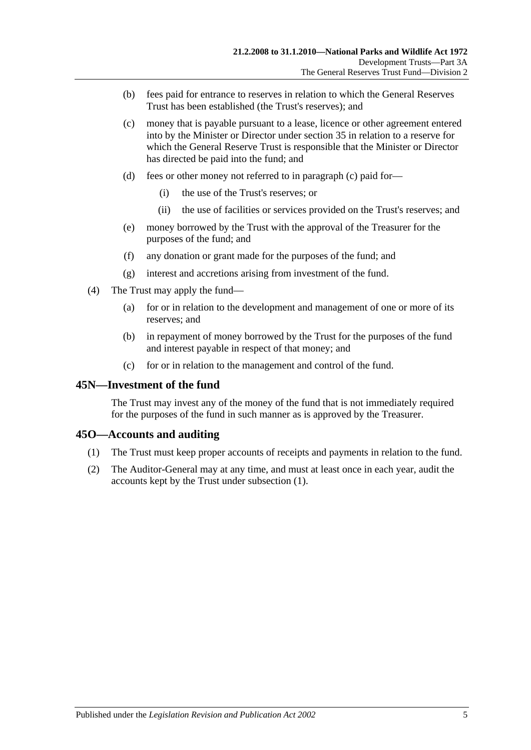(b) fees paid for entrance to reserves in relation to which the General Reserves Trust has been established (the Trust's reserves); and

(c) money that is payable pursuant to a lease, licence or other agreement entered into by the Minister or Director under section 35 in relation to a reserve for which the General Reserve Trust is responsible that the Minister or Director has directed be paid into the fund; and

(d) fees or other money not referred to in paragraph (c) paid for—

(i) the use of the Trust's reserves; or

(ii) the use of facilities or services provided on the Trust's reserves; and

(e) money borrowed by the Trust with the approval of the Treasurer for the purposes of the fund; and

(f) any donation or grant made for the purposes of the fund; and

(g) interest and accretions arising from investment of the fund.

(4) The Trust may apply the fund—

(a) for or in relation to the development and management of one or more of its reserves; and

(b) in repayment of money borrowed by the Trust for the purposes of the fund and interest payable in respect of that money; and

(c) for or in relation to the management and control of the fund.

## 45N—Investment of the fund

The Trust may invest any of the money of the fund that is not immediately required for the purposes of the fund in such manner as is approved by the Treasurer.

## 45O—Accounts and auditing

(1) The Trust must keep proper accounts of receipts and payments in relation to the fund.

(2) The Auditor-General may at any time, and must at least once in each year, audit the accounts kept by the Trust under subsection (1).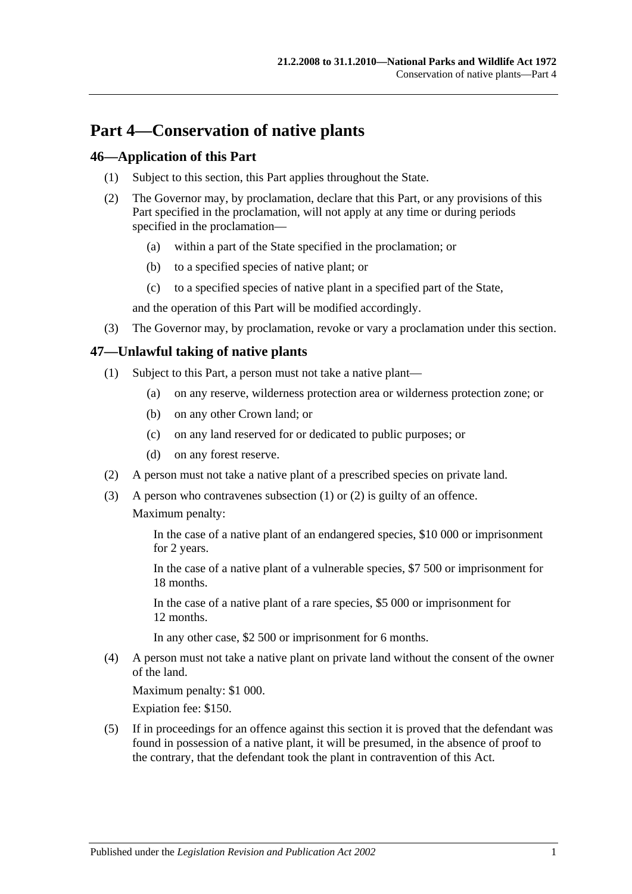# Part 4—Conservation of native plants

## 46—Application of this Part

(1) Subject to this section, this Part applies throughout the State.

(2) The Governor may, by proclamation, declare that this Part, or any provisions of this Part specified in the proclamation, will not apply at any time or during periods specified in the proclamation—

(a) within a part of the State specified in the proclamation; or

(b) to a specified species of native plant; or

(c) to a specified species of native plant in a specified part of the State,

and the operation of this Part will be modified accordingly.

(3) The Governor may, by proclamation, revoke or vary a proclamation under this section.

## 47—Unlawful taking of native plants

(1) Subject to this Part, a person must not take a native plant—

(a) on any reserve, wilderness protection area or wilderness protection zone; or

(b) on any other Crown land; or

(c) on any land reserved for or dedicated to public purposes; or

(d) on any forest reserve.

(2) A person must not take a native plant of a prescribed species on private land.

(3) A person who contravenes subsection (1) or (2) is guilty of an offence.

Maximum penalty:

In the case of a native plant of an endangered species, $10 000 or imprisonment for 2 years.

In the case of a native plant of a vulnerable species, $7 500 or imprisonment for 18 months.

In the case of a native plant of a rare species, $5 000 or imprisonment for 12 months.

In any other case, $2 500 or imprisonment for 6 months.

(4) A person must not take a native plant on private land without the consent of the owner of the land.

Maximum penalty: $1 000.

Expiation fee: $150.

(5) If in proceedings for an offence against this section it is proved that the defendant was found in possession of a native plant, it will be presumed, in the absence of proof to the contrary, that the defendant took the plant in contravention of this Act.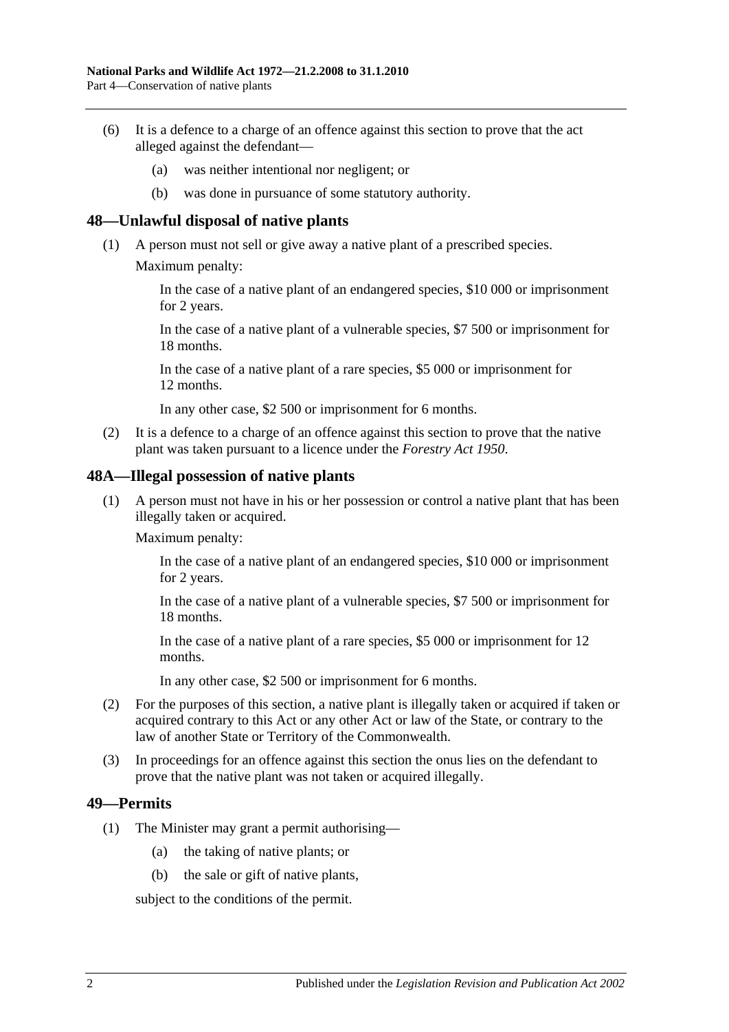(6) It is a defence to a charge of an offence against this section to prove that the act alleged against the defendant—

(a) was neither intentional nor negligent; or

(b) was done in pursuance of some statutory authority.

## 48—Unlawful disposal of native plants

(1) A person must not sell or give away a native plant of a prescribed species.

Maximum penalty:

In the case of a native plant of an endangered species, $10 000 or imprisonment for 2 years.

In the case of a native plant of a vulnerable species, $7 500 or imprisonment for 18 months.

In the case of a native plant of a rare species, $5 000 or imprisonment for 12 months.

In any other case, $2 500 or imprisonment for 6 months.

(2) It is a defence to a charge of an offence against this section to prove that the native plant was taken pursuant to a licence under the *Forestry Act 1950*.

## 48A—Illegal possession of native plants

(1) A person must not have in his or her possession or control a native plant that has been illegally taken or acquired.

Maximum penalty:

In the case of a native plant of an endangered species, $10 000 or imprisonment for 2 years.

In the case of a native plant of a vulnerable species, $7 500 or imprisonment for 18 months.

In the case of a native plant of a rare species, $5 000 or imprisonment for 12 months.

In any other case, $2 500 or imprisonment for 6 months.

(2) For the purposes of this section, a native plant is illegally taken or acquired if taken or acquired contrary to this Act or any other Act or law of the State, or contrary to the law of another State or Territory of the Commonwealth.

(3) In proceedings for an offence against this section the onus lies on the defendant to prove that the native plant was not taken or acquired illegally.

## 49—Permits

(1) The Minister may grant a permit authorising—

(a) the taking of native plants; or

(b) the sale or gift of native plants,

subject to the conditions of the permit.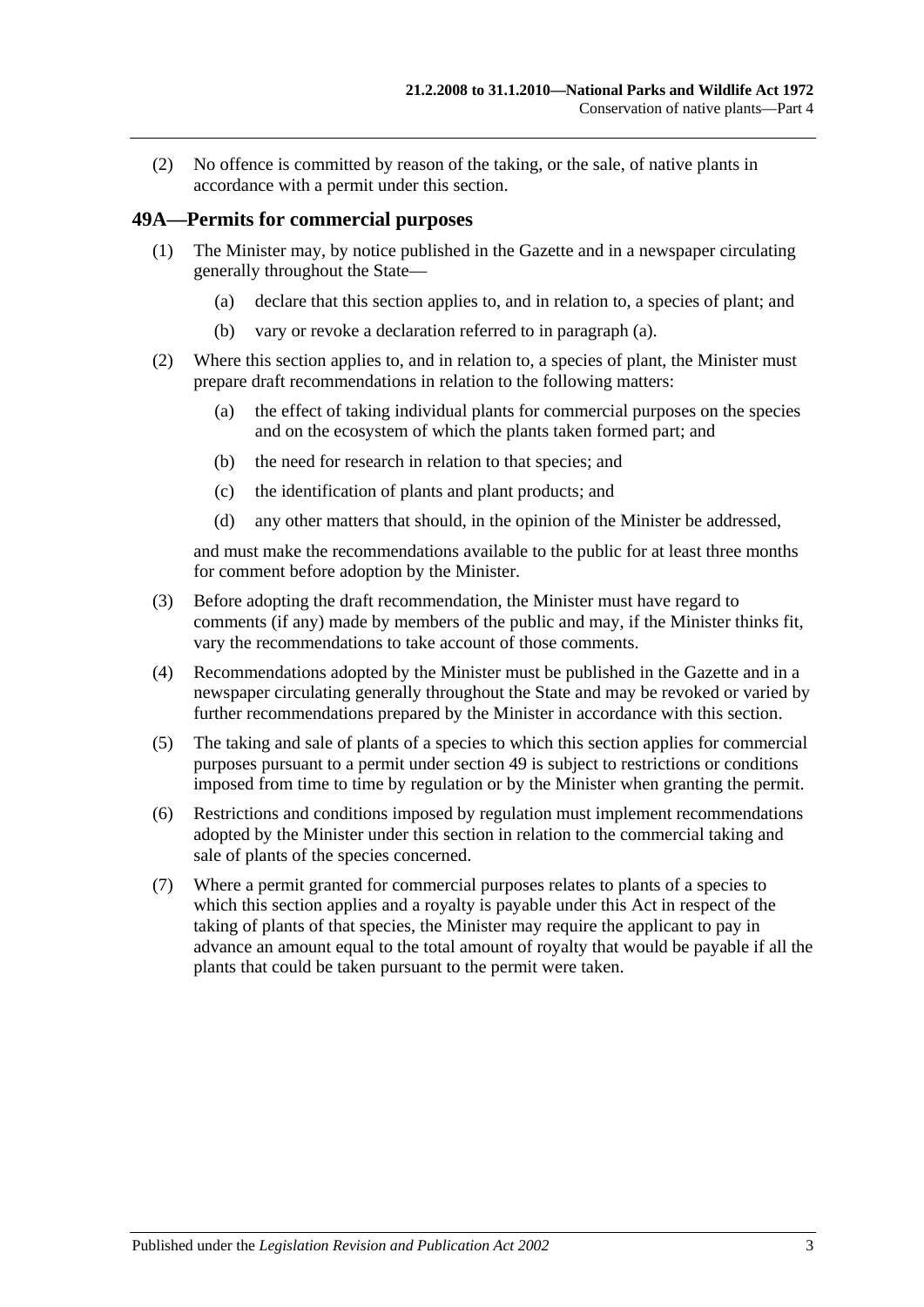(2) No offence is committed by reason of the taking, or the sale, of native plants in accordance with a permit under this section.

## 49A—Permits for commercial purposes

(1) The Minister may, by notice published in the Gazette and in a newspaper circulating generally throughout the State—

(a) declare that this section applies to, and in relation to, a species of plant; and

(b) vary or revoke a declaration referred to in paragraph (a).

(2) Where this section applies to, and in relation to, a species of plant, the Minister must prepare draft recommendations in relation to the following matters:

(a) the effect of taking individual plants for commercial purposes on the species and on the ecosystem of which the plants taken formed part; and

(b) the need for research in relation to that species; and

(c) the identification of plants and plant products; and

(d) any other matters that should, in the opinion of the Minister be addressed,

and must make the recommendations available to the public for at least three months for comment before adoption by the Minister.

(3) Before adopting the draft recommendation, the Minister must have regard to comments (if any) made by members of the public and may, if the Minister thinks fit, vary the recommendations to take account of those comments.

(4) Recommendations adopted by the Minister must be published in the Gazette and in a newspaper circulating generally throughout the State and may be revoked or varied by further recommendations prepared by the Minister in accordance with this section.

(5) The taking and sale of plants of a species to which this section applies for commercial purposes pursuant to a permit under section 49 is subject to restrictions or conditions imposed from time to time by regulation or by the Minister when granting the permit.

(6) Restrictions and conditions imposed by regulation must implement recommendations adopted by the Minister under this section in relation to the commercial taking and sale of plants of the species concerned.

(7) Where a permit granted for commercial purposes relates to plants of a species to which this section applies and a royalty is payable under this Act in respect of the taking of plants of that species, the Minister may require the applicant to pay in advance an amount equal to the total amount of royalty that would be payable if all the plants that could be taken pursuant to the permit were taken.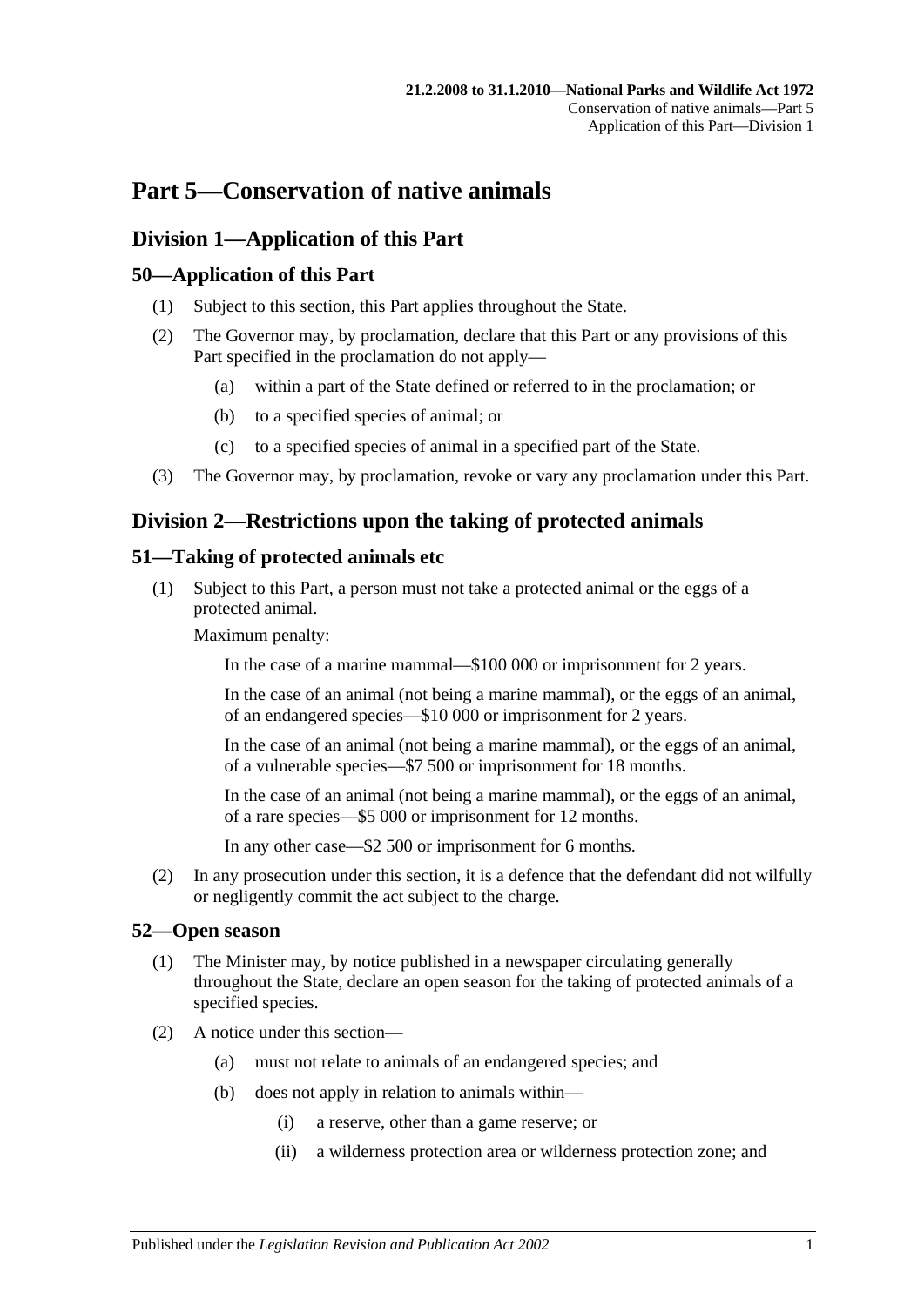# Part 5—Conservation of native animals

## Division 1—Application of this Part

### 50—Application of this Part

(1) Subject to this section, this Part applies throughout the State.

(2) The Governor may, by proclamation, declare that this Part or any provisions of this Part specified in the proclamation do not apply—

- (a) within a part of the State defined or referred to in the proclamation; or
- (b) to a specified species of animal; or
- (c) to a specified species of animal in a specified part of the State.

(3) The Governor may, by proclamation, revoke or vary any proclamation under this Part.

## Division 2—Restrictions upon the taking of protected animals

### 51—Taking of protected animals etc

(1) Subject to this Part, a person must not take a protected animal or the eggs of a protected animal.

Maximum penalty:

In the case of a marine mammal—$100 000 or imprisonment for 2 years.

In the case of an animal (not being a marine mammal), or the eggs of an animal, of an endangered species—$10 000 or imprisonment for 2 years.

In the case of an animal (not being a marine mammal), or the eggs of an animal, of a vulnerable species—$7 500 or imprisonment for 18 months.

In the case of an animal (not being a marine mammal), or the eggs of an animal, of a rare species—$5 000 or imprisonment for 12 months.

In any other case—$2 500 or imprisonment for 6 months.

(2) In any prosecution under this section, it is a defence that the defendant did not wilfully or negligently commit the act subject to the charge.

### 52—Open season

(1) The Minister may, by notice published in a newspaper circulating generally throughout the State, declare an open season for the taking of protected animals of a specified species.

(2) A notice under this section—

- (a) must not relate to animals of an endangered species; and
- (b) does not apply in relation to animals within—
  - (i) a reserve, other than a game reserve; or
  - (ii) a wilderness protection area or wilderness protection zone; and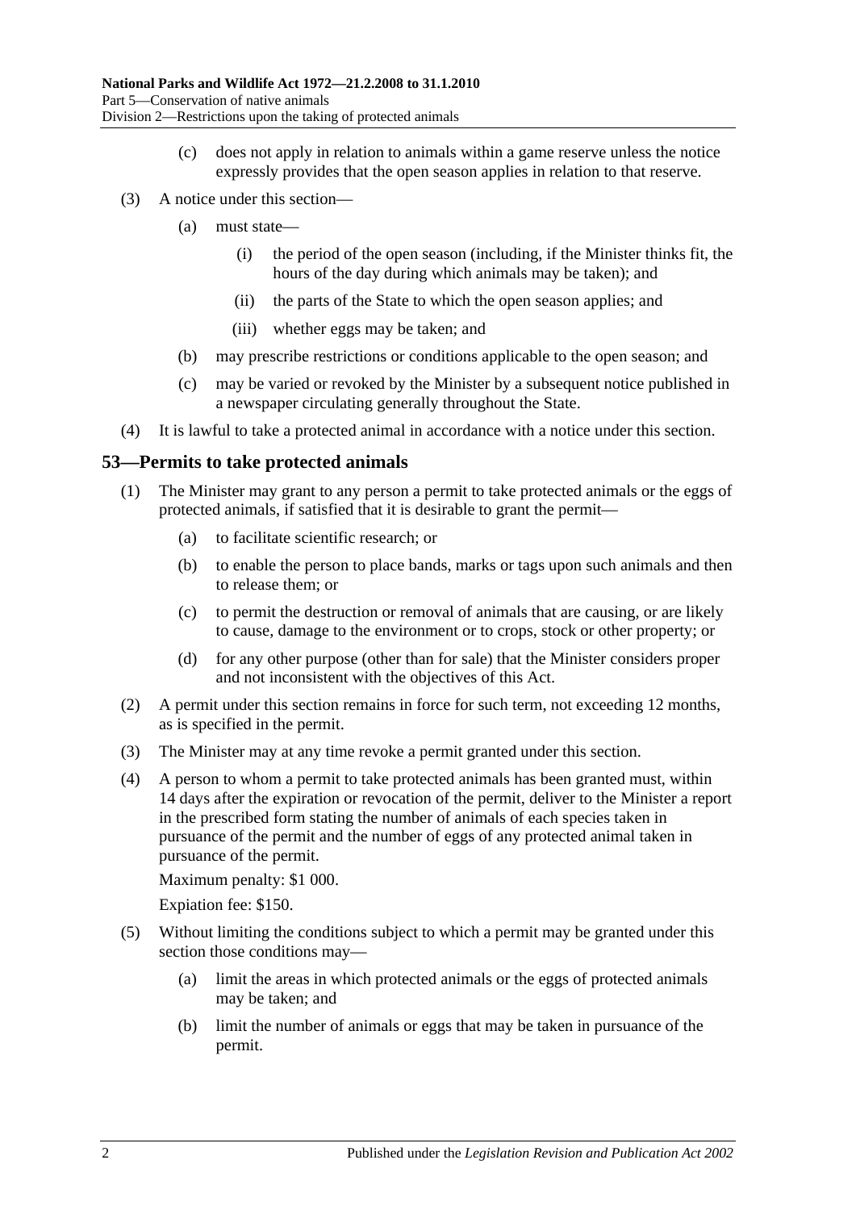(c) does not apply in relation to animals within a game reserve unless the notice expressly provides that the open season applies in relation to that reserve.

(3) A notice under this section—

(a) must state—

(i) the period of the open season (including, if the Minister thinks fit, the hours of the day during which animals may be taken); and

(ii) the parts of the State to which the open season applies; and

(iii) whether eggs may be taken; and

(b) may prescribe restrictions or conditions applicable to the open season; and

(c) may be varied or revoked by the Minister by a subsequent notice published in a newspaper circulating generally throughout the State.

(4) It is lawful to take a protected animal in accordance with a notice under this section.

## 53—Permits to take protected animals

(1) The Minister may grant to any person a permit to take protected animals or the eggs of protected animals, if satisfied that it is desirable to grant the permit—

(a) to facilitate scientific research; or

(b) to enable the person to place bands, marks or tags upon such animals and then to release them; or

(c) to permit the destruction or removal of animals that are causing, or are likely to cause, damage to the environment or to crops, stock or other property; or

(d) for any other purpose (other than for sale) that the Minister considers proper and not inconsistent with the objectives of this Act.

(2) A permit under this section remains in force for such term, not exceeding 12 months, as is specified in the permit.

(3) The Minister may at any time revoke a permit granted under this section.

(4) A person to whom a permit to take protected animals has been granted must, within 14 days after the expiration or revocation of the permit, deliver to the Minister a report in the prescribed form stating the number of animals of each species taken in pursuance of the permit and the number of eggs of any protected animal taken in pursuance of the permit.

Maximum penalty: $1 000.

Expiation fee: $150.

(5) Without limiting the conditions subject to which a permit may be granted under this section those conditions may—

(a) limit the areas in which protected animals or the eggs of protected animals may be taken; and

(b) limit the number of animals or eggs that may be taken in pursuance of the permit.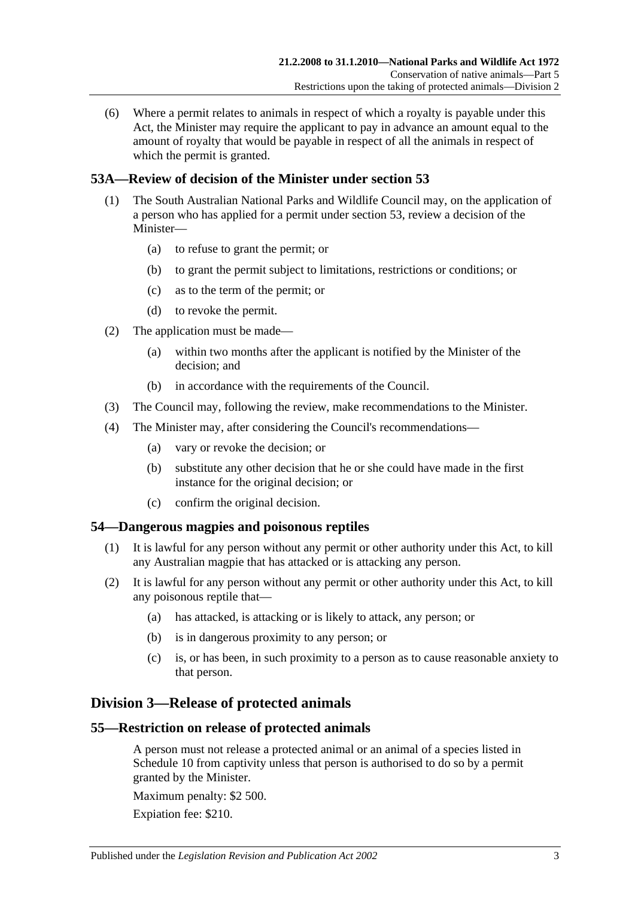(6) Where a permit relates to animals in respect of which a royalty is payable under this Act, the Minister may require the applicant to pay in advance an amount equal to the amount of royalty that would be payable in respect of all the animals in respect of which the permit is granted.

### 53A—Review of decision of the Minister under section 53

(1) The South Australian National Parks and Wildlife Council may, on the application of a person who has applied for a permit under section 53, review a decision of the Minister—

(a) to refuse to grant the permit; or

(b) to grant the permit subject to limitations, restrictions or conditions; or

(c) as to the term of the permit; or

(d) to revoke the permit.

(2) The application must be made—

(a) within two months after the applicant is notified by the Minister of the decision; and

(b) in accordance with the requirements of the Council.

(3) The Council may, following the review, make recommendations to the Minister.

(4) The Minister may, after considering the Council's recommendations—

(a) vary or revoke the decision; or

(b) substitute any other decision that he or she could have made in the first instance for the original decision; or

(c) confirm the original decision.

### 54—Dangerous magpies and poisonous reptiles

(1) It is lawful for any person without any permit or other authority under this Act, to kill any Australian magpie that has attacked or is attacking any person.

(2) It is lawful for any person without any permit or other authority under this Act, to kill any poisonous reptile that—

(a) has attacked, is attacking or is likely to attack, any person; or

(b) is in dangerous proximity to any person; or

(c) is, or has been, in such proximity to a person as to cause reasonable anxiety to that person.

## Division 3—Release of protected animals

### 55—Restriction on release of protected animals

A person must not release a protected animal or an animal of a species listed in Schedule 10 from captivity unless that person is authorised to do so by a permit granted by the Minister.

Maximum penalty: $2 500.

Expiation fee: $210.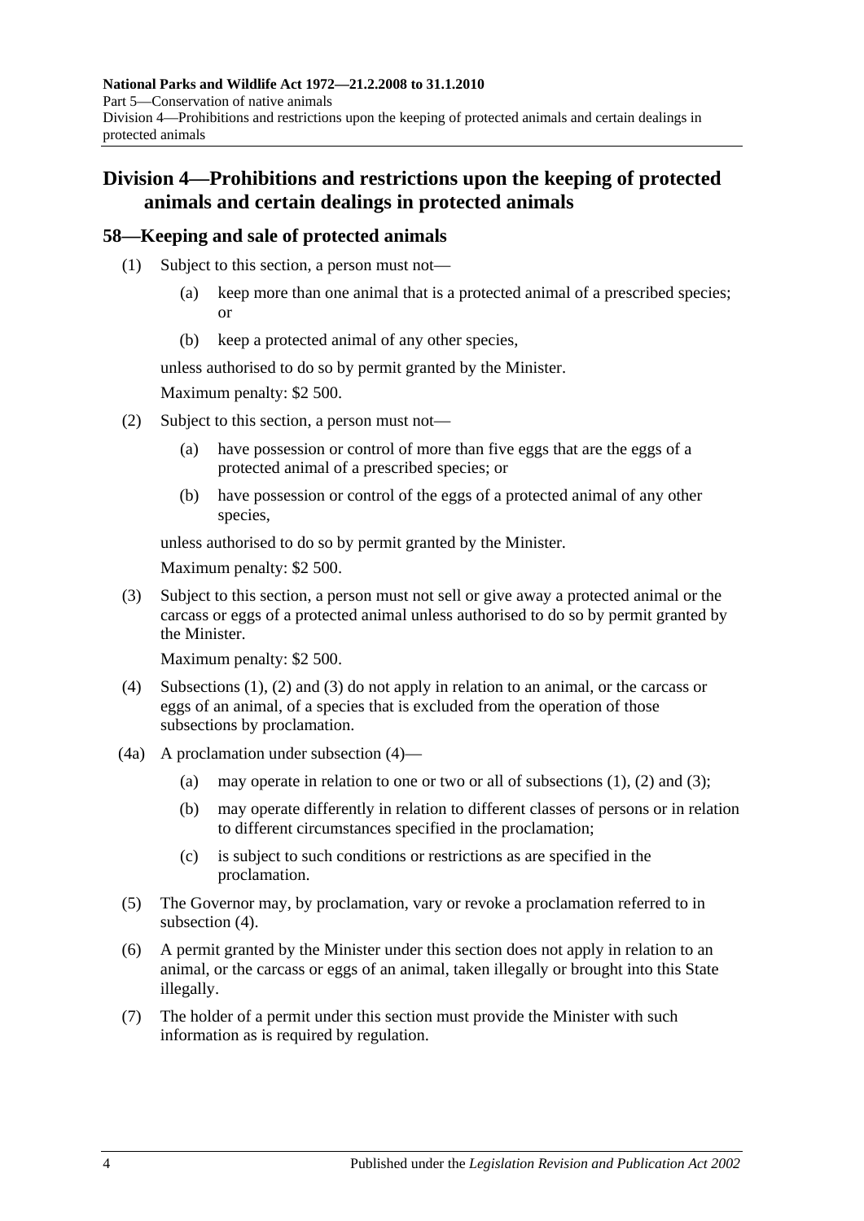## Division 4—Prohibitions and restrictions upon the keeping of protected animals and certain dealings in protected animals

### 58—Keeping and sale of protected animals

(1) Subject to this section, a person must not—

(a) keep more than one animal that is a protected animal of a prescribed species; or

(b) keep a protected animal of any other species,

unless authorised to do so by permit granted by the Minister.

Maximum penalty: $2 500.

(2) Subject to this section, a person must not—

(a) have possession or control of more than five eggs that are the eggs of a protected animal of a prescribed species; or

(b) have possession or control of the eggs of a protected animal of any other species,

unless authorised to do so by permit granted by the Minister.

Maximum penalty: $2 500.

(3) Subject to this section, a person must not sell or give away a protected animal or the carcass or eggs of a protected animal unless authorised to do so by permit granted by the Minister.

Maximum penalty: $2 500.

(4) Subsections (1), (2) and (3) do not apply in relation to an animal, or the carcass or eggs of an animal, of a species that is excluded from the operation of those subsections by proclamation.

(4a) A proclamation under subsection (4)—

(a) may operate in relation to one or two or all of subsections (1), (2) and (3);

(b) may operate differently in relation to different classes of persons or in relation to different circumstances specified in the proclamation;

(c) is subject to such conditions or restrictions as are specified in the proclamation.

(5) The Governor may, by proclamation, vary or revoke a proclamation referred to in subsection (4).

(6) A permit granted by the Minister under this section does not apply in relation to an animal, or the carcass or eggs of an animal, taken illegally or brought into this State illegally.

(7) The holder of a permit under this section must provide the Minister with such information as is required by regulation.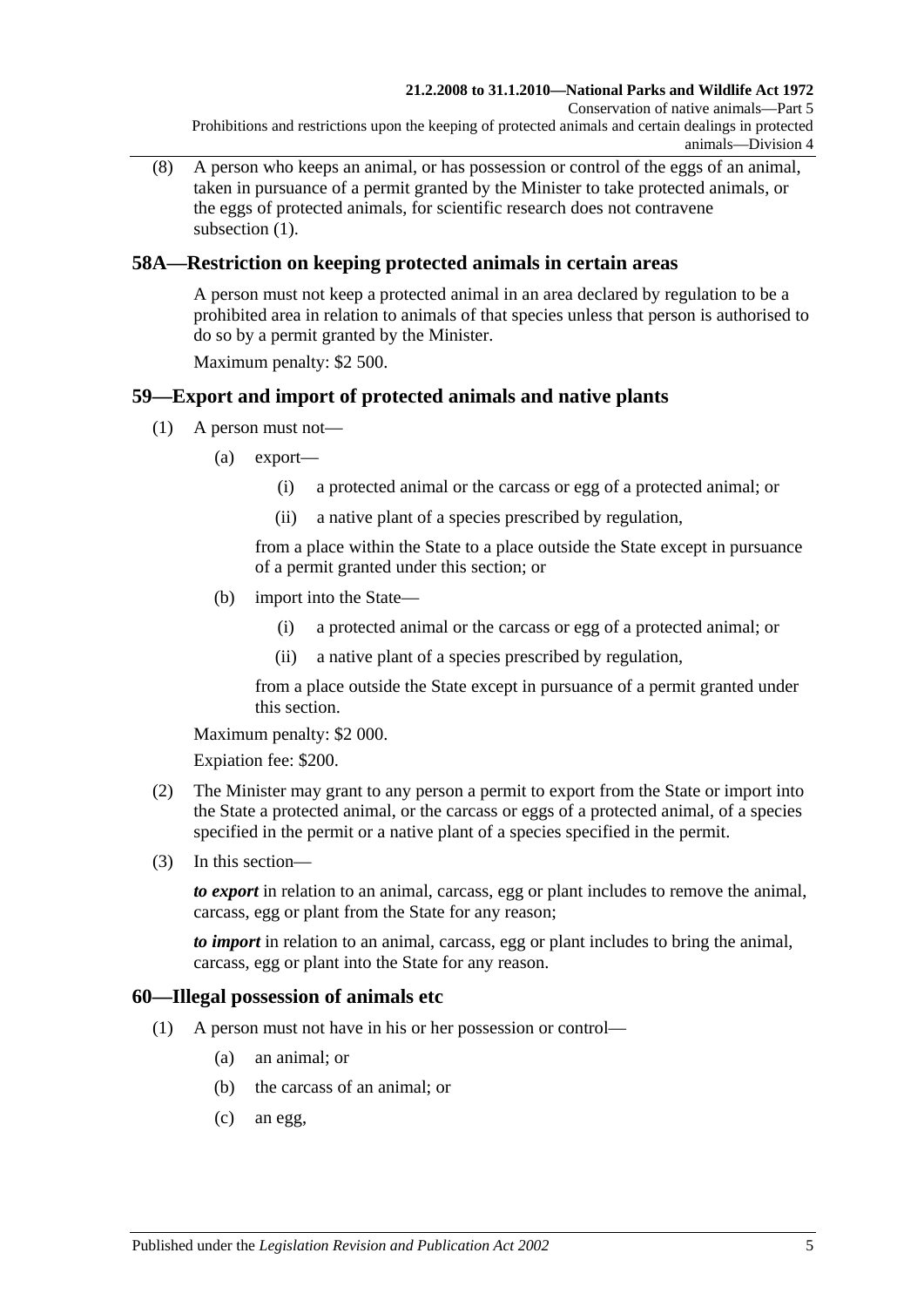(8) A person who keeps an animal, or has possession or control of the eggs of an animal, taken in pursuance of a permit granted by the Minister to take protected animals, or the eggs of protected animals, for scientific research does not contravene subsection (1).

## 58A—Restriction on keeping protected animals in certain areas

A person must not keep a protected animal in an area declared by regulation to be a prohibited area in relation to animals of that species unless that person is authorised to do so by a permit granted by the Minister.

Maximum penalty: $2 500.

## 59—Export and import of protected animals and native plants

(1) A person must not—

(a) export—

(i) a protected animal or the carcass or egg of a protected animal; or

(ii) a native plant of a species prescribed by regulation,

from a place within the State to a place outside the State except in pursuance of a permit granted under this section; or

(b) import into the State—

(i) a protected animal or the carcass or egg of a protected animal; or

(ii) a native plant of a species prescribed by regulation,

from a place outside the State except in pursuance of a permit granted under this section.

Maximum penalty: $2 000.

Expiation fee: $200.

(2) The Minister may grant to any person a permit to export from the State or import into the State a protected animal, or the carcass or eggs of a protected animal, of a species specified in the permit or a native plant of a species specified in the permit.

(3) In this section—

***to export*** in relation to an animal, carcass, egg or plant includes to remove the animal, carcass, egg or plant from the State for any reason;

***to import*** in relation to an animal, carcass, egg or plant includes to bring the animal, carcass, egg or plant into the State for any reason.

## 60—Illegal possession of animals etc

(1) A person must not have in his or her possession or control—

(a) an animal; or

(b) the carcass of an animal; or

(c) an egg,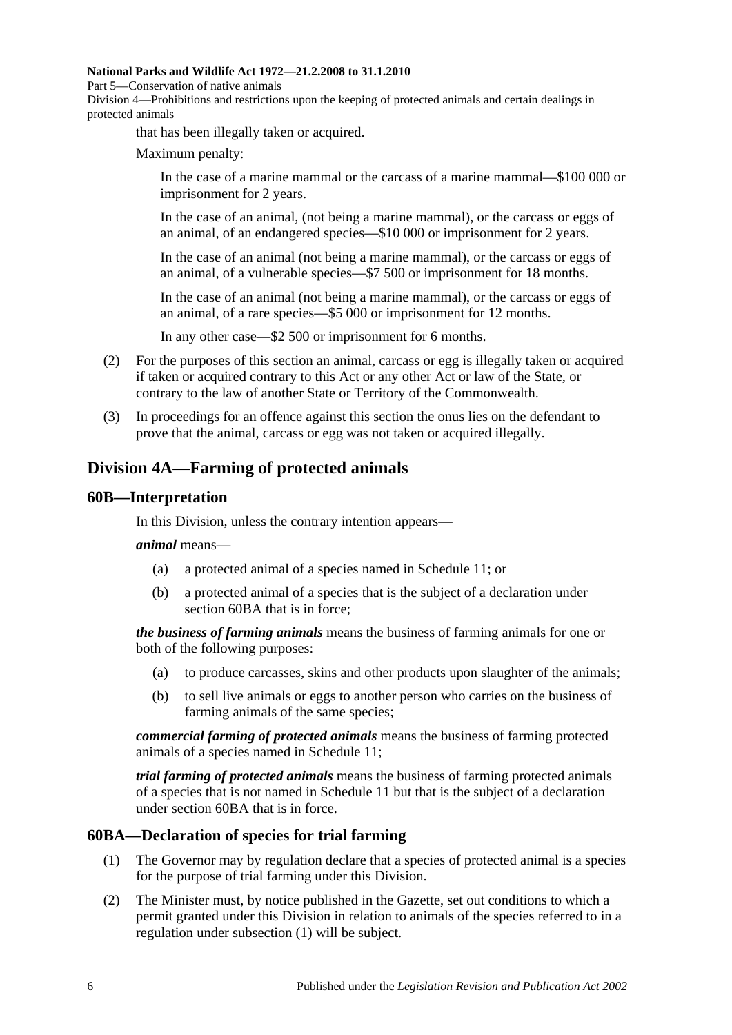that has been illegally taken or acquired.

Maximum penalty:

In the case of a marine mammal or the carcass of a marine mammal—$100 000 or imprisonment for 2 years.

In the case of an animal, (not being a marine mammal), or the carcass or eggs of an animal, of an endangered species—$10 000 or imprisonment for 2 years.

In the case of an animal (not being a marine mammal), or the carcass or eggs of an animal, of a vulnerable species—$7 500 or imprisonment for 18 months.

In the case of an animal (not being a marine mammal), or the carcass or eggs of an animal, of a rare species—$5 000 or imprisonment for 12 months.

In any other case—$2 500 or imprisonment for 6 months.

(2) For the purposes of this section an animal, carcass or egg is illegally taken or acquired if taken or acquired contrary to this Act or any other Act or law of the State, or contrary to the law of another State or Territory of the Commonwealth.

(3) In proceedings for an offence against this section the onus lies on the defendant to prove that the animal, carcass or egg was not taken or acquired illegally.

## Division 4A—Farming of protected animals

### 60B—Interpretation

In this Division, unless the contrary intention appears—

***animal*** means—

(a) a protected animal of a species named in Schedule 11; or

(b) a protected animal of a species that is the subject of a declaration under section 60BA that is in force;

***the business of farming animals*** means the business of farming animals for one or both of the following purposes:

(a) to produce carcasses, skins and other products upon slaughter of the animals;

(b) to sell live animals or eggs to another person who carries on the business of farming animals of the same species;

***commercial farming of protected animals*** means the business of farming protected animals of a species named in Schedule 11;

***trial farming of protected animals*** means the business of farming protected animals of a species that is not named in Schedule 11 but that is the subject of a declaration under section 60BA that is in force.

### 60BA—Declaration of species for trial farming

(1) The Governor may by regulation declare that a species of protected animal is a species for the purpose of trial farming under this Division.

(2) The Minister must, by notice published in the Gazette, set out conditions to which a permit granted under this Division in relation to animals of the species referred to in a regulation under subsection (1) will be subject.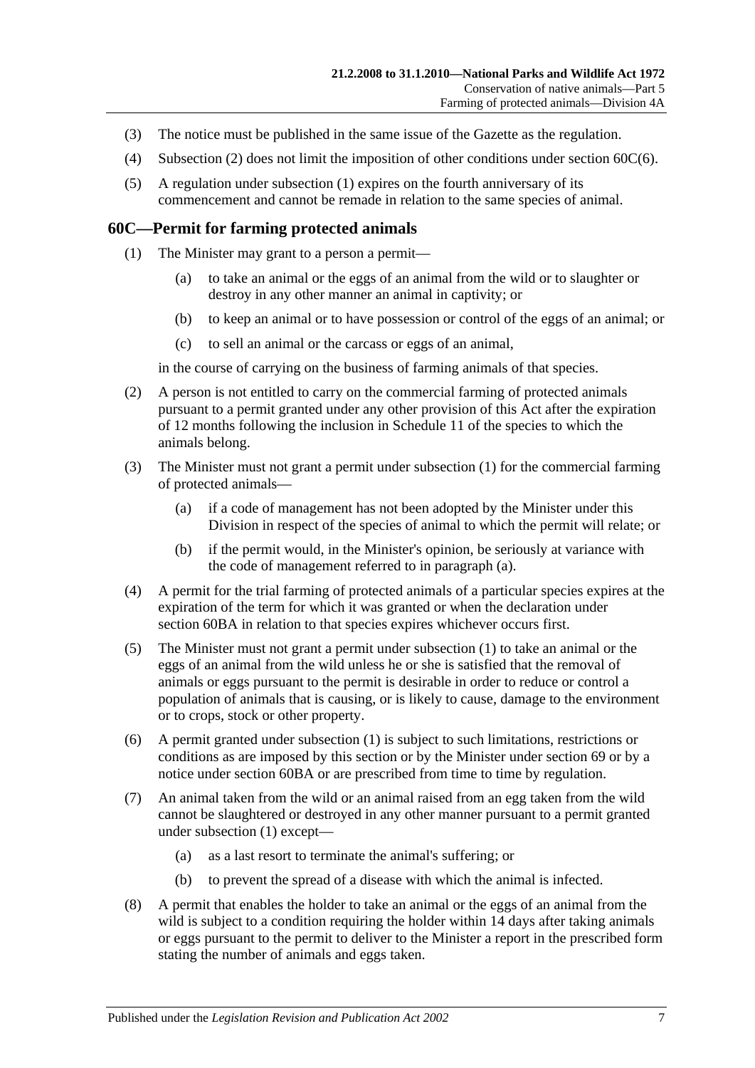(3) The notice must be published in the same issue of the Gazette as the regulation.

(4) Subsection (2) does not limit the imposition of other conditions under section 60C(6).

(5) A regulation under subsection (1) expires on the fourth anniversary of its commencement and cannot be remade in relation to the same species of animal.

## 60C—Permit for farming protected animals

(1) The Minister may grant to a person a permit—

(a) to take an animal or the eggs of an animal from the wild or to slaughter or destroy in any other manner an animal in captivity; or

(b) to keep an animal or to have possession or control of the eggs of an animal; or

(c) to sell an animal or the carcass or eggs of an animal,

in the course of carrying on the business of farming animals of that species.

(2) A person is not entitled to carry on the commercial farming of protected animals pursuant to a permit granted under any other provision of this Act after the expiration of 12 months following the inclusion in Schedule 11 of the species to which the animals belong.

(3) The Minister must not grant a permit under subsection (1) for the commercial farming of protected animals—

(a) if a code of management has not been adopted by the Minister under this Division in respect of the species of animal to which the permit will relate; or

(b) if the permit would, in the Minister's opinion, be seriously at variance with the code of management referred to in paragraph (a).

(4) A permit for the trial farming of protected animals of a particular species expires at the expiration of the term for which it was granted or when the declaration under section 60BA in relation to that species expires whichever occurs first.

(5) The Minister must not grant a permit under subsection (1) to take an animal or the eggs of an animal from the wild unless he or she is satisfied that the removal of animals or eggs pursuant to the permit is desirable in order to reduce or control a population of animals that is causing, or is likely to cause, damage to the environment or to crops, stock or other property.

(6) A permit granted under subsection (1) is subject to such limitations, restrictions or conditions as are imposed by this section or by the Minister under section 69 or by a notice under section 60BA or are prescribed from time to time by regulation.

(7) An animal taken from the wild or an animal raised from an egg taken from the wild cannot be slaughtered or destroyed in any other manner pursuant to a permit granted under subsection (1) except—

(a) as a last resort to terminate the animal's suffering; or

(b) to prevent the spread of a disease with which the animal is infected.

(8) A permit that enables the holder to take an animal or the eggs of an animal from the wild is subject to a condition requiring the holder within 14 days after taking animals or eggs pursuant to the permit to deliver to the Minister a report in the prescribed form stating the number of animals and eggs taken.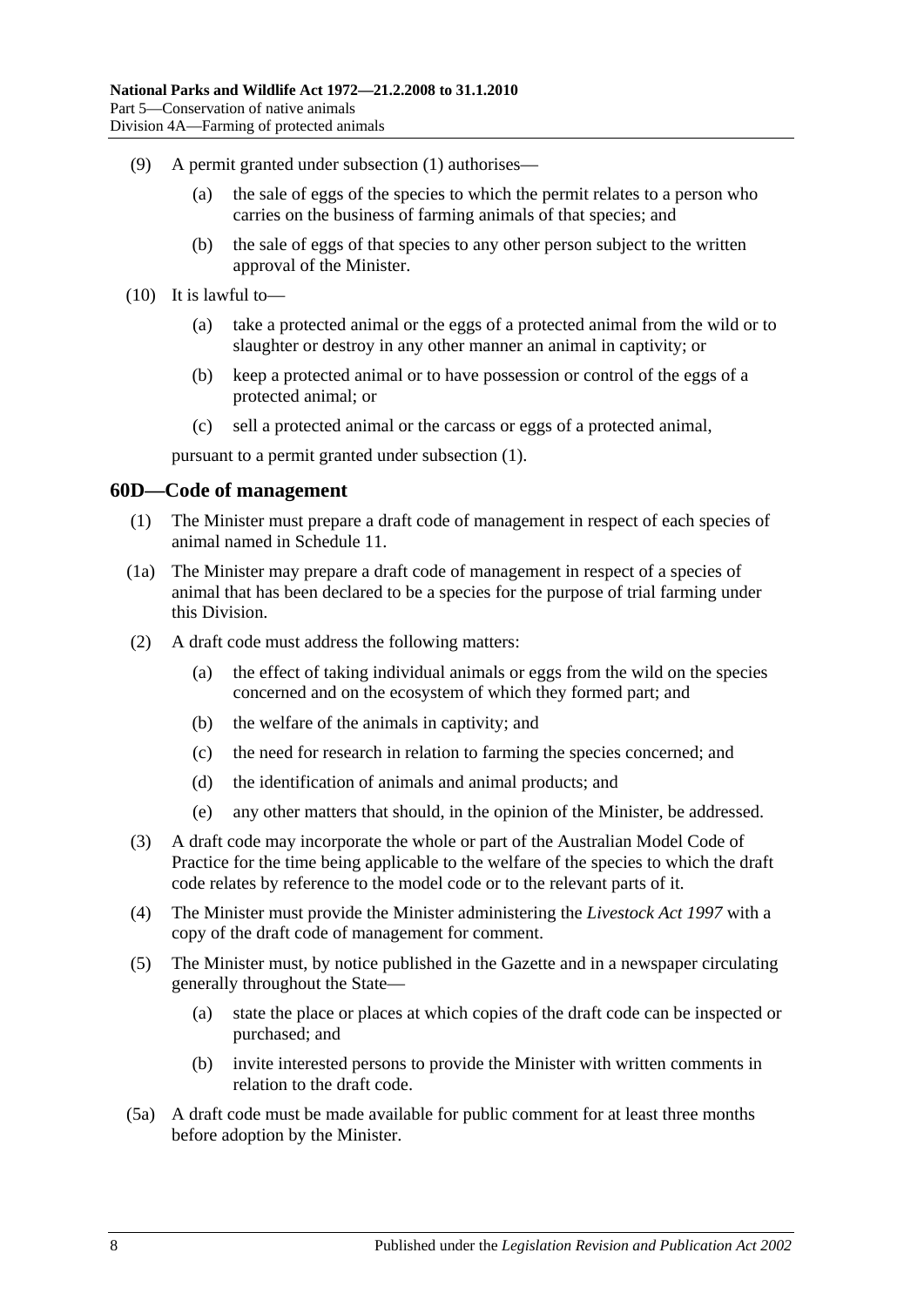(9) A permit granted under subsection (1) authorises—

(a) the sale of eggs of the species to which the permit relates to a person who carries on the business of farming animals of that species; and

(b) the sale of eggs of that species to any other person subject to the written approval of the Minister.

(10) It is lawful to—

(a) take a protected animal or the eggs of a protected animal from the wild or to slaughter or destroy in any other manner an animal in captivity; or

(b) keep a protected animal or to have possession or control of the eggs of a protected animal; or

(c) sell a protected animal or the carcass or eggs of a protected animal,

pursuant to a permit granted under subsection (1).

## 60D—Code of management

(1) The Minister must prepare a draft code of management in respect of each species of animal named in Schedule 11.

(1a) The Minister may prepare a draft code of management in respect of a species of animal that has been declared to be a species for the purpose of trial farming under this Division.

(2) A draft code must address the following matters:

(a) the effect of taking individual animals or eggs from the wild on the species concerned and on the ecosystem of which they formed part; and

(b) the welfare of the animals in captivity; and

(c) the need for research in relation to farming the species concerned; and

(d) the identification of animals and animal products; and

(e) any other matters that should, in the opinion of the Minister, be addressed.

(3) A draft code may incorporate the whole or part of the Australian Model Code of Practice for the time being applicable to the welfare of the species to which the draft code relates by reference to the model code or to the relevant parts of it.

(4) The Minister must provide the Minister administering the *Livestock Act 1997* with a copy of the draft code of management for comment.

(5) The Minister must, by notice published in the Gazette and in a newspaper circulating generally throughout the State—

(a) state the place or places at which copies of the draft code can be inspected or purchased; and

(b) invite interested persons to provide the Minister with written comments in relation to the draft code.

(5a) A draft code must be made available for public comment for at least three months before adoption by the Minister.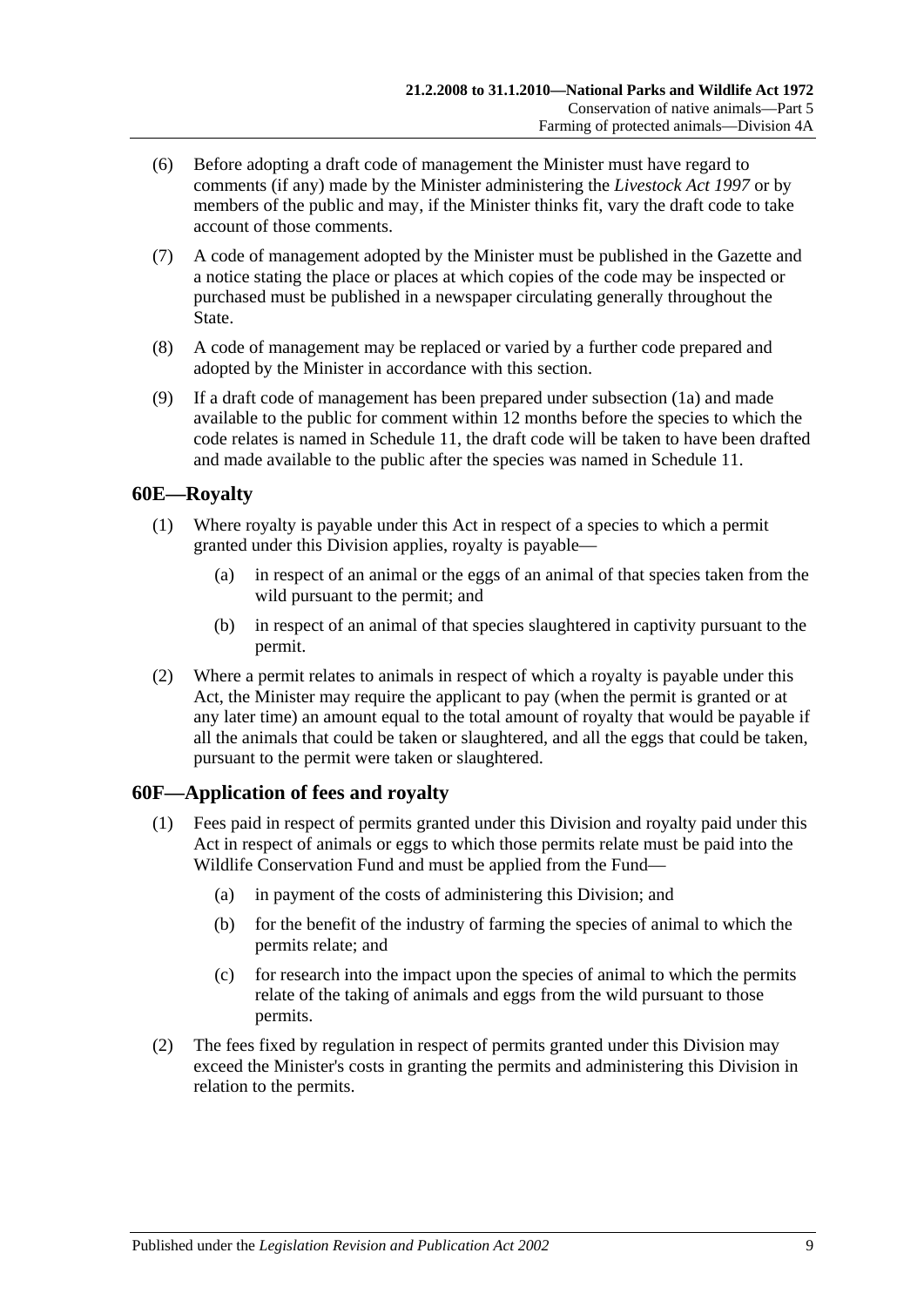(6) Before adopting a draft code of management the Minister must have regard to comments (if any) made by the Minister administering the *Livestock Act 1997* or by members of the public and may, if the Minister thinks fit, vary the draft code to take account of those comments.

(7) A code of management adopted by the Minister must be published in the Gazette and a notice stating the place or places at which copies of the code may be inspected or purchased must be published in a newspaper circulating generally throughout the State.

(8) A code of management may be replaced or varied by a further code prepared and adopted by the Minister in accordance with this section.

(9) If a draft code of management has been prepared under subsection (1a) and made available to the public for comment within 12 months before the species to which the code relates is named in Schedule 11, the draft code will be taken to have been drafted and made available to the public after the species was named in Schedule 11.

## 60E—Royalty

(1) Where royalty is payable under this Act in respect of a species to which a permit granted under this Division applies, royalty is payable—

  (a) in respect of an animal or the eggs of an animal of that species taken from the wild pursuant to the permit; and

  (b) in respect of an animal of that species slaughtered in captivity pursuant to the permit.

(2) Where a permit relates to animals in respect of which a royalty is payable under this Act, the Minister may require the applicant to pay (when the permit is granted or at any later time) an amount equal to the total amount of royalty that would be payable if all the animals that could be taken or slaughtered, and all the eggs that could be taken, pursuant to the permit were taken or slaughtered.

## 60F—Application of fees and royalty

(1) Fees paid in respect of permits granted under this Division and royalty paid under this Act in respect of animals or eggs to which those permits relate must be paid into the Wildlife Conservation Fund and must be applied from the Fund—

  (a) in payment of the costs of administering this Division; and

  (b) for the benefit of the industry of farming the species of animal to which the permits relate; and

  (c) for research into the impact upon the species of animal to which the permits relate of the taking of animals and eggs from the wild pursuant to those permits.

(2) The fees fixed by regulation in respect of permits granted under this Division may exceed the Minister's costs in granting the permits and administering this Division in relation to the permits.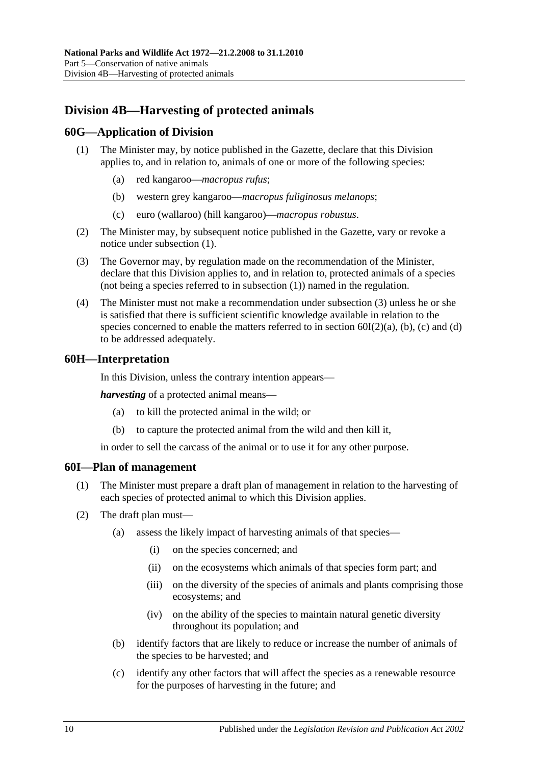## Division 4B—Harvesting of protected animals

### 60G—Application of Division

(1) The Minister may, by notice published in the Gazette, declare that this Division applies to, and in relation to, animals of one or more of the following species:

(a) red kangaroo—*macropus rufus*;

(b) western grey kangaroo—*macropus fuliginosus melanops*;

(c) euro (wallaroo) (hill kangaroo)—*macropus robustus*.

(2) The Minister may, by subsequent notice published in the Gazette, vary or revoke a notice under subsection (1).

(3) The Governor may, by regulation made on the recommendation of the Minister, declare that this Division applies to, and in relation to, protected animals of a species (not being a species referred to in subsection (1)) named in the regulation.

(4) The Minister must not make a recommendation under subsection (3) unless he or she is satisfied that there is sufficient scientific knowledge available in relation to the species concerned to enable the matters referred to in section 60I(2)(a), (b), (c) and (d) to be addressed adequately.

### 60H—Interpretation

In this Division, unless the contrary intention appears—

***harvesting*** of a protected animal means—

(a) to kill the protected animal in the wild; or

(b) to capture the protected animal from the wild and then kill it,

in order to sell the carcass of the animal or to use it for any other purpose.

### 60I—Plan of management

(1) The Minister must prepare a draft plan of management in relation to the harvesting of each species of protected animal to which this Division applies.

(2) The draft plan must—

(a) assess the likely impact of harvesting animals of that species—

(i) on the species concerned; and

(ii) on the ecosystems which animals of that species form part; and

(iii) on the diversity of the species of animals and plants comprising those ecosystems; and

(iv) on the ability of the species to maintain natural genetic diversity throughout its population; and

(b) identify factors that are likely to reduce or increase the number of animals of the species to be harvested; and

(c) identify any other factors that will affect the species as a renewable resource for the purposes of harvesting in the future; and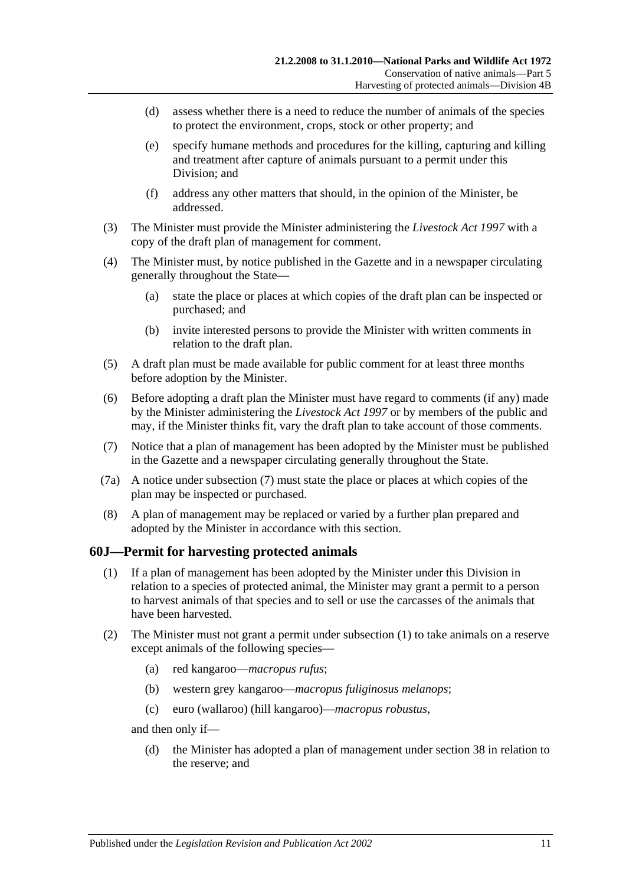(d) assess whether there is a need to reduce the number of animals of the species to protect the environment, crops, stock or other property; and

(e) specify humane methods and procedures for the killing, capturing and killing and treatment after capture of animals pursuant to a permit under this Division; and

(f) address any other matters that should, in the opinion of the Minister, be addressed.

(3) The Minister must provide the Minister administering the *Livestock Act 1997* with a copy of the draft plan of management for comment.

(4) The Minister must, by notice published in the Gazette and in a newspaper circulating generally throughout the State—

(a) state the place or places at which copies of the draft plan can be inspected or purchased; and

(b) invite interested persons to provide the Minister with written comments in relation to the draft plan.

(5) A draft plan must be made available for public comment for at least three months before adoption by the Minister.

(6) Before adopting a draft plan the Minister must have regard to comments (if any) made by the Minister administering the *Livestock Act 1997* or by members of the public and may, if the Minister thinks fit, vary the draft plan to take account of those comments.

(7) Notice that a plan of management has been adopted by the Minister must be published in the Gazette and a newspaper circulating generally throughout the State.

(7a) A notice under subsection (7) must state the place or places at which copies of the plan may be inspected or purchased.

(8) A plan of management may be replaced or varied by a further plan prepared and adopted by the Minister in accordance with this section.

## 60J—Permit for harvesting protected animals

(1) If a plan of management has been adopted by the Minister under this Division in relation to a species of protected animal, the Minister may grant a permit to a person to harvest animals of that species and to sell or use the carcasses of the animals that have been harvested.

(2) The Minister must not grant a permit under subsection (1) to take animals on a reserve except animals of the following species—

(a) red kangaroo—*macropus rufus*;

(b) western grey kangaroo—*macropus fuliginosus melanops*;

(c) euro (wallaroo) (hill kangaroo)—*macropus robustus*,

and then only if—

(d) the Minister has adopted a plan of management under section 38 in relation to the reserve; and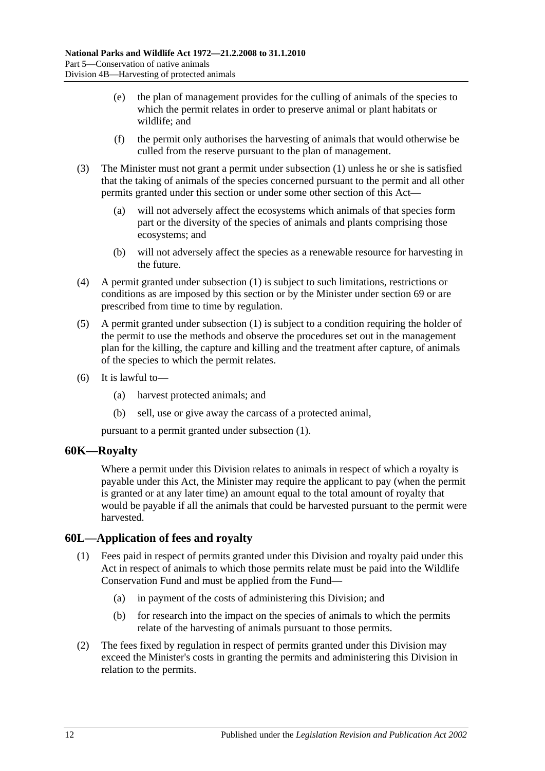(e) the plan of management provides for the culling of animals of the species to which the permit relates in order to preserve animal or plant habitats or wildlife; and

(f) the permit only authorises the harvesting of animals that would otherwise be culled from the reserve pursuant to the plan of management.

(3) The Minister must not grant a permit under subsection (1) unless he or she is satisfied that the taking of animals of the species concerned pursuant to the permit and all other permits granted under this section or under some other section of this Act—

(a) will not adversely affect the ecosystems which animals of that species form part or the diversity of the species of animals and plants comprising those ecosystems; and

(b) will not adversely affect the species as a renewable resource for harvesting in the future.

(4) A permit granted under subsection (1) is subject to such limitations, restrictions or conditions as are imposed by this section or by the Minister under section 69 or are prescribed from time to time by regulation.

(5) A permit granted under subsection (1) is subject to a condition requiring the holder of the permit to use the methods and observe the procedures set out in the management plan for the killing, the capture and killing and the treatment after capture, of animals of the species to which the permit relates.

(6) It is lawful to—

(a) harvest protected animals; and

(b) sell, use or give away the carcass of a protected animal,

pursuant to a permit granted under subsection (1).

## 60K—Royalty

Where a permit under this Division relates to animals in respect of which a royalty is payable under this Act, the Minister may require the applicant to pay (when the permit is granted or at any later time) an amount equal to the total amount of royalty that would be payable if all the animals that could be harvested pursuant to the permit were harvested.

## 60L—Application of fees and royalty

(1) Fees paid in respect of permits granted under this Division and royalty paid under this Act in respect of animals to which those permits relate must be paid into the Wildlife Conservation Fund and must be applied from the Fund—

(a) in payment of the costs of administering this Division; and

(b) for research into the impact on the species of animals to which the permits relate of the harvesting of animals pursuant to those permits.

(2) The fees fixed by regulation in respect of permits granted under this Division may exceed the Minister's costs in granting the permits and administering this Division in relation to the permits.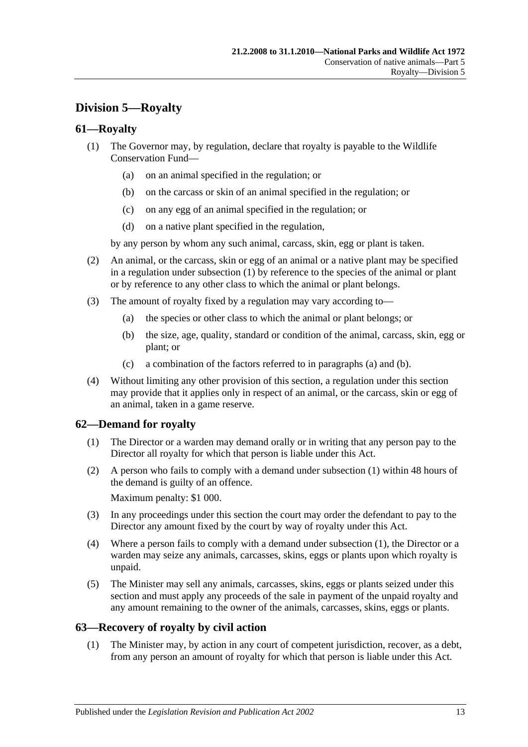## Division 5—Royalty

### 61—Royalty

(1) The Governor may, by regulation, declare that royalty is payable to the Wildlife Conservation Fund—

(a) on an animal specified in the regulation; or

(b) on the carcass or skin of an animal specified in the regulation; or

(c) on any egg of an animal specified in the regulation; or

(d) on a native plant specified in the regulation,

by any person by whom any such animal, carcass, skin, egg or plant is taken.

(2) An animal, or the carcass, skin or egg of an animal or a native plant may be specified in a regulation under subsection (1) by reference to the species of the animal or plant or by reference to any other class to which the animal or plant belongs.

(3) The amount of royalty fixed by a regulation may vary according to—

(a) the species or other class to which the animal or plant belongs; or

(b) the size, age, quality, standard or condition of the animal, carcass, skin, egg or plant; or

(c) a combination of the factors referred to in paragraphs (a) and (b).

(4) Without limiting any other provision of this section, a regulation under this section may provide that it applies only in respect of an animal, or the carcass, skin or egg of an animal, taken in a game reserve.

### 62—Demand for royalty

(1) The Director or a warden may demand orally or in writing that any person pay to the Director all royalty for which that person is liable under this Act.

(2) A person who fails to comply with a demand under subsection (1) within 48 hours of the demand is guilty of an offence.

Maximum penalty: $1 000.

(3) In any proceedings under this section the court may order the defendant to pay to the Director any amount fixed by the court by way of royalty under this Act.

(4) Where a person fails to comply with a demand under subsection (1), the Director or a warden may seize any animals, carcasses, skins, eggs or plants upon which royalty is unpaid.

(5) The Minister may sell any animals, carcasses, skins, eggs or plants seized under this section and must apply any proceeds of the sale in payment of the unpaid royalty and any amount remaining to the owner of the animals, carcasses, skins, eggs or plants.

### 63—Recovery of royalty by civil action

(1) The Minister may, by action in any court of competent jurisdiction, recover, as a debt, from any person an amount of royalty for which that person is liable under this Act.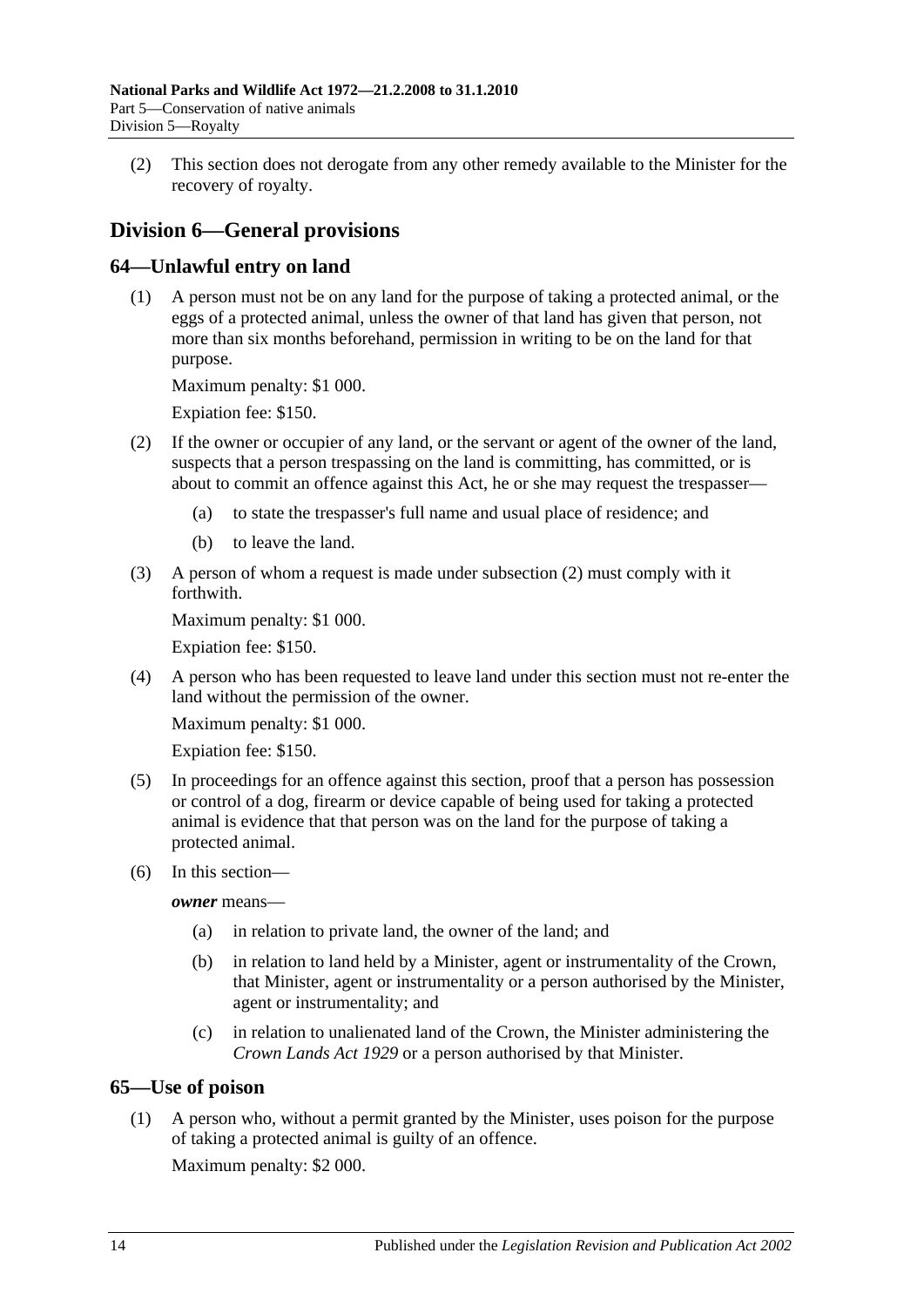(2) This section does not derogate from any other remedy available to the Minister for the recovery of royalty.

## Division 6—General provisions

### 64—Unlawful entry on land

(1) A person must not be on any land for the purpose of taking a protected animal, or the eggs of a protected animal, unless the owner of that land has given that person, not more than six months beforehand, permission in writing to be on the land for that purpose.

Maximum penalty: $1 000.

Expiation fee: $150.

(2) If the owner or occupier of any land, or the servant or agent of the owner of the land, suspects that a person trespassing on the land is committing, has committed, or is about to commit an offence against this Act, he or she may request the trespasser—

- (a) to state the trespasser's full name and usual place of residence; and
- (b) to leave the land.

(3) A person of whom a request is made under subsection (2) must comply with it forthwith.

Maximum penalty: $1 000.

Expiation fee: $150.

(4) A person who has been requested to leave land under this section must not re-enter the land without the permission of the owner.

Maximum penalty: $1 000.

Expiation fee: $150.

(5) In proceedings for an offence against this section, proof that a person has possession or control of a dog, firearm or device capable of being used for taking a protected animal is evidence that that person was on the land for the purpose of taking a protected animal.

(6) In this section—

***owner*** means—

- (a) in relation to private land, the owner of the land; and
- (b) in relation to land held by a Minister, agent or instrumentality of the Crown, that Minister, agent or instrumentality or a person authorised by the Minister, agent or instrumentality; and
- (c) in relation to unalienated land of the Crown, the Minister administering the *Crown Lands Act 1929* or a person authorised by that Minister.

### 65—Use of poison

(1) A person who, without a permit granted by the Minister, uses poison for the purpose of taking a protected animal is guilty of an offence.

Maximum penalty: $2 000.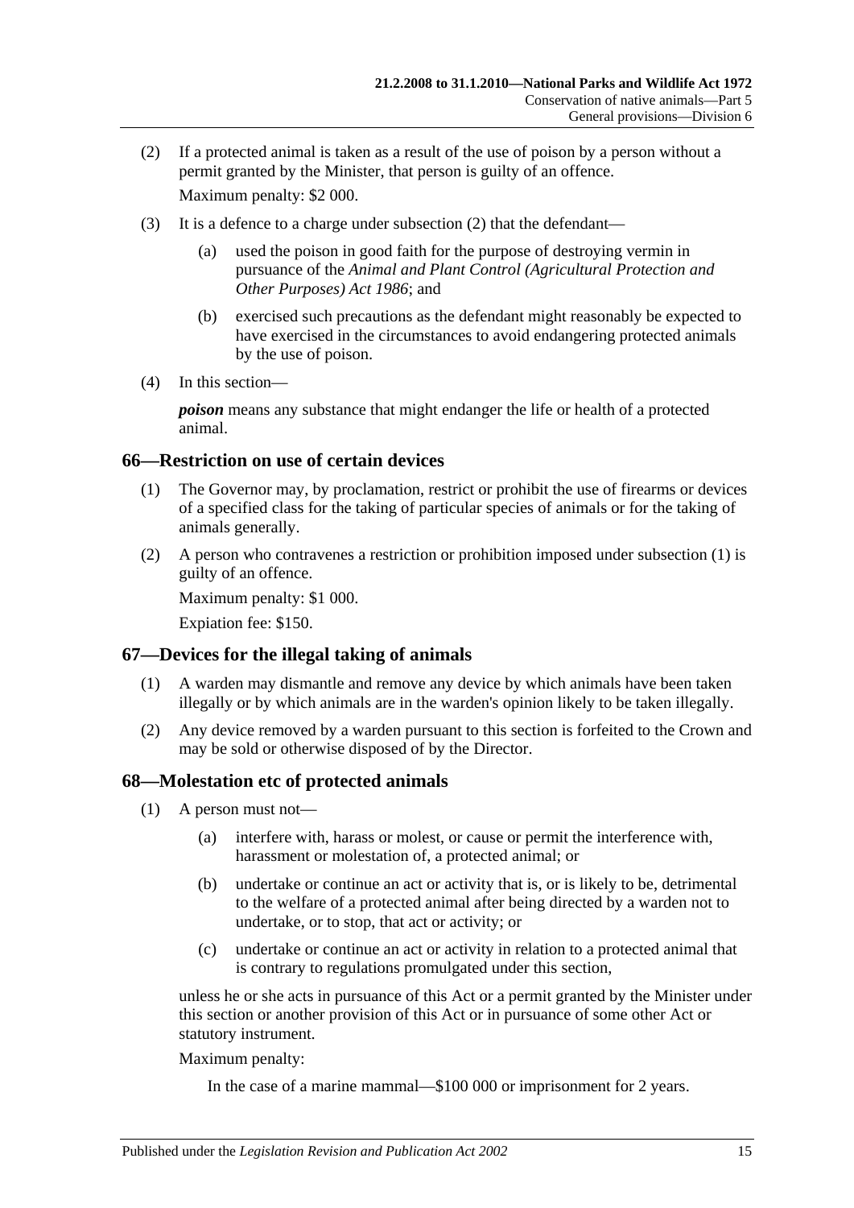(2) If a protected animal is taken as a result of the use of poison by a person without a permit granted by the Minister, that person is guilty of an offence.

Maximum penalty: $2 000.

(3) It is a defence to a charge under subsection (2) that the defendant—

(a) used the poison in good faith for the purpose of destroying vermin in pursuance of the *Animal and Plant Control (Agricultural Protection and Other Purposes) Act 1986*; and

(b) exercised such precautions as the defendant might reasonably be expected to have exercised in the circumstances to avoid endangering protected animals by the use of poison.

(4) In this section—

***poison*** means any substance that might endanger the life or health of a protected animal.

## 66—Restriction on use of certain devices

(1) The Governor may, by proclamation, restrict or prohibit the use of firearms or devices of a specified class for the taking of particular species of animals or for the taking of animals generally.

(2) A person who contravenes a restriction or prohibition imposed under subsection (1) is guilty of an offence.

Maximum penalty: $1 000.

Expiation fee: $150.

## 67—Devices for the illegal taking of animals

(1) A warden may dismantle and remove any device by which animals have been taken illegally or by which animals are in the warden's opinion likely to be taken illegally.

(2) Any device removed by a warden pursuant to this section is forfeited to the Crown and may be sold or otherwise disposed of by the Director.

## 68—Molestation etc of protected animals

(1) A person must not—

(a) interfere with, harass or molest, or cause or permit the interference with, harassment or molestation of, a protected animal; or

(b) undertake or continue an act or activity that is, or is likely to be, detrimental to the welfare of a protected animal after being directed by a warden not to undertake, or to stop, that act or activity; or

(c) undertake or continue an act or activity in relation to a protected animal that is contrary to regulations promulgated under this section,

unless he or she acts in pursuance of this Act or a permit granted by the Minister under this section or another provision of this Act or in pursuance of some other Act or statutory instrument.

Maximum penalty:

In the case of a marine mammal—$100 000 or imprisonment for 2 years.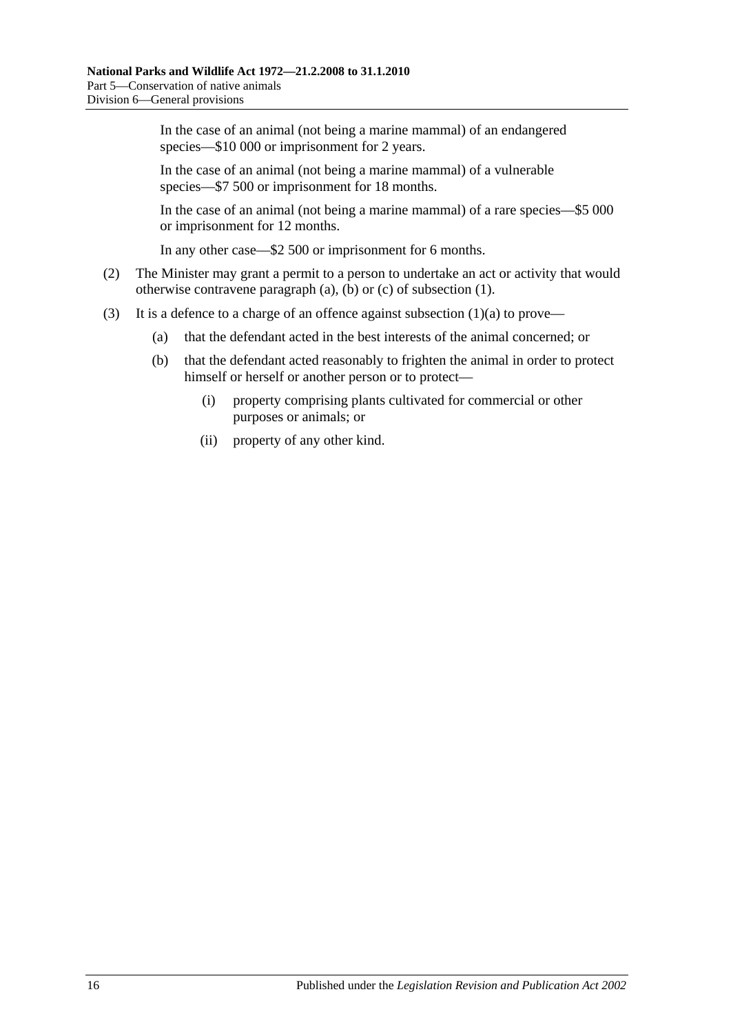In the case of an animal (not being a marine mammal) of an endangered species—$10 000 or imprisonment for 2 years.

In the case of an animal (not being a marine mammal) of a vulnerable species—$7 500 or imprisonment for 18 months.

In the case of an animal (not being a marine mammal) of a rare species—$5 000 or imprisonment for 12 months.

In any other case—$2 500 or imprisonment for 6 months.

(2) The Minister may grant a permit to a person to undertake an act or activity that would otherwise contravene paragraph (a), (b) or (c) of subsection (1).

(3) It is a defence to a charge of an offence against subsection (1)(a) to prove—

- (a) that the defendant acted in the best interests of the animal concerned; or
- (b) that the defendant acted reasonably to frighten the animal in order to protect himself or herself or another person or to protect—
  - (i) property comprising plants cultivated for commercial or other purposes or animals; or
  - (ii) property of any other kind.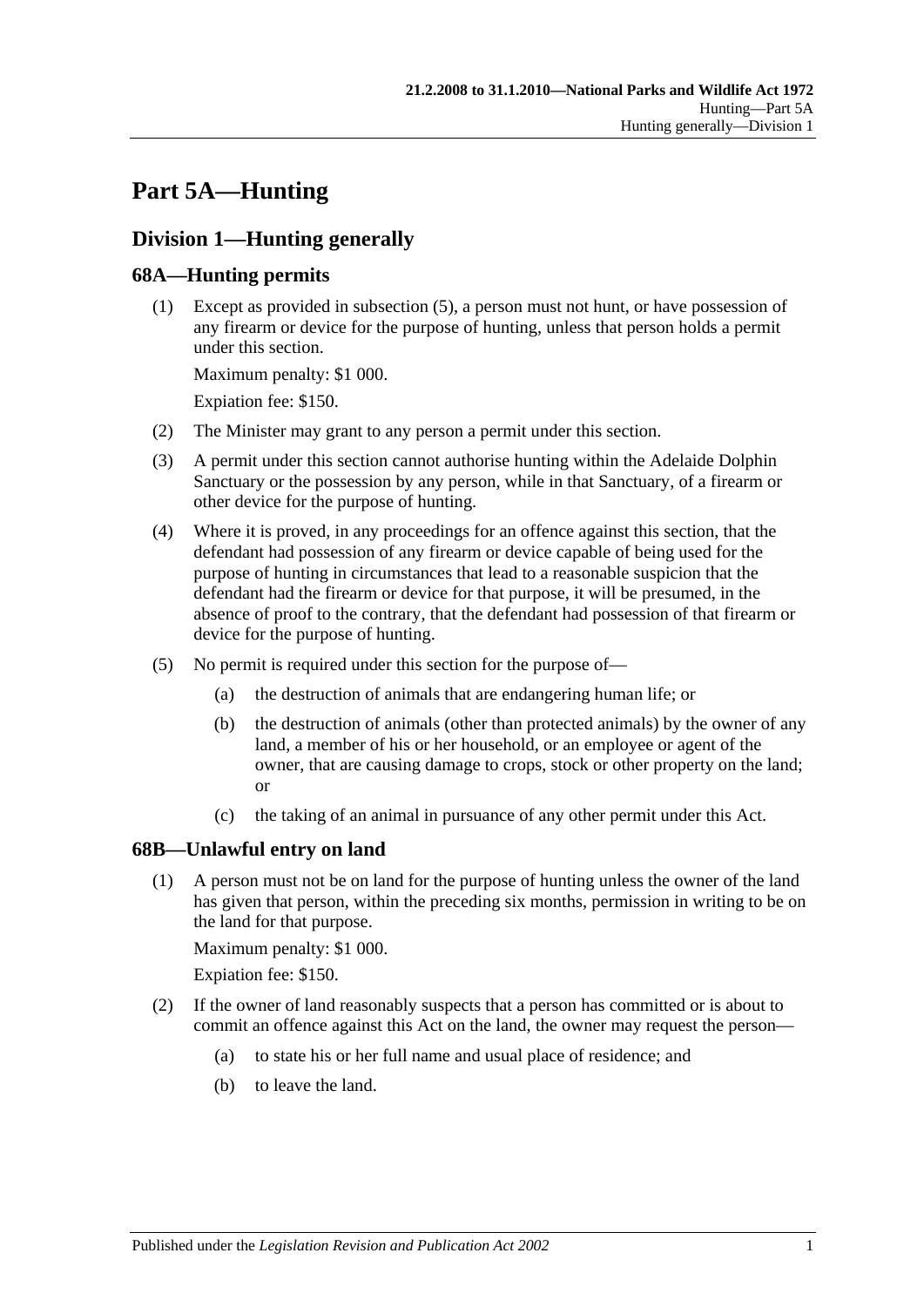# Part 5A—Hunting

## Division 1—Hunting generally

### 68A—Hunting permits

(1) Except as provided in subsection (5), a person must not hunt, or have possession of any firearm or device for the purpose of hunting, unless that person holds a permit under this section.

Maximum penalty: $1 000.

Expiation fee: $150.

(2) The Minister may grant to any person a permit under this section.

(3) A permit under this section cannot authorise hunting within the Adelaide Dolphin Sanctuary or the possession by any person, while in that Sanctuary, of a firearm or other device for the purpose of hunting.

(4) Where it is proved, in any proceedings for an offence against this section, that the defendant had possession of any firearm or device capable of being used for the purpose of hunting in circumstances that lead to a reasonable suspicion that the defendant had the firearm or device for that purpose, it will be presumed, in the absence of proof to the contrary, that the defendant had possession of that firearm or device for the purpose of hunting.

(5) No permit is required under this section for the purpose of—

(a) the destruction of animals that are endangering human life; or

(b) the destruction of animals (other than protected animals) by the owner of any land, a member of his or her household, or an employee or agent of the owner, that are causing damage to crops, stock or other property on the land; or

(c) the taking of an animal in pursuance of any other permit under this Act.

### 68B—Unlawful entry on land

(1) A person must not be on land for the purpose of hunting unless the owner of the land has given that person, within the preceding six months, permission in writing to be on the land for that purpose.

Maximum penalty: $1 000.

Expiation fee: $150.

(2) If the owner of land reasonably suspects that a person has committed or is about to commit an offence against this Act on the land, the owner may request the person—

(a) to state his or her full name and usual place of residence; and

(b) to leave the land.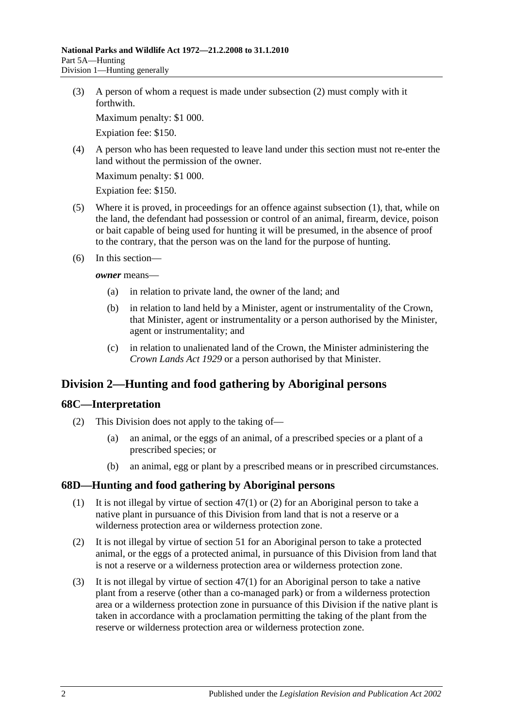(3) A person of whom a request is made under subsection (2) must comply with it forthwith.

Maximum penalty: $1 000.

Expiation fee: $150.

(4) A person who has been requested to leave land under this section must not re-enter the land without the permission of the owner.

Maximum penalty: $1 000.

Expiation fee: $150.

(5) Where it is proved, in proceedings for an offence against subsection (1), that, while on the land, the defendant had possession or control of an animal, firearm, device, poison or bait capable of being used for hunting it will be presumed, in the absence of proof to the contrary, that the person was on the land for the purpose of hunting.

(6) In this section—

***owner*** means—

(a) in relation to private land, the owner of the land; and

(b) in relation to land held by a Minister, agent or instrumentality of the Crown, that Minister, agent or instrumentality or a person authorised by the Minister, agent or instrumentality; and

(c) in relation to unalienated land of the Crown, the Minister administering the *Crown Lands Act 1929* or a person authorised by that Minister.

## Division 2—Hunting and food gathering by Aboriginal persons

### 68C—Interpretation

(2) This Division does not apply to the taking of—

(a) an animal, or the eggs of an animal, of a prescribed species or a plant of a prescribed species; or

(b) an animal, egg or plant by a prescribed means or in prescribed circumstances.

### 68D—Hunting and food gathering by Aboriginal persons

(1) It is not illegal by virtue of section 47(1) or (2) for an Aboriginal person to take a native plant in pursuance of this Division from land that is not a reserve or a wilderness protection area or wilderness protection zone.

(2) It is not illegal by virtue of section 51 for an Aboriginal person to take a protected animal, or the eggs of a protected animal, in pursuance of this Division from land that is not a reserve or a wilderness protection area or wilderness protection zone.

(3) It is not illegal by virtue of section 47(1) for an Aboriginal person to take a native plant from a reserve (other than a co-managed park) or from a wilderness protection area or a wilderness protection zone in pursuance of this Division if the native plant is taken in accordance with a proclamation permitting the taking of the plant from the reserve or wilderness protection area or wilderness protection zone.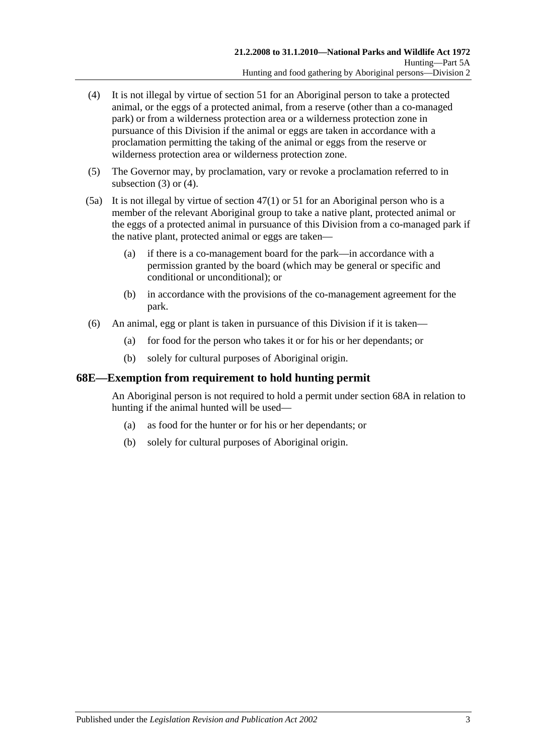(4) It is not illegal by virtue of section 51 for an Aboriginal person to take a protected animal, or the eggs of a protected animal, from a reserve (other than a co-managed park) or from a wilderness protection area or a wilderness protection zone in pursuance of this Division if the animal or eggs are taken in accordance with a proclamation permitting the taking of the animal or eggs from the reserve or wilderness protection area or wilderness protection zone.

(5) The Governor may, by proclamation, vary or revoke a proclamation referred to in subsection (3) or (4).

(5a) It is not illegal by virtue of section 47(1) or 51 for an Aboriginal person who is a member of the relevant Aboriginal group to take a native plant, protected animal or the eggs of a protected animal in pursuance of this Division from a co-managed park if the native plant, protected animal or eggs are taken—

(a) if there is a co-management board for the park—in accordance with a permission granted by the board (which may be general or specific and conditional or unconditional); or

(b) in accordance with the provisions of the co-management agreement for the park.

(6) An animal, egg or plant is taken in pursuance of this Division if it is taken—

(a) for food for the person who takes it or for his or her dependants; or

(b) solely for cultural purposes of Aboriginal origin.

## 68E—Exemption from requirement to hold hunting permit

An Aboriginal person is not required to hold a permit under section 68A in relation to hunting if the animal hunted will be used—

(a) as food for the hunter or for his or her dependants; or

(b) solely for cultural purposes of Aboriginal origin.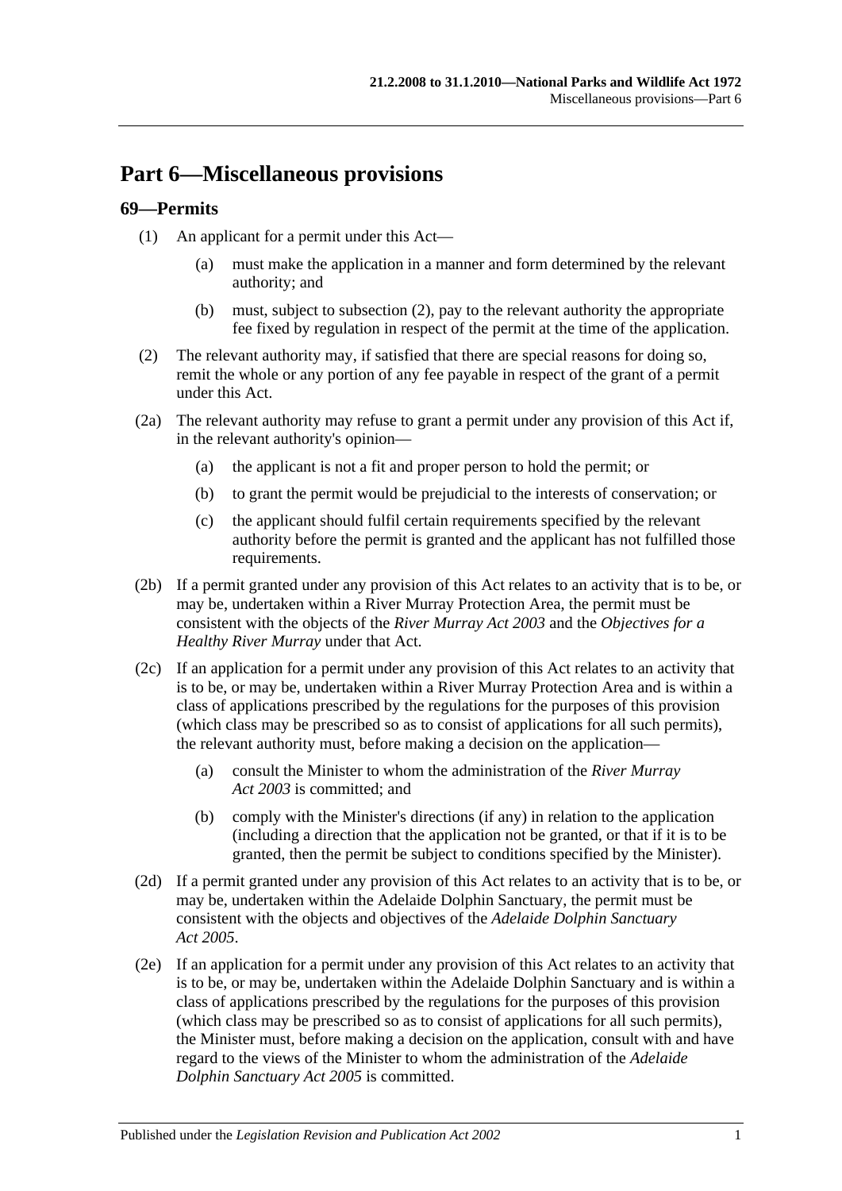# Part 6—Miscellaneous provisions

## 69—Permits

(1) An applicant for a permit under this Act—

(a) must make the application in a manner and form determined by the relevant authority; and

(b) must, subject to subsection (2), pay to the relevant authority the appropriate fee fixed by regulation in respect of the permit at the time of the application.

(2) The relevant authority may, if satisfied that there are special reasons for doing so, remit the whole or any portion of any fee payable in respect of the grant of a permit under this Act.

(2a) The relevant authority may refuse to grant a permit under any provision of this Act if, in the relevant authority's opinion—

(a) the applicant is not a fit and proper person to hold the permit; or

(b) to grant the permit would be prejudicial to the interests of conservation; or

(c) the applicant should fulfil certain requirements specified by the relevant authority before the permit is granted and the applicant has not fulfilled those requirements.

(2b) If a permit granted under any provision of this Act relates to an activity that is to be, or may be, undertaken within a River Murray Protection Area, the permit must be consistent with the objects of the *River Murray Act 2003* and the *Objectives for a Healthy River Murray* under that Act.

(2c) If an application for a permit under any provision of this Act relates to an activity that is to be, or may be, undertaken within a River Murray Protection Area and is within a class of applications prescribed by the regulations for the purposes of this provision (which class may be prescribed so as to consist of applications for all such permits), the relevant authority must, before making a decision on the application—

(a) consult the Minister to whom the administration of the *River Murray Act 2003* is committed; and

(b) comply with the Minister's directions (if any) in relation to the application (including a direction that the application not be granted, or that if it is to be granted, then the permit be subject to conditions specified by the Minister).

(2d) If a permit granted under any provision of this Act relates to an activity that is to be, or may be, undertaken within the Adelaide Dolphin Sanctuary, the permit must be consistent with the objects and objectives of the *Adelaide Dolphin Sanctuary Act 2005*.

(2e) If an application for a permit under any provision of this Act relates to an activity that is to be, or may be, undertaken within the Adelaide Dolphin Sanctuary and is within a class of applications prescribed by the regulations for the purposes of this provision (which class may be prescribed so as to consist of applications for all such permits), the Minister must, before making a decision on the application, consult with and have regard to the views of the Minister to whom the administration of the *Adelaide Dolphin Sanctuary Act 2005* is committed.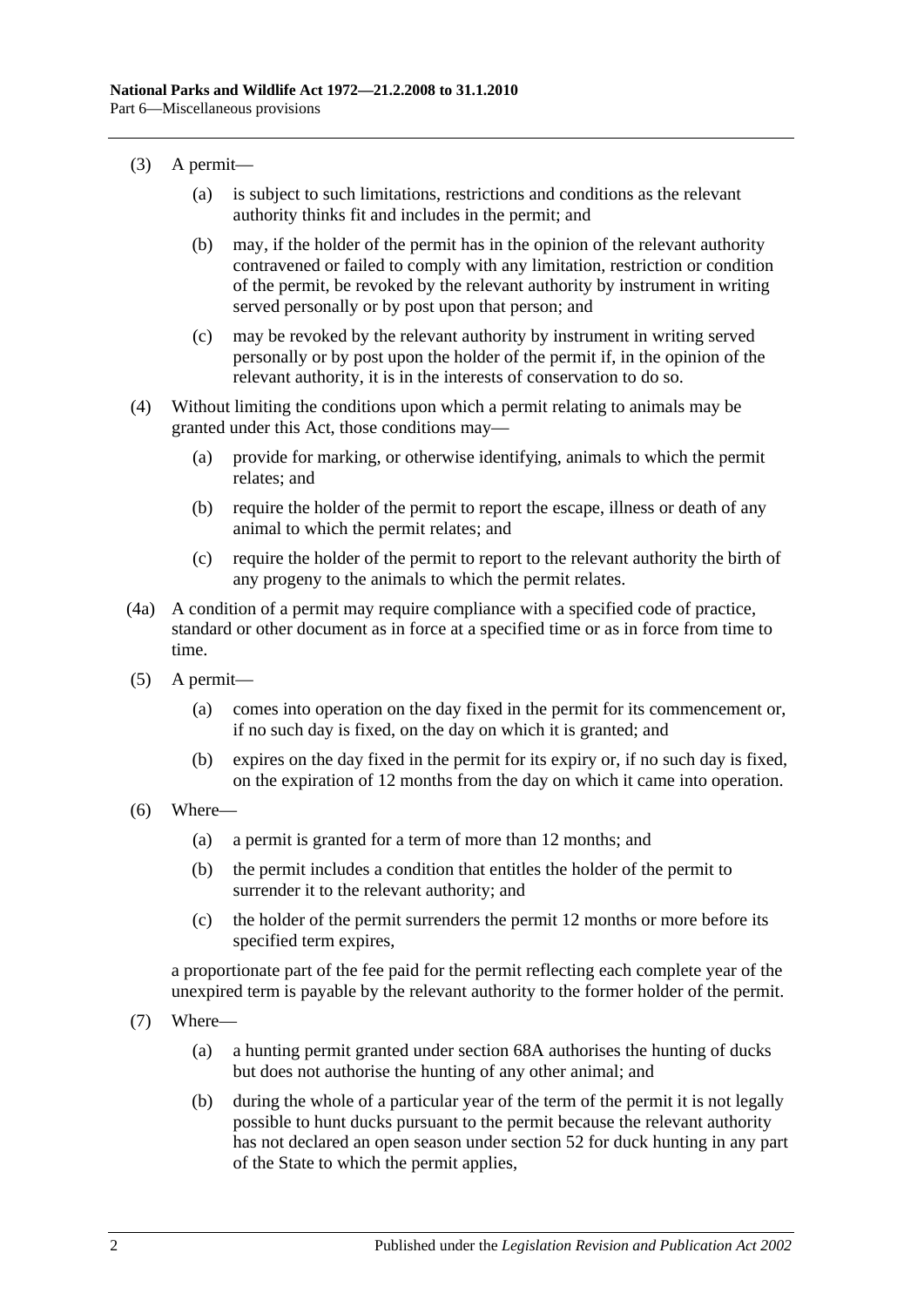(3) A permit—

(a) is subject to such limitations, restrictions and conditions as the relevant authority thinks fit and includes in the permit; and

(b) may, if the holder of the permit has in the opinion of the relevant authority contravened or failed to comply with any limitation, restriction or condition of the permit, be revoked by the relevant authority by instrument in writing served personally or by post upon that person; and

(c) may be revoked by the relevant authority by instrument in writing served personally or by post upon the holder of the permit if, in the opinion of the relevant authority, it is in the interests of conservation to do so.

(4) Without limiting the conditions upon which a permit relating to animals may be granted under this Act, those conditions may—

(a) provide for marking, or otherwise identifying, animals to which the permit relates; and

(b) require the holder of the permit to report the escape, illness or death of any animal to which the permit relates; and

(c) require the holder of the permit to report to the relevant authority the birth of any progeny to the animals to which the permit relates.

(4a) A condition of a permit may require compliance with a specified code of practice, standard or other document as in force at a specified time or as in force from time to time.

(5) A permit—

(a) comes into operation on the day fixed in the permit for its commencement or, if no such day is fixed, on the day on which it is granted; and

(b) expires on the day fixed in the permit for its expiry or, if no such day is fixed, on the expiration of 12 months from the day on which it came into operation.

(6) Where—

(a) a permit is granted for a term of more than 12 months; and

(b) the permit includes a condition that entitles the holder of the permit to surrender it to the relevant authority; and

(c) the holder of the permit surrenders the permit 12 months or more before its specified term expires,

a proportionate part of the fee paid for the permit reflecting each complete year of the unexpired term is payable by the relevant authority to the former holder of the permit.

(7) Where—

(a) a hunting permit granted under section 68A authorises the hunting of ducks but does not authorise the hunting of any other animal; and

(b) during the whole of a particular year of the term of the permit it is not legally possible to hunt ducks pursuant to the permit because the relevant authority has not declared an open season under section 52 for duck hunting in any part of the State to which the permit applies,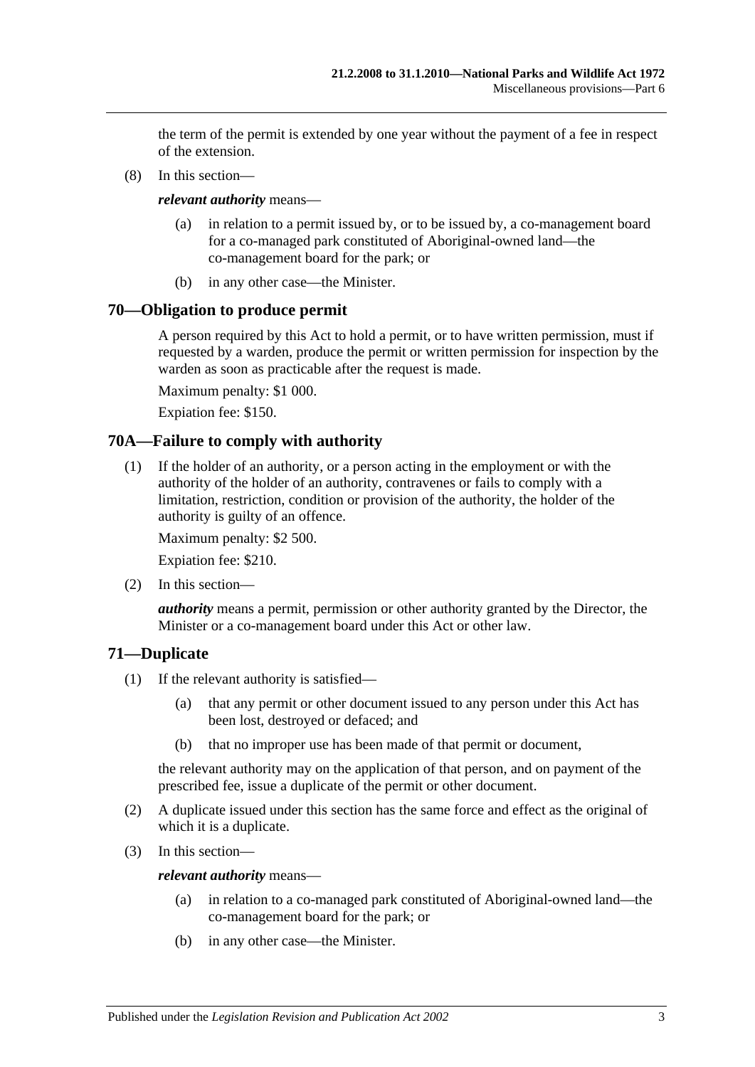the term of the permit is extended by one year without the payment of a fee in respect of the extension.

(8) In this section—

***relevant authority*** means—

(a) in relation to a permit issued by, or to be issued by, a co-management board for a co-managed park constituted of Aboriginal-owned land—the co-management board for the park; or

(b) in any other case—the Minister.

## 70—Obligation to produce permit

A person required by this Act to hold a permit, or to have written permission, must if requested by a warden, produce the permit or written permission for inspection by the warden as soon as practicable after the request is made.

Maximum penalty: $1 000.

Expiation fee: $150.

## 70A—Failure to comply with authority

(1) If the holder of an authority, or a person acting in the employment or with the authority of the holder of an authority, contravenes or fails to comply with a limitation, restriction, condition or provision of the authority, the holder of the authority is guilty of an offence.

Maximum penalty: $2 500.

Expiation fee: $210.

(2) In this section—

***authority*** means a permit, permission or other authority granted by the Director, the Minister or a co-management board under this Act or other law.

## 71—Duplicate

(1) If the relevant authority is satisfied—

(a) that any permit or other document issued to any person under this Act has been lost, destroyed or defaced; and

(b) that no improper use has been made of that permit or document,

the relevant authority may on the application of that person, and on payment of the prescribed fee, issue a duplicate of the permit or other document.

(2) A duplicate issued under this section has the same force and effect as the original of which it is a duplicate.

(3) In this section—

***relevant authority*** means—

(a) in relation to a co-managed park constituted of Aboriginal-owned land—the co-management board for the park; or

(b) in any other case—the Minister.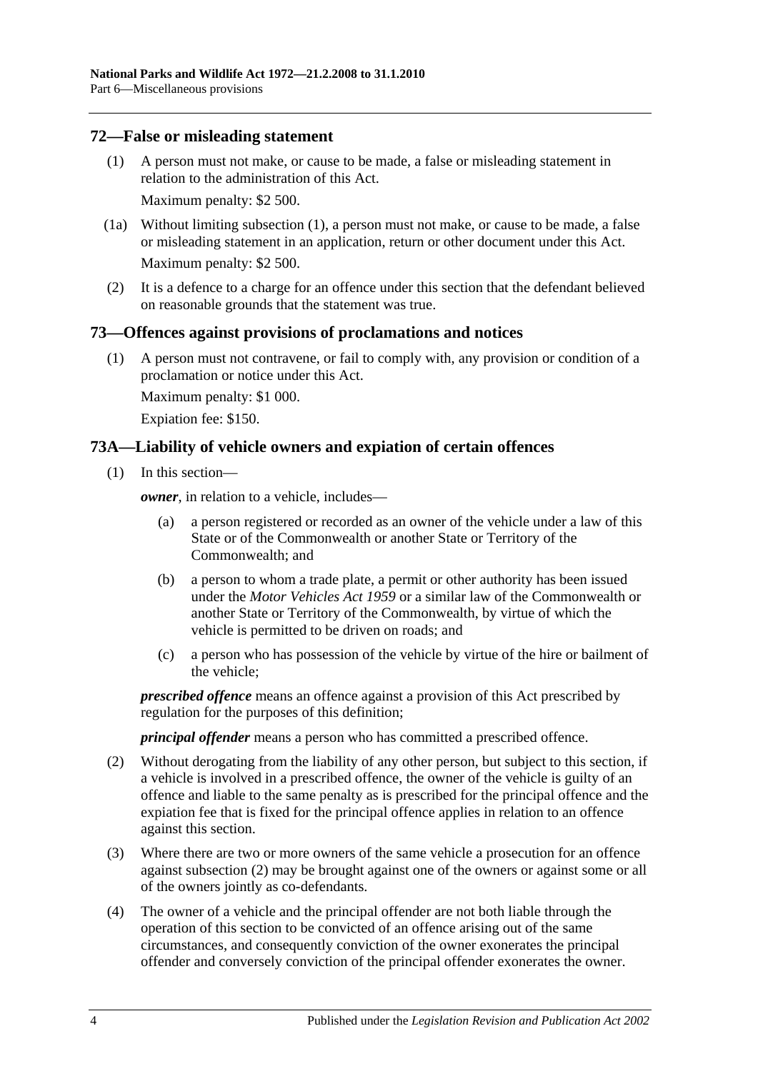## 72—False or misleading statement

(1) A person must not make, or cause to be made, a false or misleading statement in relation to the administration of this Act.

Maximum penalty: $2 500.

(1a) Without limiting subsection (1), a person must not make, or cause to be made, a false or misleading statement in an application, return or other document under this Act.

Maximum penalty: $2 500.

(2) It is a defence to a charge for an offence under this section that the defendant believed on reasonable grounds that the statement was true.

## 73—Offences against provisions of proclamations and notices

(1) A person must not contravene, or fail to comply with, any provision or condition of a proclamation or notice under this Act.

Maximum penalty: $1 000.

Expiation fee: $150.

## 73A—Liability of vehicle owners and expiation of certain offences

(1) In this section—

***owner***, in relation to a vehicle, includes—

(a) a person registered or recorded as an owner of the vehicle under a law of this State or of the Commonwealth or another State or Territory of the Commonwealth; and

(b) a person to whom a trade plate, a permit or other authority has been issued under the *Motor Vehicles Act 1959* or a similar law of the Commonwealth or another State or Territory of the Commonwealth, by virtue of which the vehicle is permitted to be driven on roads; and

(c) a person who has possession of the vehicle by virtue of the hire or bailment of the vehicle;

***prescribed offence*** means an offence against a provision of this Act prescribed by regulation for the purposes of this definition;

***principal offender*** means a person who has committed a prescribed offence.

(2) Without derogating from the liability of any other person, but subject to this section, if a vehicle is involved in a prescribed offence, the owner of the vehicle is guilty of an offence and liable to the same penalty as is prescribed for the principal offence and the expiation fee that is fixed for the principal offence applies in relation to an offence against this section.

(3) Where there are two or more owners of the same vehicle a prosecution for an offence against subsection (2) may be brought against one of the owners or against some or all of the owners jointly as co-defendants.

(4) The owner of a vehicle and the principal offender are not both liable through the operation of this section to be convicted of an offence arising out of the same circumstances, and consequently conviction of the owner exonerates the principal offender and conversely conviction of the principal offender exonerates the owner.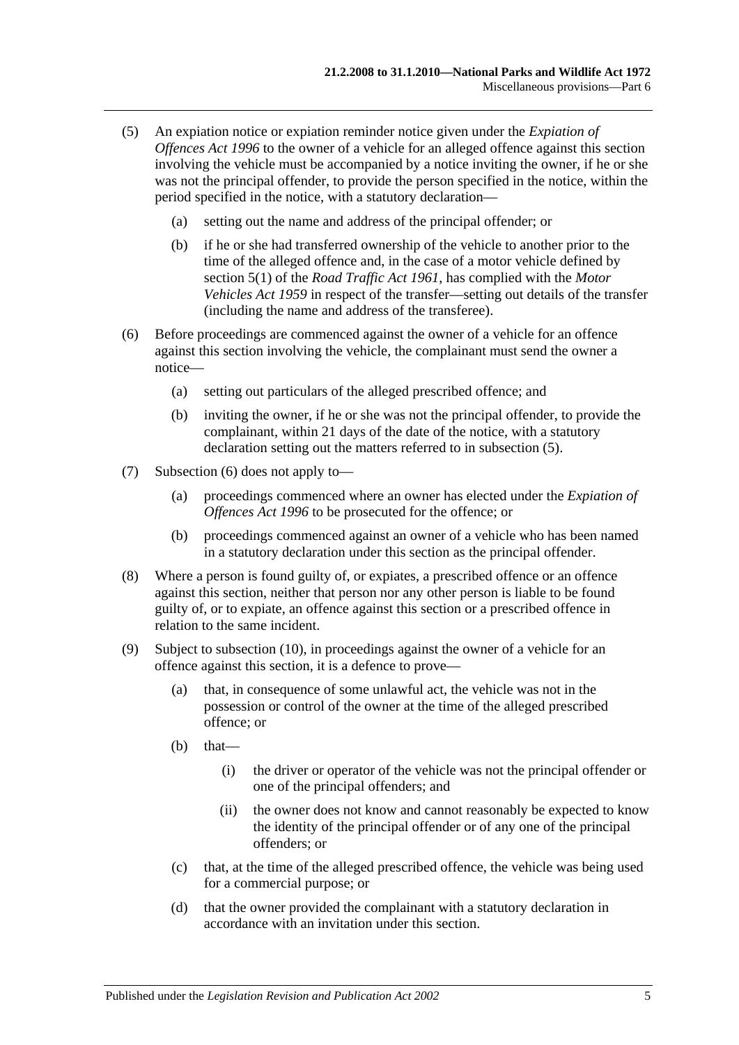(5) An expiation notice or expiation reminder notice given under the *Expiation of Offences Act 1996* to the owner of a vehicle for an alleged offence against this section involving the vehicle must be accompanied by a notice inviting the owner, if he or she was not the principal offender, to provide the person specified in the notice, within the period specified in the notice, with a statutory declaration—

(a) setting out the name and address of the principal offender; or

(b) if he or she had transferred ownership of the vehicle to another prior to the time of the alleged offence and, in the case of a motor vehicle defined by section 5(1) of the *Road Traffic Act 1961*, has complied with the *Motor Vehicles Act 1959* in respect of the transfer—setting out details of the transfer (including the name and address of the transferee).

(6) Before proceedings are commenced against the owner of a vehicle for an offence against this section involving the vehicle, the complainant must send the owner a notice—

(a) setting out particulars of the alleged prescribed offence; and

(b) inviting the owner, if he or she was not the principal offender, to provide the complainant, within 21 days of the date of the notice, with a statutory declaration setting out the matters referred to in subsection (5).

(7) Subsection (6) does not apply to—

(a) proceedings commenced where an owner has elected under the *Expiation of Offences Act 1996* to be prosecuted for the offence; or

(b) proceedings commenced against an owner of a vehicle who has been named in a statutory declaration under this section as the principal offender.

(8) Where a person is found guilty of, or expiates, a prescribed offence or an offence against this section, neither that person nor any other person is liable to be found guilty of, or to expiate, an offence against this section or a prescribed offence in relation to the same incident.

(9) Subject to subsection (10), in proceedings against the owner of a vehicle for an offence against this section, it is a defence to prove—

(a) that, in consequence of some unlawful act, the vehicle was not in the possession or control of the owner at the time of the alleged prescribed offence; or

(b) that—

(i) the driver or operator of the vehicle was not the principal offender or one of the principal offenders; and

(ii) the owner does not know and cannot reasonably be expected to know the identity of the principal offender or of any one of the principal offenders; or

(c) that, at the time of the alleged prescribed offence, the vehicle was being used for a commercial purpose; or

(d) that the owner provided the complainant with a statutory declaration in accordance with an invitation under this section.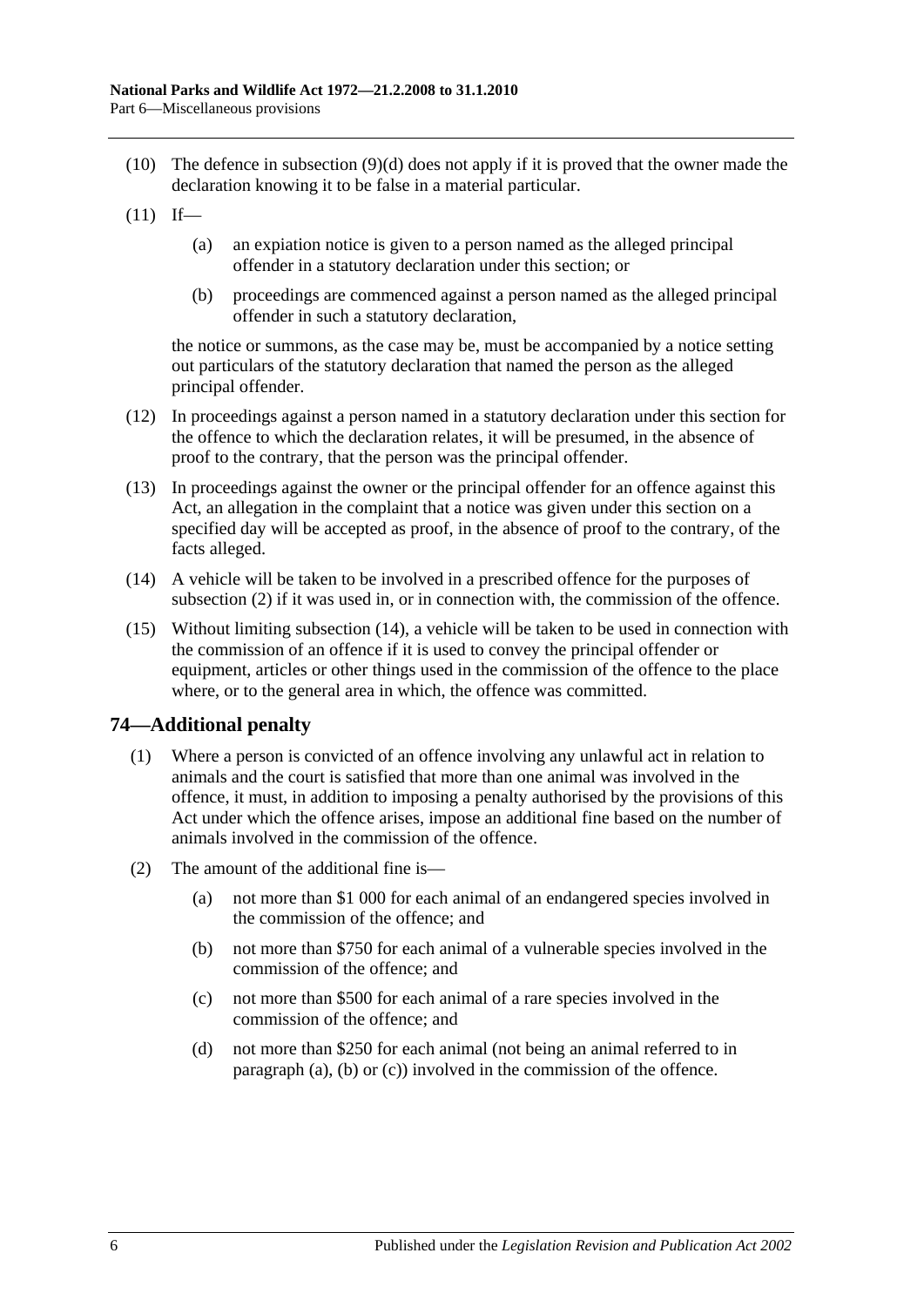(10) The defence in subsection (9)(d) does not apply if it is proved that the owner made the declaration knowing it to be false in a material particular.

(11) If—

(a) an expiation notice is given to a person named as the alleged principal offender in a statutory declaration under this section; or

(b) proceedings are commenced against a person named as the alleged principal offender in such a statutory declaration,

the notice or summons, as the case may be, must be accompanied by a notice setting out particulars of the statutory declaration that named the person as the alleged principal offender.

(12) In proceedings against a person named in a statutory declaration under this section for the offence to which the declaration relates, it will be presumed, in the absence of proof to the contrary, that the person was the principal offender.

(13) In proceedings against the owner or the principal offender for an offence against this Act, an allegation in the complaint that a notice was given under this section on a specified day will be accepted as proof, in the absence of proof to the contrary, of the facts alleged.

(14) A vehicle will be taken to be involved in a prescribed offence for the purposes of subsection (2) if it was used in, or in connection with, the commission of the offence.

(15) Without limiting subsection (14), a vehicle will be taken to be used in connection with the commission of an offence if it is used to convey the principal offender or equipment, articles or other things used in the commission of the offence to the place where, or to the general area in which, the offence was committed.

## 74—Additional penalty

(1) Where a person is convicted of an offence involving any unlawful act in relation to animals and the court is satisfied that more than one animal was involved in the offence, it must, in addition to imposing a penalty authorised by the provisions of this Act under which the offence arises, impose an additional fine based on the number of animals involved in the commission of the offence.

(2) The amount of the additional fine is—

(a) not more than $1 000 for each animal of an endangered species involved in the commission of the offence; and

(b) not more than $750 for each animal of a vulnerable species involved in the commission of the offence; and

(c) not more than $500 for each animal of a rare species involved in the commission of the offence; and

(d) not more than $250 for each animal (not being an animal referred to in paragraph (a), (b) or (c)) involved in the commission of the offence.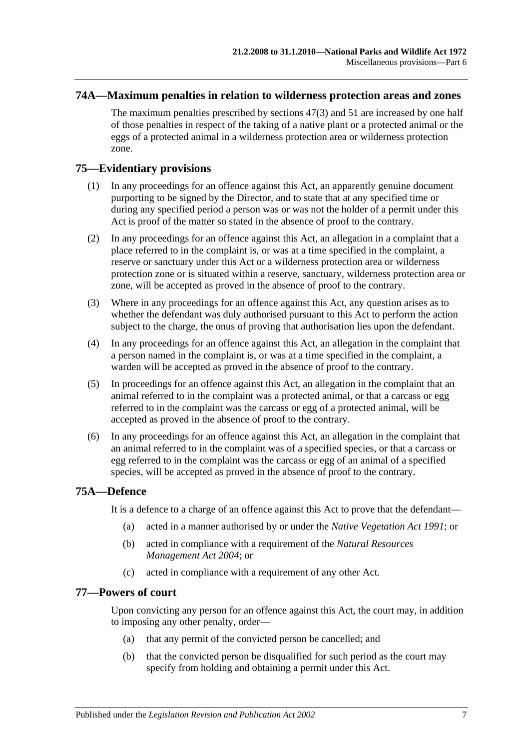## 74A—Maximum penalties in relation to wilderness protection areas and zones

The maximum penalties prescribed by sections 47(3) and 51 are increased by one half of those penalties in respect of the taking of a native plant or a protected animal or the eggs of a protected animal in a wilderness protection area or wilderness protection zone.

## 75—Evidentiary provisions

(1) In any proceedings for an offence against this Act, an apparently genuine document purporting to be signed by the Director, and to state that at any specified time or during any specified period a person was or was not the holder of a permit under this Act is proof of the matter so stated in the absence of proof to the contrary.

(2) In any proceedings for an offence against this Act, an allegation in a complaint that a place referred to in the complaint is, or was at a time specified in the complaint, a reserve or sanctuary under this Act or a wilderness protection area or wilderness protection zone or is situated within a reserve, sanctuary, wilderness protection area or zone, will be accepted as proved in the absence of proof to the contrary.

(3) Where in any proceedings for an offence against this Act, any question arises as to whether the defendant was duly authorised pursuant to this Act to perform the action subject to the charge, the onus of proving that authorisation lies upon the defendant.

(4) In any proceedings for an offence against this Act, an allegation in the complaint that a person named in the complaint is, or was at a time specified in the complaint, a warden will be accepted as proved in the absence of proof to the contrary.

(5) In proceedings for an offence against this Act, an allegation in the complaint that an animal referred to in the complaint was a protected animal, or that a carcass or egg referred to in the complaint was the carcass or egg of a protected animal, will be accepted as proved in the absence of proof to the contrary.

(6) In any proceedings for an offence against this Act, an allegation in the complaint that an animal referred to in the complaint was of a specified species, or that a carcass or egg referred to in the complaint was the carcass or egg of an animal of a specified species, will be accepted as proved in the absence of proof to the contrary.

## 75A—Defence

It is a defence to a charge of an offence against this Act to prove that the defendant—

(a) acted in a manner authorised by or under the *Native Vegetation Act 1991*; or

(b) acted in compliance with a requirement of the *Natural Resources Management Act 2004*; or

(c) acted in compliance with a requirement of any other Act.

## 77—Powers of court

Upon convicting any person for an offence against this Act, the court may, in addition to imposing any other penalty, order—

(a) that any permit of the convicted person be cancelled; and

(b) that the convicted person be disqualified for such period as the court may specify from holding and obtaining a permit under this Act.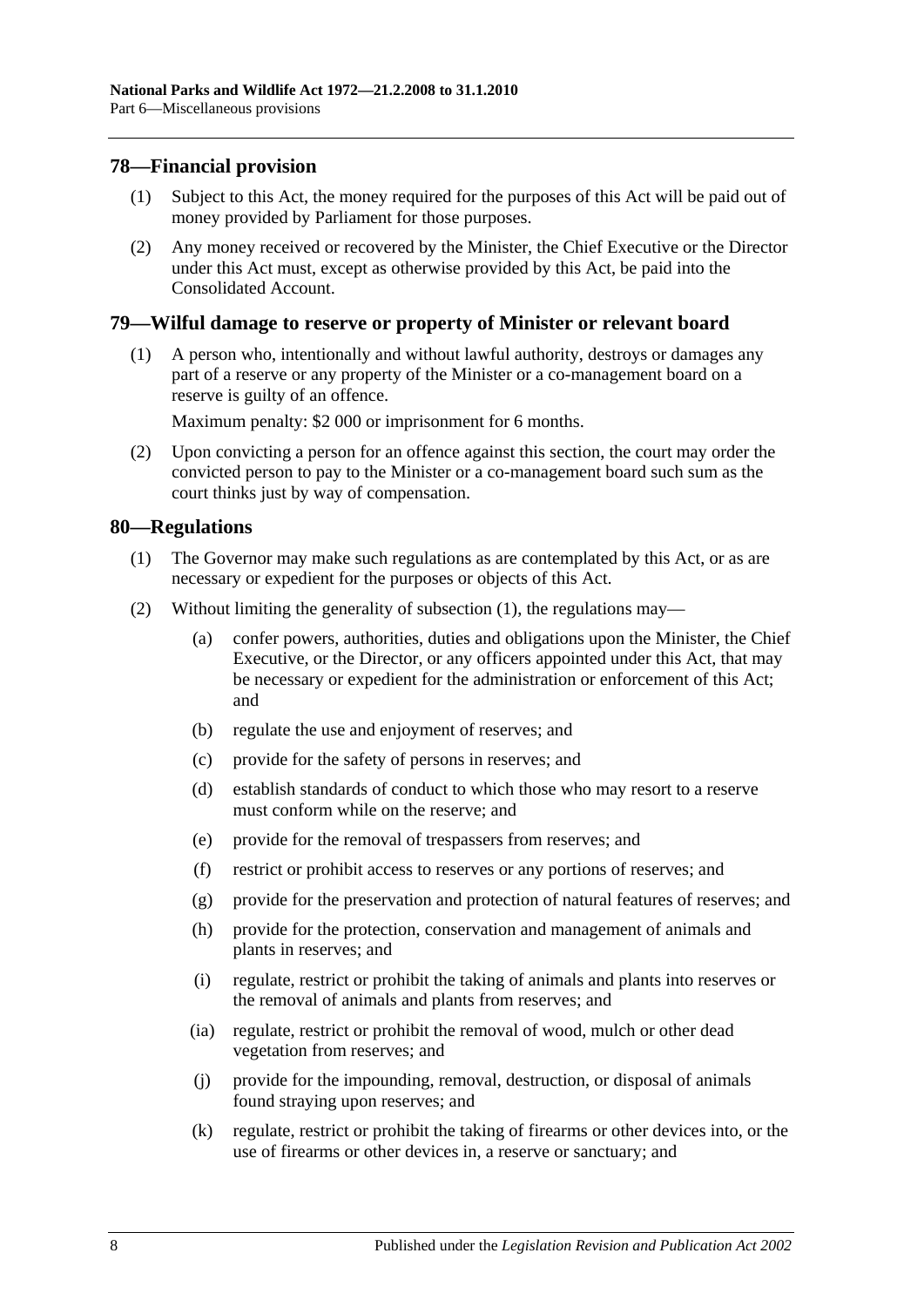## 78—Financial provision

(1) Subject to this Act, the money required for the purposes of this Act will be paid out of money provided by Parliament for those purposes.

(2) Any money received or recovered by the Minister, the Chief Executive or the Director under this Act must, except as otherwise provided by this Act, be paid into the Consolidated Account.

## 79—Wilful damage to reserve or property of Minister or relevant board

(1) A person who, intentionally and without lawful authority, destroys or damages any part of a reserve or any property of the Minister or a co-management board on a reserve is guilty of an offence.

Maximum penalty: $2 000 or imprisonment for 6 months.

(2) Upon convicting a person for an offence against this section, the court may order the convicted person to pay to the Minister or a co-management board such sum as the court thinks just by way of compensation.

## 80—Regulations

(1) The Governor may make such regulations as are contemplated by this Act, or as are necessary or expedient for the purposes or objects of this Act.

(2) Without limiting the generality of subsection (1), the regulations may—

(a) confer powers, authorities, duties and obligations upon the Minister, the Chief Executive, or the Director, or any officers appointed under this Act, that may be necessary or expedient for the administration or enforcement of this Act; and

(b) regulate the use and enjoyment of reserves; and

(c) provide for the safety of persons in reserves; and

(d) establish standards of conduct to which those who may resort to a reserve must conform while on the reserve; and

(e) provide for the removal of trespassers from reserves; and

(f) restrict or prohibit access to reserves or any portions of reserves; and

(g) provide for the preservation and protection of natural features of reserves; and

(h) provide for the protection, conservation and management of animals and plants in reserves; and

(i) regulate, restrict or prohibit the taking of animals and plants into reserves or the removal of animals and plants from reserves; and

(ia) regulate, restrict or prohibit the removal of wood, mulch or other dead vegetation from reserves; and

(j) provide for the impounding, removal, destruction, or disposal of animals found straying upon reserves; and

(k) regulate, restrict or prohibit the taking of firearms or other devices into, or the use of firearms or other devices in, a reserve or sanctuary; and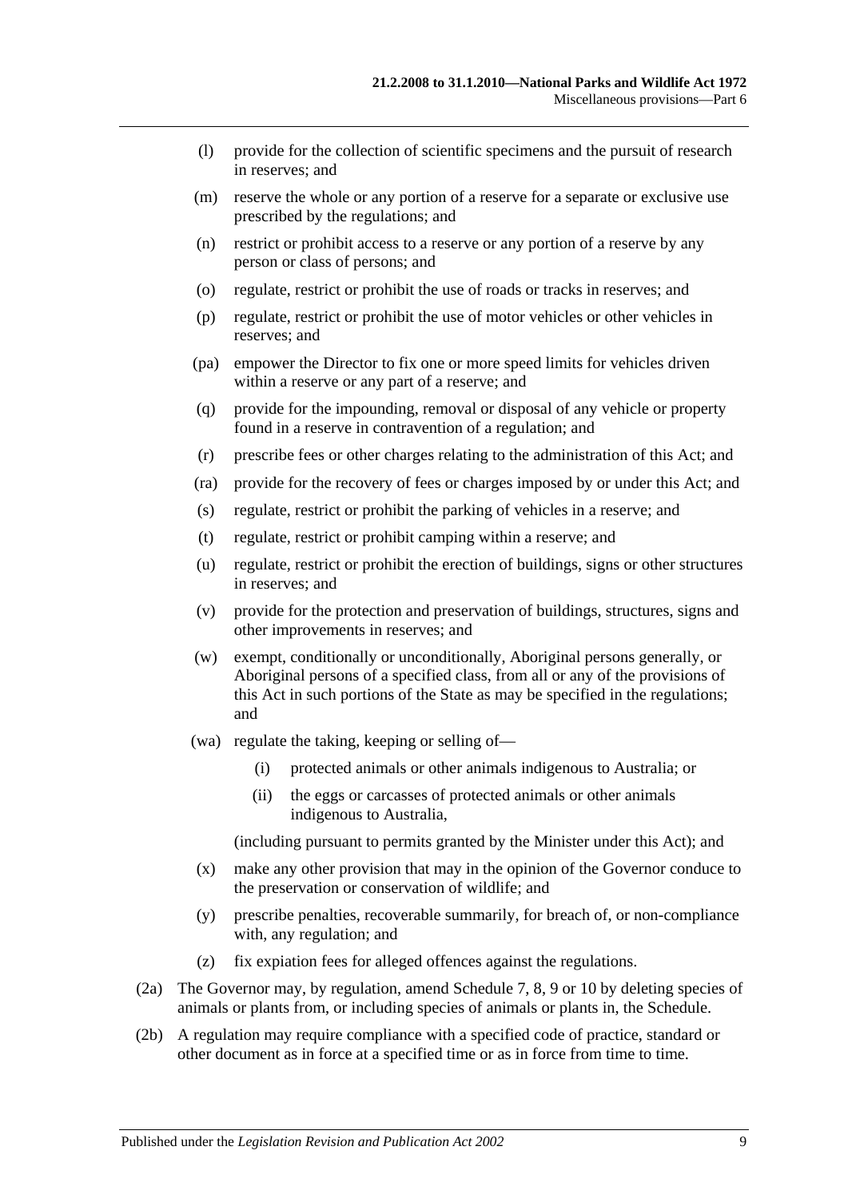(l) provide for the collection of scientific specimens and the pursuit of research in reserves; and

(m) reserve the whole or any portion of a reserve for a separate or exclusive use prescribed by the regulations; and

(n) restrict or prohibit access to a reserve or any portion of a reserve by any person or class of persons; and

(o) regulate, restrict or prohibit the use of roads or tracks in reserves; and

(p) regulate, restrict or prohibit the use of motor vehicles or other vehicles in reserves; and

(pa) empower the Director to fix one or more speed limits for vehicles driven within a reserve or any part of a reserve; and

(q) provide for the impounding, removal or disposal of any vehicle or property found in a reserve in contravention of a regulation; and

(r) prescribe fees or other charges relating to the administration of this Act; and

(ra) provide for the recovery of fees or charges imposed by or under this Act; and

(s) regulate, restrict or prohibit the parking of vehicles in a reserve; and

(t) regulate, restrict or prohibit camping within a reserve; and

(u) regulate, restrict or prohibit the erection of buildings, signs or other structures in reserves; and

(v) provide for the protection and preservation of buildings, structures, signs and other improvements in reserves; and

(w) exempt, conditionally or unconditionally, Aboriginal persons generally, or Aboriginal persons of a specified class, from all or any of the provisions of this Act in such portions of the State as may be specified in the regulations; and

(wa) regulate the taking, keeping or selling of—

(i) protected animals or other animals indigenous to Australia; or

(ii) the eggs or carcasses of protected animals or other animals indigenous to Australia,

(including pursuant to permits granted by the Minister under this Act); and

(x) make any other provision that may in the opinion of the Governor conduce to the preservation or conservation of wildlife; and

(y) prescribe penalties, recoverable summarily, for breach of, or non-compliance with, any regulation; and

(z) fix expiation fees for alleged offences against the regulations.

(2a) The Governor may, by regulation, amend Schedule 7, 8, 9 or 10 by deleting species of animals or plants from, or including species of animals or plants in, the Schedule.

(2b) A regulation may require compliance with a specified code of practice, standard or other document as in force at a specified time or as in force from time to time.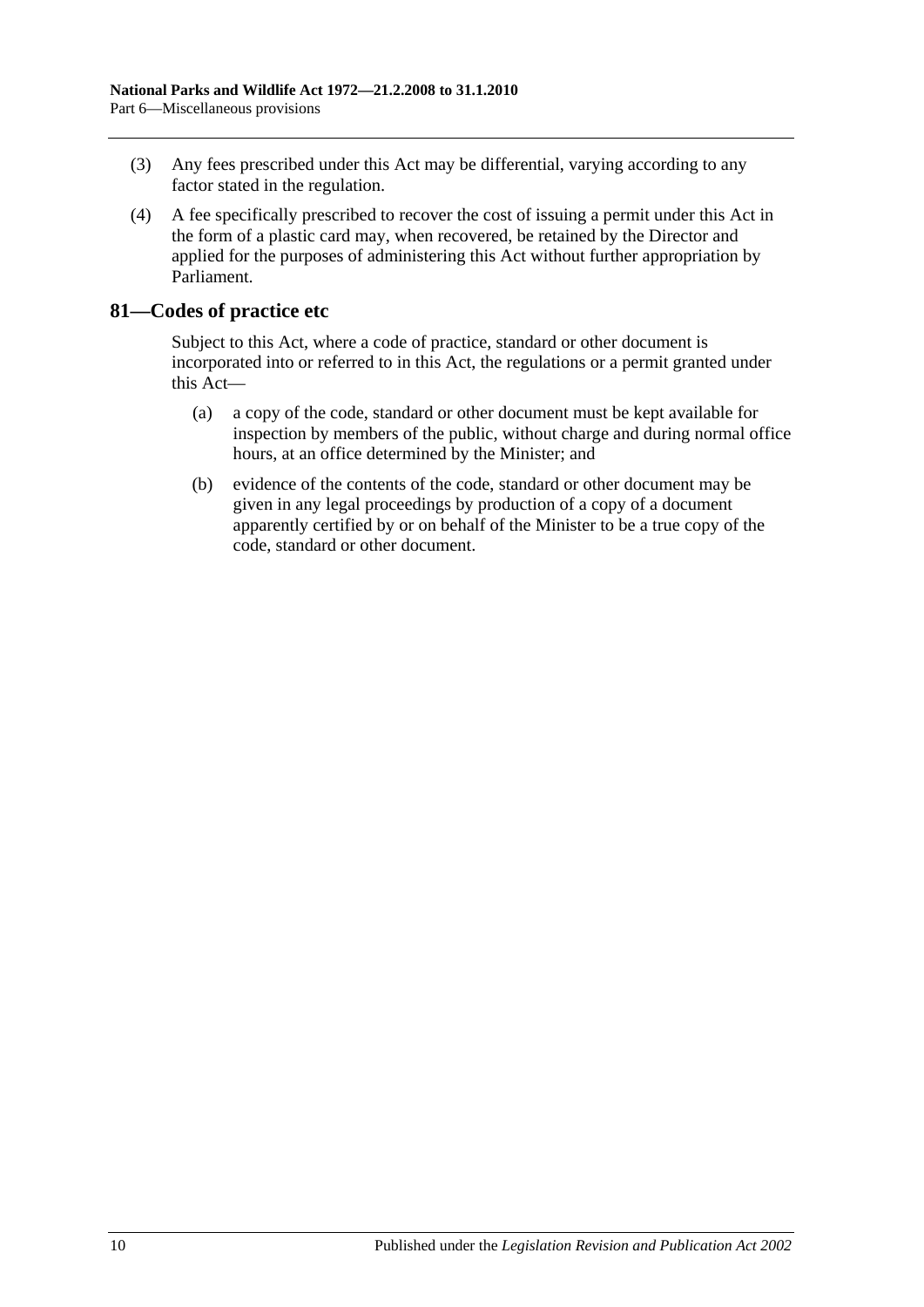(3) Any fees prescribed under this Act may be differential, varying according to any factor stated in the regulation.

(4) A fee specifically prescribed to recover the cost of issuing a permit under this Act in the form of a plastic card may, when recovered, be retained by the Director and applied for the purposes of administering this Act without further appropriation by Parliament.

## 81—Codes of practice etc

Subject to this Act, where a code of practice, standard or other document is incorporated into or referred to in this Act, the regulations or a permit granted under this Act—

(a) a copy of the code, standard or other document must be kept available for inspection by members of the public, without charge and during normal office hours, at an office determined by the Minister; and

(b) evidence of the contents of the code, standard or other document may be given in any legal proceedings by production of a copy of a document apparently certified by or on behalf of the Minister to be a true copy of the code, standard or other document.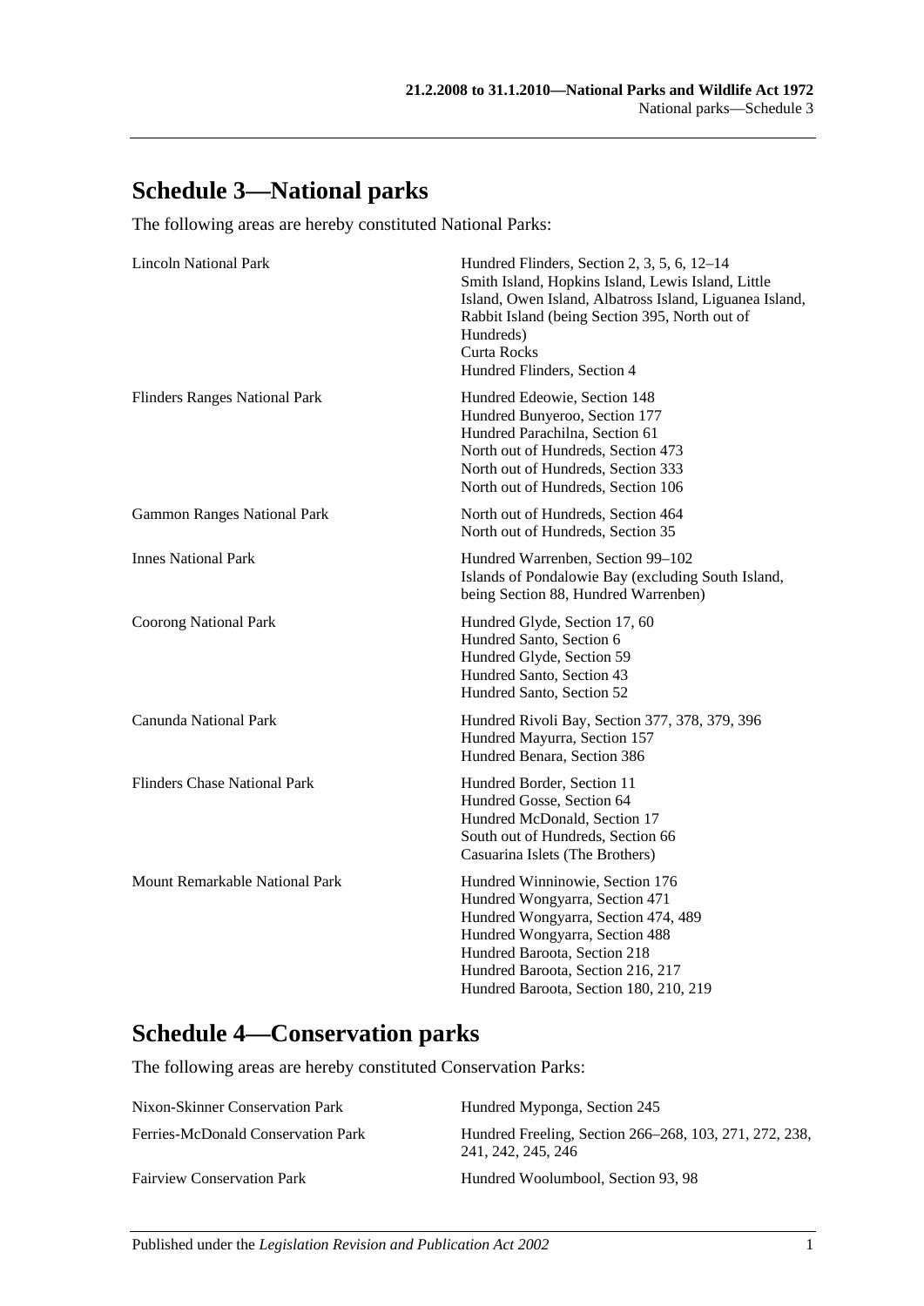## Schedule 3—National parks

The following areas are hereby constituted National Parks:

| | |
|---|---|
| Lincoln National Park | Hundred Flinders, Section 2, 3, 5, 6, 12–14<br>Smith Island, Hopkins Island, Lewis Island, Little Island, Owen Island, Albatross Island, Liguanea Island, Rabbit Island (being Section 395, North out of Hundreds)<br>Curta Rocks<br>Hundred Flinders, Section 4 |
| Flinders Ranges National Park | Hundred Edeowie, Section 148<br>Hundred Bunyeroo, Section 177<br>Hundred Parachilna, Section 61<br>North out of Hundreds, Section 473<br>North out of Hundreds, Section 333<br>North out of Hundreds, Section 106 |
| Gammon Ranges National Park | North out of Hundreds, Section 464<br>North out of Hundreds, Section 35 |
| Innes National Park | Hundred Warrenben, Section 99–102<br>Islands of Pondalowie Bay (excluding South Island, being Section 88, Hundred Warrenben) |
| Coorong National Park | Hundred Glyde, Section 17, 60<br>Hundred Santo, Section 6<br>Hundred Glyde, Section 59<br>Hundred Santo, Section 43<br>Hundred Santo, Section 52 |
| Canunda National Park | Hundred Rivoli Bay, Section 377, 378, 379, 396<br>Hundred Mayurra, Section 157<br>Hundred Benara, Section 386 |
| Flinders Chase National Park | Hundred Border, Section 11<br>Hundred Gosse, Section 64<br>Hundred McDonald, Section 17<br>South out of Hundreds, Section 66<br>Casuarina Islets (The Brothers) |
| Mount Remarkable National Park | Hundred Winninowie, Section 176<br>Hundred Wongyarra, Section 471<br>Hundred Wongyarra, Section 474, 489<br>Hundred Wongyarra, Section 488<br>Hundred Baroota, Section 218<br>Hundred Baroota, Section 216, 217<br>Hundred Baroota, Section 180, 210, 219 |

## Schedule 4—Conservation parks

The following areas are hereby constituted Conservation Parks:

| | |
|---|---|
| Nixon-Skinner Conservation Park | Hundred Myponga, Section 245 |
| Ferries-McDonald Conservation Park | Hundred Freeling, Section 266–268, 103, 271, 272, 238, 241, 242, 245, 246 |
| Fairview Conservation Park | Hundred Woolumbool, Section 93, 98 |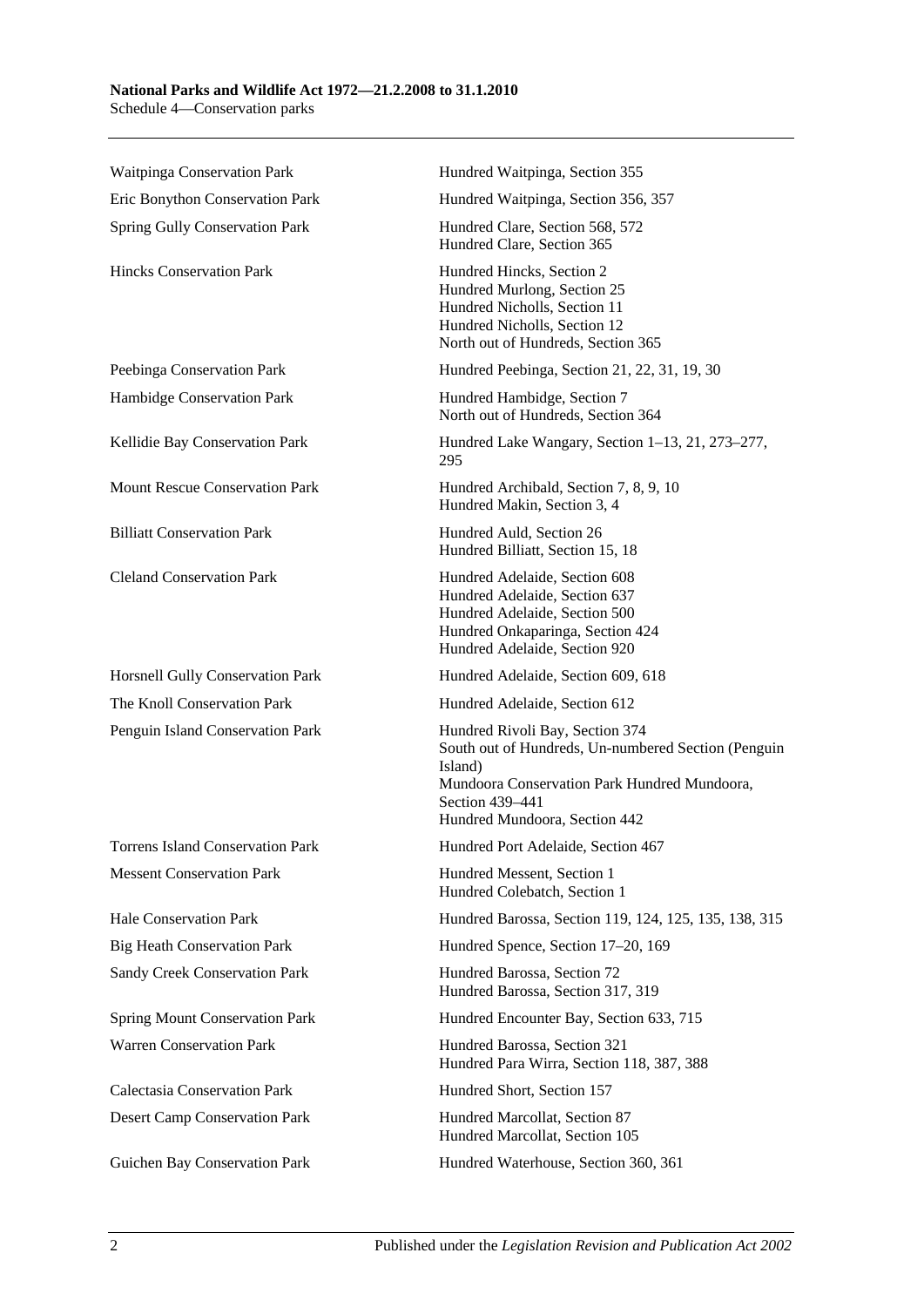| | |
|---|---|
| Waitpinga Conservation Park | Hundred Waitpinga, Section 355 |
| Eric Bonython Conservation Park | Hundred Waitpinga, Section 356, 357 |
| Spring Gully Conservation Park | Hundred Clare, Section 568, 572<br>Hundred Clare, Section 365 |
| Hincks Conservation Park | Hundred Hincks, Section 2<br>Hundred Murlong, Section 25<br>Hundred Nicholls, Section 11<br>Hundred Nicholls, Section 12<br>North out of Hundreds, Section 365 |
| Peebinga Conservation Park | Hundred Peebinga, Section 21, 22, 31, 19, 30 |
| Hambidge Conservation Park | Hundred Hambidge, Section 7<br>North out of Hundreds, Section 364 |
| Kellidie Bay Conservation Park | Hundred Lake Wangary, Section 1–13, 21, 273–277, 295 |
| Mount Rescue Conservation Park | Hundred Archibald, Section 7, 8, 9, 10<br>Hundred Makin, Section 3, 4 |
| Billiatt Conservation Park | Hundred Auld, Section 26<br>Hundred Billiatt, Section 15, 18 |
| Cleland Conservation Park | Hundred Adelaide, Section 608<br>Hundred Adelaide, Section 637<br>Hundred Adelaide, Section 500<br>Hundred Onkaparinga, Section 424<br>Hundred Adelaide, Section 920 |
| Horsnell Gully Conservation Park | Hundred Adelaide, Section 609, 618 |
| The Knoll Conservation Park | Hundred Adelaide, Section 612 |
| Penguin Island Conservation Park | Hundred Rivoli Bay, Section 374<br>South out of Hundreds, Un-numbered Section (Penguin Island)<br>Mundoora Conservation Park Hundred Mundoora, Section 439–441<br>Hundred Mundoora, Section 442 |
| Torrens Island Conservation Park | Hundred Port Adelaide, Section 467 |
| Messent Conservation Park | Hundred Messent, Section 1<br>Hundred Colebatch, Section 1 |
| Hale Conservation Park | Hundred Barossa, Section 119, 124, 125, 135, 138, 315 |
| Big Heath Conservation Park | Hundred Spence, Section 17–20, 169 |
| Sandy Creek Conservation Park | Hundred Barossa, Section 72<br>Hundred Barossa, Section 317, 319 |
| Spring Mount Conservation Park | Hundred Encounter Bay, Section 633, 715 |
| Warren Conservation Park | Hundred Barossa, Section 321<br>Hundred Para Wirra, Section 118, 387, 388 |
| Calectasia Conservation Park | Hundred Short, Section 157 |
| Desert Camp Conservation Park | Hundred Marcollat, Section 87<br>Hundred Marcollat, Section 105 |
| Guichen Bay Conservation Park | Hundred Waterhouse, Section 360, 361 |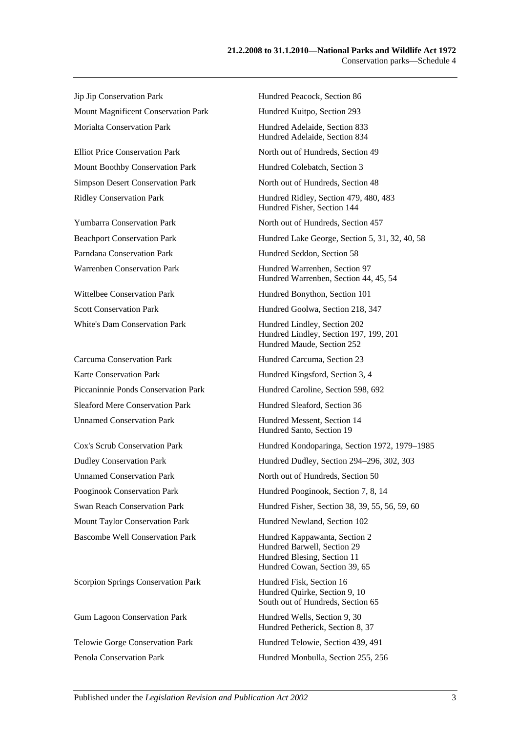| | |
|---|---|
| Jip Jip Conservation Park | Hundred Peacock, Section 86 |
| Mount Magnificent Conservation Park | Hundred Kuitpo, Section 293 |
| Morialta Conservation Park | Hundred Adelaide, Section 833<br>Hundred Adelaide, Section 834 |
| Elliot Price Conservation Park | North out of Hundreds, Section 49 |
| Mount Boothby Conservation Park | Hundred Colebatch, Section 3 |
| Simpson Desert Conservation Park | North out of Hundreds, Section 48 |
| Ridley Conservation Park | Hundred Ridley, Section 479, 480, 483<br>Hundred Fisher, Section 144 |
| Yumbarra Conservation Park | North out of Hundreds, Section 457 |
| Beachport Conservation Park | Hundred Lake George, Section 5, 31, 32, 40, 58 |
| Parndana Conservation Park | Hundred Seddon, Section 58 |
| Warrenben Conservation Park | Hundred Warrenben, Section 97<br>Hundred Warrenben, Section 44, 45, 54 |
| Wittelbee Conservation Park | Hundred Bonython, Section 101 |
| Scott Conservation Park | Hundred Goolwa, Section 218, 347 |
| White's Dam Conservation Park | Hundred Lindley, Section 202<br>Hundred Lindley, Section 197, 199, 201<br>Hundred Maude, Section 252 |
| Carcuma Conservation Park | Hundred Carcuma, Section 23 |
| Karte Conservation Park | Hundred Kingsford, Section 3, 4 |
| Piccaninnie Ponds Conservation Park | Hundred Caroline, Section 598, 692 |
| Sleaford Mere Conservation Park | Hundred Sleaford, Section 36 |
| Unnamed Conservation Park | Hundred Messent, Section 14<br>Hundred Santo, Section 19 |
| Cox's Scrub Conservation Park | Hundred Kondoparinga, Section 1972, 1979–1985 |
| Dudley Conservation Park | Hundred Dudley, Section 294–296, 302, 303 |
| Unnamed Conservation Park | North out of Hundreds, Section 50 |
| Pooginook Conservation Park | Hundred Pooginook, Section 7, 8, 14 |
| Swan Reach Conservation Park | Hundred Fisher, Section 38, 39, 55, 56, 59, 60 |
| Mount Taylor Conservation Park | Hundred Newland, Section 102 |
| Bascombe Well Conservation Park | Hundred Kappawanta, Section 2<br>Hundred Barwell, Section 29<br>Hundred Blesing, Section 11<br>Hundred Cowan, Section 39, 65 |
| Scorpion Springs Conservation Park | Hundred Fisk, Section 16<br>Hundred Quirke, Section 9, 10<br>South out of Hundreds, Section 65 |
| Gum Lagoon Conservation Park | Hundred Wells, Section 9, 30<br>Hundred Petherick, Section 8, 37 |
| Telowie Gorge Conservation Park | Hundred Telowie, Section 439, 491 |
| Penola Conservation Park | Hundred Monbulla, Section 255, 256 |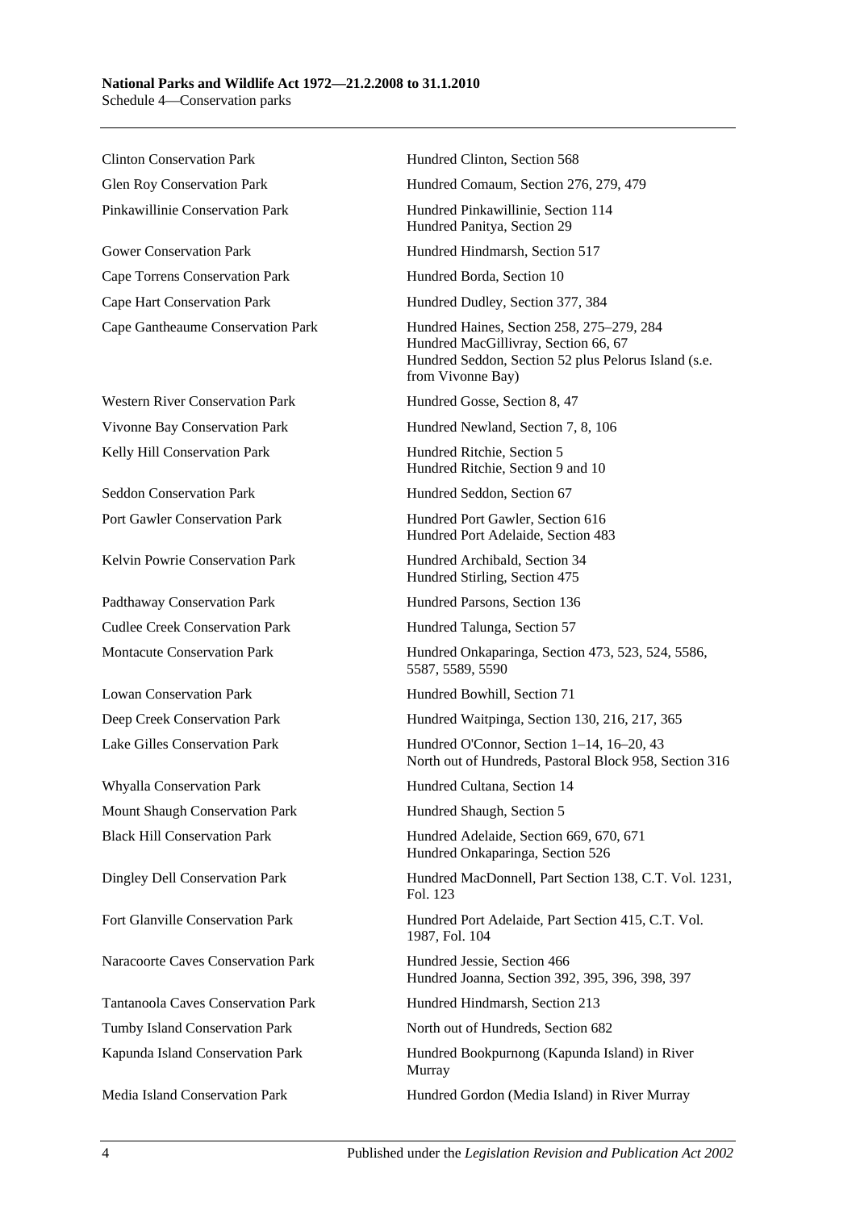| | |
|---|---|
| Clinton Conservation Park | Hundred Clinton, Section 568 |
| Glen Roy Conservation Park | Hundred Comaum, Section 276, 279, 479 |
| Pinkawillinie Conservation Park | Hundred Pinkawillinie, Section 114<br>Hundred Panitya, Section 29 |
| Gower Conservation Park | Hundred Hindmarsh, Section 517 |
| Cape Torrens Conservation Park | Hundred Borda, Section 10 |
| Cape Hart Conservation Park | Hundred Dudley, Section 377, 384 |
| Cape Gantheaume Conservation Park | Hundred Haines, Section 258, 275–279, 284<br>Hundred MacGillivray, Section 66, 67<br>Hundred Seddon, Section 52 plus Pelorus Island (s.e. from Vivonne Bay) |
| Western River Conservation Park | Hundred Gosse, Section 8, 47 |
| Vivonne Bay Conservation Park | Hundred Newland, Section 7, 8, 106 |
| Kelly Hill Conservation Park | Hundred Ritchie, Section 5<br>Hundred Ritchie, Section 9 and 10 |
| Seddon Conservation Park | Hundred Seddon, Section 67 |
| Port Gawler Conservation Park | Hundred Port Gawler, Section 616<br>Hundred Port Adelaide, Section 483 |
| Kelvin Powrie Conservation Park | Hundred Archibald, Section 34<br>Hundred Stirling, Section 475 |
| Padthaway Conservation Park | Hundred Parsons, Section 136 |
| Cudlee Creek Conservation Park | Hundred Talunga, Section 57 |
| Montacute Conservation Park | Hundred Onkaparinga, Section 473, 523, 524, 5586, 5587, 5589, 5590 |
| Lowan Conservation Park | Hundred Bowhill, Section 71 |
| Deep Creek Conservation Park | Hundred Waitpinga, Section 130, 216, 217, 365 |
| Lake Gilles Conservation Park | Hundred O'Connor, Section 1–14, 16–20, 43<br>North out of Hundreds, Pastoral Block 958, Section 316 |
| Whyalla Conservation Park | Hundred Cultana, Section 14 |
| Mount Shaugh Conservation Park | Hundred Shaugh, Section 5 |
| Black Hill Conservation Park | Hundred Adelaide, Section 669, 670, 671<br>Hundred Onkaparinga, Section 526 |
| Dingley Dell Conservation Park | Hundred MacDonnell, Part Section 138, C.T. Vol. 1231, Fol. 123 |
| Fort Glanville Conservation Park | Hundred Port Adelaide, Part Section 415, C.T. Vol. 1987, Fol. 104 |
| Naracoorte Caves Conservation Park | Hundred Jessie, Section 466<br>Hundred Joanna, Section 392, 395, 396, 398, 397 |
| Tantanoola Caves Conservation Park | Hundred Hindmarsh, Section 213 |
| Tumby Island Conservation Park | North out of Hundreds, Section 682 |
| Kapunda Island Conservation Park | Hundred Bookpurnong (Kapunda Island) in River Murray |
| Media Island Conservation Park | Hundred Gordon (Media Island) in River Murray |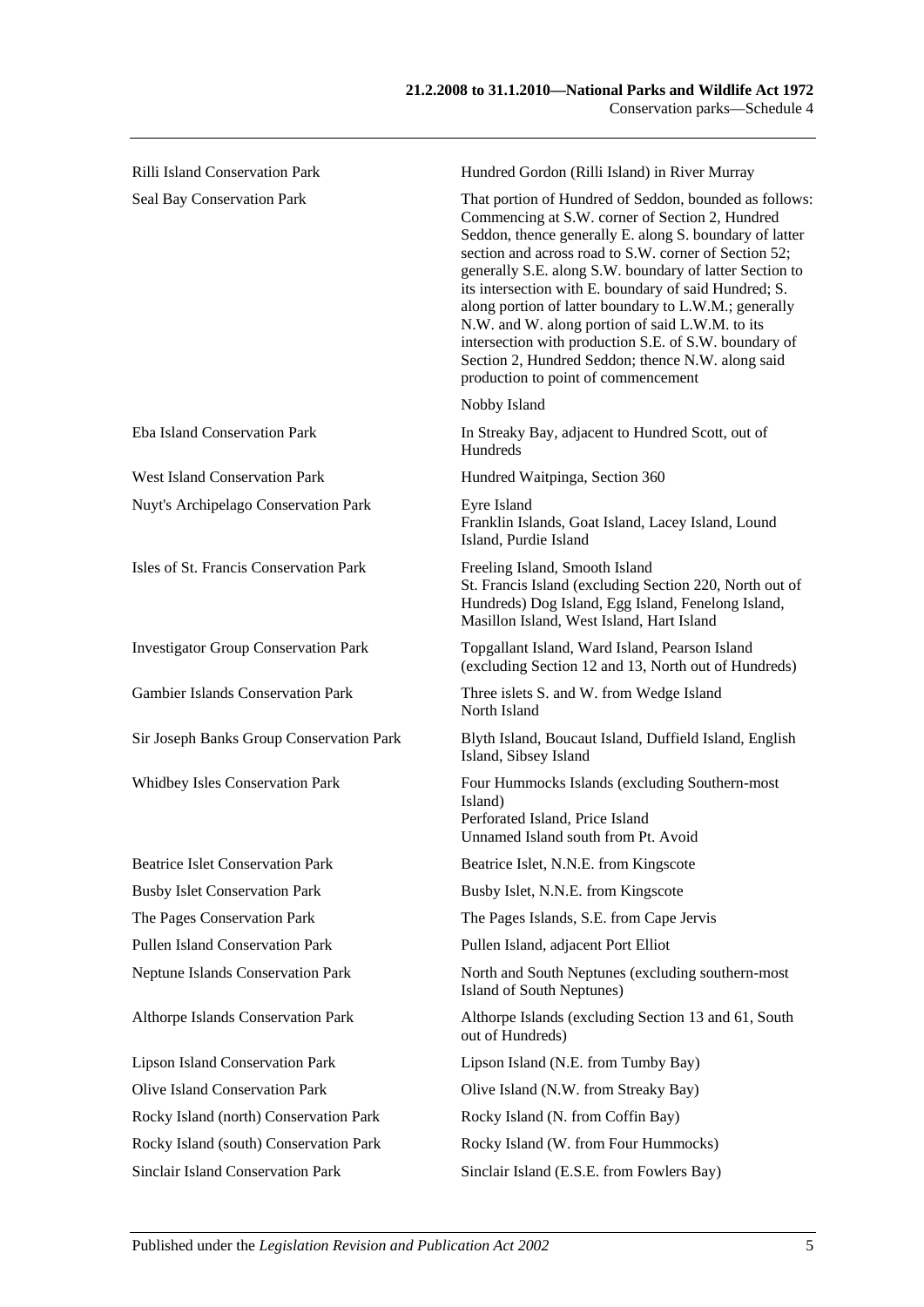| | |
|---|---|
| Rilli Island Conservation Park | Hundred Gordon (Rilli Island) in River Murray |
| Seal Bay Conservation Park | That portion of Hundred of Seddon, bounded as follows: Commencing at S.W. corner of Section 2, Hundred Seddon, thence generally E. along S. boundary of latter section and across road to S.W. corner of Section 52; generally S.E. along S.W. boundary of latter Section to its intersection with E. boundary of said Hundred; S. along portion of latter boundary to L.W.M.; generally N.W. and W. along portion of said L.W.M. to its intersection with production S.E. of S.W. boundary of Section 2, Hundred Seddon; thence N.W. along said production to point of commencement |
| | Nobby Island |
| Eba Island Conservation Park | In Streaky Bay, adjacent to Hundred Scott, out of Hundreds |
| West Island Conservation Park | Hundred Waitpinga, Section 360 |
| Nuyt's Archipelago Conservation Park | Eyre Island<br>Franklin Islands, Goat Island, Lacey Island, Lound Island, Purdie Island |
| Isles of St. Francis Conservation Park | Freeling Island, Smooth Island<br>St. Francis Island (excluding Section 220, North out of Hundreds) Dog Island, Egg Island, Fenelong Island, Masillon Island, West Island, Hart Island |
| Investigator Group Conservation Park | Topgallant Island, Ward Island, Pearson Island (excluding Section 12 and 13, North out of Hundreds) |
| Gambier Islands Conservation Park | Three islets S. and W. from Wedge Island<br>North Island |
| Sir Joseph Banks Group Conservation Park | Blyth Island, Boucaut Island, Duffield Island, English Island, Sibsey Island |
| Whidbey Isles Conservation Park | Four Hummocks Islands (excluding Southern-most Island)<br>Perforated Island, Price Island<br>Unnamed Island south from Pt. Avoid |
| Beatrice Islet Conservation Park | Beatrice Islet, N.N.E. from Kingscote |
| Busby Islet Conservation Park | Busby Islet, N.N.E. from Kingscote |
| The Pages Conservation Park | The Pages Islands, S.E. from Cape Jervis |
| Pullen Island Conservation Park | Pullen Island, adjacent Port Elliot |
| Neptune Islands Conservation Park | North and South Neptunes (excluding southern-most Island of South Neptunes) |
| Althorpe Islands Conservation Park | Althorpe Islands (excluding Section 13 and 61, South out of Hundreds) |
| Lipson Island Conservation Park | Lipson Island (N.E. from Tumby Bay) |
| Olive Island Conservation Park | Olive Island (N.W. from Streaky Bay) |
| Rocky Island (north) Conservation Park | Rocky Island (N. from Coffin Bay) |
| Rocky Island (south) Conservation Park | Rocky Island (W. from Four Hummocks) |
| Sinclair Island Conservation Park | Sinclair Island (E.S.E. from Fowlers Bay) |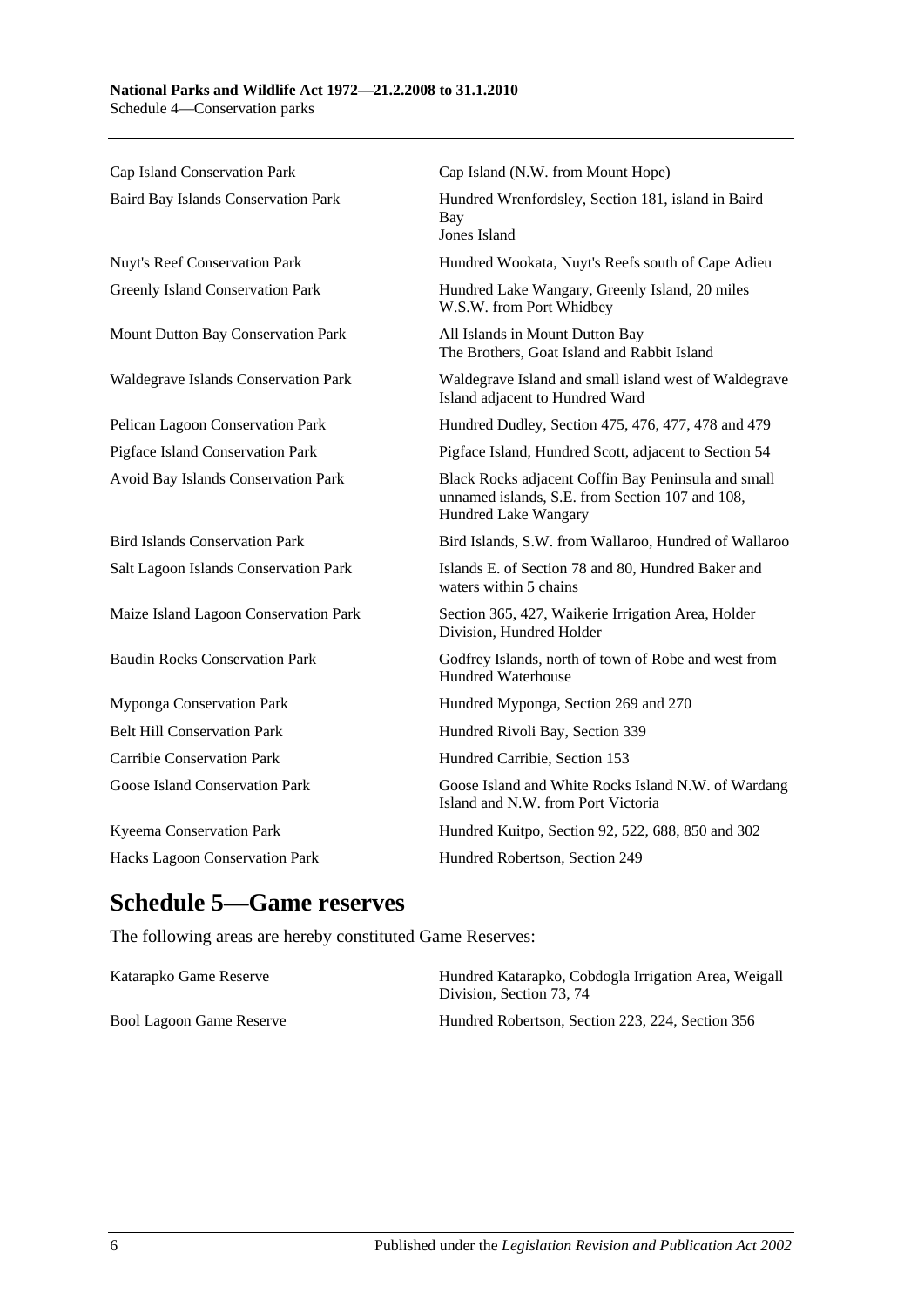| | |
|---|---|
| Cap Island Conservation Park | Cap Island (N.W. from Mount Hope) |
| Baird Bay Islands Conservation Park | Hundred Wrenfordsley, Section 181, island in Baird Bay<br>Jones Island |
| Nuyt's Reef Conservation Park | Hundred Wookata, Nuyt's Reefs south of Cape Adieu |
| Greenly Island Conservation Park | Hundred Lake Wangary, Greenly Island, 20 miles W.S.W. from Port Whidbey |
| Mount Dutton Bay Conservation Park | All Islands in Mount Dutton Bay<br>The Brothers, Goat Island and Rabbit Island |
| Waldegrave Islands Conservation Park | Waldegrave Island and small island west of Waldegrave Island adjacent to Hundred Ward |
| Pelican Lagoon Conservation Park | Hundred Dudley, Section 475, 476, 477, 478 and 479 |
| Pigface Island Conservation Park | Pigface Island, Hundred Scott, adjacent to Section 54 |
| Avoid Bay Islands Conservation Park | Black Rocks adjacent Coffin Bay Peninsula and small unnamed islands, S.E. from Section 107 and 108, Hundred Lake Wangary |
| Bird Islands Conservation Park | Bird Islands, S.W. from Wallaroo, Hundred of Wallaroo |
| Salt Lagoon Islands Conservation Park | Islands E. of Section 78 and 80, Hundred Baker and waters within 5 chains |
| Maize Island Lagoon Conservation Park | Section 365, 427, Waikerie Irrigation Area, Holder Division, Hundred Holder |
| Baudin Rocks Conservation Park | Godfrey Islands, north of town of Robe and west from Hundred Waterhouse |
| Myponga Conservation Park | Hundred Myponga, Section 269 and 270 |
| Belt Hill Conservation Park | Hundred Rivoli Bay, Section 339 |
| Carribie Conservation Park | Hundred Carribie, Section 153 |
| Goose Island Conservation Park | Goose Island and White Rocks Island N.W. of Wardang Island and N.W. from Port Victoria |
| Kyeema Conservation Park | Hundred Kuitpo, Section 92, 522, 688, 850 and 302 |
| Hacks Lagoon Conservation Park | Hundred Robertson, Section 249 |

## Schedule 5—Game reserves

The following areas are hereby constituted Game Reserves:

| | |
|---|---|
| Katarapko Game Reserve | Hundred Katarapko, Cobdogla Irrigation Area, Weigall Division, Section 73, 74 |
| Bool Lagoon Game Reserve | Hundred Robertson, Section 223, 224, Section 356 |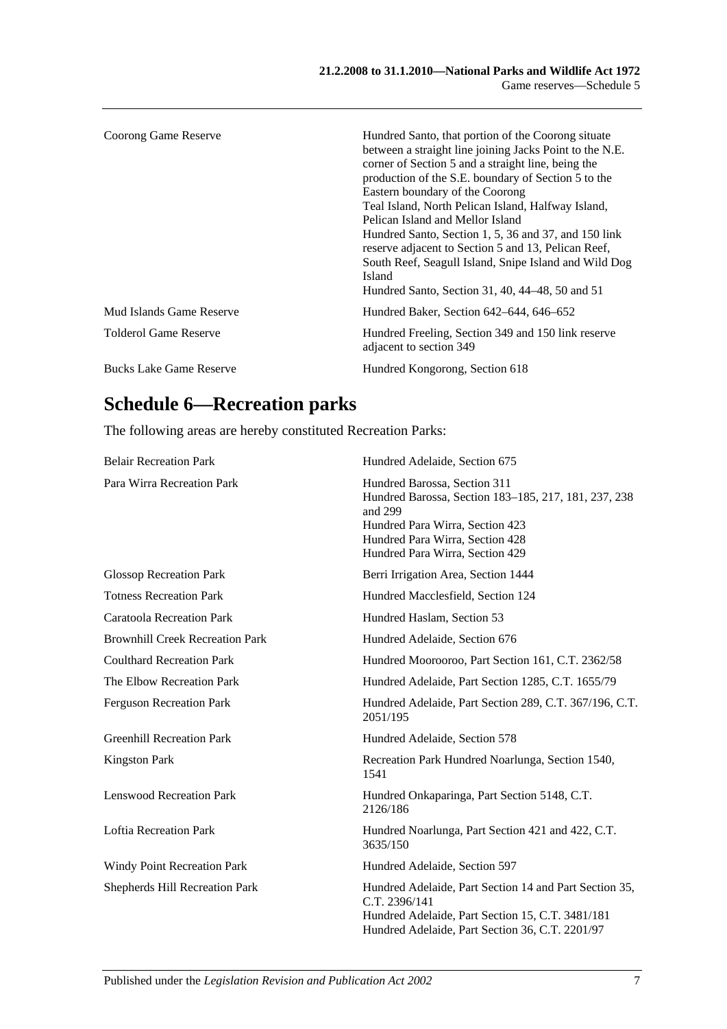| | |
|---|---|
| Coorong Game Reserve | Hundred Santo, that portion of the Coorong situate between a straight line joining Jacks Point to the N.E. corner of Section 5 and a straight line, being the production of the S.E. boundary of Section 5 to the Eastern boundary of the Coorong<br>Teal Island, North Pelican Island, Halfway Island, Pelican Island and Mellor Island<br>Hundred Santo, Section 1, 5, 36 and 37, and 150 link reserve adjacent to Section 5 and 13, Pelican Reef, South Reef, Seagull Island, Snipe Island and Wild Dog Island<br>Hundred Santo, Section 31, 40, 44–48, 50 and 51 |
| Mud Islands Game Reserve | Hundred Baker, Section 642–644, 646–652 |
| Tolderol Game Reserve | Hundred Freeling, Section 349 and 150 link reserve adjacent to section 349 |
| Bucks Lake Game Reserve | Hundred Kongorong, Section 618 |

# Schedule 6—Recreation parks

The following areas are hereby constituted Recreation Parks:

| | |
|---|---|
| Belair Recreation Park | Hundred Adelaide, Section 675 |
| Para Wirra Recreation Park | Hundred Barossa, Section 311<br>Hundred Barossa, Section 183–185, 217, 181, 237, 238 and 299<br>Hundred Para Wirra, Section 423<br>Hundred Para Wirra, Section 428<br>Hundred Para Wirra, Section 429 |
| Glossop Recreation Park | Berri Irrigation Area, Section 1444 |
| Totness Recreation Park | Hundred Macclesfield, Section 124 |
| Caratoola Recreation Park | Hundred Haslam, Section 53 |
| Brownhill Creek Recreation Park | Hundred Adelaide, Section 676 |
| Coulthard Recreation Park | Hundred Moorooroo, Part Section 161, C.T. 2362/58 |
| The Elbow Recreation Park | Hundred Adelaide, Part Section 1285, C.T. 1655/79 |
| Ferguson Recreation Park | Hundred Adelaide, Part Section 289, C.T. 367/196, C.T. 2051/195 |
| Greenhill Recreation Park | Hundred Adelaide, Section 578 |
| Kingston Park | Recreation Park Hundred Noarlunga, Section 1540, 1541 |
| Lenswood Recreation Park | Hundred Onkaparinga, Part Section 5148, C.T. 2126/186 |
| Loftia Recreation Park | Hundred Noarlunga, Part Section 421 and 422, C.T. 3635/150 |
| Windy Point Recreation Park | Hundred Adelaide, Section 597 |
| Shepherds Hill Recreation Park | Hundred Adelaide, Part Section 14 and Part Section 35, C.T. 2396/141<br>Hundred Adelaide, Part Section 15, C.T. 3481/181<br>Hundred Adelaide, Part Section 36, C.T. 2201/97 |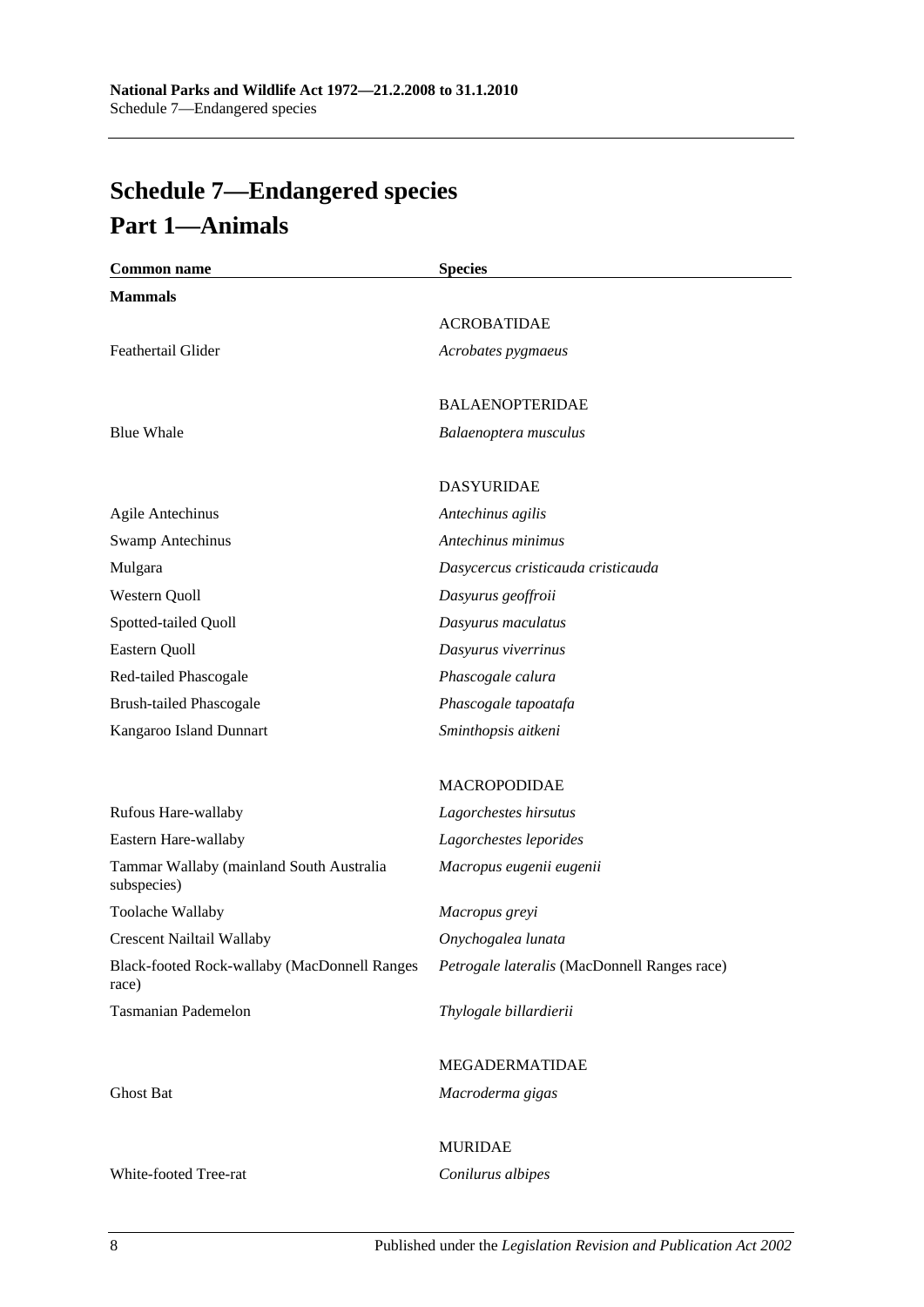# Schedule 7—Endangered species

## Part 1—Animals

| Common name | Species |
|---|---|
| **Mammals** | |
| | ACROBATIDAE |
| Feathertail Glider | *Acrobates pygmaeus* |
| | BALAENOPTERIDAE |
| Blue Whale | *Balaenoptera musculus* |
| | DASYURIDAE |
| Agile Antechinus | *Antechinus agilis* |
| Swamp Antechinus | *Antechinus minimus* |
| Mulgara | *Dasycercus cristicauda cristicauda* |
| Western Quoll | *Dasyurus geoffroii* |
| Spotted-tailed Quoll | *Dasyurus maculatus* |
| Eastern Quoll | *Dasyurus viverrinus* |
| Red-tailed Phascogale | *Phascogale calura* |
| Brush-tailed Phascogale | *Phascogale tapoatafa* |
| Kangaroo Island Dunnart | *Sminthopsis aitkeni* |
| | MACROPODIDAE |
| Rufous Hare-wallaby | *Lagorchestes hirsutus* |
| Eastern Hare-wallaby | *Lagorchestes leporides* |
| Tammar Wallaby (mainland South Australia subspecies) | *Macropus eugenii eugenii* |
| Toolache Wallaby | *Macropus greyi* |
| Crescent Nailtail Wallaby | *Onychogalea lunata* |
| Black-footed Rock-wallaby (MacDonnell Ranges race) | *Petrogale lateralis* (MacDonnell Ranges race) |
| Tasmanian Pademelon | *Thylogale billardierii* |
| | MEGADERMATIDAE |
| Ghost Bat | *Macroderma gigas* |
| | MURIDAE |
| White-footed Tree-rat | *Conilurus albipes* |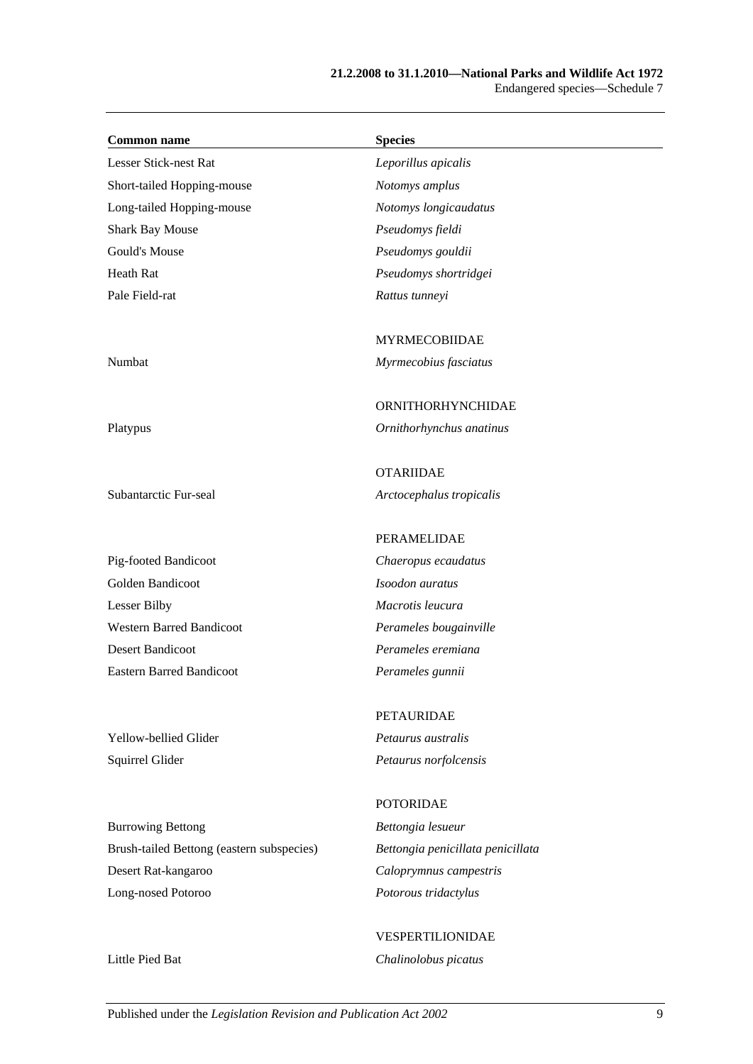| Common name | Species |
|---|---|
| Lesser Stick-nest Rat | *Leporillus apicalis* |
| Short-tailed Hopping-mouse | *Notomys amplus* |
| Long-tailed Hopping-mouse | *Notomys longicaudatus* |
| Shark Bay Mouse | *Pseudomys fieldi* |
| Gould's Mouse | *Pseudomys gouldii* |
| Heath Rat | *Pseudomys shortridgei* |
| Pale Field-rat | *Rattus tunneyi* |
| | MYRMECOBIIDAE |
| Numbat | *Myrmecobius fasciatus* |
| | ORNITHORHYNCHIDAE |
| Platypus | *Ornithorhynchus anatinus* |
| | OTARIIDAE |
| Subantarctic Fur-seal | *Arctocephalus tropicalis* |
| | PERAMELIDAE |
| Pig-footed Bandicoot | *Chaeropus ecaudatus* |
| Golden Bandicoot | *Isoodon auratus* |
| Lesser Bilby | *Macrotis leucura* |
| Western Barred Bandicoot | *Perameles bougainville* |
| Desert Bandicoot | *Perameles eremiana* |
| Eastern Barred Bandicoot | *Perameles gunnii* |
| | PETAURIDAE |
| Yellow-bellied Glider | *Petaurus australis* |
| Squirrel Glider | *Petaurus norfolcensis* |
| | POTORIDAE |
| Burrowing Bettong | *Bettongia lesueur* |
| Brush-tailed Bettong (eastern subspecies) | *Bettongia penicillata penicillata* |
| Desert Rat-kangaroo | *Caloprymnus campestris* |
| Long-nosed Potoroo | *Potorous tridactylus* |
| | VESPERTILIONIDAE |
| Little Pied Bat | *Chalinolobus picatus* |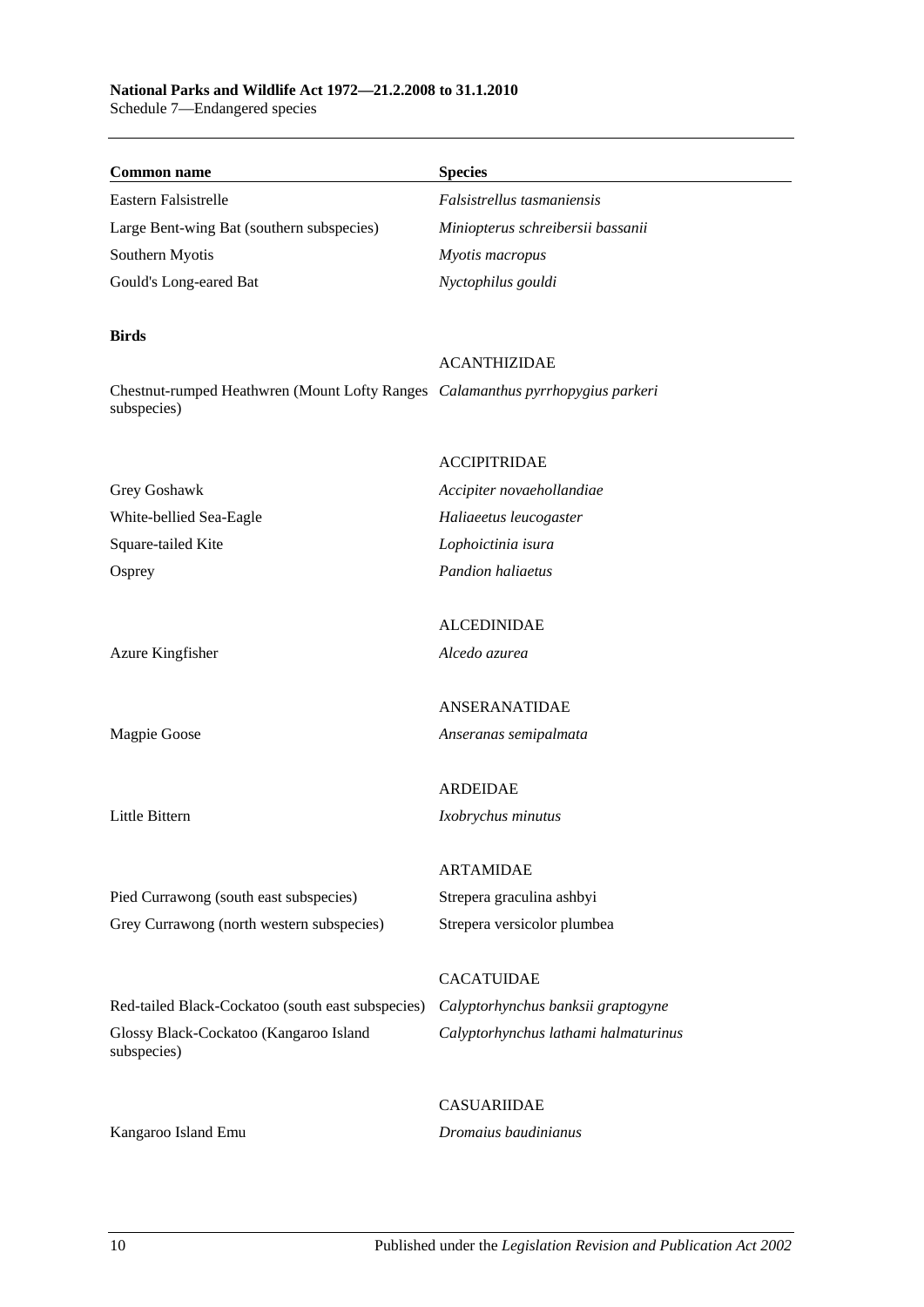| Common name | Species |
|---|---|
| Eastern Falsistrelle | *Falsistrellus tasmaniensis* |
| Large Bent-wing Bat (southern subspecies) | *Miniopterus schreibersii bassanii* |
| Southern Myotis | *Myotis macropus* |
| Gould's Long-eared Bat | *Nyctophilus gouldi* |
| **Birds** | |
| | ACANTHIZIDAE |
| Chestnut-rumped Heathwren (Mount Lofty Ranges subspecies) | *Calamanthus pyrrhopygius parkeri* |
| | ACCIPITRIDAE |
| Grey Goshawk | *Accipiter novaehollandiae* |
| White-bellied Sea-Eagle | *Haliaeetus leucogaster* |
| Square-tailed Kite | *Lophoictinia isura* |
| Osprey | *Pandion haliaetus* |
| | ALCEDINIDAE |
| Azure Kingfisher | *Alcedo azurea* |
| | ANSERANATIDAE |
| Magpie Goose | *Anseranas semipalmata* |
| | ARDEIDAE |
| Little Bittern | *Ixobrychus minutus* |
| | ARTAMIDAE |
| Pied Currawong (south east subspecies) | Strepera graculina ashbyi |
| Grey Currawong (north western subspecies) | Strepera versicolor plumbea |
| | CACATUIDAE |
| Red-tailed Black-Cockatoo (south east subspecies) | *Calyptorhynchus banksii graptogyne* |
| Glossy Black-Cockatoo (Kangaroo Island subspecies) | *Calyptorhynchus lathami halmaturinus* |
| | CASUARIIDAE |
| Kangaroo Island Emu | *Dromaius baudinianus* |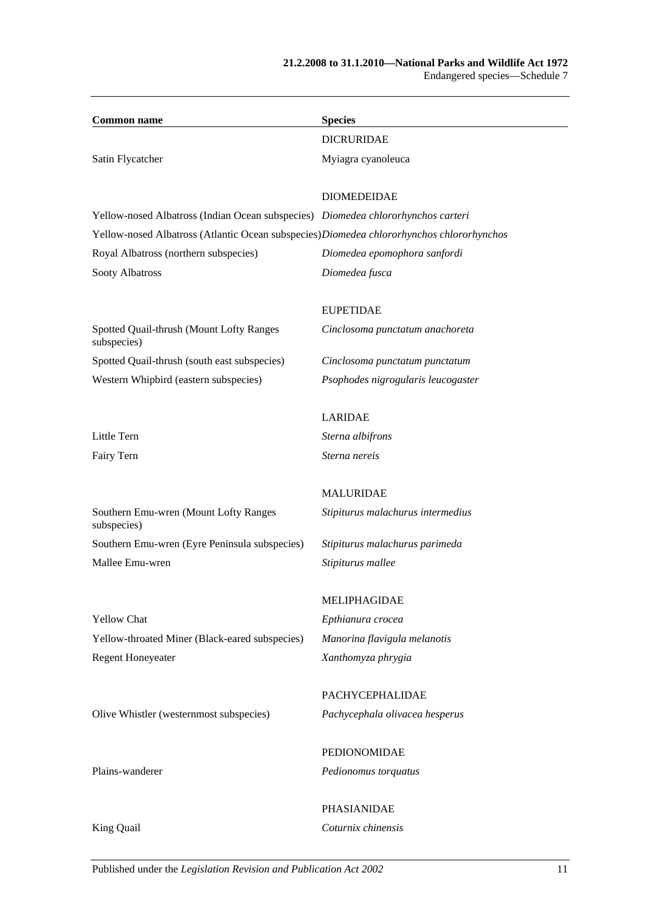| Common name | Species |
|---|---|
| | DICRURIDAE |
| Satin Flycatcher | Myiagra cyanoleuca |
| | DIOMEDEIDAE |
| Yellow-nosed Albatross (Indian Ocean subspecies) | *Diomedea chlororhynchos carteri* |
| Yellow-nosed Albatross (Atlantic Ocean subspecies) | *Diomedea chlororhynchos chlororhynchos* |
| Royal Albatross (northern subspecies) | *Diomedea epomophora sanfordi* |
| Sooty Albatross | *Diomedea fusca* |
| | EUPETIDAE |
| Spotted Quail-thrush (Mount Lofty Ranges subspecies) | *Cinclosoma punctatum anachoreta* |
| Spotted Quail-thrush (south east subspecies) | *Cinclosoma punctatum punctatum* |
| Western Whipbird (eastern subspecies) | *Psophodes nigrogularis leucogaster* |
| | LARIDAE |
| Little Tern | *Sterna albifrons* |
| Fairy Tern | *Sterna nereis* |
| | MALURIDAE |
| Southern Emu-wren (Mount Lofty Ranges subspecies) | *Stipiturus malachurus intermedius* |
| Southern Emu-wren (Eyre Peninsula subspecies) | *Stipiturus malachurus parimeda* |
| Mallee Emu-wren | *Stipiturus mallee* |
| | MELIPHAGIDAE |
| Yellow Chat | *Epthianura crocea* |
| Yellow-throated Miner (Black-eared subspecies) | *Manorina flavigula melanotis* |
| Regent Honeyeater | *Xanthomyza phrygia* |
| | PACHYCEPHALIDAE |
| Olive Whistler (westernmost subspecies) | *Pachycephala olivacea hesperus* |
| | PEDIONOMIDAE |
| Plains-wanderer | *Pedionomus torquatus* |
| | PHASIANIDAE |
| King Quail | *Coturnix chinensis* |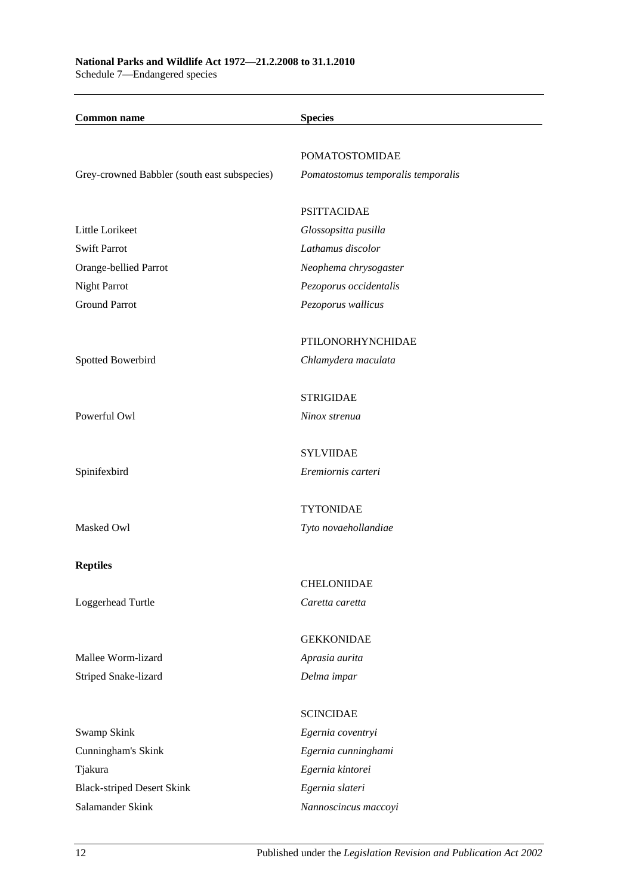| Common name | Species |
|---|---|
| | POMATOSTOMIDAE |
| Grey-crowned Babbler (south east subspecies) | *Pomatostomus temporalis temporalis* |
| | PSITTACIDAE |
| Little Lorikeet | *Glossopsitta pusilla* |
| Swift Parrot | *Lathamus discolor* |
| Orange-bellied Parrot | *Neophema chrysogaster* |
| Night Parrot | *Pezoporus occidentalis* |
| Ground Parrot | *Pezoporus wallicus* |
| | PTILONORHYNCHIDAE |
| Spotted Bowerbird | *Chlamydera maculata* |
| | STRIGIDAE |
| Powerful Owl | *Ninox strenua* |
| | SYLVIIDAE |
| Spinifexbird | *Eremiornis carteri* |
| | TYTONIDAE |
| Masked Owl | *Tyto novaehollandiae* |
| **Reptiles** | |
| | CHELONIIDAE |
| Loggerhead Turtle | *Caretta caretta* |
| | GEKKONIDAE |
| Mallee Worm-lizard | *Aprasia aurita* |
| Striped Snake-lizard | *Delma impar* |
| | SCINCIDAE |
| Swamp Skink | *Egernia coventryi* |
| Cunningham's Skink | *Egernia cunninghami* |
| Tjakura | *Egernia kintorei* |
| Black-striped Desert Skink | *Egernia slateri* |
| Salamander Skink | *Nannoscincus maccoyi* |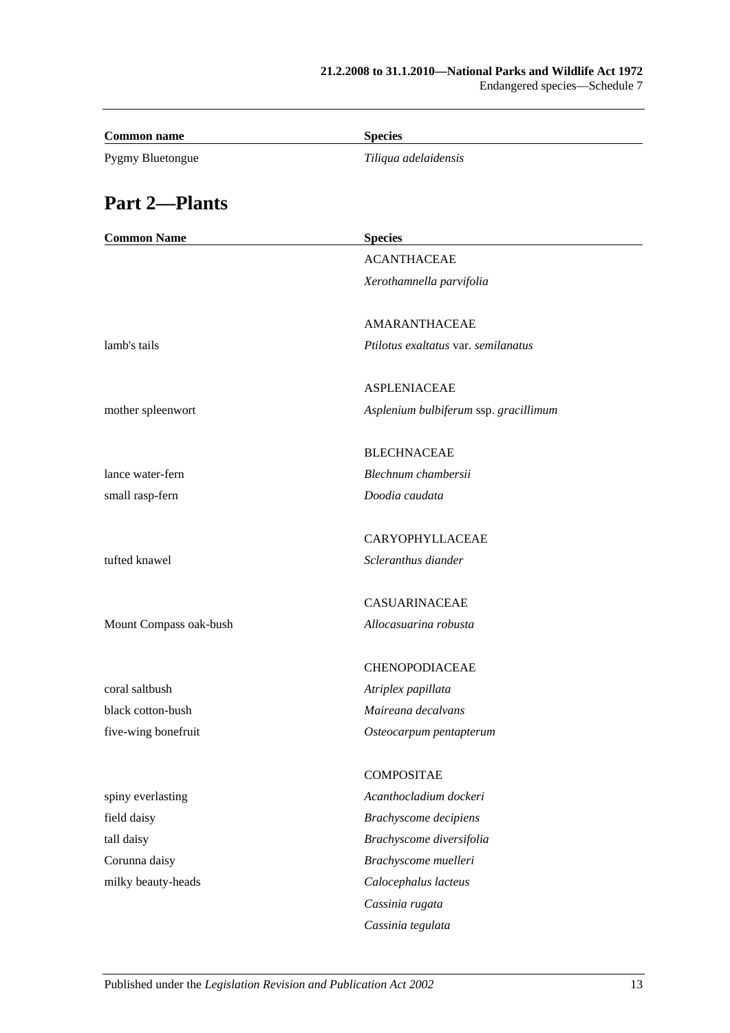| Common name | Species |
|---|---|
| Pygmy Bluetongue | *Tiliqua adelaidensis* |

## Part 2—Plants

| Common Name | Species |
|---|---|
| | ACANTHACEAE |
| | *Xerothamnella parvifolia* |
| | |
| | AMARANTHACEAE |
| lamb's tails | *Ptilotus exaltatus* var. *semilanatus* |
| | |
| | ASPLENIACEAE |
| mother spleenwort | *Asplenium bulbiferum* ssp. *gracillimum* |
| | |
| | BLECHNACEAE |
| lance water-fern | *Blechnum chambersii* |
| small rasp-fern | *Doodia caudata* |
| | |
| | CARYOPHYLLACEAE |
| tufted knawel | *Scleranthus diander* |
| | |
| | CASUARINACEAE |
| Mount Compass oak-bush | *Allocasuarina robusta* |
| | |
| | CHENOPODIACEAE |
| coral saltbush | *Atriplex papillata* |
| black cotton-bush | *Maireana decalvans* |
| five-wing bonefruit | *Osteocarpum pentapterum* |
| | |
| | COMPOSITAE |
| spiny everlasting | *Acanthocladium dockeri* |
| field daisy | *Brachyscome decipiens* |
| tall daisy | *Brachyscome diversifolia* |
| Corunna daisy | *Brachyscome muelleri* |
| milky beauty-heads | *Calocephalus lacteus* |
| | *Cassinia rugata* |
| | *Cassinia tegulata* |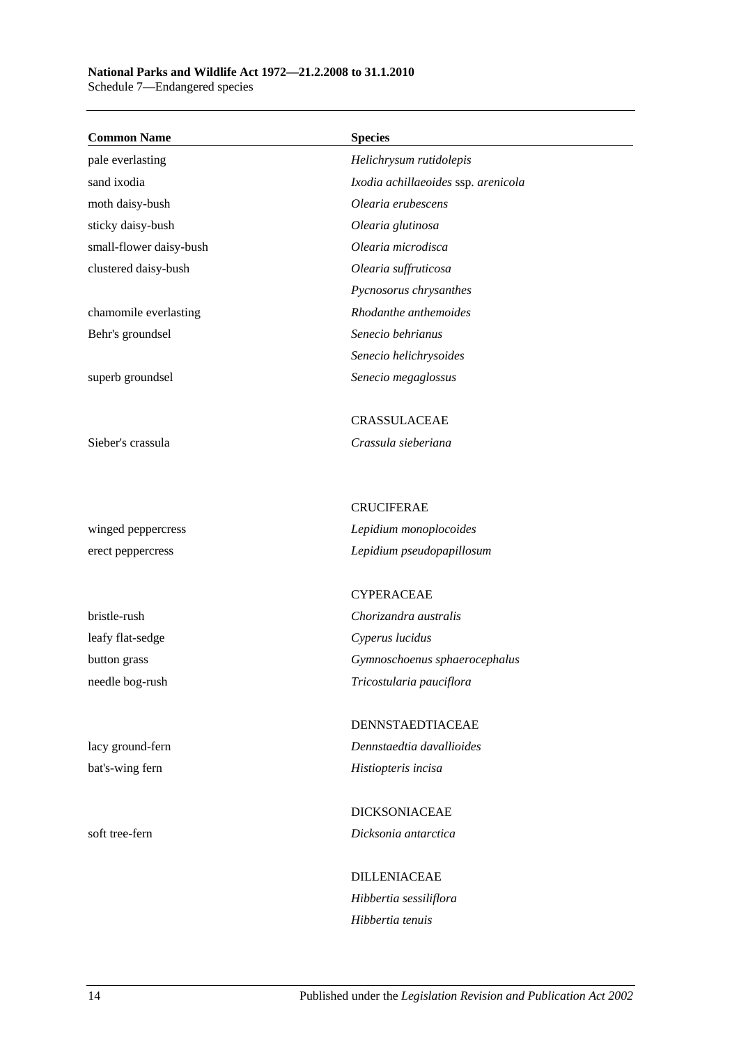| Common Name | Species |
|---|---|
| pale everlasting | *Helichrysum rutidolepis* |
| sand ixodia | *Ixodia achillaeoides* ssp. *arenicola* |
| moth daisy-bush | *Olearia erubescens* |
| sticky daisy-bush | *Olearia glutinosa* |
| small-flower daisy-bush | *Olearia microdisca* |
| clustered daisy-bush | *Olearia suffruticosa* |
| | *Pycnosorus chrysanthes* |
| chamomile everlasting | *Rhodanthe anthemoides* |
| Behr's groundsel | *Senecio behrianus* |
| | *Senecio helichrysoides* |
| superb groundsel | *Senecio megaglossus* |
| | |
| | CRASSULACEAE |
| Sieber's crassula | *Crassula sieberiana* |
| | |
| | CRUCIFERAE |
| winged peppercress | *Lepidium monoplocoides* |
| erect peppercress | *Lepidium pseudopapillosum* |
| | |
| | CYPERACEAE |
| bristle-rush | *Chorizandra australis* |
| leafy flat-sedge | *Cyperus lucidus* |
| button grass | *Gymnoschoenus sphaerocephalus* |
| needle bog-rush | *Tricostularia pauciflora* |
| | |
| | DENNSTAEDTIACEAE |
| lacy ground-fern | *Dennstaedtia davallioides* |
| bat's-wing fern | *Histiopteris incisa* |
| | |
| | DICKSONIACEAE |
| soft tree-fern | *Dicksonia antarctica* |
| | |
| | DILLENIACEAE |
| | *Hibbertia sessiliflora* |
| | *Hibbertia tenuis* |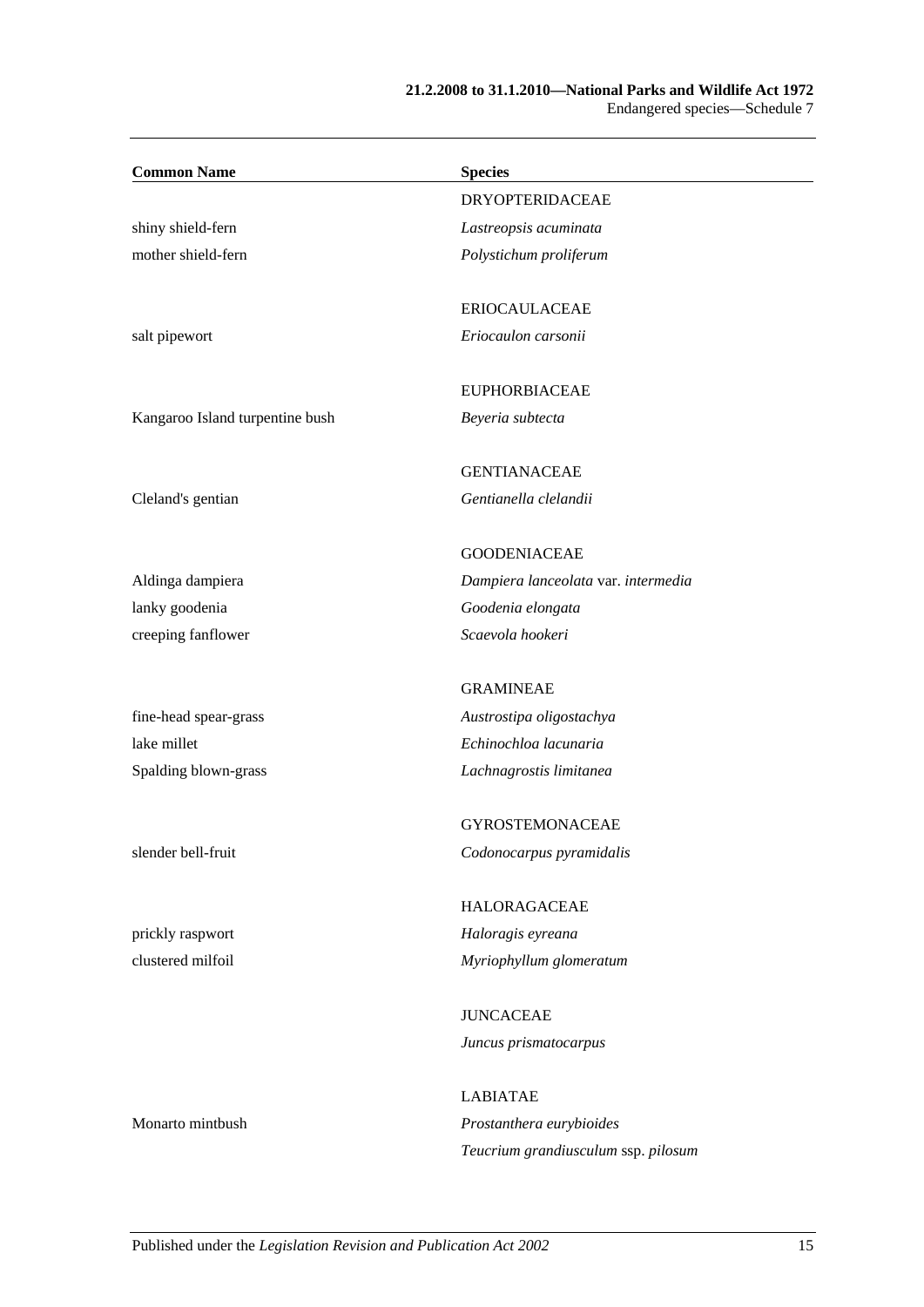| Common Name | Species |
|---|---|
| | DRYOPTERIDACEAE |
| shiny shield-fern | *Lastreopsis acuminata* |
| mother shield-fern | *Polystichum proliferum* |
| | ERIOCAULACEAE |
| salt pipewort | *Eriocaulon carsonii* |
| | EUPHORBIACEAE |
| Kangaroo Island turpentine bush | *Beyeria subtecta* |
| | GENTIANACEAE |
| Cleland's gentian | *Gentianella clelandii* |
| | GOODENIACEAE |
| Aldinga dampiera | *Dampiera lanceolata* var. *intermedia* |
| lanky goodenia | *Goodenia elongata* |
| creeping fanflower | *Scaevola hookeri* |
| | GRAMINEAE |
| fine-head spear-grass | *Austrostipa oligostachya* |
| lake millet | *Echinochloa lacunaria* |
| Spalding blown-grass | *Lachnagrostis limitanea* |
| | GYROSTEMONACEAE |
| slender bell-fruit | *Codonocarpus pyramidalis* |
| | HALORAGACEAE |
| prickly raspwort | *Haloragis eyreana* |
| clustered milfoil | *Myriophyllum glomeratum* |
| | JUNCACEAE |
| | *Juncus prismatocarpus* |
| | LABIATAE |
| Monarto mintbush | *Prostanthera eurybioides* |
| | *Teucrium grandiusculum* ssp. *pilosum* |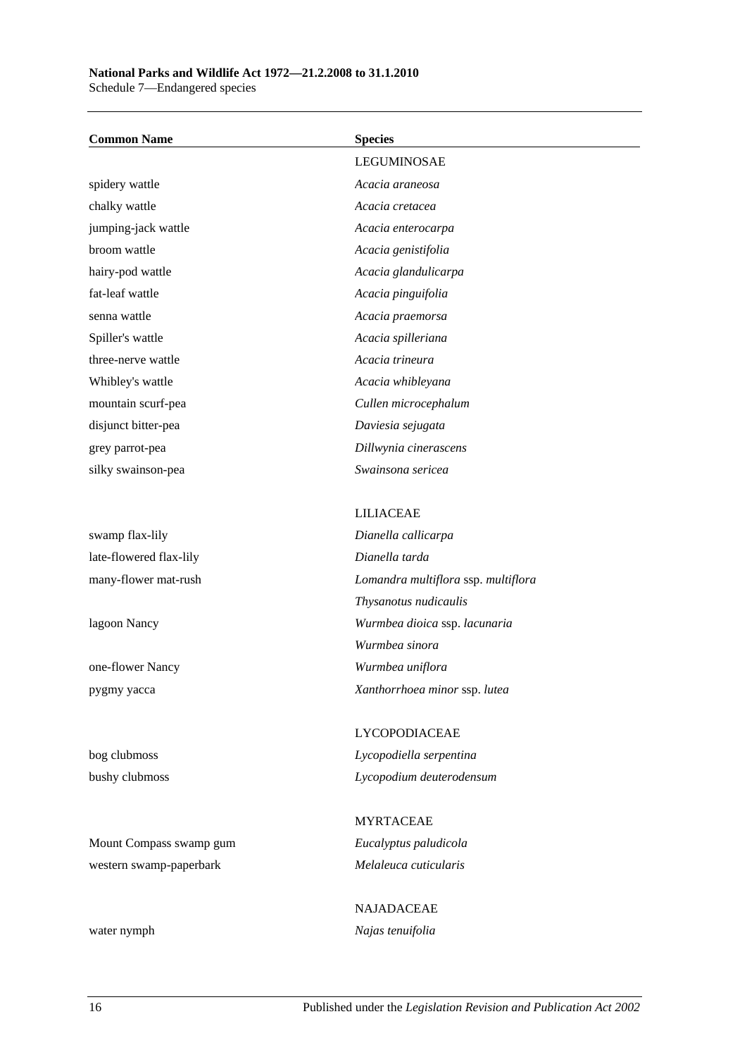| Common Name | Species |
|---|---|
| | LEGUMINOSAE |
| spidery wattle | *Acacia araneosa* |
| chalky wattle | *Acacia cretacea* |
| jumping-jack wattle | *Acacia enterocarpa* |
| broom wattle | *Acacia genistifolia* |
| hairy-pod wattle | *Acacia glandulicarpa* |
| fat-leaf wattle | *Acacia pinguifolia* |
| senna wattle | *Acacia praemorsa* |
| Spiller's wattle | *Acacia spilleriana* |
| three-nerve wattle | *Acacia trineura* |
| Whibley's wattle | *Acacia whibleyana* |
| mountain scurf-pea | *Cullen microcephalum* |
| disjunct bitter-pea | *Daviesia sejugata* |
| grey parrot-pea | *Dillwynia cinerascens* |
| silky swainson-pea | *Swainsona sericea* |
| | LILIACEAE |
| swamp flax-lily | *Dianella callicarpa* |
| late-flowered flax-lily | *Dianella tarda* |
| many-flower mat-rush | *Lomandra multiflora* ssp. *multiflora* |
| | *Thysanotus nudicaulis* |
| lagoon Nancy | *Wurmbea dioica* ssp. *lacunaria* |
| | *Wurmbea sinora* |
| one-flower Nancy | *Wurmbea uniflora* |
| pygmy yacca | *Xanthorrhoea minor* ssp. *lutea* |
| | LYCOPODIACEAE |
| bog clubmoss | *Lycopodiella serpentina* |
| bushy clubmoss | *Lycopodium deuterodensum* |
| | MYRTACEAE |
| Mount Compass swamp gum | *Eucalyptus paludicola* |
| western swamp-paperbark | *Melaleuca cuticularis* |
| | NAJADACEAE |
| water nymph | *Najas tenuifolia* |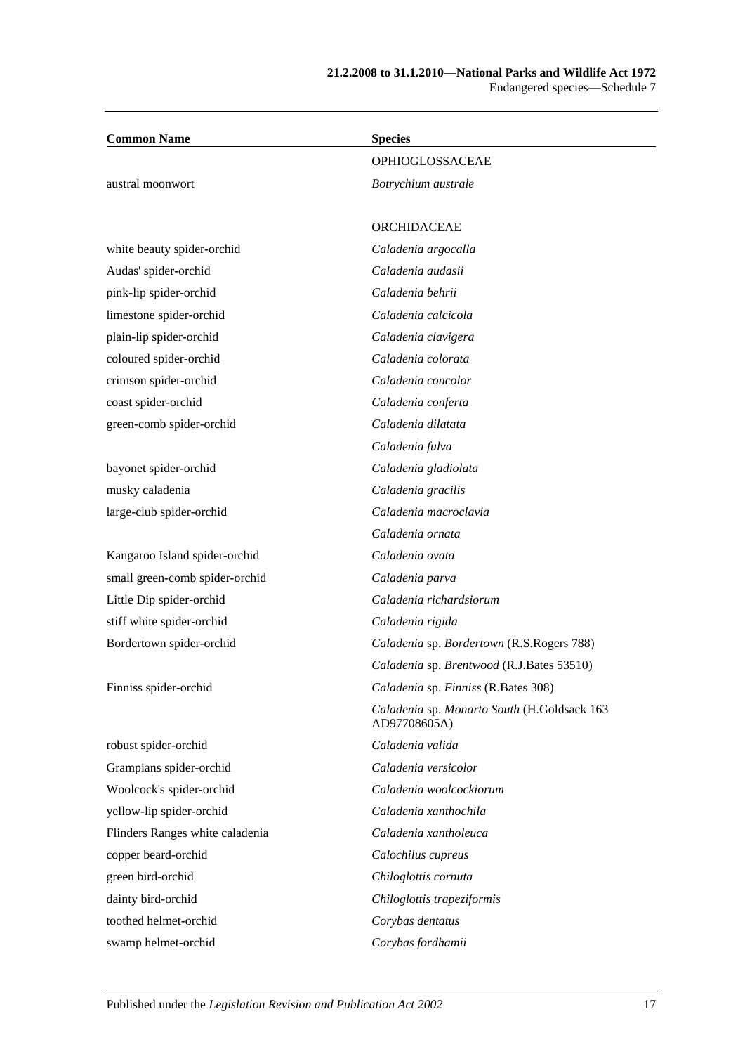| Common Name | Species |
|---|---|
| | OPHIOGLOSSACEAE |
| austral moonwort | *Botrychium australe* |
| | |
| | ORCHIDACEAE |
| white beauty spider-orchid | *Caladenia argocalla* |
| Audas' spider-orchid | *Caladenia audasii* |
| pink-lip spider-orchid | *Caladenia behrii* |
| limestone spider-orchid | *Caladenia calcicola* |
| plain-lip spider-orchid | *Caladenia clavigera* |
| coloured spider-orchid | *Caladenia colorata* |
| crimson spider-orchid | *Caladenia concolor* |
| coast spider-orchid | *Caladenia conferta* |
| green-comb spider-orchid | *Caladenia dilatata* |
| | *Caladenia fulva* |
| bayonet spider-orchid | *Caladenia gladiolata* |
| musky caladenia | *Caladenia gracilis* |
| large-club spider-orchid | *Caladenia macroclavia* |
| | *Caladenia ornata* |
| Kangaroo Island spider-orchid | *Caladenia ovata* |
| small green-comb spider-orchid | *Caladenia parva* |
| Little Dip spider-orchid | *Caladenia richardsiorum* |
| stiff white spider-orchid | *Caladenia rigida* |
| Bordertown spider-orchid | *Caladenia* sp. *Bordertown* (R.S.Rogers 788) |
| | *Caladenia* sp. *Brentwood* (R.J.Bates 53510) |
| Finniss spider-orchid | *Caladenia* sp. *Finniss* (R.Bates 308) |
| | *Caladenia* sp. *Monarto South* (H.Goldsack 163 AD97708605A) |
| robust spider-orchid | *Caladenia valida* |
| Grampians spider-orchid | *Caladenia versicolor* |
| Woolcock's spider-orchid | *Caladenia woolcockiorum* |
| yellow-lip spider-orchid | *Caladenia xanthochila* |
| Flinders Ranges white caladenia | *Caladenia xantholeuca* |
| copper beard-orchid | *Calochilus cupreus* |
| green bird-orchid | *Chiloglottis cornuta* |
| dainty bird-orchid | *Chiloglottis trapeziformis* |
| toothed helmet-orchid | *Corybas dentatus* |
| swamp helmet-orchid | *Corybas fordhamii* |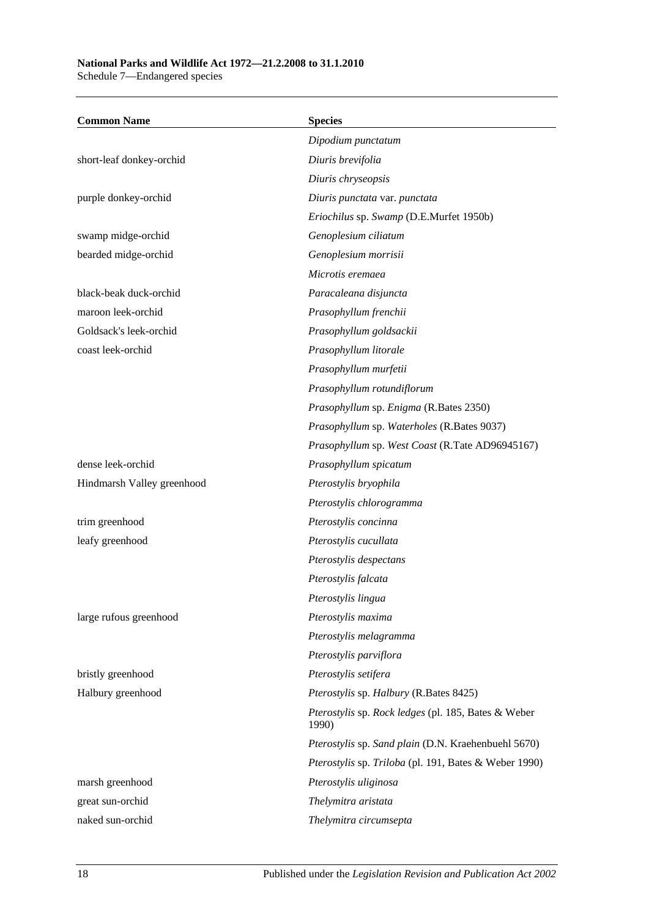| Common Name | Species |
|---|---|
| | *Dipodium punctatum* |
| short-leaf donkey-orchid | *Diuris brevifolia* |
| | *Diuris chryseopsis* |
| purple donkey-orchid | *Diuris punctata* var. *punctata* |
| | *Eriochilus* sp. *Swamp* (D.E.Murfet 1950b) |
| swamp midge-orchid | *Genoplesium ciliatum* |
| bearded midge-orchid | *Genoplesium morrisii* |
| | *Microtis eremaea* |
| black-beak duck-orchid | *Paracaleana disjuncta* |
| maroon leek-orchid | *Prasophyllum frenchii* |
| Goldsack's leek-orchid | *Prasophyllum goldsackii* |
| coast leek-orchid | *Prasophyllum litorale* |
| | *Prasophyllum murfetii* |
| | *Prasophyllum rotundiflorum* |
| | *Prasophyllum* sp. *Enigma* (R.Bates 2350) |
| | *Prasophyllum* sp. *Waterholes* (R.Bates 9037) |
| | *Prasophyllum* sp. *West Coast* (R.Tate AD96945167) |
| dense leek-orchid | *Prasophyllum spicatum* |
| Hindmarsh Valley greenhood | *Pterostylis bryophila* |
| | *Pterostylis chlorogramma* |
| trim greenhood | *Pterostylis concinna* |
| leafy greenhood | *Pterostylis cucullata* |
| | *Pterostylis despectans* |
| | *Pterostylis falcata* |
| | *Pterostylis lingua* |
| large rufous greenhood | *Pterostylis maxima* |
| | *Pterostylis melagramma* |
| | *Pterostylis parviflora* |
| bristly greenhood | *Pterostylis setifera* |
| Halbury greenhood | *Pterostylis* sp. *Halbury* (R.Bates 8425) |
| | *Pterostylis* sp. *Rock ledges* (pl. 185, Bates & Weber 1990) |
| | *Pterostylis* sp. *Sand plain* (D.N. Kraehenbuehl 5670) |
| | *Pterostylis* sp. *Triloba* (pl. 191, Bates & Weber 1990) |
| marsh greenhood | *Pterostylis uliginosa* |
| great sun-orchid | *Thelymitra aristata* |
| naked sun-orchid | *Thelymitra circumsepta* |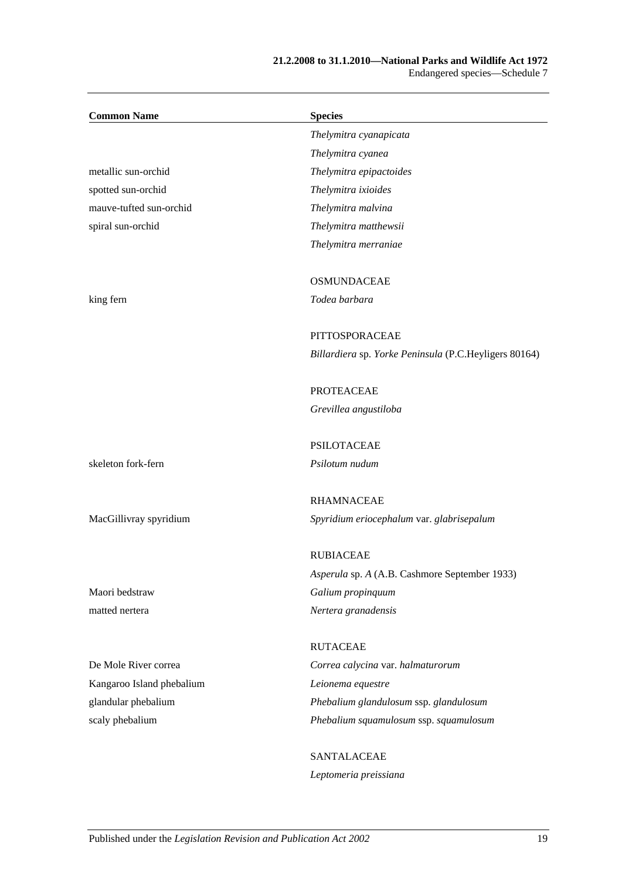| Common Name | Species |
|---|---|
| | *Thelymitra cyanapicata* |
| | *Thelymitra cyanea* |
| metallic sun-orchid | *Thelymitra epipactoides* |
| spotted sun-orchid | *Thelymitra ixioides* |
| mauve-tufted sun-orchid | *Thelymitra malvina* |
| spiral sun-orchid | *Thelymitra matthewsii* |
| | *Thelymitra merraniae* |
| | |
| | OSMUNDACEAE |
| king fern | *Todea barbara* |
| | |
| | PITTOSPORACEAE |
| | *Billardiera* sp. *Yorke Peninsula* (P.C.Heyligers 80164) |
| | |
| | PROTEACEAE |
| | *Grevillea angustiloba* |
| | |
| | PSILOTACEAE |
| skeleton fork-fern | *Psilotum nudum* |
| | |
| | RHAMNACEAE |
| MacGillivray spyridium | *Spyridium eriocephalum* var. *glabrisepalum* |
| | |
| | RUBIACEAE |
| | *Asperula* sp. *A* (A.B. Cashmore September 1933) |
| Maori bedstraw | *Galium propinquum* |
| matted nertera | *Nertera granadensis* |
| | |
| | RUTACEAE |
| De Mole River correa | *Correa calycina* var. *halmaturorum* |
| Kangaroo Island phebalium | *Leionema equestre* |
| glandular phebalium | *Phebalium glandulosum* ssp. *glandulosum* |
| scaly phebalium | *Phebalium squamulosum* ssp. *squamulosum* |
| | |
| | SANTALACEAE |
| | *Leptomeria preissiana* |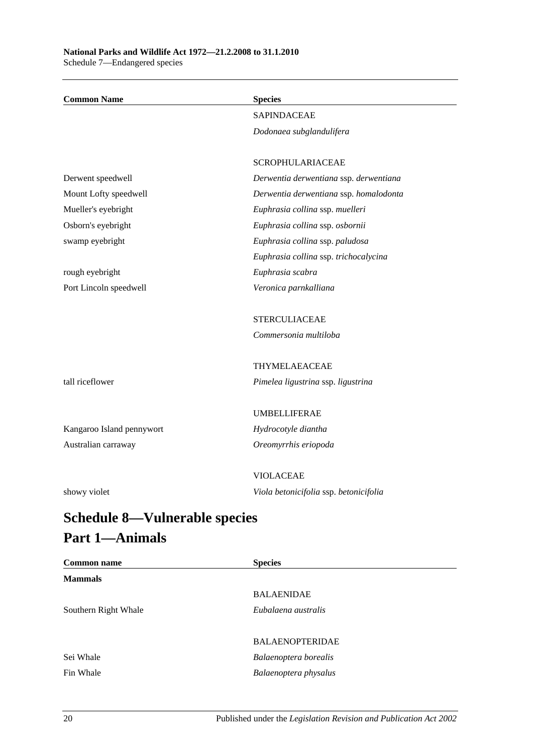| Common Name | Species |
|---|---|
| | SAPINDACEAE |
| | *Dodonaea subglandulifera* |
| | |
| | SCROPHULARIACEAE |
| Derwent speedwell | *Derwentia derwentiana* ssp. *derwentiana* |
| Mount Lofty speedwell | *Derwentia derwentiana* ssp. *homalodonta* |
| Mueller's eyebright | *Euphrasia collina* ssp. *muelleri* |
| Osborn's eyebright | *Euphrasia collina* ssp. *osbornii* |
| swamp eyebright | *Euphrasia collina* ssp. *paludosa* |
| | *Euphrasia collina* ssp. *trichocalycina* |
| rough eyebright | *Euphrasia scabra* |
| Port Lincoln speedwell | *Veronica parnkalliana* |
| | |
| | STERCULIACEAE |
| | *Commersonia multiloba* |
| | |
| | THYMELAEACEAE |
| tall riceflower | *Pimelea ligustrina* ssp. *ligustrina* |
| | |
| | UMBELLIFERAE |
| Kangaroo Island pennywort | *Hydrocotyle diantha* |
| Australian carraway | *Oreomyrrhis eriopoda* |
| | |
| | VIOLACEAE |
| showy violet | *Viola betonicifolia* ssp. *betonicifolia* |

# Schedule 8—Vulnerable species

## Part 1—Animals

| Common name | Species |
|---|---|
| **Mammals** | |
| | BALAENIDAE |
| Southern Right Whale | *Eubalaena australis* |
| | |
| | BALAENOPTERIDAE |
| Sei Whale | *Balaenoptera borealis* |
| Fin Whale | *Balaenoptera physalus* |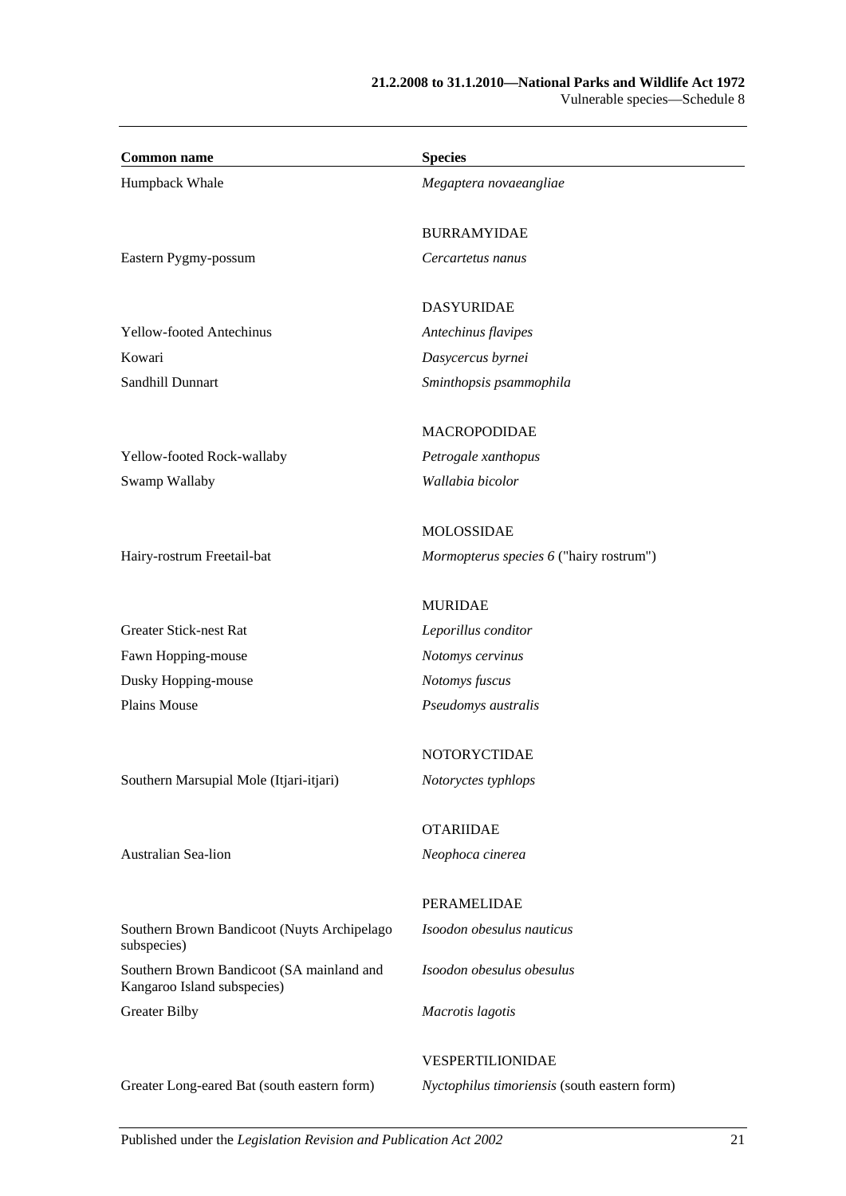| Common name | Species |
|---|---|
| Humpback Whale | *Megaptera novaeangliae* |
| | BURRAMYIDAE |
| Eastern Pygmy-possum | *Cercartetus nanus* |
| | DASYURIDAE |
| Yellow-footed Antechinus | *Antechinus flavipes* |
| Kowari | *Dasycercus byrnei* |
| Sandhill Dunnart | *Sminthopsis psammophila* |
| | MACROPODIDAE |
| Yellow-footed Rock-wallaby | *Petrogale xanthopus* |
| Swamp Wallaby | *Wallabia bicolor* |
| | MOLOSSIDAE |
| Hairy-rostrum Freetail-bat | *Mormopterus species 6* ("hairy rostrum") |
| | MURIDAE |
| Greater Stick-nest Rat | *Leporillus conditor* |
| Fawn Hopping-mouse | *Notomys cervinus* |
| Dusky Hopping-mouse | *Notomys fuscus* |
| Plains Mouse | *Pseudomys australis* |
| | NOTORYCTIDAE |
| Southern Marsupial Mole (Itjari-itjari) | *Notoryctes typhlops* |
| | OTARIIDAE |
| Australian Sea-lion | *Neophoca cinerea* |
| | PERAMELIDAE |
| Southern Brown Bandicoot (Nuyts Archipelago subspecies) | *Isoodon obesulus nauticus* |
| Southern Brown Bandicoot (SA mainland and Kangaroo Island subspecies) | *Isoodon obesulus obesulus* |
| Greater Bilby | *Macrotis lagotis* |
| | VESPERTILIONIDAE |
| Greater Long-eared Bat (south eastern form) | *Nyctophilus timoriensis* (south eastern form) |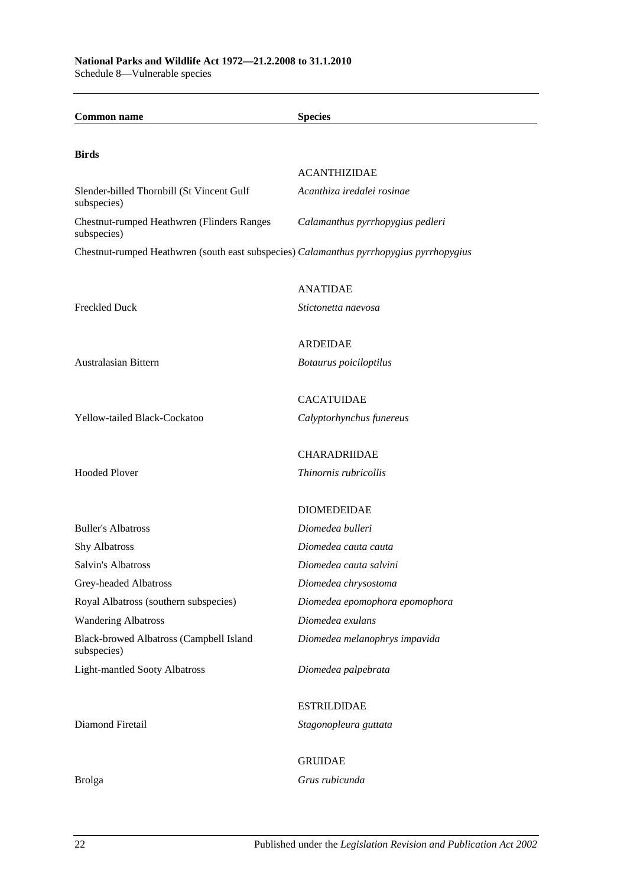| Common name | Species |
|---|---|
| **Birds** | |
| | ACANTHIZIDAE |
| Slender-billed Thornbill (St Vincent Gulf subspecies) | *Acanthiza iredalei rosinae* |
| Chestnut-rumped Heathwren (Flinders Ranges subspecies) | *Calamanthus pyrrhopygius pedleri* |
| Chestnut-rumped Heathwren (south east subspecies) | *Calamanthus pyrrhopygius pyrrhopygius* |
| | ANATIDAE |
| Freckled Duck | *Stictonetta naevosa* |
| | ARDEIDAE |
| Australasian Bittern | *Botaurus poiciloptilus* |
| | CACATUIDAE |
| Yellow-tailed Black-Cockatoo | *Calyptorhynchus funereus* |
| | CHARADRIIDAE |
| Hooded Plover | *Thinornis rubricollis* |
| | DIOMEDEIDAE |
| Buller's Albatross | *Diomedea bulleri* |
| Shy Albatross | *Diomedea cauta cauta* |
| Salvin's Albatross | *Diomedea cauta salvini* |
| Grey-headed Albatross | *Diomedea chrysostoma* |
| Royal Albatross (southern subspecies) | *Diomedea epomophora epomophora* |
| Wandering Albatross | *Diomedea exulans* |
| Black-browed Albatross (Campbell Island subspecies) | *Diomedea melanophrys impavida* |
| Light-mantled Sooty Albatross | *Diomedea palpebrata* |
| | ESTRILDIDAE |
| Diamond Firetail | *Stagonopleura guttata* |
| | GRUIDAE |
| Brolga | *Grus rubicunda* |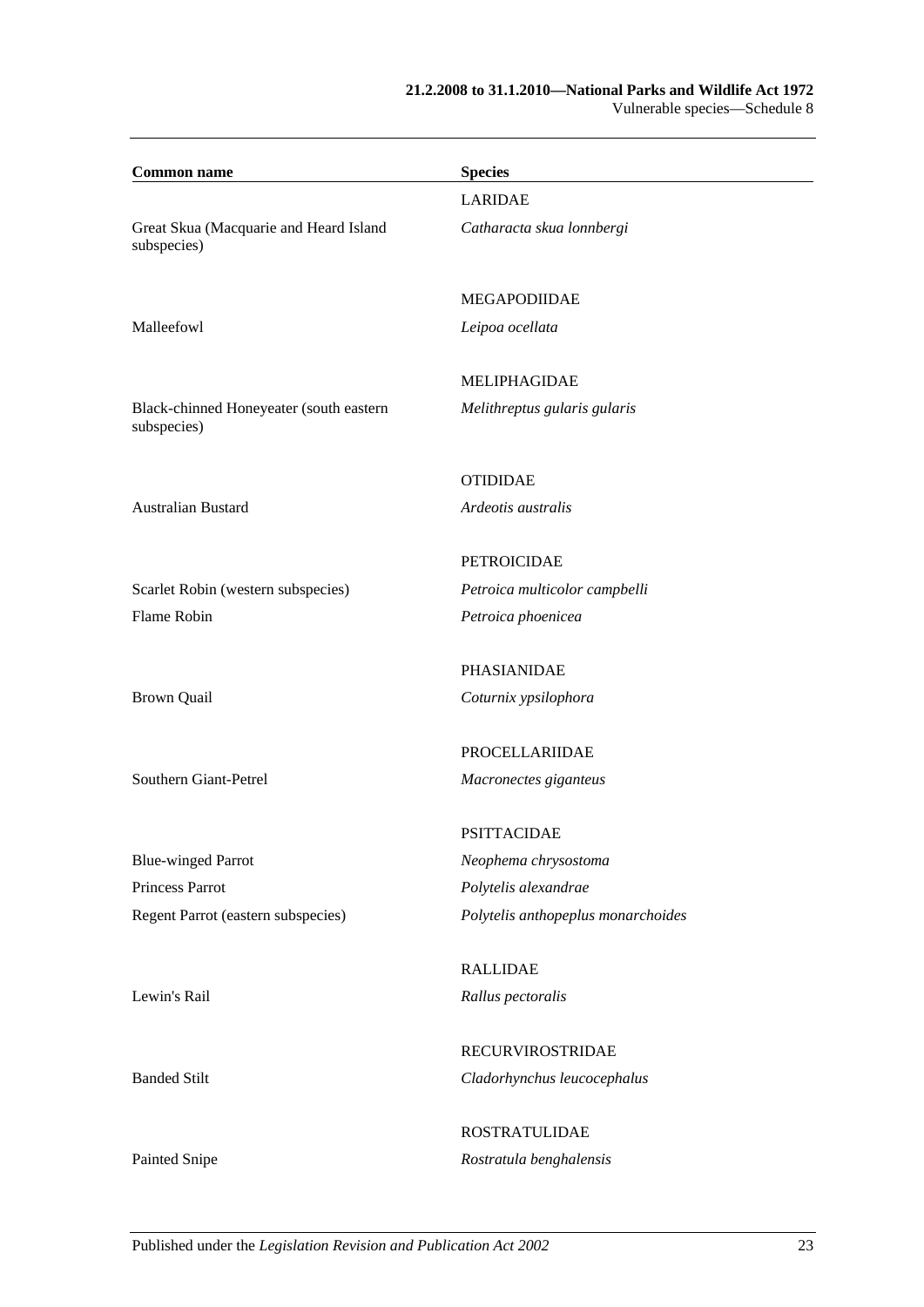| Common name | Species |
| --- | --- |
| | LARIDAE |
| Great Skua (Macquarie and Heard Island subspecies) | *Catharacta skua lonnbergi* |
| | MEGAPODIIDAE |
| Malleefowl | *Leipoa ocellata* |
| | MELIPHAGIDAE |
| Black-chinned Honeyeater (south eastern subspecies) | *Melithreptus gularis gularis* |
| | OTIDIDAE |
| Australian Bustard | *Ardeotis australis* |
| | PETROICIDAE |
| Scarlet Robin (western subspecies) | *Petroica multicolor campbelli* |
| Flame Robin | *Petroica phoenicea* |
| | PHASIANIDAE |
| Brown Quail | *Coturnix ypsilophora* |
| | PROCELLARIIDAE |
| Southern Giant-Petrel | *Macronectes giganteus* |
| | PSITTACIDAE |
| Blue-winged Parrot | *Neophema chrysostoma* |
| Princess Parrot | *Polytelis alexandrae* |
| Regent Parrot (eastern subspecies) | *Polytelis anthopeplus monarchoides* |
| | RALLIDAE |
| Lewin's Rail | *Rallus pectoralis* |
| | RECURVIROSTRIDAE |
| Banded Stilt | *Cladorhynchus leucocephalus* |
| | ROSTRATULIDAE |
| Painted Snipe | *Rostratula benghalensis* |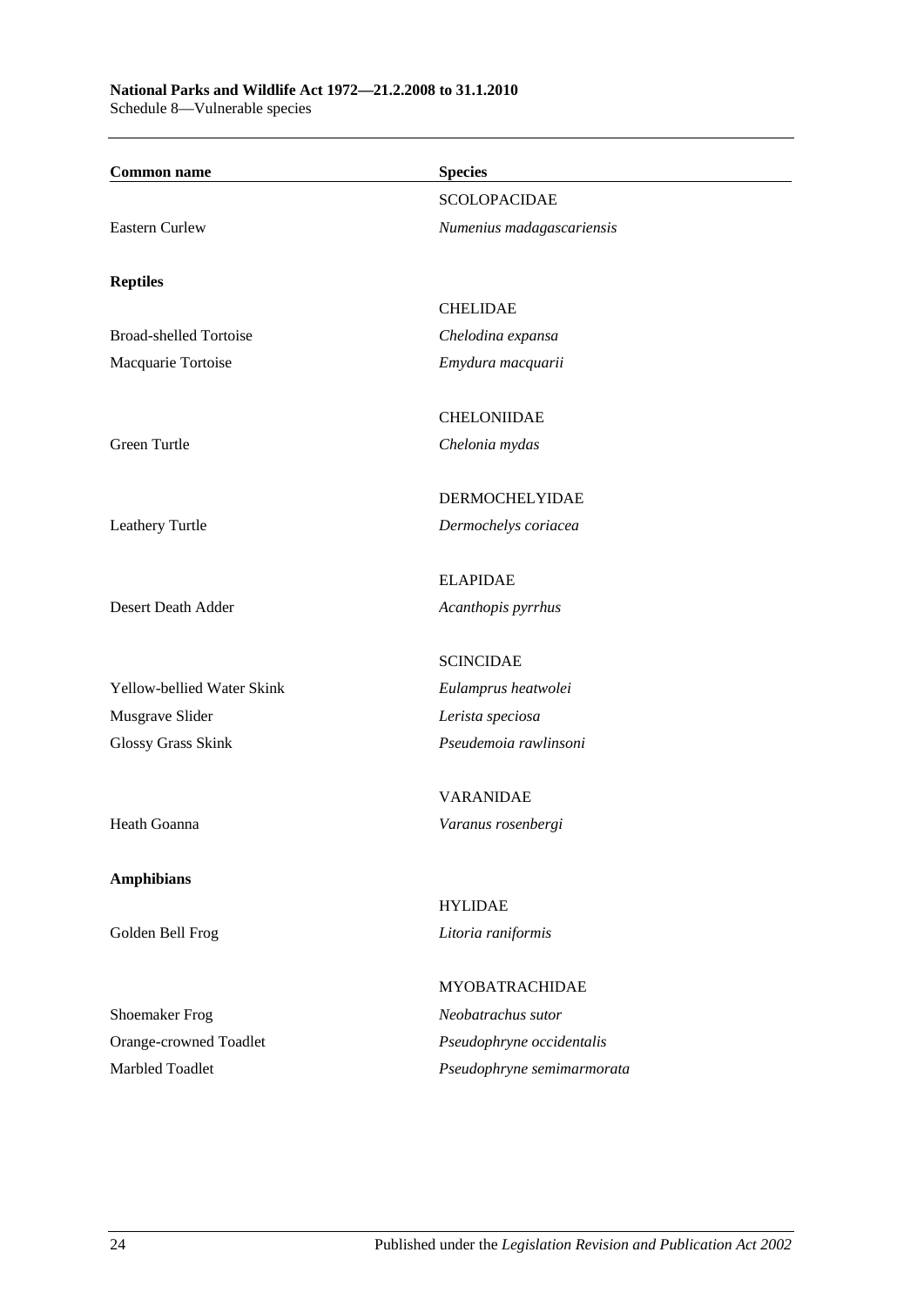| Common name | Species |
| --- | --- |
| | SCOLOPACIDAE |
| Eastern Curlew | *Numenius madagascariensis* |
| **Reptiles** | |
| | CHELIDAE |
| Broad-shelled Tortoise | *Chelodina expansa* |
| Macquarie Tortoise | *Emydura macquarii* |
| | CHELONIIDAE |
| Green Turtle | *Chelonia mydas* |
| | DERMOCHELYIDAE |
| Leathery Turtle | *Dermochelys coriacea* |
| | ELAPIDAE |
| Desert Death Adder | *Acanthopis pyrrhus* |
| | SCINCIDAE |
| Yellow-bellied Water Skink | *Eulamprus heatwolei* |
| Musgrave Slider | *Lerista speciosa* |
| Glossy Grass Skink | *Pseudemoia rawlinsoni* |
| | VARANIDAE |
| Heath Goanna | *Varanus rosenbergi* |
| **Amphibians** | |
| | HYLIDAE |
| Golden Bell Frog | *Litoria raniformis* |
| | MYOBATRACHIDAE |
| Shoemaker Frog | *Neobatrachus sutor* |
| Orange-crowned Toadlet | *Pseudophryne occidentalis* |
| Marbled Toadlet | *Pseudophryne semimarmorata* |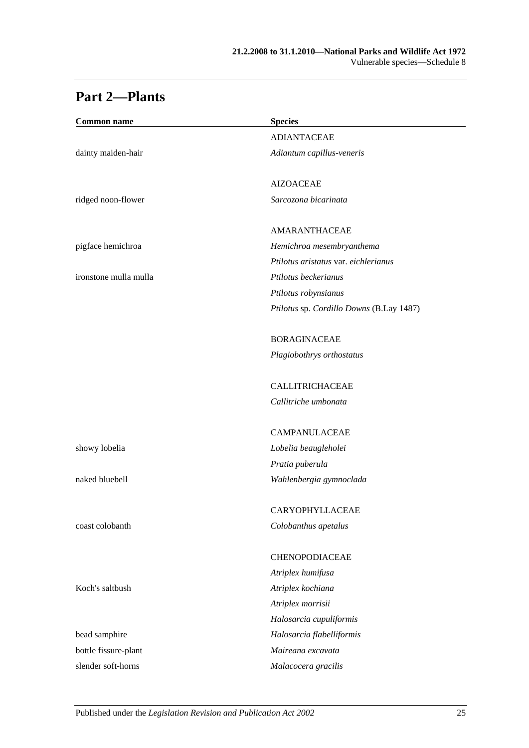## Part 2—Plants

| Common name | Species |
|---|---|
| | ADIANTACEAE |
| dainty maiden-hair | *Adiantum capillus-veneris* |
| | |
| | AIZOACEAE |
| ridged noon-flower | *Sarcozona bicarinata* |
| | |
| | AMARANTHACEAE |
| pigface hemichroa | *Hemichroa mesembryanthema* |
| | *Ptilotus aristatus* var. *eichlerianus* |
| ironstone mulla mulla | *Ptilotus beckerianus* |
| | *Ptilotus robynsianus* |
| | *Ptilotus* sp. *Cordillo Downs* (B.Lay 1487) |
| | |
| | BORAGINACEAE |
| | *Plagiobothrys orthostatus* |
| | |
| | CALLITRICHACEAE |
| | *Callitriche umbonata* |
| | |
| | CAMPANULACEAE |
| showy lobelia | *Lobelia beaugleholei* |
| | *Pratia puberula* |
| naked bluebell | *Wahlenbergia gymnoclada* |
| | |
| | CARYOPHYLLACEAE |
| coast colobanth | *Colobanthus apetalus* |
| | |
| | CHENOPODIACEAE |
| | *Atriplex humifusa* |
| Koch's saltbush | *Atriplex kochiana* |
| | *Atriplex morrisii* |
| | *Halosarcia cupuliformis* |
| bead samphire | *Halosarcia flabelliformis* |
| bottle fissure-plant | *Maireana excavata* |
| slender soft-horns | *Malacocera gracilis* |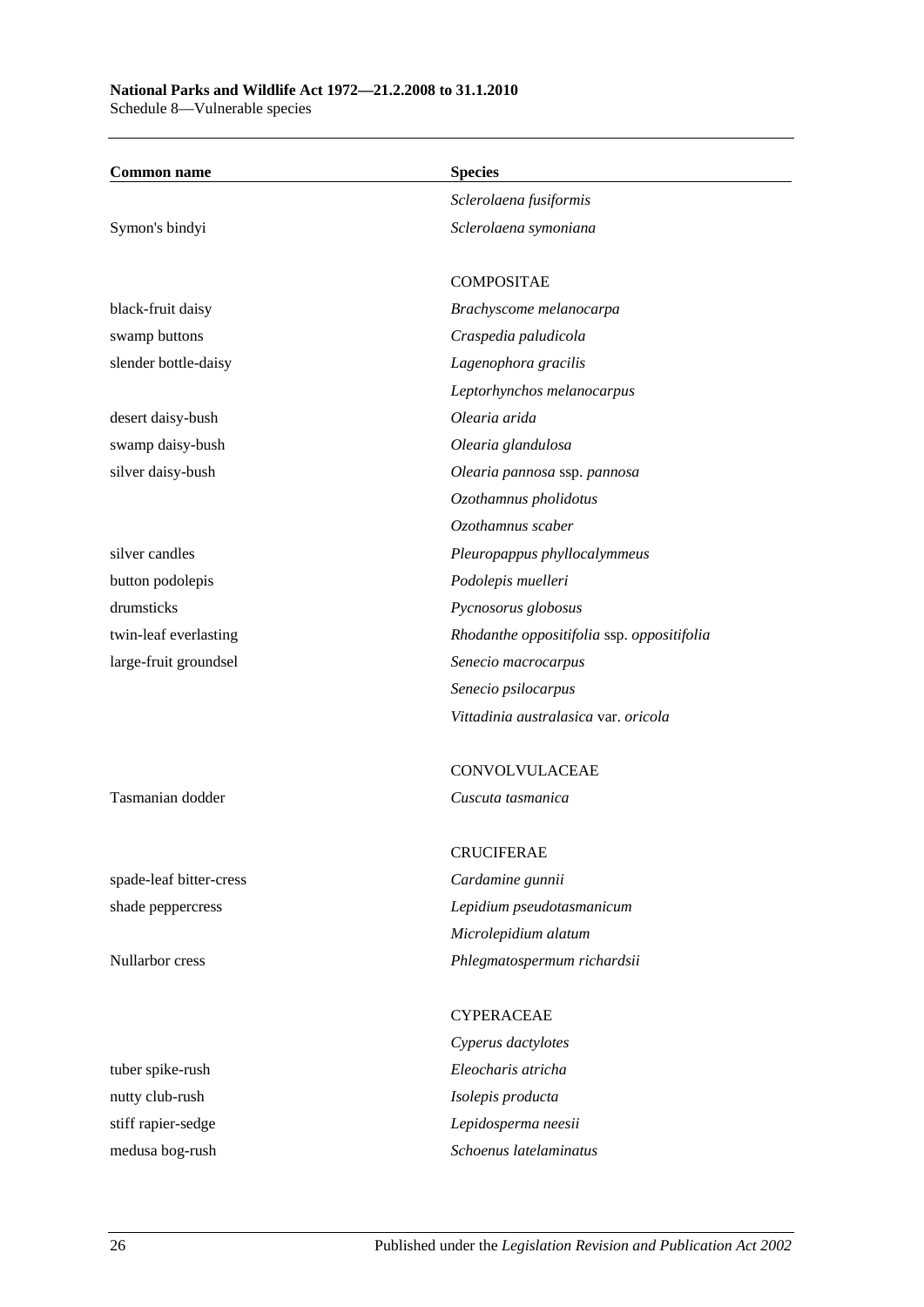| Common name | Species |
|---|---|
| | *Sclerolaena fusiformis* |
| Symon's bindyi | *Sclerolaena symoniana* |
| | |
| | COMPOSITAE |
| black-fruit daisy | *Brachyscome melanocarpa* |
| swamp buttons | *Craspedia paludicola* |
| slender bottle-daisy | *Lagenophora gracilis* |
| | *Leptorhynchos melanocarpus* |
| desert daisy-bush | *Olearia arida* |
| swamp daisy-bush | *Olearia glandulosa* |
| silver daisy-bush | *Olearia pannosa* ssp. *pannosa* |
| | *Ozothamnus pholidotus* |
| | *Ozothamnus scaber* |
| silver candles | *Pleuropappus phyllocalymmeus* |
| button podolepis | *Podolepis muelleri* |
| drumsticks | *Pycnosorus globosus* |
| twin-leaf everlasting | *Rhodanthe oppositifolia* ssp. *oppositifolia* |
| large-fruit groundsel | *Senecio macrocarpus* |
| | *Senecio psilocarpus* |
| | *Vittadinia australasica* var. *oricola* |
| | |
| | CONVOLVULACEAE |
| Tasmanian dodder | *Cuscuta tasmanica* |
| | |
| | CRUCIFERAE |
| spade-leaf bitter-cress | *Cardamine gunnii* |
| shade peppercress | *Lepidium pseudotasmanicum* |
| | *Microlepidium alatum* |
| Nullarbor cress | *Phlegmatospermum richardsii* |
| | |
| | CYPERACEAE |
| | *Cyperus dactylotes* |
| tuber spike-rush | *Eleocharis atricha* |
| nutty club-rush | *Isolepis producta* |
| stiff rapier-sedge | *Lepidosperma neesii* |
| medusa bog-rush | *Schoenus latelaminatus* |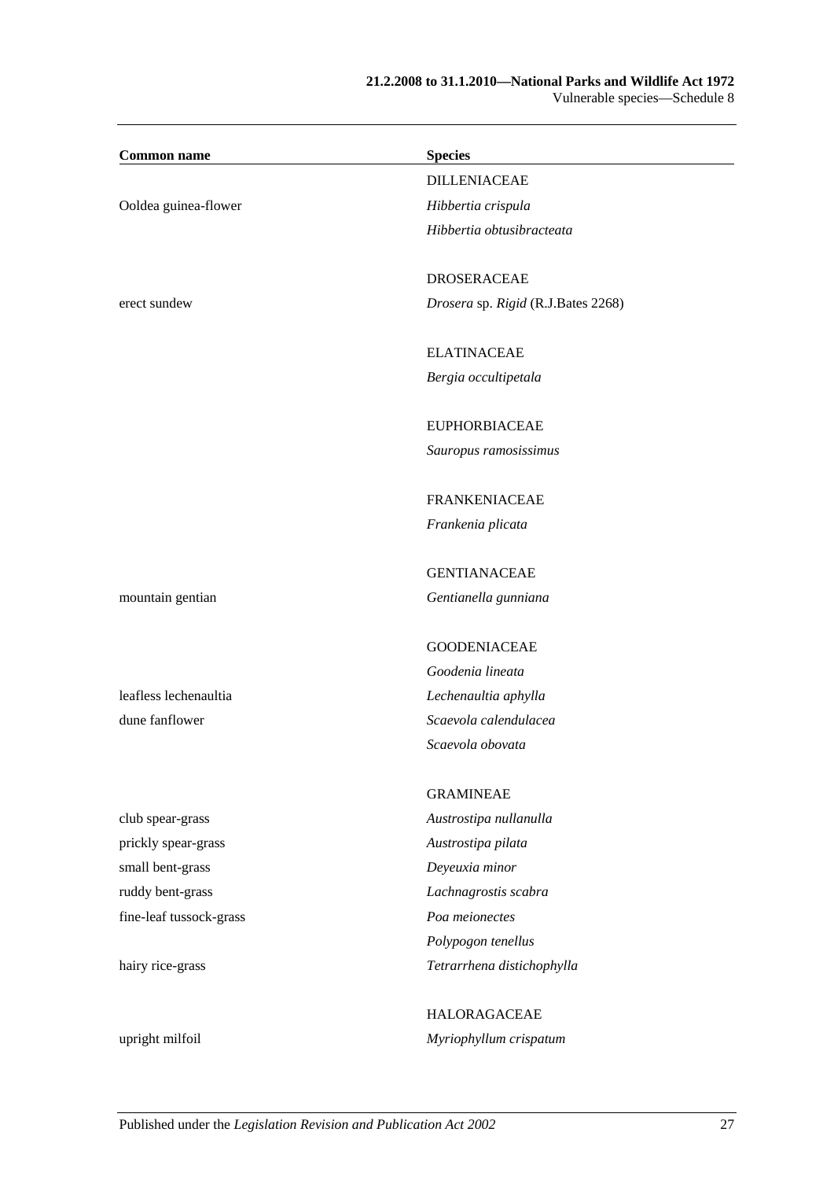| Common name | Species |
|---|---|
| | DILLENIACEAE |
| Ooldea guinea-flower | *Hibbertia crispula* |
| | *Hibbertia obtusibracteata* |
| | |
| | DROSERACEAE |
| erect sundew | *Drosera* sp. *Rigid* (R.J.Bates 2268) |
| | |
| | ELATINACEAE |
| | *Bergia occultipetala* |
| | |
| | EUPHORBIACEAE |
| | *Sauropus ramosissimus* |
| | |
| | FRANKENIACEAE |
| | *Frankenia plicata* |
| | |
| | GENTIANACEAE |
| mountain gentian | *Gentianella gunniana* |
| | |
| | GOODENIACEAE |
| | *Goodenia lineata* |
| leafless lechenaultia | *Lechenaultia aphylla* |
| dune fanflower | *Scaevola calendulacea* |
| | *Scaevola obovata* |
| | |
| | GRAMINEAE |
| club spear-grass | *Austrostipa nullanulla* |
| prickly spear-grass | *Austrostipa pilata* |
| small bent-grass | *Deyeuxia minor* |
| ruddy bent-grass | *Lachnagrostis scabra* |
| fine-leaf tussock-grass | *Poa meionectes* |
| | *Polypogon tenellus* |
| hairy rice-grass | *Tetrarrhena distichophylla* |
| | |
| | HALORAGACEAE |
| upright milfoil | *Myriophyllum crispatum* |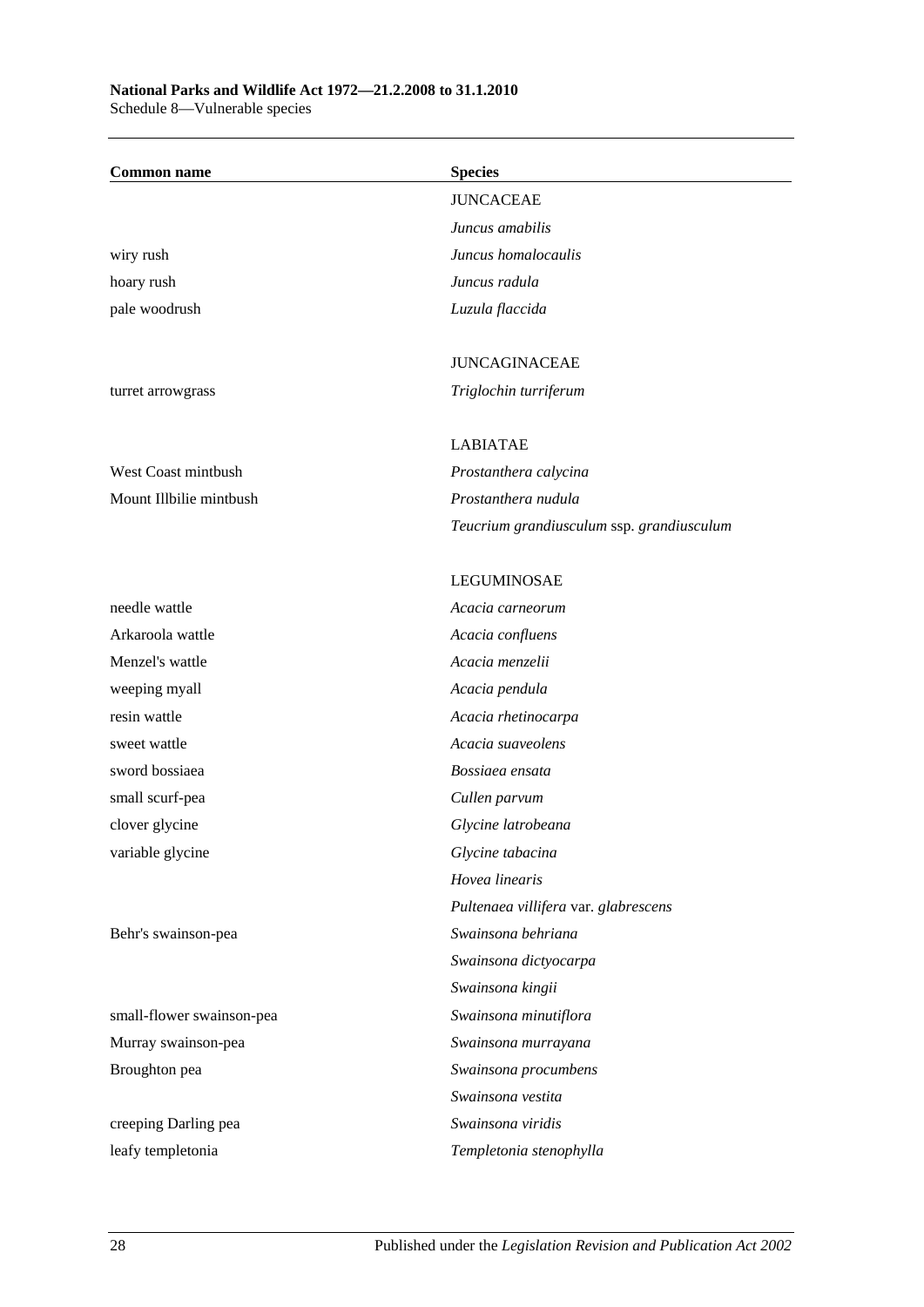| Common name | Species |
|---|---|
| | JUNCACEAE |
| | *Juncus amabilis* |
| wiry rush | *Juncus homalocaulis* |
| hoary rush | *Juncus radula* |
| pale woodrush | *Luzula flaccida* |
| | |
| | JUNCAGINACEAE |
| turret arrowgrass | *Triglochin turriferum* |
| | |
| | LABIATAE |
| West Coast mintbush | *Prostanthera calycina* |
| Mount Illbilie mintbush | *Prostanthera nudula* |
| | *Teucrium grandiusculum* ssp. *grandiusculum* |
| | |
| | LEGUMINOSAE |
| needle wattle | *Acacia carneorum* |
| Arkaroola wattle | *Acacia confluens* |
| Menzel's wattle | *Acacia menzelii* |
| weeping myall | *Acacia pendula* |
| resin wattle | *Acacia rhetinocarpa* |
| sweet wattle | *Acacia suaveolens* |
| sword bossiaea | *Bossiaea ensata* |
| small scurf-pea | *Cullen parvum* |
| clover glycine | *Glycine latrobeana* |
| variable glycine | *Glycine tabacina* |
| | *Hovea linearis* |
| | *Pultenaea villifera* var. *glabrescens* |
| Behr's swainson-pea | *Swainsona behriana* |
| | *Swainsona dictyocarpa* |
| | *Swainsona kingii* |
| small-flower swainson-pea | *Swainsona minutiflora* |
| Murray swainson-pea | *Swainsona murrayana* |
| Broughton pea | *Swainsona procumbens* |
| | *Swainsona vestita* |
| creeping Darling pea | *Swainsona viridis* |
| leafy templetonia | *Templetonia stenophylla* |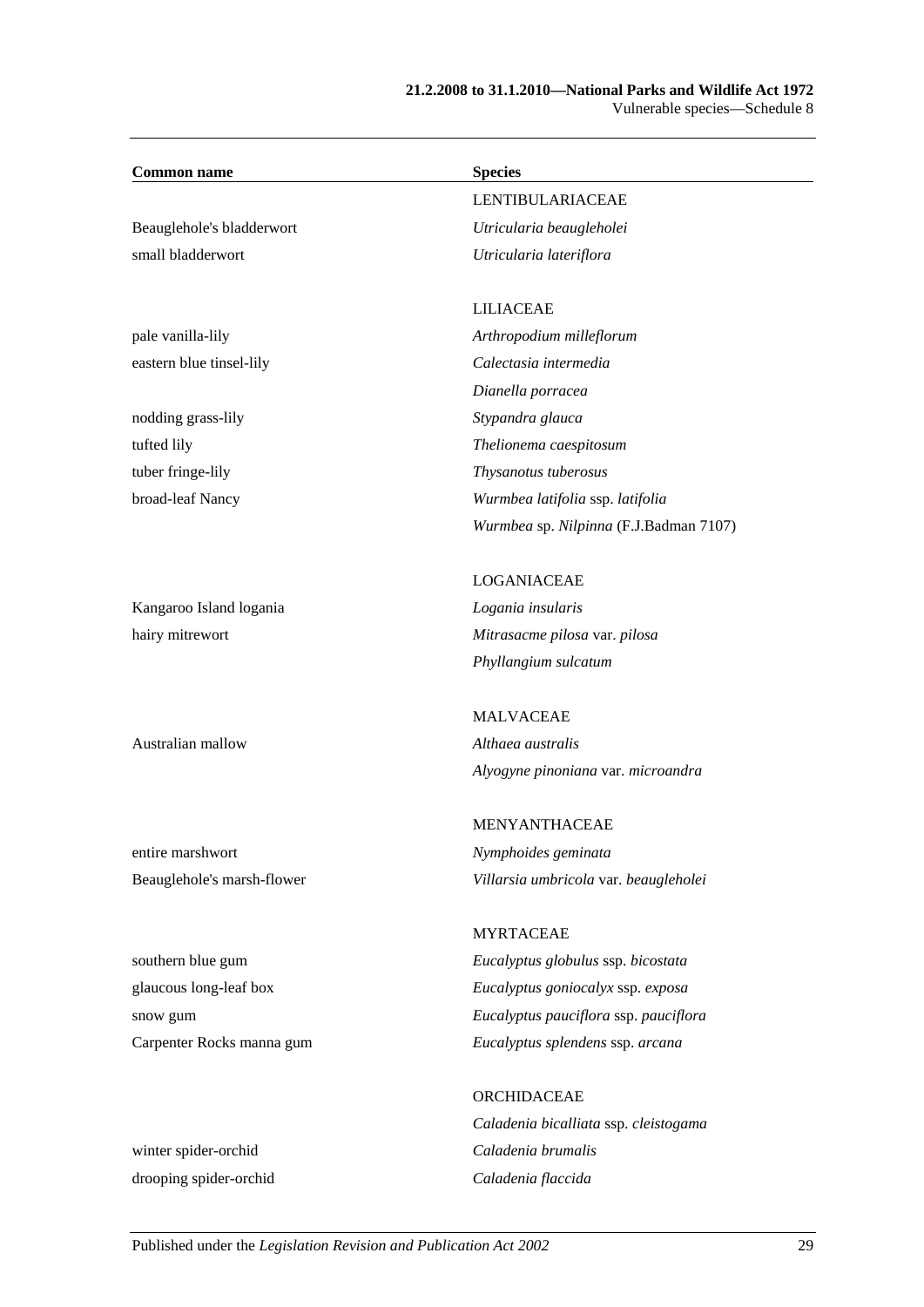| Common name | Species |
| --- | --- |
| | LENTIBULARIACEAE |
| Beauglehole's bladderwort | *Utricularia beaugleholei* |
| small bladderwort | *Utricularia lateriflora* |
| | |
| | LILIACEAE |
| pale vanilla-lily | *Arthropodium milleflorum* |
| eastern blue tinsel-lily | *Calectasia intermedia* |
| | *Dianella porracea* |
| nodding grass-lily | *Stypandra glauca* |
| tufted lily | *Thelionema caespitosum* |
| tuber fringe-lily | *Thysanotus tuberosus* |
| broad-leaf Nancy | *Wurmbea latifolia* ssp. *latifolia* |
| | *Wurmbea* sp. *Nilpinna* (F.J.Badman 7107) |
| | |
| | LOGANIACEAE |
| Kangaroo Island logania | *Logania insularis* |
| hairy mitrewort | *Mitrasacme pilosa* var. *pilosa* |
| | *Phyllangium sulcatum* |
| | |
| | MALVACEAE |
| Australian mallow | *Althaea australis* |
| | *Alyogyne pinoniana* var. *microandra* |
| | |
| | MENYANTHACEAE |
| entire marshwort | *Nymphoides geminata* |
| Beauglehole's marsh-flower | *Villarsia umbricola* var. *beaugleholei* |
| | |
| | MYRTACEAE |
| southern blue gum | *Eucalyptus globulus* ssp. *bicostata* |
| glaucous long-leaf box | *Eucalyptus goniocalyx* ssp. *exposa* |
| snow gum | *Eucalyptus pauciflora* ssp. *pauciflora* |
| Carpenter Rocks manna gum | *Eucalyptus splendens* ssp. *arcana* |
| | |
| | ORCHIDACEAE |
| | *Caladenia bicalliata* ssp. *cleistogama* |
| winter spider-orchid | *Caladenia brumalis* |
| drooping spider-orchid | *Caladenia flaccida* |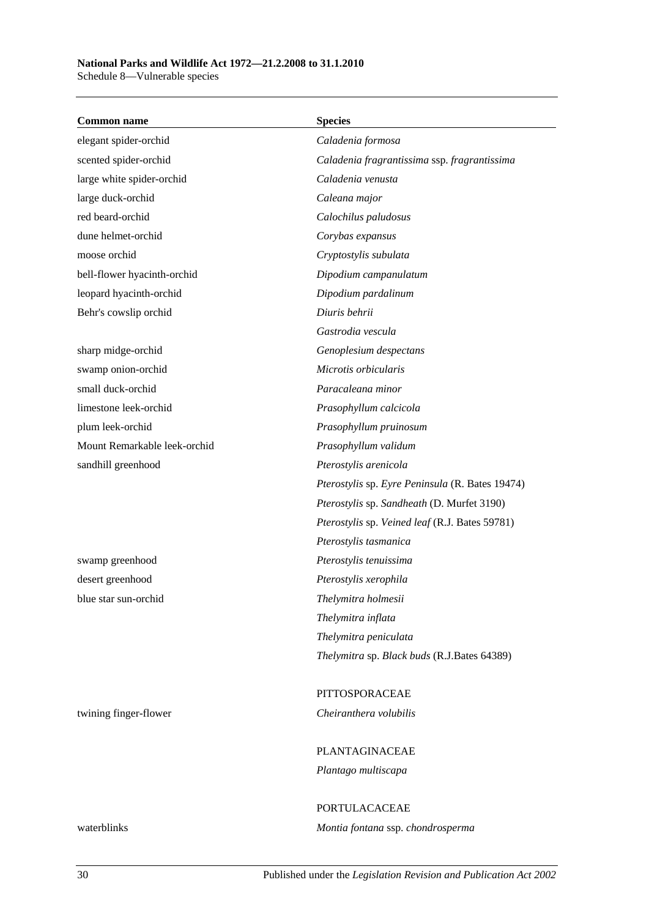| Common name | Species |
|---|---|
| elegant spider-orchid | *Caladenia formosa* |
| scented spider-orchid | *Caladenia fragrantissima* ssp. *fragrantissima* |
| large white spider-orchid | *Caladenia venusta* |
| large duck-orchid | *Caleana major* |
| red beard-orchid | *Calochilus paludosus* |
| dune helmet-orchid | *Corybas expansus* |
| moose orchid | *Cryptostylis subulata* |
| bell-flower hyacinth-orchid | *Dipodium campanulatum* |
| leopard hyacinth-orchid | *Dipodium pardalinum* |
| Behr's cowslip orchid | *Diuris behrii* |
| | *Gastrodia vescula* |
| sharp midge-orchid | *Genoplesium despectans* |
| swamp onion-orchid | *Microtis orbicularis* |
| small duck-orchid | *Paracaleana minor* |
| limestone leek-orchid | *Prasophyllum calcicola* |
| plum leek-orchid | *Prasophyllum pruinosum* |
| Mount Remarkable leek-orchid | *Prasophyllum validum* |
| sandhill greenhood | *Pterostylis arenicola* |
| | *Pterostylis* sp. *Eyre Peninsula* (R. Bates 19474) |
| | *Pterostylis* sp. *Sandheath* (D. Murfet 3190) |
| | *Pterostylis* sp. *Veined leaf* (R.J. Bates 59781) |
| | *Pterostylis tasmanica* |
| swamp greenhood | *Pterostylis tenuissima* |
| desert greenhood | *Pterostylis xerophila* |
| blue star sun-orchid | *Thelymitra holmesii* |
| | *Thelymitra inflata* |
| | *Thelymitra peniculata* |
| | *Thelymitra* sp. *Black buds* (R.J.Bates 64389) |
| | |
| | PITTOSPORACEAE |
| twining finger-flower | *Cheiranthera volubilis* |
| | |
| | PLANTAGINACEAE |
| | *Plantago multiscapa* |
| | |
| | PORTULACACEAE |
| waterblinks | *Montia fontana* ssp. *chondrosperma* |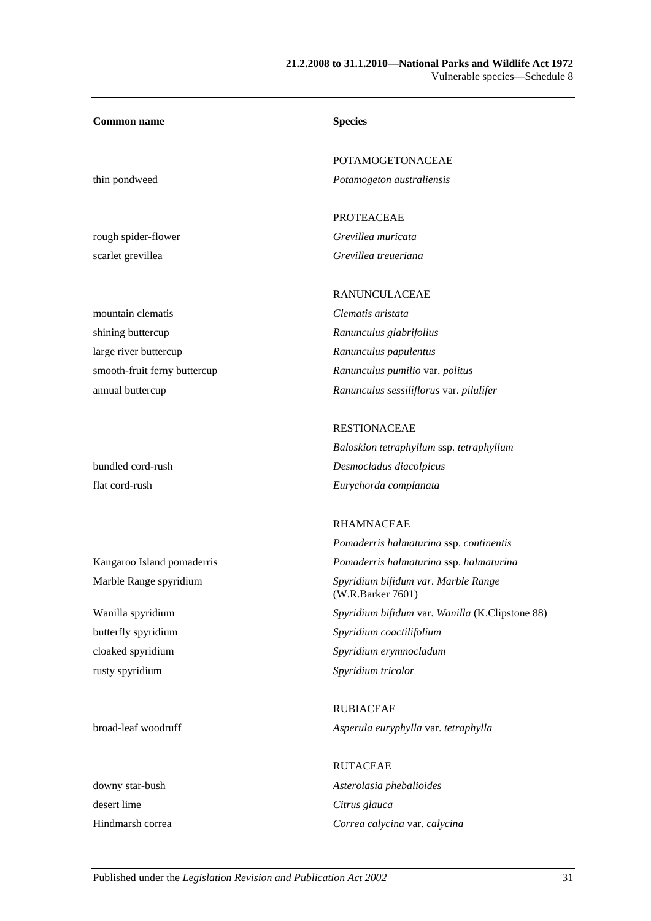| Common name | Species |
|---|---|
| | POTAMOGETONACEAE |
| thin pondweed | *Potamogeton australiensis* |
| | PROTEACEAE |
| rough spider-flower | *Grevillea muricata* |
| scarlet grevillea | *Grevillea treueriana* |
| | RANUNCULACEAE |
| mountain clematis | *Clematis aristata* |
| shining buttercup | *Ranunculus glabrifolius* |
| large river buttercup | *Ranunculus papulentus* |
| smooth-fruit ferny buttercup | *Ranunculus pumilio* var. *politus* |
| annual buttercup | *Ranunculus sessiliflorus* var. *pilulifer* |
| | RESTIONACEAE |
| | *Baloskion tetraphyllum* ssp. *tetraphyllum* |
| bundled cord-rush | *Desmocladus diacolpicus* |
| flat cord-rush | *Eurychorda complanata* |
| | RHAMNACEAE |
| | *Pomaderris halmaturina* ssp. *continentis* |
| Kangaroo Island pomaderris | *Pomaderris halmaturina* ssp. *halmaturina* |
| Marble Range spyridium | *Spyridium bifidum var. Marble Range* (W.R.Barker 7601) |
| Wanilla spyridium | *Spyridium bifidum* var. *Wanilla* (K.Clipstone 88) |
| butterfly spyridium | *Spyridium coactilifolium* |
| cloaked spyridium | *Spyridium erymnocladum* |
| rusty spyridium | *Spyridium tricolor* |
| | RUBIACEAE |
| broad-leaf woodruff | *Asperula euryphylla* var. *tetraphylla* |
| | RUTACEAE |
| downy star-bush | *Asterolasia phebalioides* |
| desert lime | *Citrus glauca* |
| Hindmarsh correa | *Correa calycina* var. *calycina* |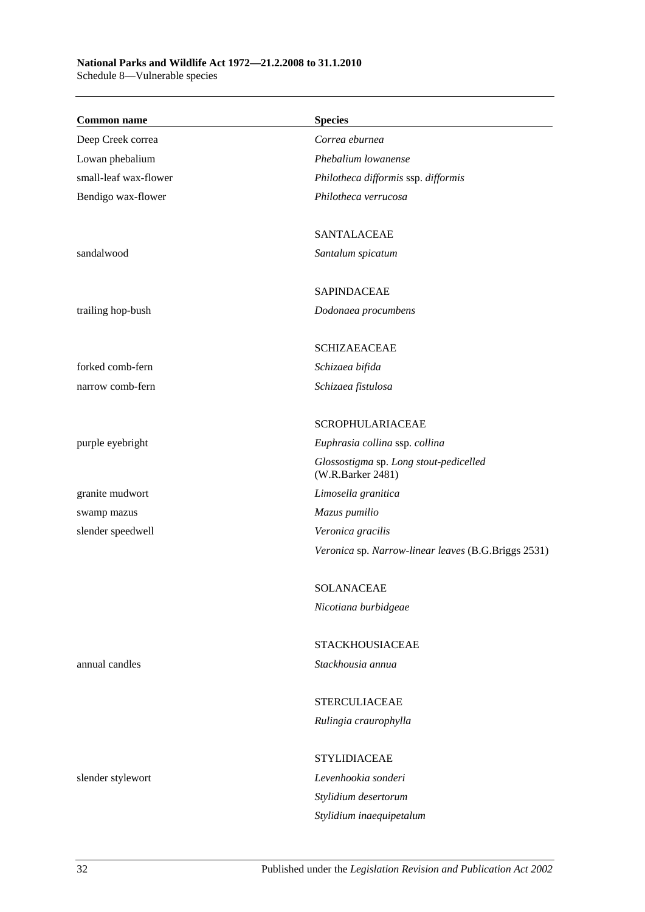| Common name | Species |
|---|---|
| Deep Creek correa | *Correa eburnea* |
| Lowan phebalium | *Phebalium lowanense* |
| small-leaf wax-flower | *Philotheca difformis* ssp. *difformis* |
| Bendigo wax-flower | *Philotheca verrucosa* |
| | SANTALACEAE |
| sandalwood | *Santalum spicatum* |
| | SAPINDACEAE |
| trailing hop-bush | *Dodonaea procumbens* |
| | SCHIZAEACEAE |
| forked comb-fern | *Schizaea bifida* |
| narrow comb-fern | *Schizaea fistulosa* |
| | SCROPHULARIACEAE |
| purple eyebright | *Euphrasia collina* ssp. *collina* |
| | *Glossostigma* sp. *Long stout-pedicelled* (W.R.Barker 2481) |
| granite mudwort | *Limosella granitica* |
| swamp mazus | *Mazus pumilio* |
| slender speedwell | *Veronica gracilis* |
| | *Veronica* sp. *Narrow-linear leaves* (B.G.Briggs 2531) |
| | SOLANACEAE |
| | *Nicotiana burbidgeae* |
| | STACKHOUSIACEAE |
| annual candles | *Stackhousia annua* |
| | STERCULIACEAE |
| | *Rulingia craurophylla* |
| | STYLIDIACEAE |
| slender stylewort | *Levenhookia sonderi* |
| | *Stylidium desertorum* |
| | *Stylidium inaequipetalum* |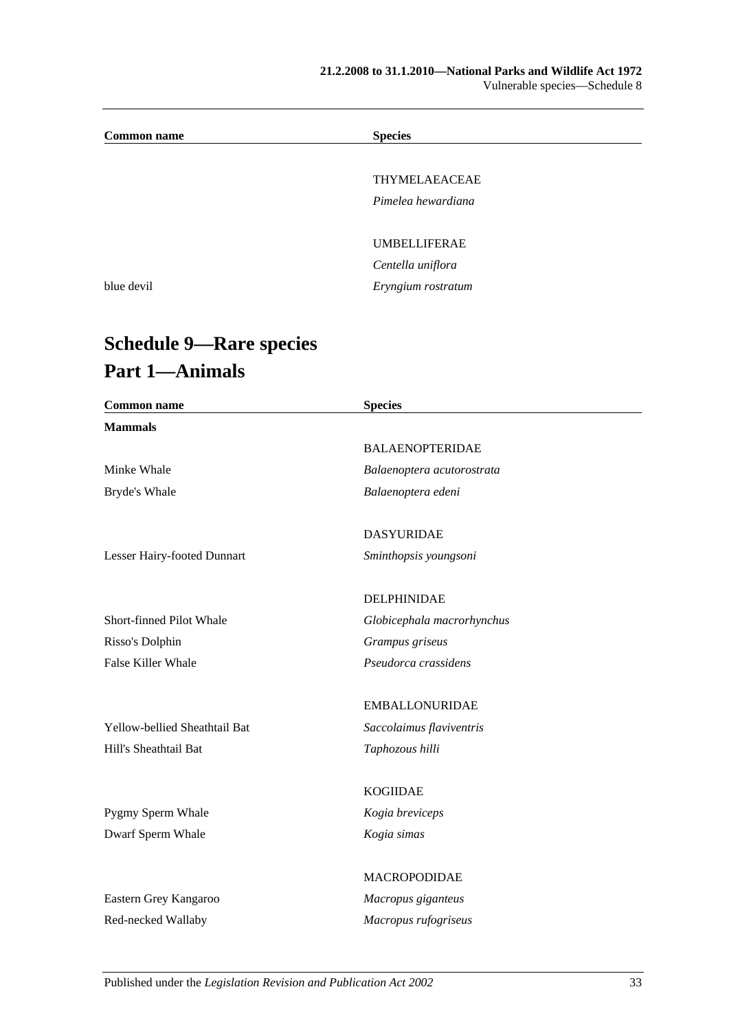| Common name | Species |
|---|---|
| | THYMELAEACEAE |
| | *Pimelea hewardiana* |
| | UMBELLIFERAE |
| | *Centella uniflora* |
| blue devil | *Eryngium rostratum* |

# Schedule 9—Rare species

## Part 1—Animals

| Common name | Species |
|---|---|
| **Mammals** | |
| | BALAENOPTERIDAE |
| Minke Whale | *Balaenoptera acutorostrata* |
| Bryde's Whale | *Balaenoptera edeni* |
| | DASYURIDAE |
| Lesser Hairy-footed Dunnart | *Sminthopsis youngsoni* |
| | DELPHINIDAE |
| Short-finned Pilot Whale | *Globicephala macrorhynchus* |
| Risso's Dolphin | *Grampus griseus* |
| False Killer Whale | *Pseudorca crassidens* |
| | EMBALLONURIDAE |
| Yellow-bellied Sheathtail Bat | *Saccolaimus flaviventris* |
| Hill's Sheathtail Bat | *Taphozous hilli* |
| | KOGIIDAE |
| Pygmy Sperm Whale | *Kogia breviceps* |
| Dwarf Sperm Whale | *Kogia simas* |
| | MACROPODIDAE |
| Eastern Grey Kangaroo | *Macropus giganteus* |
| Red-necked Wallaby | *Macropus rufogriseus* |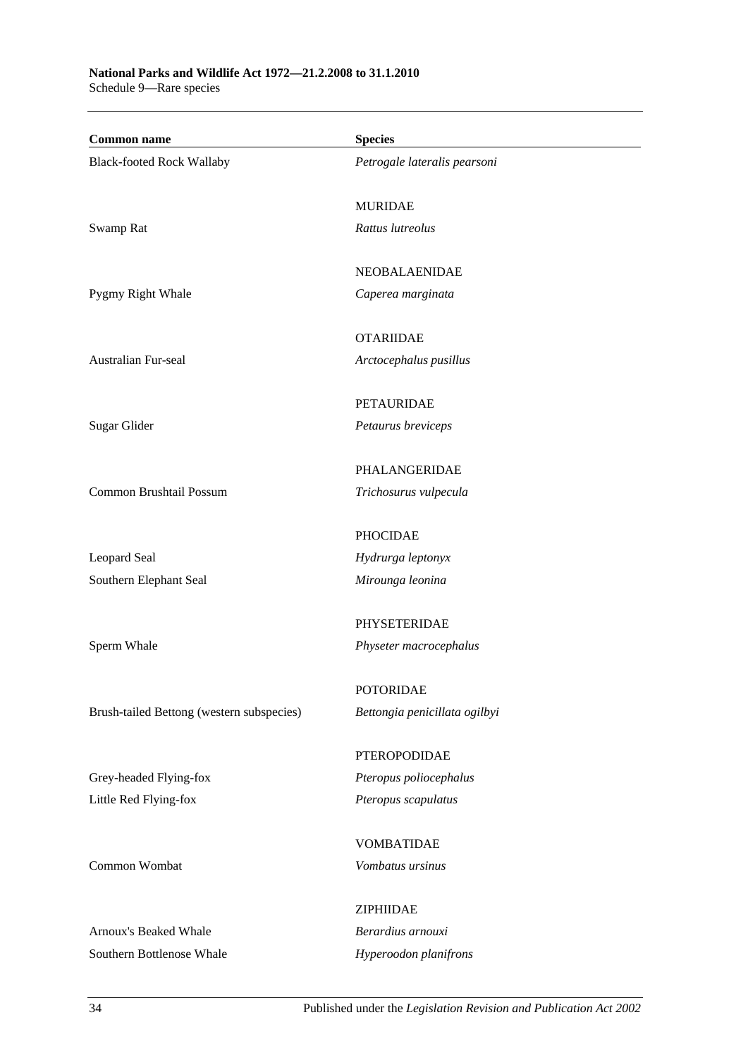| Common name | Species |
|---|---|
| Black-footed Rock Wallaby | *Petrogale lateralis pearsoni* |
| | MURIDAE |
| Swamp Rat | *Rattus lutreolus* |
| | NEOBALAENIDAE |
| Pygmy Right Whale | *Caperea marginata* |
| | OTARIIDAE |
| Australian Fur-seal | *Arctocephalus pusillus* |
| | PETAURIDAE |
| Sugar Glider | *Petaurus breviceps* |
| | PHALANGERIDAE |
| Common Brushtail Possum | *Trichosurus vulpecula* |
| | PHOCIDAE |
| Leopard Seal | *Hydrurga leptonyx* |
| Southern Elephant Seal | *Mirounga leonina* |
| | PHYSETERIDAE |
| Sperm Whale | *Physeter macrocephalus* |
| | POTORIDAE |
| Brush-tailed Bettong (western subspecies) | *Bettongia penicillata ogilbyi* |
| | PTEROPODIDAE |
| Grey-headed Flying-fox | *Pteropus poliocephalus* |
| Little Red Flying-fox | *Pteropus scapulatus* |
| | VOMBATIDAE |
| Common Wombat | *Vombatus ursinus* |
| | ZIPHIIDAE |
| Arnoux's Beaked Whale | *Berardius arnouxi* |
| Southern Bottlenose Whale | *Hyperoodon planifrons* |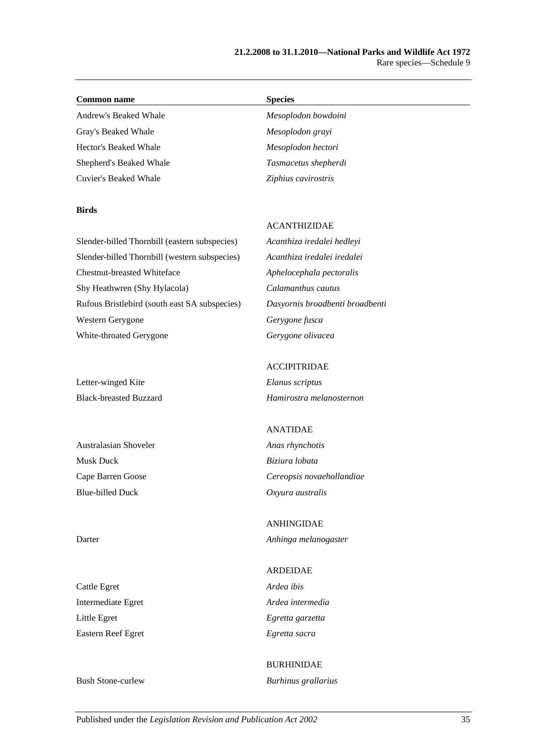| Common name | Species |
|---|---|
| Andrew's Beaked Whale | *Mesoplodon bowdoini* |
| Gray's Beaked Whale | *Mesoplodon grayi* |
| Hector's Beaked Whale | *Mesoplodon hectori* |
| Shepherd's Beaked Whale | *Tasmacetus shepherdi* |
| Cuvier's Beaked Whale | *Ziphius cavirostris* |
| **Birds** | |
| | ACANTHIZIDAE |
| Slender-billed Thornbill (eastern subspecies) | *Acanthiza iredalei hedleyi* |
| Slender-billed Thornbill (western subspecies) | *Acanthiza iredalei iredalei* |
| Chestnut-breasted Whiteface | *Aphelocephala pectoralis* |
| Shy Heathwren (Shy Hylacola) | *Calamanthus cautus* |
| Rufous Bristlebird (south east SA subspecies) | *Dasyornis broadbenti broadbenti* |
| Western Gerygone | *Gerygone fusca* |
| White-throated Gerygone | *Gerygone olivacea* |
| | ACCIPITRIDAE |
| Letter-winged Kite | *Elanus scriptus* |
| Black-breasted Buzzard | *Hamirostra melanosternon* |
| | ANATIDAE |
| Australasian Shoveler | *Anas rhynchotis* |
| Musk Duck | *Biziura lobata* |
| Cape Barren Goose | *Cereopsis novaehollandiae* |
| Blue-billed Duck | *Oxyura australis* |
| | ANHINGIDAE |
| Darter | *Anhinga melanogaster* |
| | ARDEIDAE |
| Cattle Egret | *Ardea ibis* |
| Intermediate Egret | *Ardea intermedia* |
| Little Egret | *Egretta garzetta* |
| Eastern Reef Egret | *Egretta sacra* |
| | BURHINIDAE |
| Bush Stone-curlew | *Burhinus grallarius* |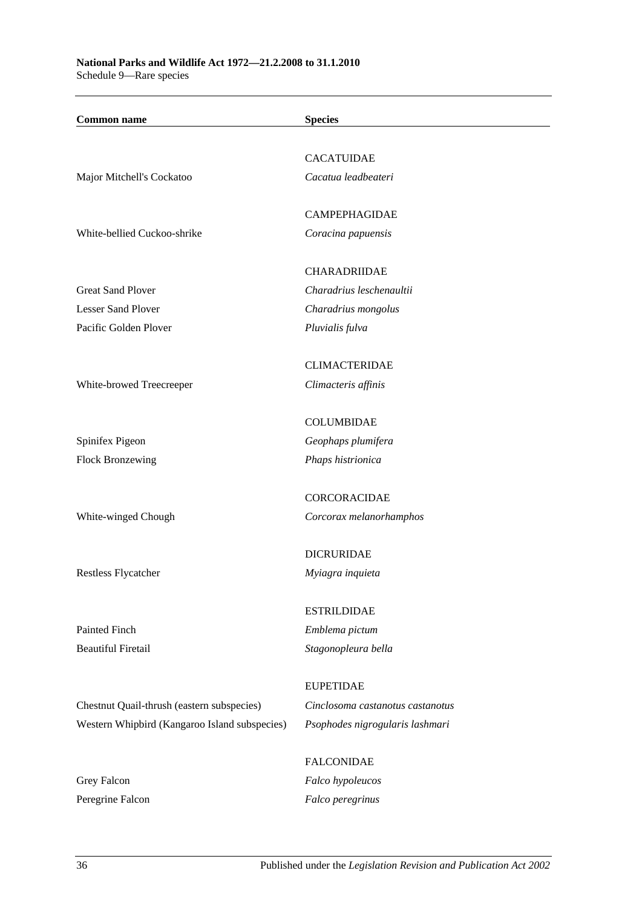| Common name | Species |
|---|---|
| | CACATUIDAE |
| Major Mitchell's Cockatoo | *Cacatua leadbeateri* |
| | CAMPEPHAGIDAE |
| White-bellied Cuckoo-shrike | *Coracina papuensis* |
| | CHARADRIIDAE |
| Great Sand Plover | *Charadrius leschenaultii* |
| Lesser Sand Plover | *Charadrius mongolus* |
| Pacific Golden Plover | *Pluvialis fulva* |
| | CLIMACTERIDAE |
| White-browed Treecreeper | *Climacteris affinis* |
| | COLUMBIDAE |
| Spinifex Pigeon | *Geophaps plumifera* |
| Flock Bronzewing | *Phaps histrionica* |
| | CORCORACIDAE |
| White-winged Chough | *Corcorax melanorhamphos* |
| | DICRURIDAE |
| Restless Flycatcher | *Myiagra inquieta* |
| | ESTRILDIDAE |
| Painted Finch | *Emblema pictum* |
| Beautiful Firetail | *Stagonopleura bella* |
| | EUPETIDAE |
| Chestnut Quail-thrush (eastern subspecies) | *Cinclosoma castanotus castanotus* |
| Western Whipbird (Kangaroo Island subspecies) | *Psophodes nigrogularis lashmari* |
| | FALCONIDAE |
| Grey Falcon | *Falco hypoleucos* |
| Peregrine Falcon | *Falco peregrinus* |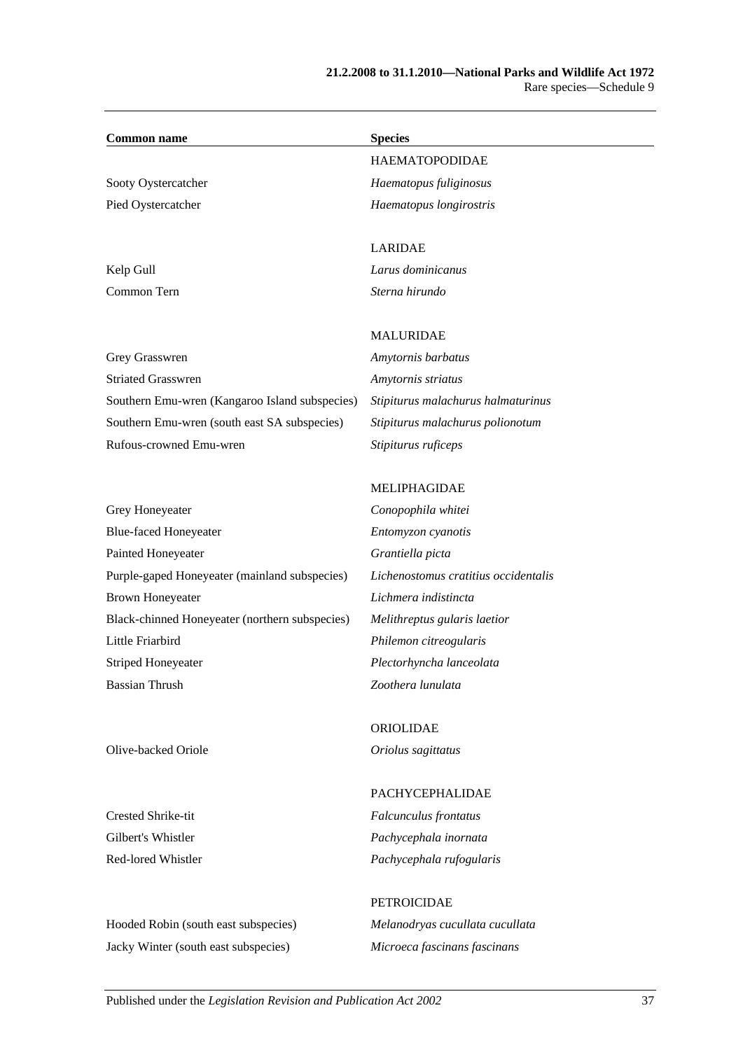| Common name | Species |
|---|---|
| | HAEMATOPODIDAE |
| Sooty Oystercatcher | *Haematopus fuliginosus* |
| Pied Oystercatcher | *Haematopus longirostris* |
| | |
| | LARIDAE |
| Kelp Gull | *Larus dominicanus* |
| Common Tern | *Sterna hirundo* |
| | |
| | MALURIDAE |
| Grey Grasswren | *Amytornis barbatus* |
| Striated Grasswren | *Amytornis striatus* |
| Southern Emu-wren (Kangaroo Island subspecies) | *Stipiturus malachurus halmaturinus* |
| Southern Emu-wren (south east SA subspecies) | *Stipiturus malachurus polionotum* |
| Rufous-crowned Emu-wren | *Stipiturus ruficeps* |
| | |
| | MELIPHAGIDAE |
| Grey Honeyeater | *Conopophila whitei* |
| Blue-faced Honeyeater | *Entomyzon cyanotis* |
| Painted Honeyeater | *Grantiella picta* |
| Purple-gaped Honeyeater (mainland subspecies) | *Lichenostomus cratitius occidentalis* |
| Brown Honeyeater | *Lichmera indistincta* |
| Black-chinned Honeyeater (northern subspecies) | *Melithreptus gularis laetior* |
| Little Friarbird | *Philemon citreogularis* |
| Striped Honeyeater | *Plectorhyncha lanceolata* |
| Bassian Thrush | *Zoothera lunulata* |
| | |
| | ORIOLIDAE |
| Olive-backed Oriole | *Oriolus sagittatus* |
| | |
| | PACHYCEPHALIDAE |
| Crested Shrike-tit | *Falcunculus frontatus* |
| Gilbert's Whistler | *Pachycephala inornata* |
| Red-lored Whistler | *Pachycephala rufogularis* |
| | |
| | PETROICIDAE |
| Hooded Robin (south east subspecies) | *Melanodryas cucullata cucullata* |
| Jacky Winter (south east subspecies) | *Microeca fascinans fascinans* |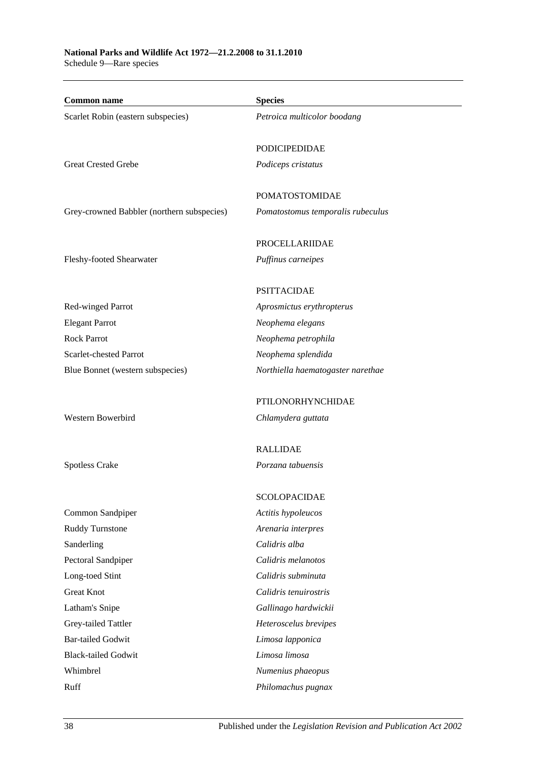| Common name | Species |
| --- | --- |
| Scarlet Robin (eastern subspecies) | *Petroica multicolor boodang* |
| | PODICIPEDIDAE |
| Great Crested Grebe | *Podiceps cristatus* |
| | POMATOSTOMIDAE |
| Grey-crowned Babbler (northern subspecies) | *Pomatostomus temporalis rubeculus* |
| | PROCELLARIIDAE |
| Fleshy-footed Shearwater | *Puffinus carneipes* |
| | PSITTACIDAE |
| Red-winged Parrot | *Aprosmictus erythropterus* |
| Elegant Parrot | *Neophema elegans* |
| Rock Parrot | *Neophema petrophila* |
| Scarlet-chested Parrot | *Neophema splendida* |
| Blue Bonnet (western subspecies) | *Northiella haematogaster narethae* |
| | PTILONORHYNCHIDAE |
| Western Bowerbird | *Chlamydera guttata* |
| | RALLIDAE |
| Spotless Crake | *Porzana tabuensis* |
| | SCOLOPACIDAE |
| Common Sandpiper | *Actitis hypoleucos* |
| Ruddy Turnstone | *Arenaria interpres* |
| Sanderling | *Calidris alba* |
| Pectoral Sandpiper | *Calidris melanotos* |
| Long-toed Stint | *Calidris subminuta* |
| Great Knot | *Calidris tenuirostris* |
| Latham's Snipe | *Gallinago hardwickii* |
| Grey-tailed Tattler | *Heteroscelus brevipes* |
| Bar-tailed Godwit | *Limosa lapponica* |
| Black-tailed Godwit | *Limosa limosa* |
| Whimbrel | *Numenius phaeopus* |
| Ruff | *Philomachus pugnax* |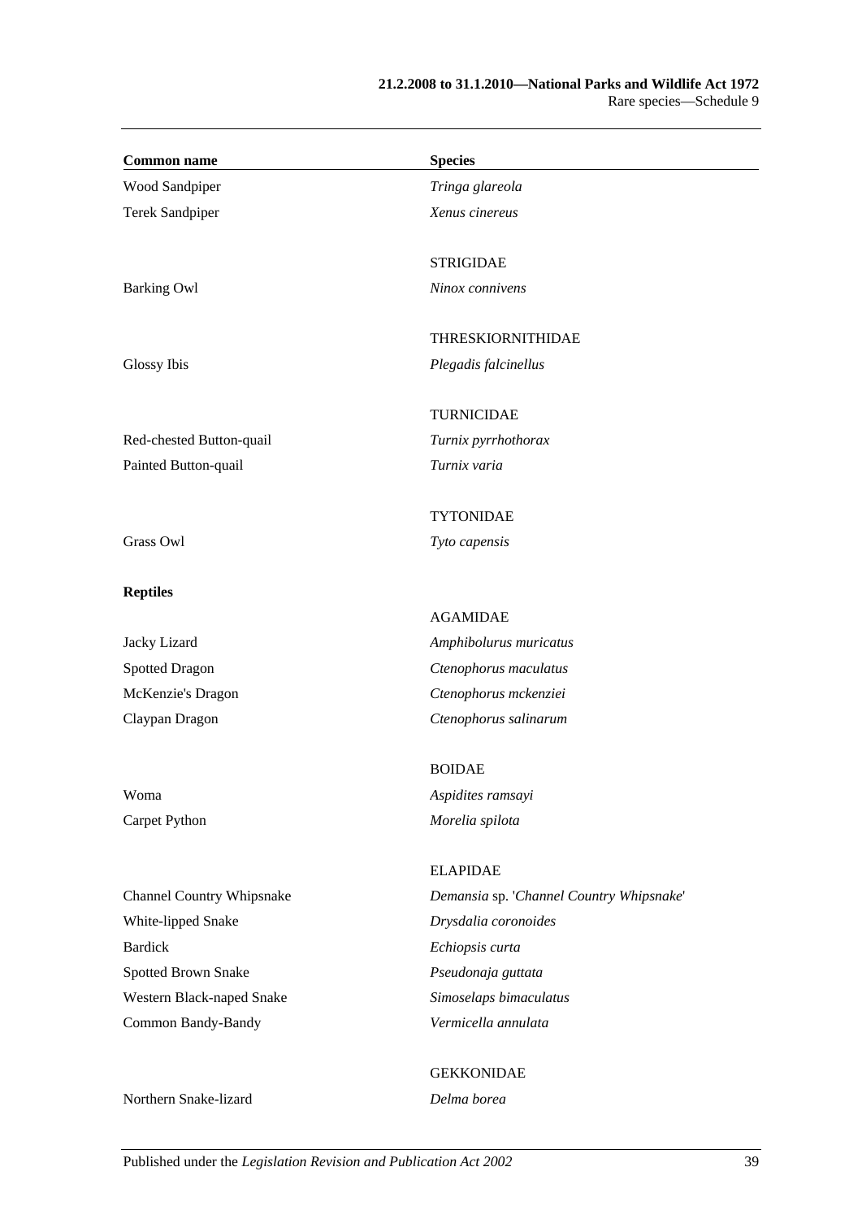| Common name | Species |
|---|---|
| Wood Sandpiper | *Tringa glareola* |
| Terek Sandpiper | *Xenus cinereus* |
| | STRIGIDAE |
| Barking Owl | *Ninox connivens* |
| | THRESKIORNITHIDAE |
| Glossy Ibis | *Plegadis falcinellus* |
| | TURNICIDAE |
| Red-chested Button-quail | *Turnix pyrrhothorax* |
| Painted Button-quail | *Turnix varia* |
| | TYTONIDAE |
| Grass Owl | *Tyto capensis* |
| **Reptiles** | |
| | AGAMIDAE |
| Jacky Lizard | *Amphibolurus muricatus* |
| Spotted Dragon | *Ctenophorus maculatus* |
| McKenzie's Dragon | *Ctenophorus mckenziei* |
| Claypan Dragon | *Ctenophorus salinarum* |
| | BOIDAE |
| Woma | *Aspidites ramsayi* |
| Carpet Python | *Morelia spilota* |
| | ELAPIDAE |
| Channel Country Whipsnake | *Demansia* sp. '*Channel Country Whipsnake*' |
| White-lipped Snake | *Drysdalia coronoides* |
| Bardick | *Echiopsis curta* |
| Spotted Brown Snake | *Pseudonaja guttata* |
| Western Black-naped Snake | *Simoselaps bimaculatus* |
| Common Bandy-Bandy | *Vermicella annulata* |
| | GEKKONIDAE |
| Northern Snake-lizard | *Delma borea* |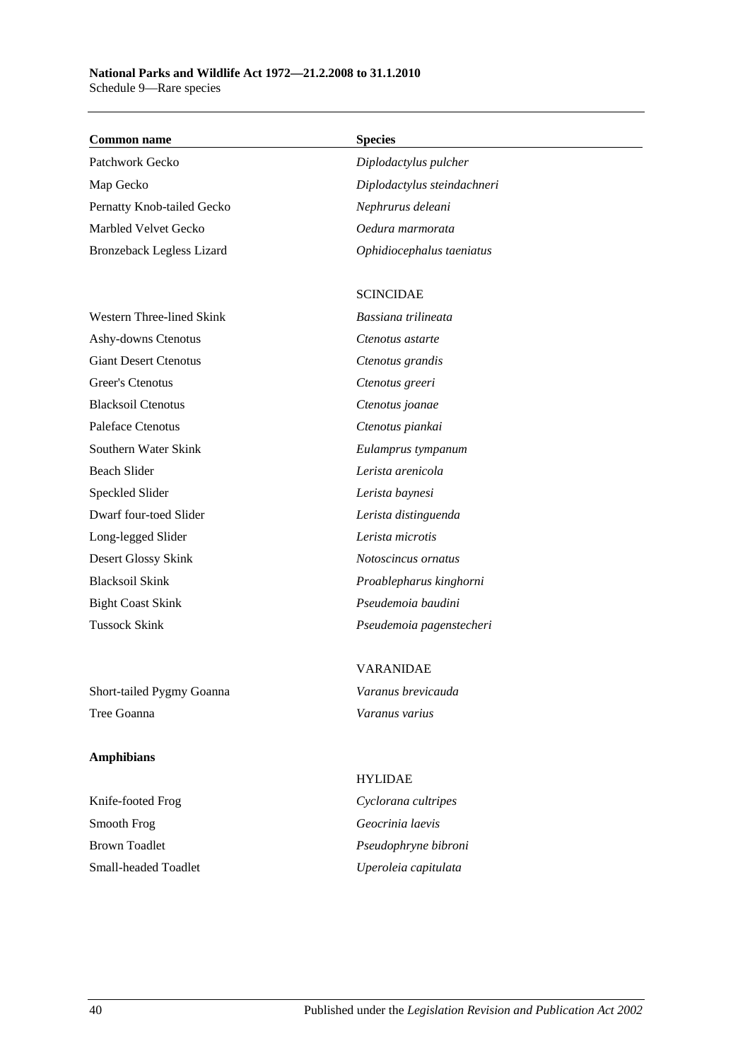| Common name | Species |
|---|---|
| Patchwork Gecko | *Diplodactylus pulcher* |
| Map Gecko | *Diplodactylus steindachneri* |
| Pernatty Knob-tailed Gecko | *Nephrurus deleani* |
| Marbled Velvet Gecko | *Oedura marmorata* |
| Bronzeback Legless Lizard | *Ophidiocephalus taeniatus* |
| | SCINCIDAE |
| Western Three-lined Skink | *Bassiana trilineata* |
| Ashy-downs Ctenotus | *Ctenotus astarte* |
| Giant Desert Ctenotus | *Ctenotus grandis* |
| Greer's Ctenotus | *Ctenotus greeri* |
| Blacksoil Ctenotus | *Ctenotus joanae* |
| Paleface Ctenotus | *Ctenotus piankai* |
| Southern Water Skink | *Eulamprus tympanum* |
| Beach Slider | *Lerista arenicola* |
| Speckled Slider | *Lerista baynesi* |
| Dwarf four-toed Slider | *Lerista distinguenda* |
| Long-legged Slider | *Lerista microtis* |
| Desert Glossy Skink | *Notoscincus ornatus* |
| Blacksoil Skink | *Proablepharus kinghorni* |
| Bight Coast Skink | *Pseudemoia baudini* |
| Tussock Skink | *Pseudemoia pagenstecheri* |
| | VARANIDAE |
| Short-tailed Pygmy Goanna | *Varanus brevicauda* |
| Tree Goanna | *Varanus varius* |
| **Amphibians** | |
| | HYLIDAE |
| Knife-footed Frog | *Cyclorana cultripes* |
| Smooth Frog | *Geocrinia laevis* |
| Brown Toadlet | *Pseudophryne bibroni* |
| Small-headed Toadlet | *Uperoleia capitulata* |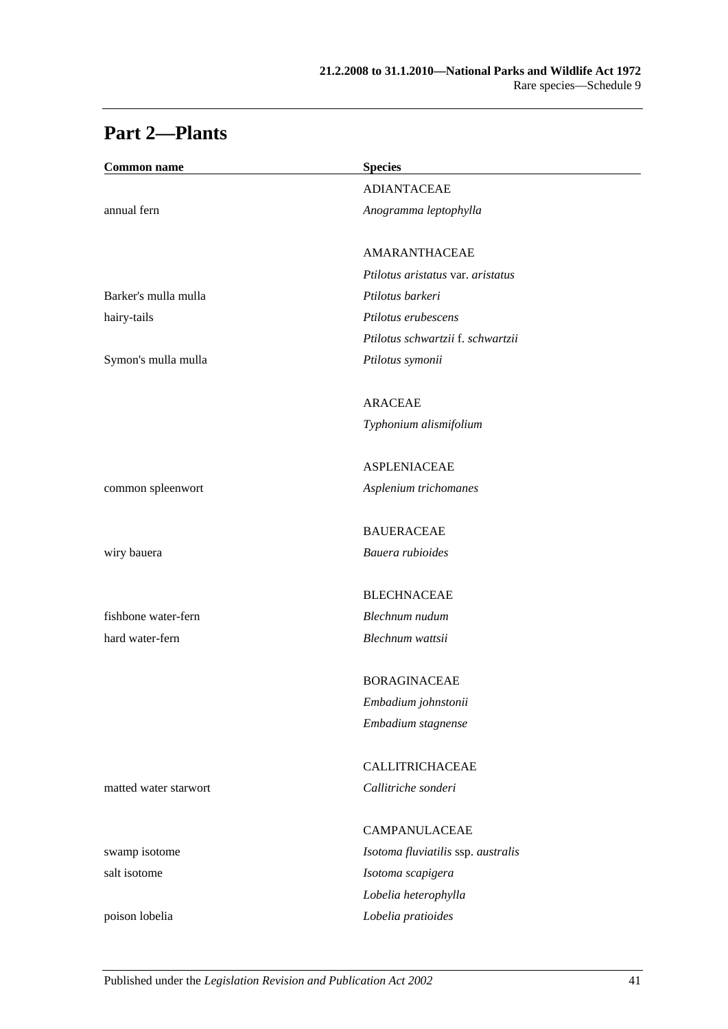## Part 2—Plants

| Common name | Species |
| --- | --- |
| | ADIANTACEAE |
| annual fern | *Anogramma leptophylla* |
| | |
| | AMARANTHACEAE |
| | *Ptilotus aristatus* var. *aristatus* |
| Barker's mulla mulla | *Ptilotus barkeri* |
| hairy-tails | *Ptilotus erubescens* |
| | *Ptilotus schwartzii* f. *schwartzii* |
| Symon's mulla mulla | *Ptilotus symonii* |
| | |
| | ARACEAE |
| | *Typhonium alismifolium* |
| | |
| | ASPLENIACEAE |
| common spleenwort | *Asplenium trichomanes* |
| | |
| | BAUERACEAE |
| wiry bauera | *Bauera rubioides* |
| | |
| | BLECHNACEAE |
| fishbone water-fern | *Blechnum nudum* |
| hard water-fern | *Blechnum wattsii* |
| | |
| | BORAGINACEAE |
| | *Embadium johnstonii* |
| | *Embadium stagnense* |
| | |
| | CALLITRICHACEAE |
| matted water starwort | *Callitriche sonderi* |
| | |
| | CAMPANULACEAE |
| swamp isotome | *Isotoma fluviatilis* ssp. *australis* |
| salt isotome | *Isotoma scapigera* |
| | *Lobelia heterophylla* |
| poison lobelia | *Lobelia pratioides* |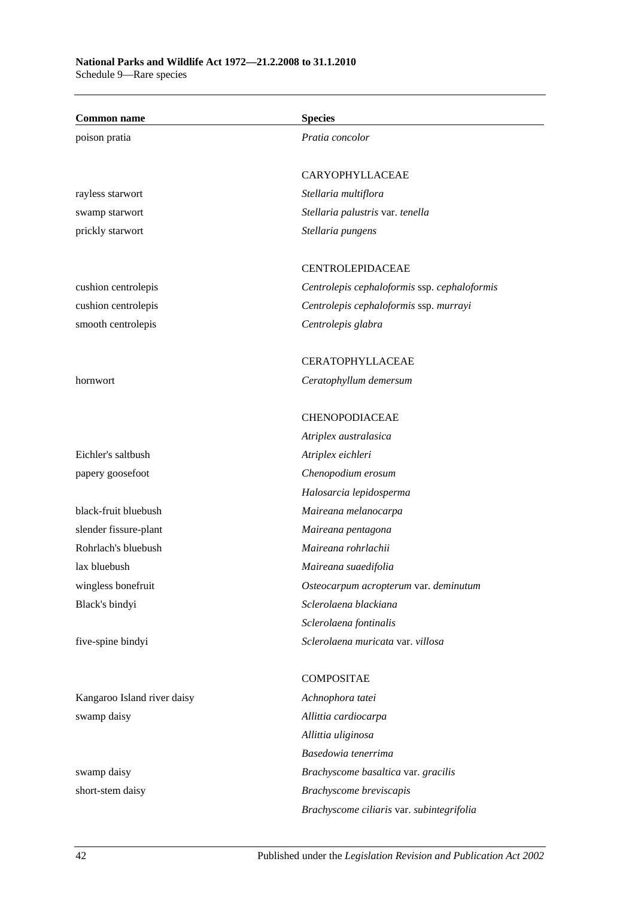| Common name | Species |
|---|---|
| poison pratia | *Pratia concolor* |
| | |
| | CARYOPHYLLACEAE |
| rayless starwort | *Stellaria multiflora* |
| swamp starwort | *Stellaria palustris* var. *tenella* |
| prickly starwort | *Stellaria pungens* |
| | |
| | CENTROLEPIDACEAE |
| cushion centrolepis | *Centrolepis cephaloformis* ssp. *cephaloformis* |
| cushion centrolepis | *Centrolepis cephaloformis* ssp. *murrayi* |
| smooth centrolepis | *Centrolepis glabra* |
| | |
| | CERATOPHYLLACEAE |
| hornwort | *Ceratophyllum demersum* |
| | |
| | CHENOPODIACEAE |
| | *Atriplex australasica* |
| Eichler's saltbush | *Atriplex eichleri* |
| papery goosefoot | *Chenopodium erosum* |
| | *Halosarcia lepidosperma* |
| black-fruit bluebush | *Maireana melanocarpa* |
| slender fissure-plant | *Maireana pentagona* |
| Rohrlach's bluebush | *Maireana rohrlachii* |
| lax bluebush | *Maireana suaedifolia* |
| wingless bonefruit | *Osteocarpum acropterum* var. *deminutum* |
| Black's bindyi | *Sclerolaena blackiana* |
| | *Sclerolaena fontinalis* |
| five-spine bindyi | *Sclerolaena muricata* var. *villosa* |
| | |
| | COMPOSITAE |
| Kangaroo Island river daisy | *Achnophora tatei* |
| swamp daisy | *Allittia cardiocarpa* |
| | *Allittia uliginosa* |
| | *Basedowia tenerrima* |
| swamp daisy | *Brachyscome basaltica* var. *gracilis* |
| short-stem daisy | *Brachyscome breviscapis* |
| | *Brachyscome ciliaris* var. *subintegrifolia* |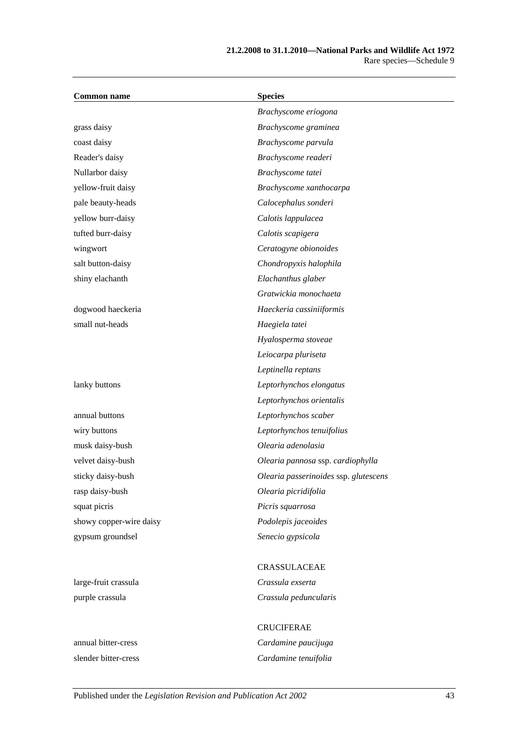| Common name | Species |
| --- | --- |
| | *Brachyscome eriogona* |
| grass daisy | *Brachyscome graminea* |
| coast daisy | *Brachyscome parvula* |
| Reader's daisy | *Brachyscome readeri* |
| Nullarbor daisy | *Brachyscome tatei* |
| yellow-fruit daisy | *Brachyscome xanthocarpa* |
| pale beauty-heads | *Calocephalus sonderi* |
| yellow burr-daisy | *Calotis lappulacea* |
| tufted burr-daisy | *Calotis scapigera* |
| wingwort | *Ceratogyne obionoides* |
| salt button-daisy | *Chondropyxis halophila* |
| shiny elachanth | *Elachanthus glaber* |
| | *Gratwickia monochaeta* |
| dogwood haeckeria | *Haeckeria cassiniiformis* |
| small nut-heads | *Haegiela tatei* |
| | *Hyalosperma stoveae* |
| | *Leiocarpa pluriseta* |
| | *Leptinella reptans* |
| lanky buttons | *Leptorhynchos elongatus* |
| | *Leptorhynchos orientalis* |
| annual buttons | *Leptorhynchos scaber* |
| wiry buttons | *Leptorhynchos tenuifolius* |
| musk daisy-bush | *Olearia adenolasia* |
| velvet daisy-bush | *Olearia pannosa* ssp. *cardiophylla* |
| sticky daisy-bush | *Olearia passerinoides* ssp. *glutescens* |
| rasp daisy-bush | *Olearia picridifolia* |
| squat picris | *Picris squarrosa* |
| showy copper-wire daisy | *Podolepis jaceoides* |
| gypsum groundsel | *Senecio gypsicola* |
| | |
| | CRASSULACEAE |
| large-fruit crassula | *Crassula exserta* |
| purple crassula | *Crassula peduncularis* |
| | |
| | CRUCIFERAE |
| annual bitter-cress | *Cardamine paucijuga* |
| slender bitter-cress | *Cardamine tenuifolia* |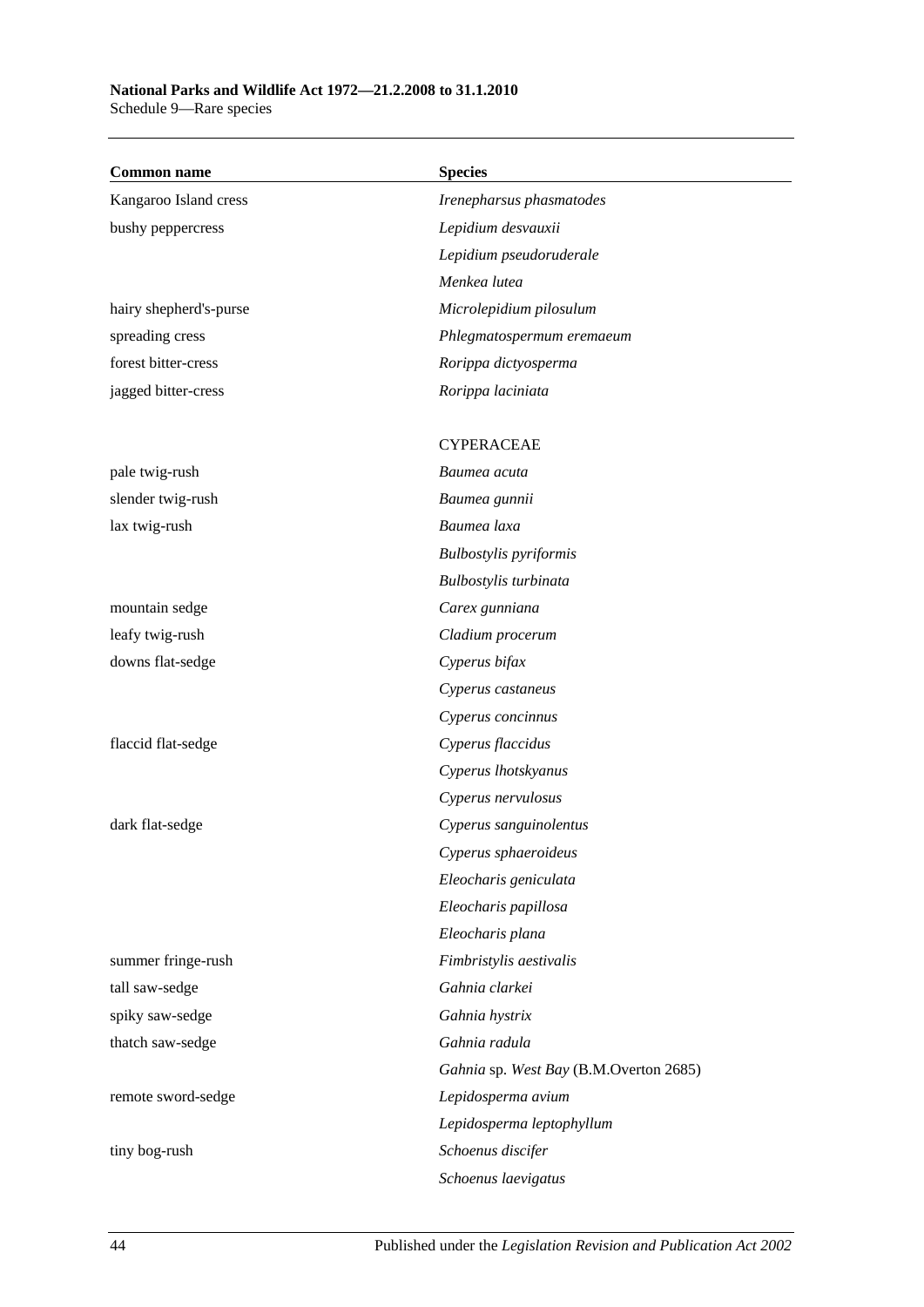| Common name | Species |
| --- | --- |
| Kangaroo Island cress | *Irenepharsus phasmatodes* |
| bushy peppercress | *Lepidium desvauxii* |
| | *Lepidium pseudoruderale* |
| | *Menkea lutea* |
| hairy shepherd's-purse | *Microlepidium pilosulum* |
| spreading cress | *Phlegmatospermum eremaeum* |
| forest bitter-cress | *Rorippa dictyosperma* |
| jagged bitter-cress | *Rorippa laciniata* |
| | |
| | CYPERACEAE |
| pale twig-rush | *Baumea acuta* |
| slender twig-rush | *Baumea gunnii* |
| lax twig-rush | *Baumea laxa* |
| | *Bulbostylis pyriformis* |
| | *Bulbostylis turbinata* |
| mountain sedge | *Carex gunniana* |
| leafy twig-rush | *Cladium procerum* |
| downs flat-sedge | *Cyperus bifax* |
| | *Cyperus castaneus* |
| | *Cyperus concinnus* |
| flaccid flat-sedge | *Cyperus flaccidus* |
| | *Cyperus lhotskyanus* |
| | *Cyperus nervulosus* |
| dark flat-sedge | *Cyperus sanguinolentus* |
| | *Cyperus sphaeroideus* |
| | *Eleocharis geniculata* |
| | *Eleocharis papillosa* |
| | *Eleocharis plana* |
| summer fringe-rush | *Fimbristylis aestivalis* |
| tall saw-sedge | *Gahnia clarkei* |
| spiky saw-sedge | *Gahnia hystrix* |
| thatch saw-sedge | *Gahnia radula* |
| | *Gahnia* sp. *West Bay* (B.M.Overton 2685) |
| remote sword-sedge | *Lepidosperma avium* |
| | *Lepidosperma leptophyllum* |
| tiny bog-rush | *Schoenus discifer* |
| | *Schoenus laevigatus* |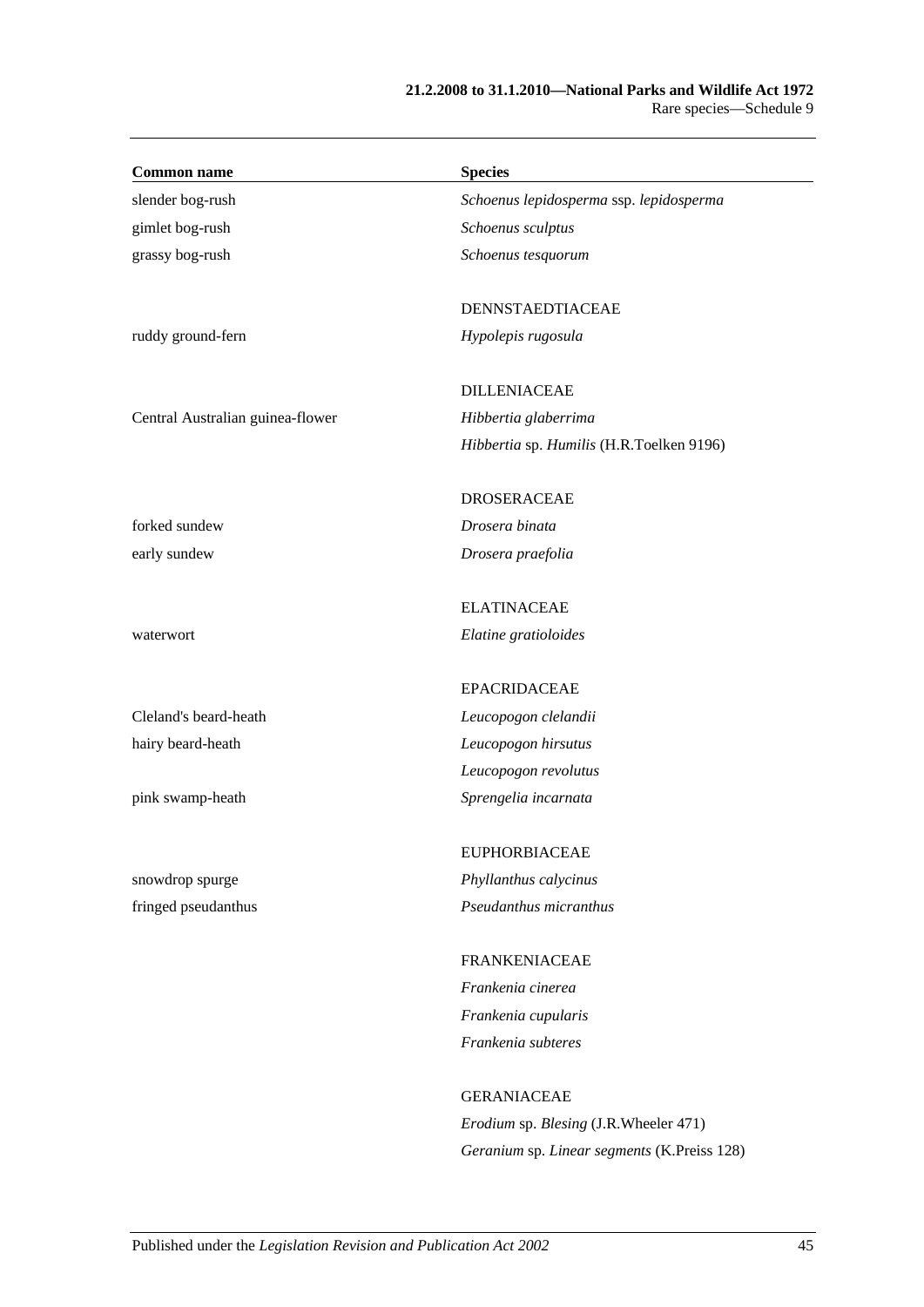| Common name | Species |
|---|---|
| slender bog-rush | *Schoenus lepidosperma* ssp. *lepidosperma* |
| gimlet bog-rush | *Schoenus sculptus* |
| grassy bog-rush | *Schoenus tesquorum* |
| | |
| | DENNSTAEDTIACEAE |
| ruddy ground-fern | *Hypolepis rugosula* |
| | |
| | DILLENIACEAE |
| Central Australian guinea-flower | *Hibbertia glaberrima* |
| | *Hibbertia* sp. *Humilis* (H.R.Toelken 9196) |
| | |
| | DROSERACEAE |
| forked sundew | *Drosera binata* |
| early sundew | *Drosera praefolia* |
| | |
| | ELATINACEAE |
| waterwort | *Elatine gratioloides* |
| | |
| | EPACRIDACEAE |
| Cleland's beard-heath | *Leucopogon clelandii* |
| hairy beard-heath | *Leucopogon hirsutus* |
| | *Leucopogon revolutus* |
| pink swamp-heath | *Sprengelia incarnata* |
| | |
| | EUPHORBIACEAE |
| snowdrop spurge | *Phyllanthus calycinus* |
| fringed pseudanthus | *Pseudanthus micranthus* |
| | |
| | FRANKENIACEAE |
| | *Frankenia cinerea* |
| | *Frankenia cupularis* |
| | *Frankenia subteres* |
| | |
| | GERANIACEAE |
| | *Erodium* sp. *Blesing* (J.R.Wheeler 471) |
| | *Geranium* sp. *Linear segments* (K.Preiss 128) |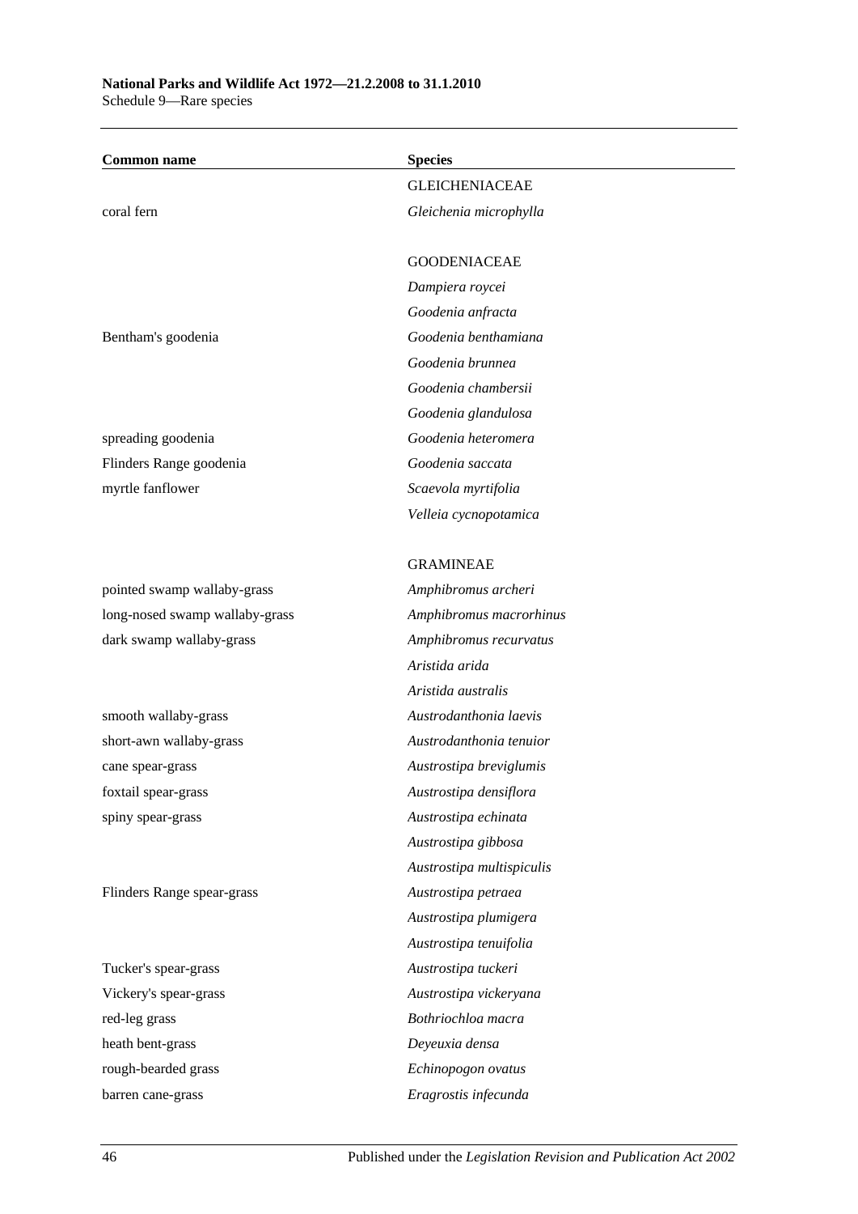| Common name | Species |
|---|---|
| | GLEICHENIACEAE |
| coral fern | *Gleichenia microphylla* |
| | |
| | GOODENIACEAE |
| | *Dampiera roycei* |
| | *Goodenia anfracta* |
| Bentham's goodenia | *Goodenia benthamiana* |
| | *Goodenia brunnea* |
| | *Goodenia chambersii* |
| | *Goodenia glandulosa* |
| spreading goodenia | *Goodenia heteromera* |
| Flinders Range goodenia | *Goodenia saccata* |
| myrtle fanflower | *Scaevola myrtifolia* |
| | *Velleia cycnopotamica* |
| | |
| | GRAMINEAE |
| pointed swamp wallaby-grass | *Amphibromus archeri* |
| long-nosed swamp wallaby-grass | *Amphibromus macrorhinus* |
| dark swamp wallaby-grass | *Amphibromus recurvatus* |
| | *Aristida arida* |
| | *Aristida australis* |
| smooth wallaby-grass | *Austrodanthonia laevis* |
| short-awn wallaby-grass | *Austrodanthonia tenuior* |
| cane spear-grass | *Austrostipa breviglumis* |
| foxtail spear-grass | *Austrostipa densiflora* |
| spiny spear-grass | *Austrostipa echinata* |
| | *Austrostipa gibbosa* |
| | *Austrostipa multispiculis* |
| Flinders Range spear-grass | *Austrostipa petraea* |
| | *Austrostipa plumigera* |
| | *Austrostipa tenuifolia* |
| Tucker's spear-grass | *Austrostipa tuckeri* |
| Vickery's spear-grass | *Austrostipa vickeryana* |
| red-leg grass | *Bothriochloa macra* |
| heath bent-grass | *Deyeuxia densa* |
| rough-bearded grass | *Echinopogon ovatus* |
| barren cane-grass | *Eragrostis infecunda* |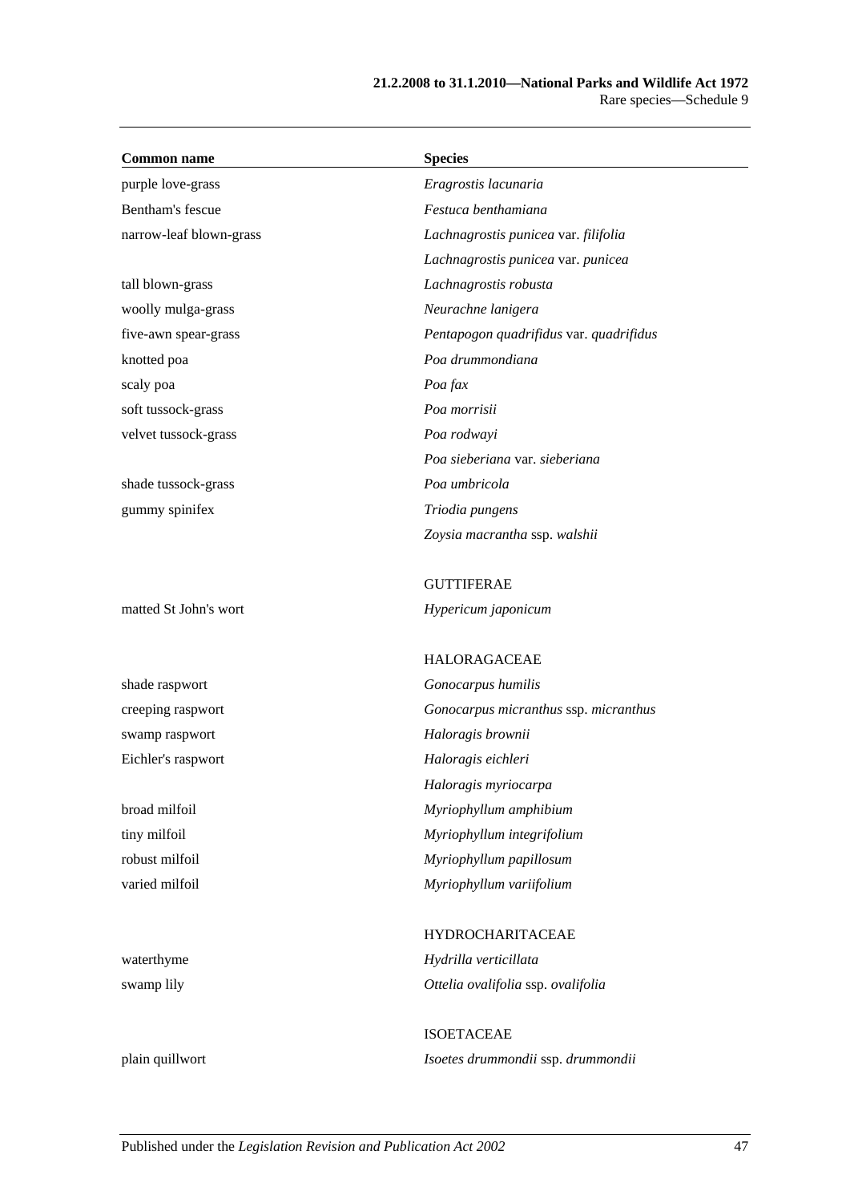| Common name | Species |
|---|---|
| purple love-grass | *Eragrostis lacunaria* |
| Bentham's fescue | *Festuca benthamiana* |
| narrow-leaf blown-grass | *Lachnagrostis punicea* var. *filifolia* |
| | *Lachnagrostis punicea* var. *punicea* |
| tall blown-grass | *Lachnagrostis robusta* |
| woolly mulga-grass | *Neurachne lanigera* |
| five-awn spear-grass | *Pentapogon quadrifidus* var. *quadrifidus* |
| knotted poa | *Poa drummondiana* |
| scaly poa | *Poa fax* |
| soft tussock-grass | *Poa morrisii* |
| velvet tussock-grass | *Poa rodwayi* |
| | *Poa sieberiana* var. *sieberiana* |
| shade tussock-grass | *Poa umbricola* |
| gummy spinifex | *Triodia pungens* |
| | *Zoysia macrantha* ssp. *walshii* |
| | GUTTIFERAE |
| matted St John's wort | *Hypericum japonicum* |
| | HALORAGACEAE |
| shade raspwort | *Gonocarpus humilis* |
| creeping raspwort | *Gonocarpus micranthus* ssp. *micranthus* |
| swamp raspwort | *Haloragis brownii* |
| Eichler's raspwort | *Haloragis eichleri* |
| | *Haloragis myriocarpa* |
| broad milfoil | *Myriophyllum amphibium* |
| tiny milfoil | *Myriophyllum integrifolium* |
| robust milfoil | *Myriophyllum papillosum* |
| varied milfoil | *Myriophyllum variifolium* |
| | HYDROCHARITACEAE |
| waterthyme | *Hydrilla verticillata* |
| swamp lily | *Ottelia ovalifolia* ssp. *ovalifolia* |
| | ISOETACEAE |
| plain quillwort | *Isoetes drummondii* ssp. *drummondii* |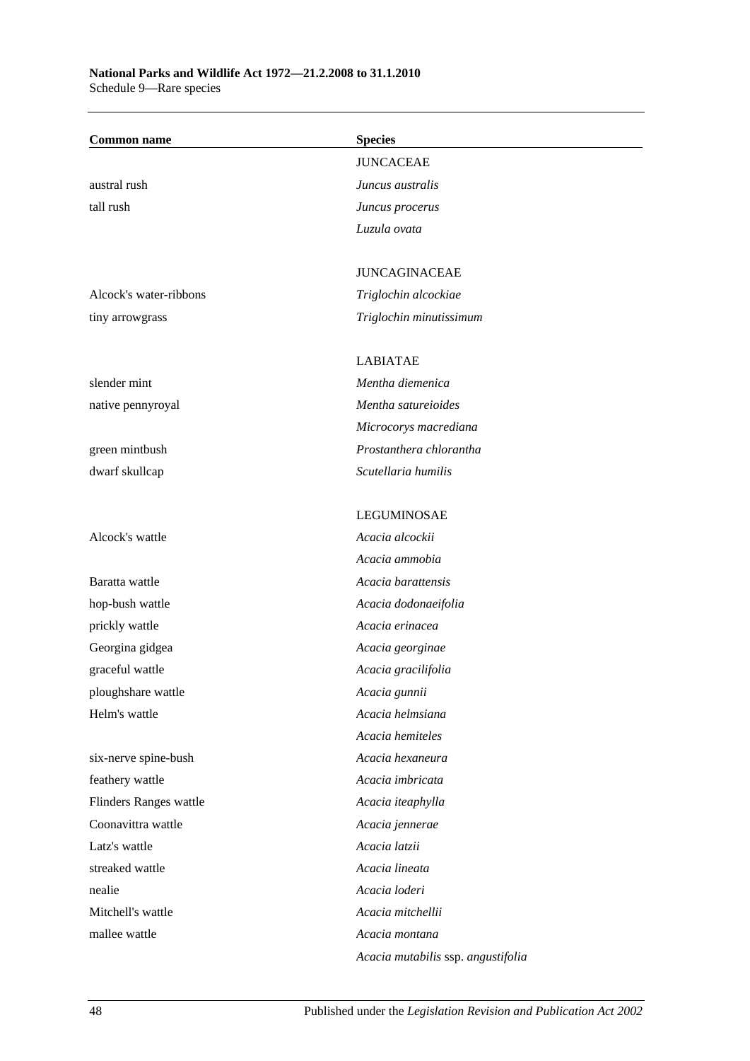| Common name | Species |
| --- | --- |
| | JUNCACEAE |
| austral rush | *Juncus australis* |
| tall rush | *Juncus procerus* |
| | *Luzula ovata* |
| | |
| | JUNCAGINACEAE |
| Alcock's water-ribbons | *Triglochin alcockiae* |
| tiny arrowgrass | *Triglochin minutissimum* |
| | |
| | LABIATAE |
| slender mint | *Mentha diemenica* |
| native pennyroyal | *Mentha satureioides* |
| | *Microcorys macrediana* |
| green mintbush | *Prostanthera chlorantha* |
| dwarf skullcap | *Scutellaria humilis* |
| | |
| | LEGUMINOSAE |
| Alcock's wattle | *Acacia alcockii* |
| | *Acacia ammobia* |
| Baratta wattle | *Acacia barattensis* |
| hop-bush wattle | *Acacia dodonaeifolia* |
| prickly wattle | *Acacia erinacea* |
| Georgina gidgea | *Acacia georginae* |
| graceful wattle | *Acacia gracilifolia* |
| ploughshare wattle | *Acacia gunnii* |
| Helm's wattle | *Acacia helmsiana* |
| | *Acacia hemiteles* |
| six-nerve spine-bush | *Acacia hexaneura* |
| feathery wattle | *Acacia imbricata* |
| Flinders Ranges wattle | *Acacia iteaphylla* |
| Coonavittra wattle | *Acacia jennerae* |
| Latz's wattle | *Acacia latzii* |
| streaked wattle | *Acacia lineata* |
| nealie | *Acacia loderi* |
| Mitchell's wattle | *Acacia mitchellii* |
| mallee wattle | *Acacia montana* |
| | *Acacia mutabilis* ssp. *angustifolia* |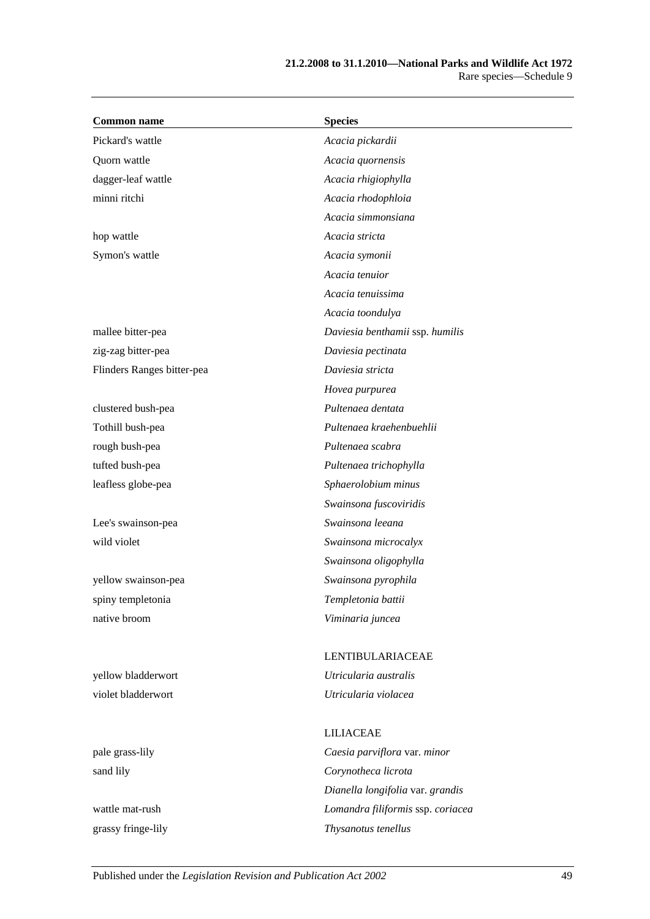| Common name | Species |
| --- | --- |
| Pickard's wattle | *Acacia pickardii* |
| Quorn wattle | *Acacia quornensis* |
| dagger-leaf wattle | *Acacia rhigiophylla* |
| minni ritchi | *Acacia rhodophloia* |
| | *Acacia simmonsiana* |
| hop wattle | *Acacia stricta* |
| Symon's wattle | *Acacia symonii* |
| | *Acacia tenuior* |
| | *Acacia tenuissima* |
| | *Acacia toondulya* |
| mallee bitter-pea | *Daviesia benthamii* ssp. *humilis* |
| zig-zag bitter-pea | *Daviesia pectinata* |
| Flinders Ranges bitter-pea | *Daviesia stricta* |
| | *Hovea purpurea* |
| clustered bush-pea | *Pultenaea dentata* |
| Tothill bush-pea | *Pultenaea kraehenbuehlii* |
| rough bush-pea | *Pultenaea scabra* |
| tufted bush-pea | *Pultenaea trichophylla* |
| leafless globe-pea | *Sphaerolobium minus* |
| | *Swainsona fuscoviridis* |
| Lee's swainson-pea | *Swainsona leeana* |
| wild violet | *Swainsona microcalyx* |
| | *Swainsona oligophylla* |
| yellow swainson-pea | *Swainsona pyrophila* |
| spiny templetonia | *Templetonia battii* |
| native broom | *Viminaria juncea* |
| | |
| | LENTIBULARIACEAE |
| yellow bladderwort | *Utricularia australis* |
| violet bladderwort | *Utricularia violacea* |
| | |
| | LILIACEAE |
| pale grass-lily | *Caesia parviflora* var. *minor* |
| sand lily | *Corynotheca licrota* |
| | *Dianella longifolia* var. *grandis* |
| wattle mat-rush | *Lomandra filiformis* ssp. *coriacea* |
| grassy fringe-lily | *Thysanotus tenellus* |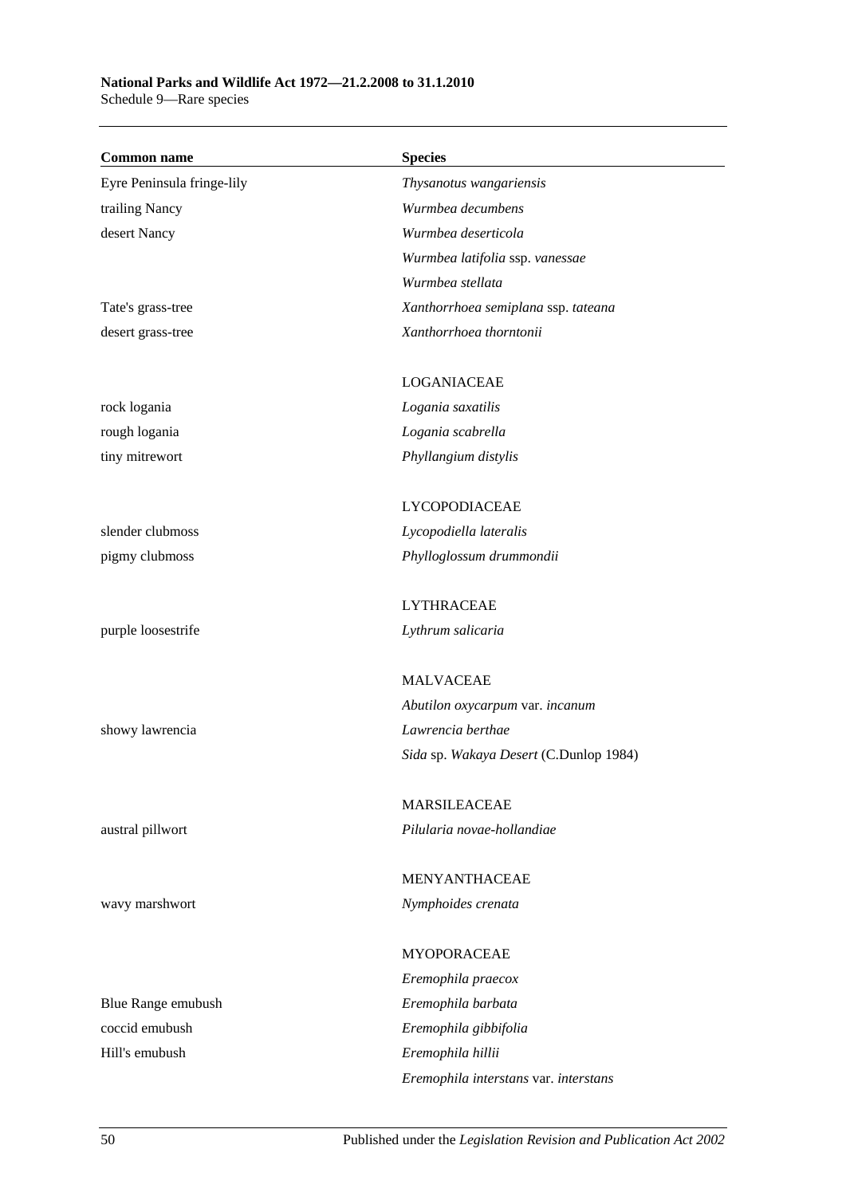| Common name | Species |
|---|---|
| Eyre Peninsula fringe-lily | *Thysanotus wangariensis* |
| trailing Nancy | *Wurmbea decumbens* |
| desert Nancy | *Wurmbea deserticola* |
| | *Wurmbea latifolia* ssp. *vanessae* |
| | *Wurmbea stellata* |
| Tate's grass-tree | *Xanthorrhoea semiplana* ssp. *tateana* |
| desert grass-tree | *Xanthorrhoea thorntonii* |
| | LOGANIACEAE |
| rock logania | *Logania saxatilis* |
| rough logania | *Logania scabrella* |
| tiny mitrewort | *Phyllangium distylis* |
| | LYCOPODIACEAE |
| slender clubmoss | *Lycopodiella lateralis* |
| pigmy clubmoss | *Phylloglossum drummondii* |
| | LYTHRACEAE |
| purple loosestrife | *Lythrum salicaria* |
| | MALVACEAE |
| | *Abutilon oxycarpum* var. *incanum* |
| showy lawrencia | *Lawrencia berthae* |
| | *Sida* sp. *Wakaya Desert* (C.Dunlop 1984) |
| | MARSILEACEAE |
| austral pillwort | *Pilularia novae-hollandiae* |
| | MENYANTHACEAE |
| wavy marshwort | *Nymphoides crenata* |
| | MYOPORACEAE |
| | *Eremophila praecox* |
| Blue Range emubush | *Eremophila barbata* |
| coccid emubush | *Eremophila gibbifolia* |
| Hill's emubush | *Eremophila hillii* |
| | *Eremophila interstans* var. *interstans* |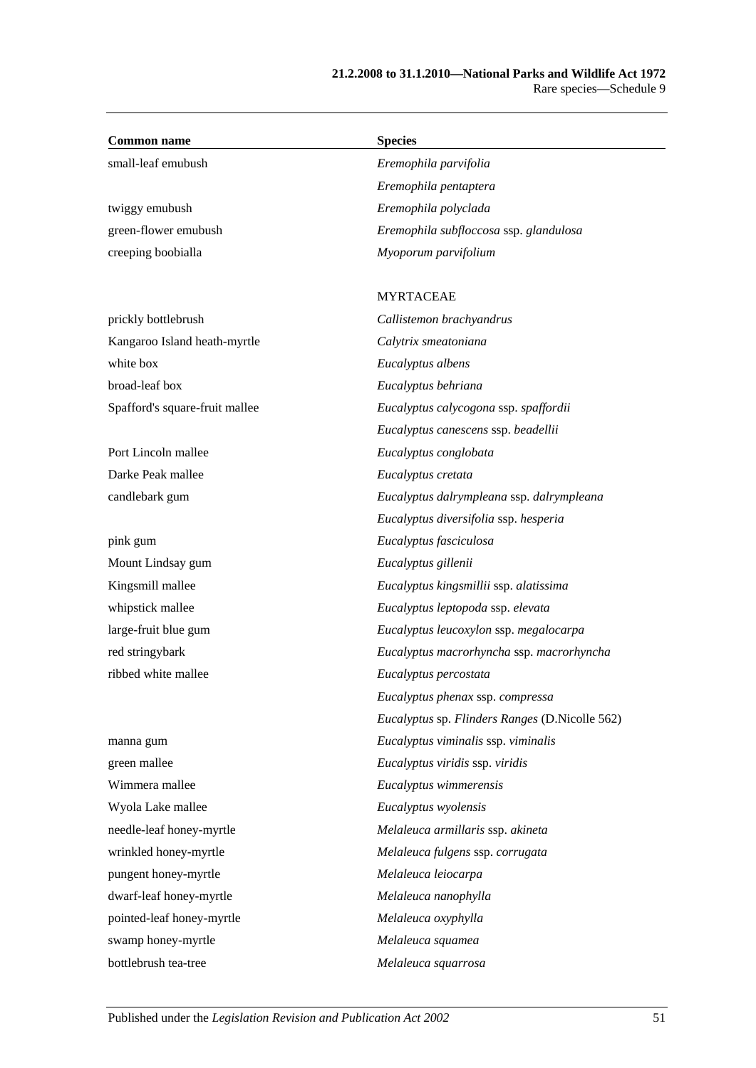| Common name | Species |
|---|---|
| small-leaf emubush | *Eremophila parvifolia* |
| | *Eremophila pentaptera* |
| twiggy emubush | *Eremophila polyclada* |
| green-flower emubush | *Eremophila subfloccosa* ssp. *glandulosa* |
| creeping boobialla | *Myoporum parvifolium* |
| | MYRTACEAE |
| prickly bottlebrush | *Callistemon brachyandrus* |
| Kangaroo Island heath-myrtle | *Calytrix smeatoniana* |
| white box | *Eucalyptus albens* |
| broad-leaf box | *Eucalyptus behriana* |
| Spafford's square-fruit mallee | *Eucalyptus calycogona* ssp. *spaffordii* |
| | *Eucalyptus canescens* ssp. *beadellii* |
| Port Lincoln mallee | *Eucalyptus conglobata* |
| Darke Peak mallee | *Eucalyptus cretata* |
| candlebark gum | *Eucalyptus dalrympleana* ssp. *dalrympleana* |
| | *Eucalyptus diversifolia* ssp. *hesperia* |
| pink gum | *Eucalyptus fasciculosa* |
| Mount Lindsay gum | *Eucalyptus gillenii* |
| Kingsmill mallee | *Eucalyptus kingsmillii* ssp. *alatissima* |
| whipstick mallee | *Eucalyptus leptopoda* ssp. *elevata* |
| large-fruit blue gum | *Eucalyptus leucoxylon* ssp. *megalocarpa* |
| red stringybark | *Eucalyptus macrorhyncha* ssp. *macrorhyncha* |
| ribbed white mallee | *Eucalyptus percostata* |
| | *Eucalyptus phenax* ssp. *compressa* |
| | *Eucalyptus* sp. *Flinders Ranges* (D.Nicolle 562) |
| manna gum | *Eucalyptus viminalis* ssp. *viminalis* |
| green mallee | *Eucalyptus viridis* ssp. *viridis* |
| Wimmera mallee | *Eucalyptus wimmerensis* |
| Wyola Lake mallee | *Eucalyptus wyolensis* |
| needle-leaf honey-myrtle | *Melaleuca armillaris* ssp. *akineta* |
| wrinkled honey-myrtle | *Melaleuca fulgens* ssp. *corrugata* |
| pungent honey-myrtle | *Melaleuca leiocarpa* |
| dwarf-leaf honey-myrtle | *Melaleuca nanophylla* |
| pointed-leaf honey-myrtle | *Melaleuca oxyphylla* |
| swamp honey-myrtle | *Melaleuca squamea* |
| bottlebrush tea-tree | *Melaleuca squarrosa* |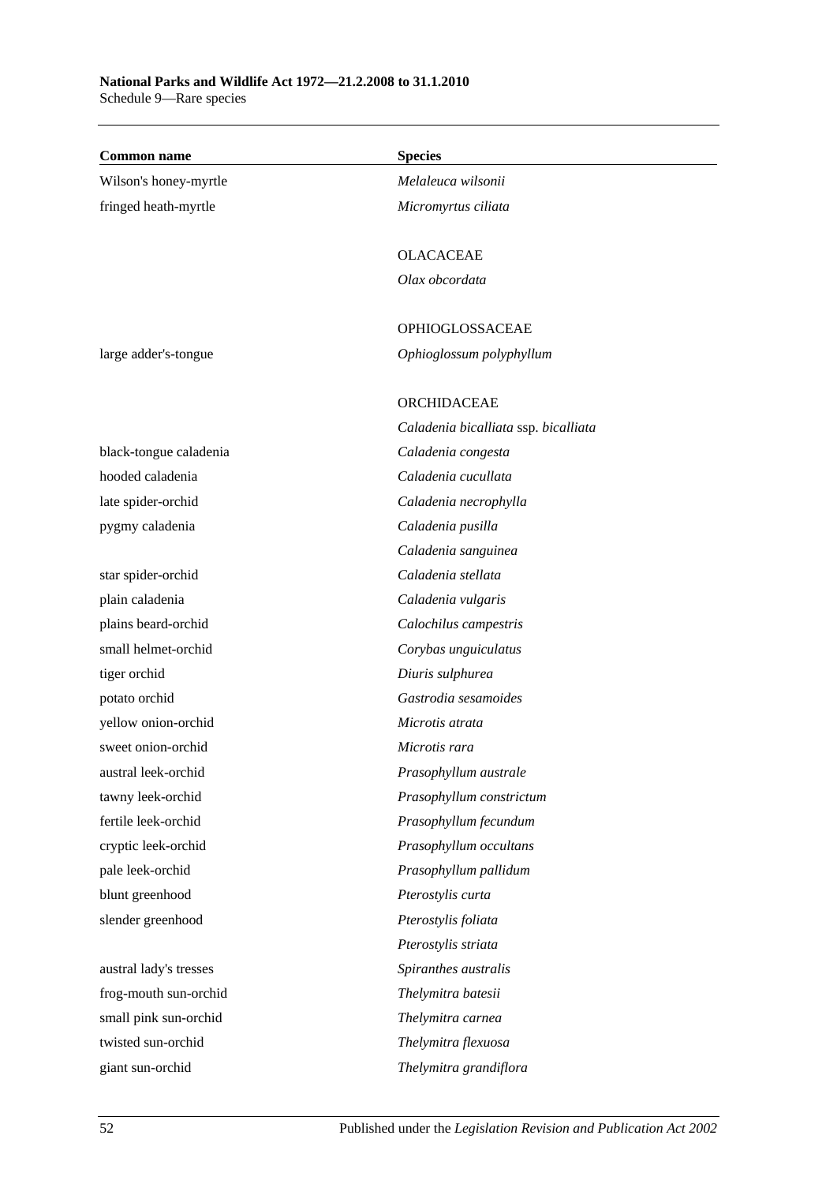| Common name | Species |
|---|---|
| Wilson's honey-myrtle | *Melaleuca wilsonii* |
| fringed heath-myrtle | *Micromyrtus ciliata* |
| | |
| | OLACACEAE |
| | *Olax obcordata* |
| | |
| | OPHIOGLOSSACEAE |
| large adder's-tongue | *Ophioglossum polyphyllum* |
| | |
| | ORCHIDACEAE |
| | *Caladenia bicalliata* ssp. *bicalliata* |
| black-tongue caladenia | *Caladenia congesta* |
| hooded caladenia | *Caladenia cucullata* |
| late spider-orchid | *Caladenia necrophylla* |
| pygmy caladenia | *Caladenia pusilla* |
| | *Caladenia sanguinea* |
| star spider-orchid | *Caladenia stellata* |
| plain caladenia | *Caladenia vulgaris* |
| plains beard-orchid | *Calochilus campestris* |
| small helmet-orchid | *Corybas unguiculatus* |
| tiger orchid | *Diuris sulphurea* |
| potato orchid | *Gastrodia sesamoides* |
| yellow onion-orchid | *Microtis atrata* |
| sweet onion-orchid | *Microtis rara* |
| austral leek-orchid | *Prasophyllum australe* |
| tawny leek-orchid | *Prasophyllum constrictum* |
| fertile leek-orchid | *Prasophyllum fecundum* |
| cryptic leek-orchid | *Prasophyllum occultans* |
| pale leek-orchid | *Prasophyllum pallidum* |
| blunt greenhood | *Pterostylis curta* |
| slender greenhood | *Pterostylis foliata* |
| | *Pterostylis striata* |
| austral lady's tresses | *Spiranthes australis* |
| frog-mouth sun-orchid | *Thelymitra batesii* |
| small pink sun-orchid | *Thelymitra carnea* |
| twisted sun-orchid | *Thelymitra flexuosa* |
| giant sun-orchid | *Thelymitra grandiflora* |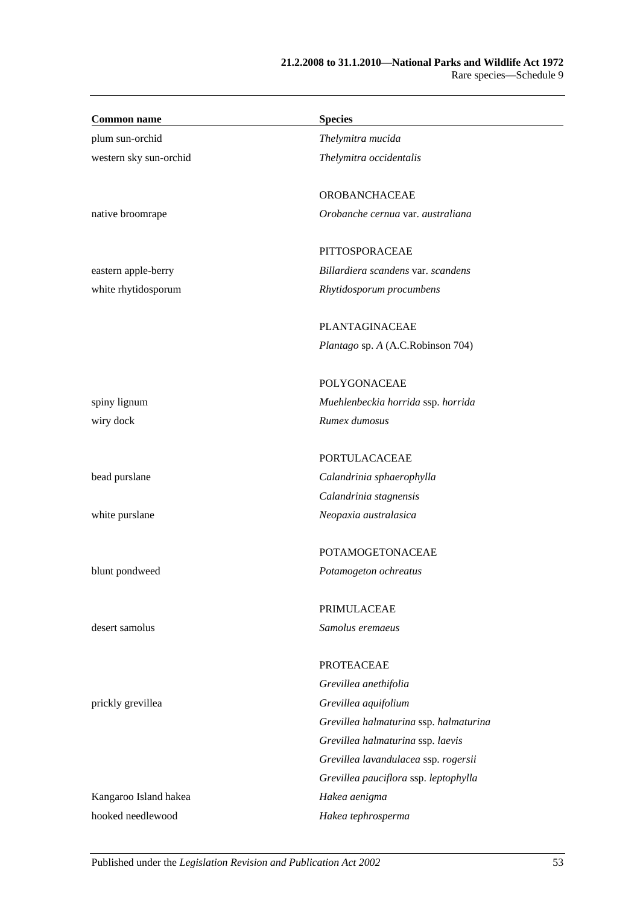| Common name | Species |
| --- | --- |
| plum sun-orchid | *Thelymitra mucida* |
| western sky sun-orchid | *Thelymitra occidentalis* |
| | |
| | OROBANCHACEAE |
| native broomrape | *Orobanche cernua* var. *australiana* |
| | |
| | PITTOSPORACEAE |
| eastern apple-berry | *Billardiera scandens* var. *scandens* |
| white rhytidosporum | *Rhytidosporum procumbens* |
| | |
| | PLANTAGINACEAE |
| | *Plantago* sp. *A* (A.C.Robinson 704) |
| | |
| | POLYGONACEAE |
| spiny lignum | *Muehlenbeckia horrida* ssp. *horrida* |
| wiry dock | *Rumex dumosus* |
| | |
| | PORTULACACEAE |
| bead purslane | *Calandrinia sphaerophylla* |
| | *Calandrinia stagnensis* |
| white purslane | *Neopaxia australasica* |
| | |
| | POTAMOGETONACEAE |
| blunt pondweed | *Potamogeton ochreatus* |
| | |
| | PRIMULACEAE |
| desert samolus | *Samolus eremaeus* |
| | |
| | PROTEACEAE |
| | *Grevillea anethifolia* |
| prickly grevillea | *Grevillea aquifolium* |
| | *Grevillea halmaturina* ssp. *halmaturina* |
| | *Grevillea halmaturina* ssp. *laevis* |
| | *Grevillea lavandulacea* ssp. *rogersii* |
| | *Grevillea pauciflora* ssp. *leptophylla* |
| Kangaroo Island hakea | *Hakea aenigma* |
| hooked needlewood | *Hakea tephrosperma* |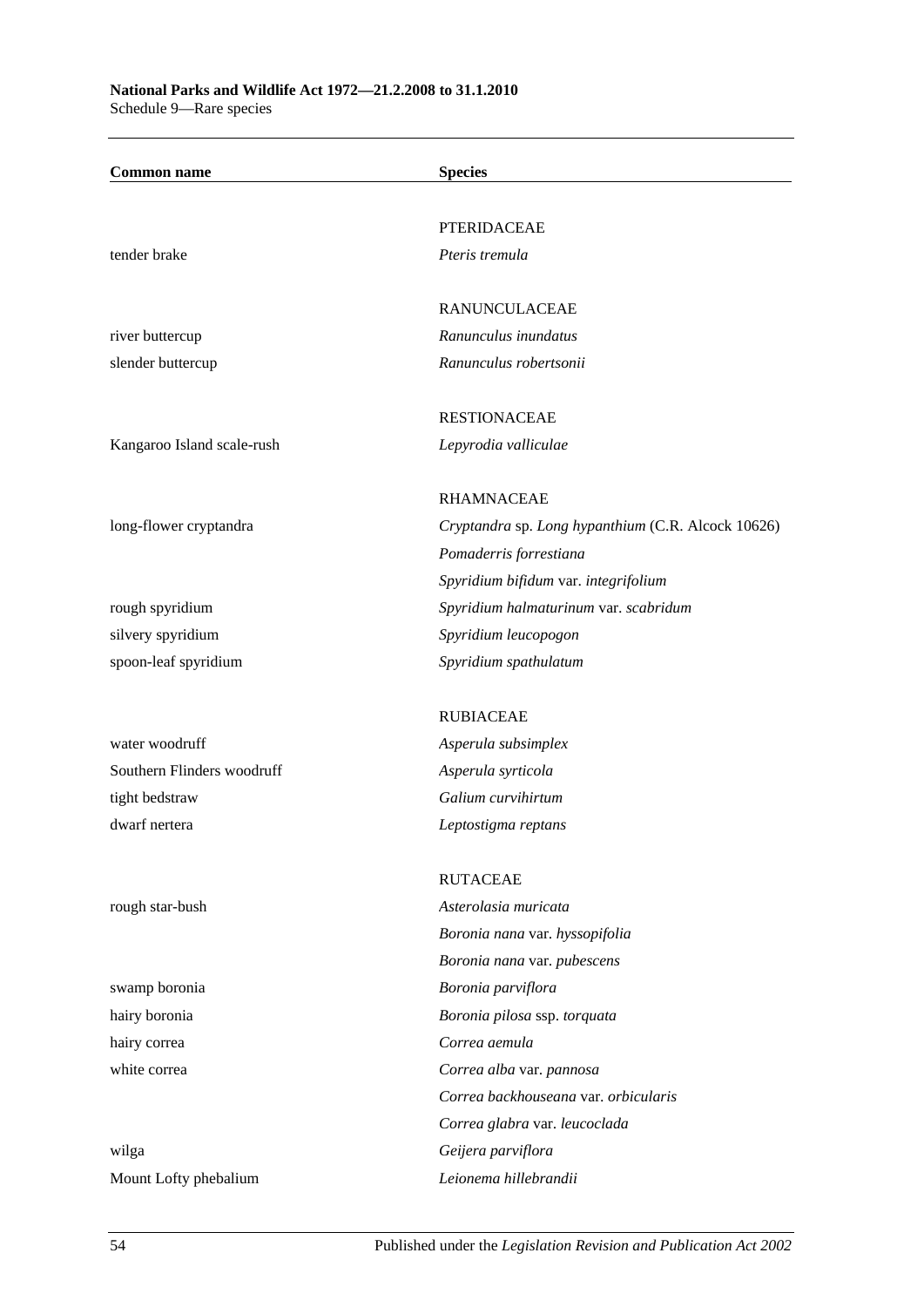| Common name | Species |
|---|---|
| | PTERIDACEAE |
| tender brake | *Pteris tremula* |
| | RANUNCULACEAE |
| river buttercup | *Ranunculus inundatus* |
| slender buttercup | *Ranunculus robertsonii* |
| | RESTIONACEAE |
| Kangaroo Island scale-rush | *Lepyrodia valliculae* |
| | RHAMNACEAE |
| long-flower cryptandra | *Cryptandra* sp. *Long hypanthium* (C.R. Alcock 10626) |
| | *Pomaderris forrestiana* |
| | *Spyridium bifidum* var. *integrifolium* |
| rough spyridium | *Spyridium halmaturinum* var. *scabridum* |
| silvery spyridium | *Spyridium leucopogon* |
| spoon-leaf spyridium | *Spyridium spathulatum* |
| | RUBIACEAE |
| water woodruff | *Asperula subsimplex* |
| Southern Flinders woodruff | *Asperula syrticola* |
| tight bedstraw | *Galium curvihirtum* |
| dwarf nertera | *Leptostigma reptans* |
| | RUTACEAE |
| rough star-bush | *Asterolasia muricata* |
| | *Boronia nana* var. *hyssopifolia* |
| | *Boronia nana* var. *pubescens* |
| swamp boronia | *Boronia parviflora* |
| hairy boronia | *Boronia pilosa* ssp. *torquata* |
| hairy correa | *Correa aemula* |
| white correa | *Correa alba* var. *pannosa* |
| | *Correa backhouseana* var. *orbicularis* |
| | *Correa glabra* var. *leucoclada* |
| wilga | *Geijera parviflora* |
| Mount Lofty phebalium | *Leionema hillebrandii* |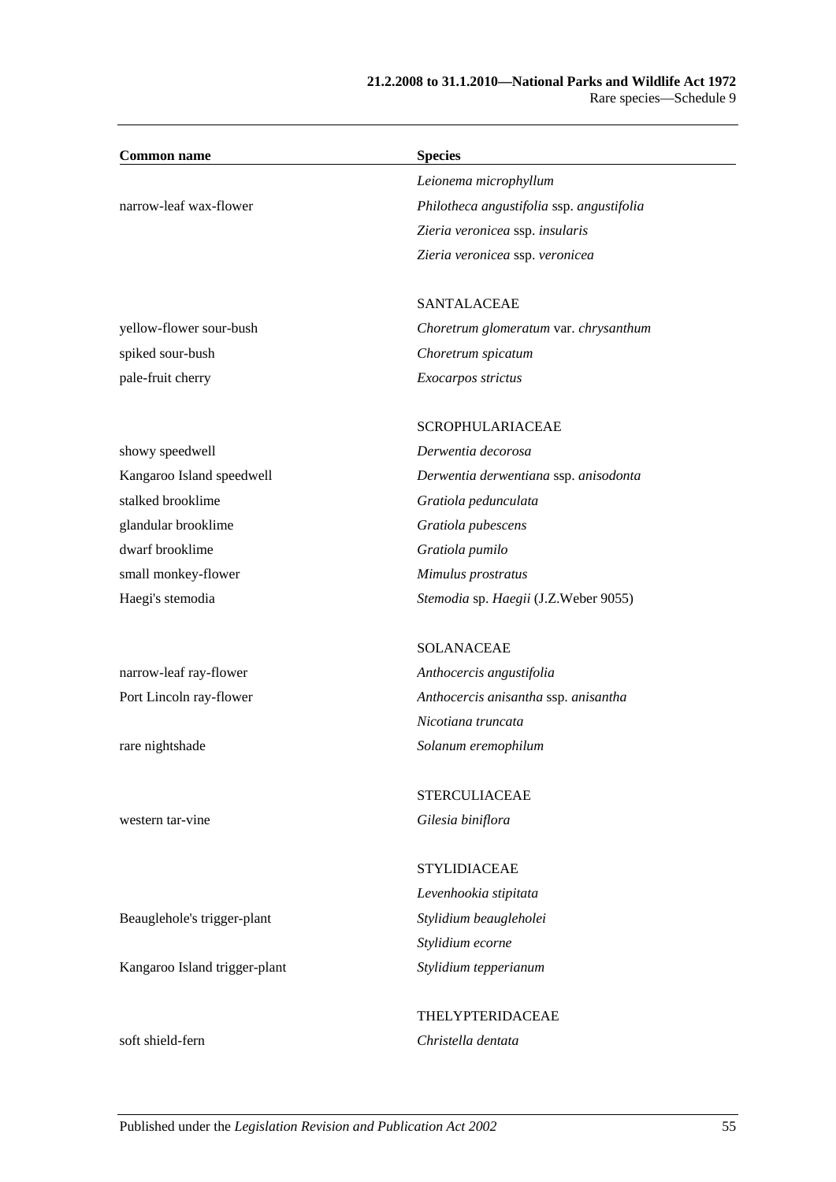| Common name | Species |
|---|---|
| | *Leionema microphyllum* |
| narrow-leaf wax-flower | *Philotheca angustifolia* ssp. *angustifolia* |
| | *Zieria veronicea* ssp. *insularis* |
| | *Zieria veronicea* ssp. *veronicea* |
| | |
| | SANTALACEAE |
| yellow-flower sour-bush | *Choretrum glomeratum* var. *chrysanthum* |
| spiked sour-bush | *Choretrum spicatum* |
| pale-fruit cherry | *Exocarpos strictus* |
| | |
| | SCROPHULARIACEAE |
| showy speedwell | *Derwentia decorosa* |
| Kangaroo Island speedwell | *Derwentia derwentiana* ssp. *anisodonta* |
| stalked brooklime | *Gratiola pedunculata* |
| glandular brooklime | *Gratiola pubescens* |
| dwarf brooklime | *Gratiola pumilo* |
| small monkey-flower | *Mimulus prostratus* |
| Haegi's stemodia | *Stemodia* sp. *Haegii* (J.Z.Weber 9055) |
| | |
| | SOLANACEAE |
| narrow-leaf ray-flower | *Anthocercis angustifolia* |
| Port Lincoln ray-flower | *Anthocercis anisantha* ssp. *anisantha* |
| | *Nicotiana truncata* |
| rare nightshade | *Solanum eremophilum* |
| | |
| | STERCULIACEAE |
| western tar-vine | *Gilesia biniflora* |
| | |
| | STYLIDIACEAE |
| | *Levenhookia stipitata* |
| Beauglehole's trigger-plant | *Stylidium beaugleholei* |
| | *Stylidium ecorne* |
| Kangaroo Island trigger-plant | *Stylidium tepperianum* |
| | |
| | THELYPTERIDACEAE |
| soft shield-fern | *Christella dentata* |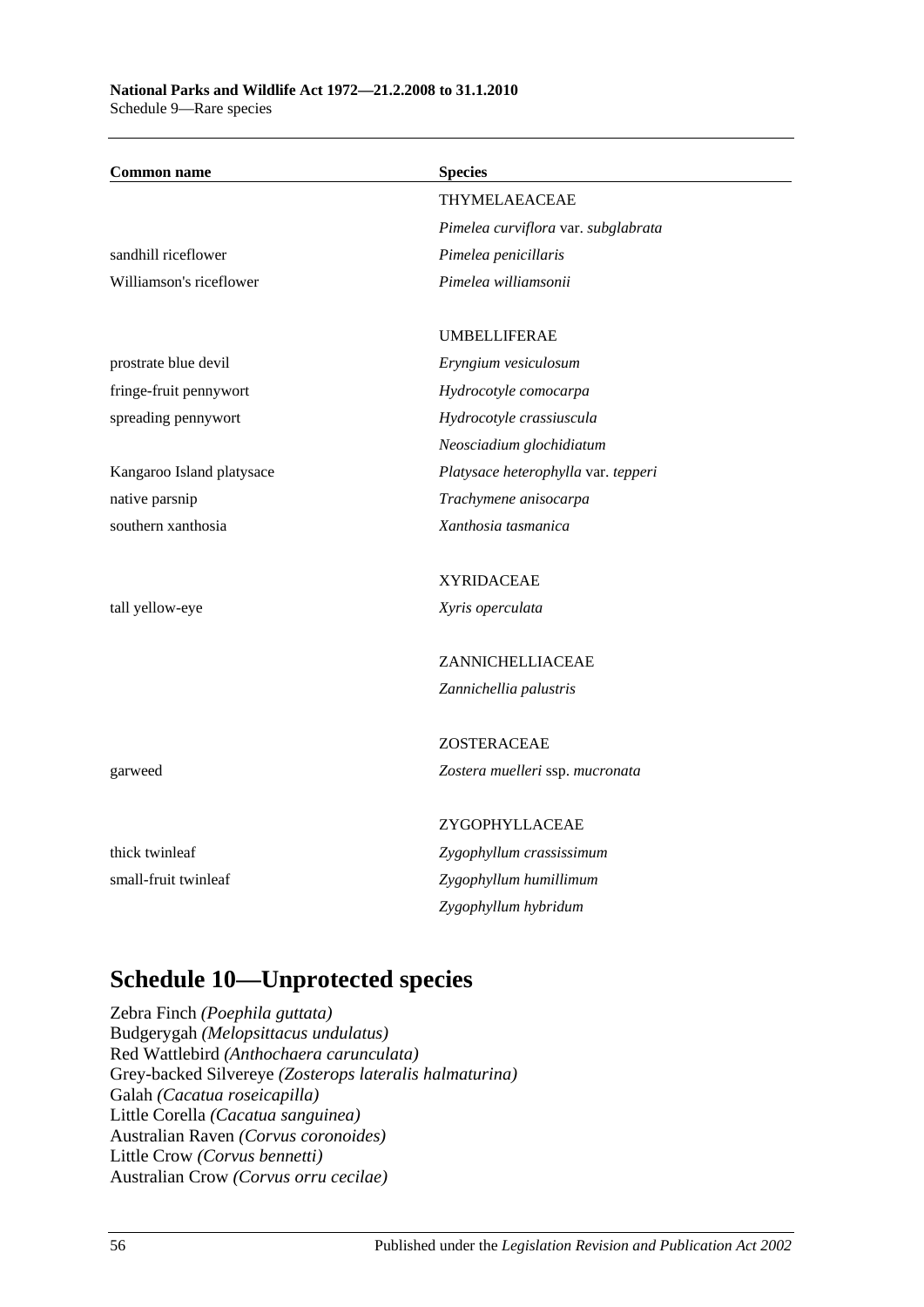| Common name | Species |
|---|---|
| | THYMELAEACEAE |
| | *Pimelea curviflora* var. *subglabrata* |
| sandhill riceflower | *Pimelea penicillaris* |
| Williamson's riceflower | *Pimelea williamsonii* |
| | |
| | UMBELLIFERAE |
| prostrate blue devil | *Eryngium vesiculosum* |
| fringe-fruit pennywort | *Hydrocotyle comocarpa* |
| spreading pennywort | *Hydrocotyle crassiuscula* |
| | *Neosciadium glochidiatum* |
| Kangaroo Island platysace | *Platysace heterophylla* var. *tepperi* |
| native parsnip | *Trachymene anisocarpa* |
| southern xanthosia | *Xanthosia tasmanica* |
| | |
| | XYRIDACEAE |
| tall yellow-eye | *Xyris operculata* |
| | |
| | ZANNICHELLIACEAE |
| | *Zannichellia palustris* |
| | |
| | ZOSTERACEAE |
| garweed | *Zostera muelleri* ssp. *mucronata* |
| | |
| | ZYGOPHYLLACEAE |
| thick twinleaf | *Zygophyllum crassissimum* |
| small-fruit twinleaf | *Zygophyllum humillimum* |
| | *Zygophyllum hybridum* |

## Schedule 10—Unprotected species

Zebra Finch *(Poephila guttata)*
Budgerygah *(Melopsittacus undulatus)*
Red Wattlebird *(Anthochaera carunculata)*
Grey-backed Silvereye *(Zosterops lateralis halmaturina)*
Galah *(Cacatua roseicapilla)*
Little Corella *(Cacatua sanguinea)*
Australian Raven *(Corvus coronoides)*
Little Crow *(Corvus bennetti)*
Australian Crow *(Corvus orru cecilae)*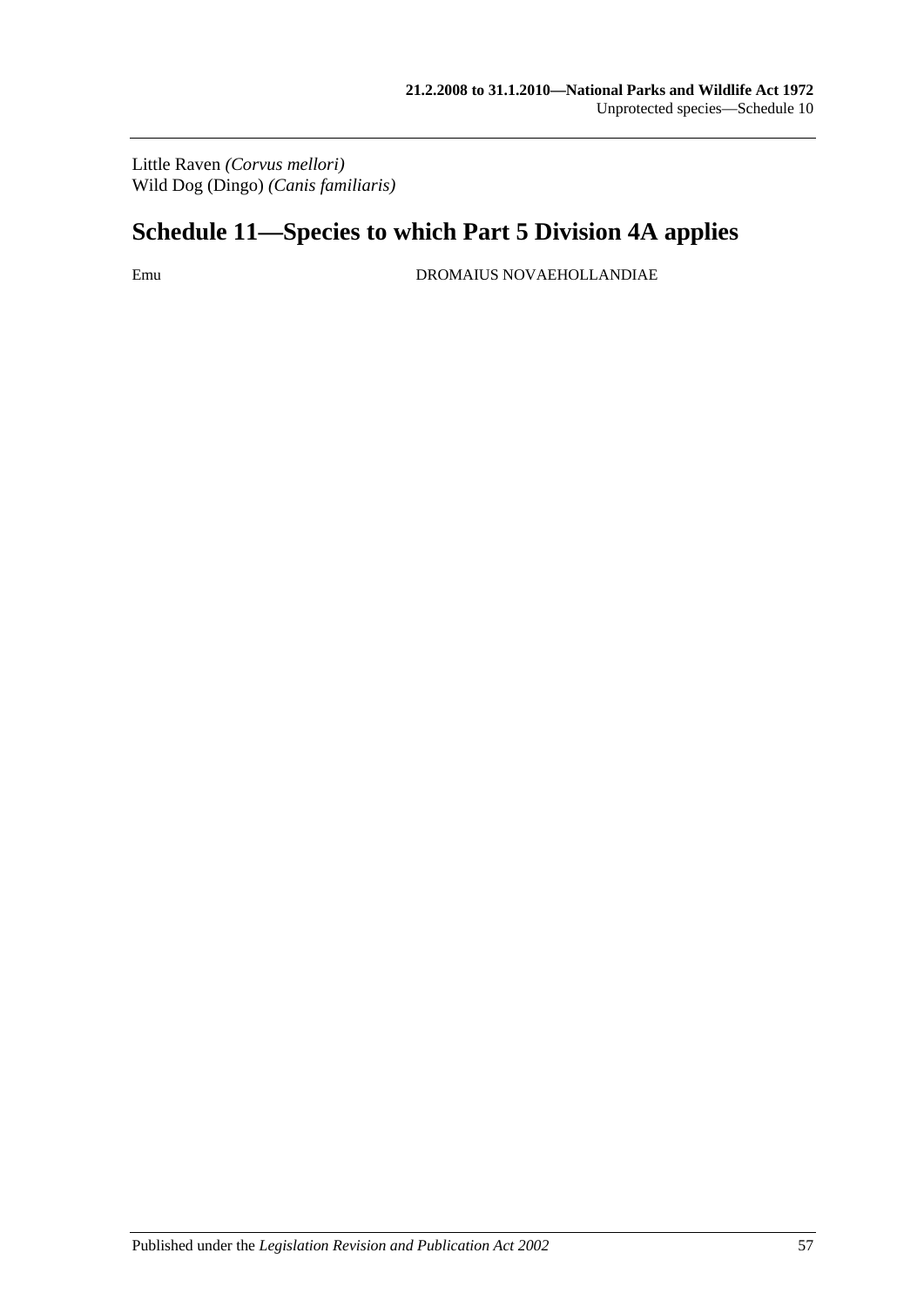Little Raven *(Corvus mellori)*
Wild Dog (Dingo) *(Canis familiaris)*

## Schedule 11—Species to which Part 5 Division 4A applies

| | |
|---|---|
| Emu | DROMAIUS NOVAEHOLLANDIAE |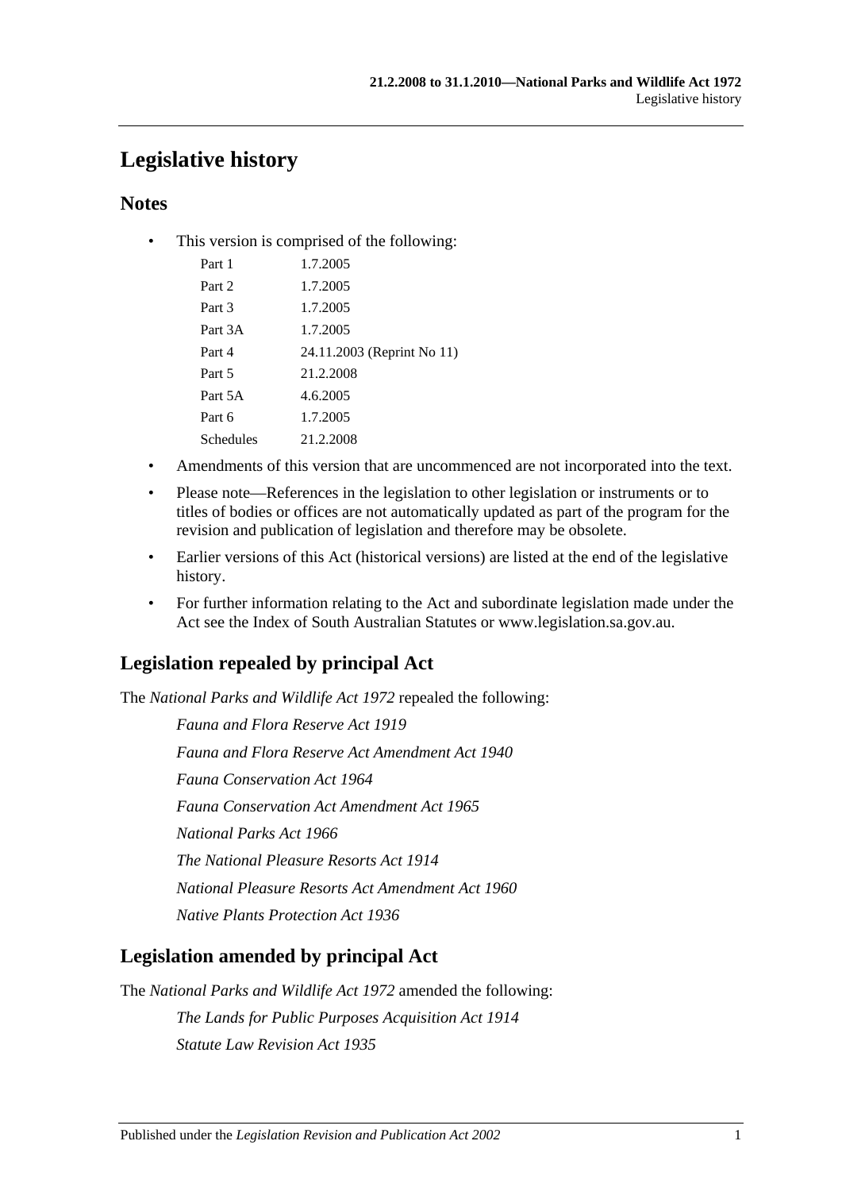# Legislative history

## Notes

- This version is comprised of the following:

| | |
|---|---|
| Part 1 | 1.7.2005 |
| Part 2 | 1.7.2005 |
| Part 3 | 1.7.2005 |
| Part 3A | 1.7.2005 |
| Part 4 | 24.11.2003 (Reprint No 11) |
| Part 5 | 21.2.2008 |
| Part 5A | 4.6.2005 |
| Part 6 | 1.7.2005 |
| Schedules | 21.2.2008 |

- Amendments of this version that are uncommenced are not incorporated into the text.
- Please note—References in the legislation to other legislation or instruments or to titles of bodies or offices are not automatically updated as part of the program for the revision and publication of legislation and therefore may be obsolete.
- Earlier versions of this Act (historical versions) are listed at the end of the legislative history.
- For further information relating to the Act and subordinate legislation made under the Act see the Index of South Australian Statutes or www.legislation.sa.gov.au.

## Legislation repealed by principal Act

The *National Parks and Wildlife Act 1972* repealed the following:

*Fauna and Flora Reserve Act 1919*

*Fauna and Flora Reserve Act Amendment Act 1940*

*Fauna Conservation Act 1964*

*Fauna Conservation Act Amendment Act 1965*

*National Parks Act 1966*

*The National Pleasure Resorts Act 1914*

*National Pleasure Resorts Act Amendment Act 1960*

*Native Plants Protection Act 1936*

## Legislation amended by principal Act

The *National Parks and Wildlife Act 1972* amended the following:

*The Lands for Public Purposes Acquisition Act 1914*

*Statute Law Revision Act 1935*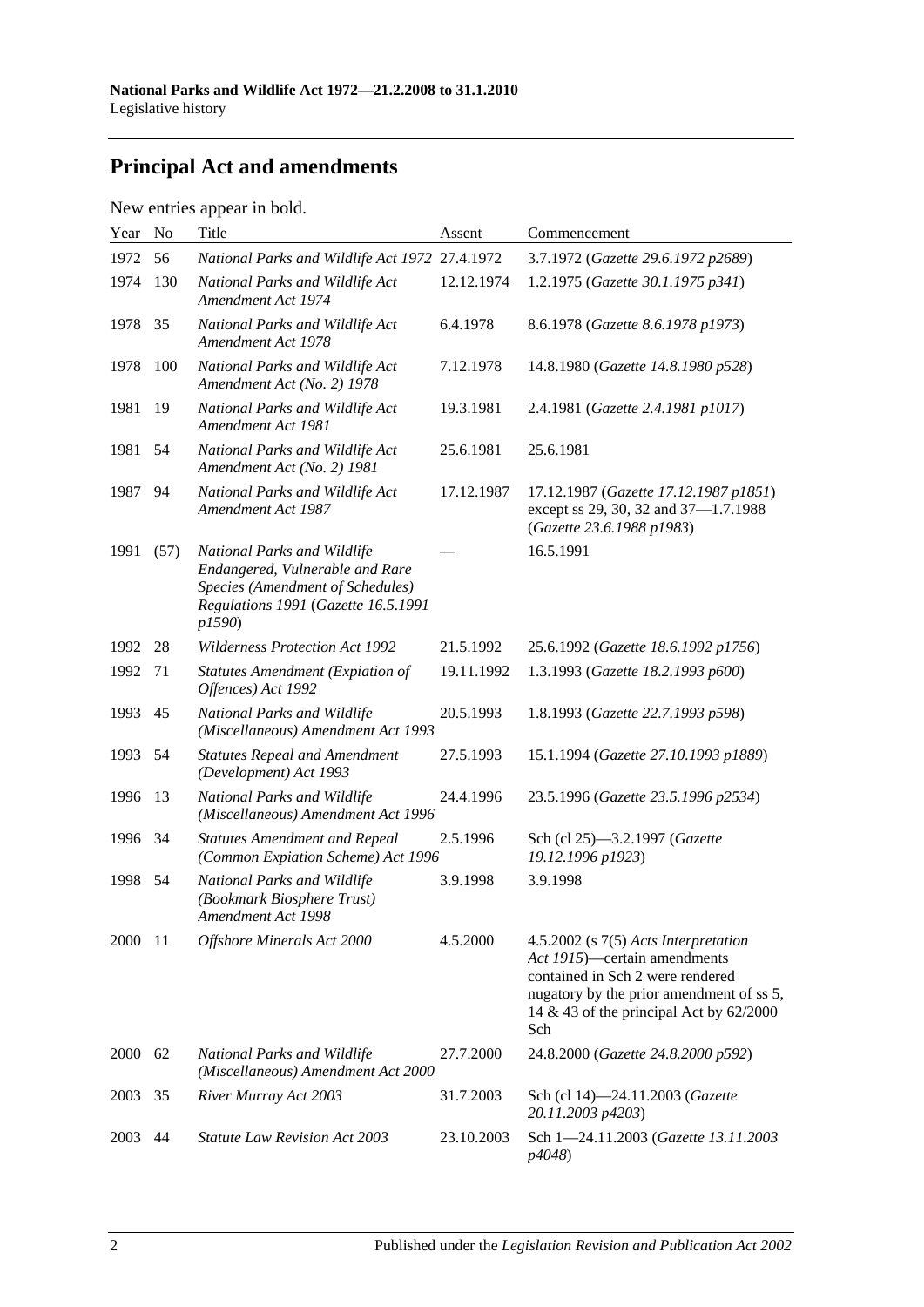## Principal Act and amendments

New entries appear in bold.

| Year | No | Title | Assent | Commencement |
|---|---|---|---|---|
| 1972 | 56 | *National Parks and Wildlife Act 1972* | 27.4.1972 | 3.7.1972 (*Gazette 29.6.1972 p2689*) |
| 1974 | 130 | *National Parks and Wildlife Act Amendment Act 1974* | 12.12.1974 | 1.2.1975 (*Gazette 30.1.1975 p341*) |
| 1978 | 35 | *National Parks and Wildlife Act Amendment Act 1978* | 6.4.1978 | 8.6.1978 (*Gazette 8.6.1978 p1973*) |
| 1978 | 100 | *National Parks and Wildlife Act Amendment Act (No. 2) 1978* | 7.12.1978 | 14.8.1980 (*Gazette 14.8.1980 p528*) |
| 1981 | 19 | *National Parks and Wildlife Act Amendment Act 1981* | 19.3.1981 | 2.4.1981 (*Gazette 2.4.1981 p1017*) |
| 1981 | 54 | *National Parks and Wildlife Act Amendment Act (No. 2) 1981* | 25.6.1981 | 25.6.1981 |
| 1987 | 94 | *National Parks and Wildlife Act Amendment Act 1987* | 17.12.1987 | 17.12.1987 (*Gazette 17.12.1987 p1851*) except ss 29, 30, 32 and 37—1.7.1988 (*Gazette 23.6.1988 p1983*) |
| 1991 | (57) | *National Parks and Wildlife Endangered, Vulnerable and Rare Species (Amendment of Schedules) Regulations 1991* (*Gazette 16.5.1991 p1590*) | — | 16.5.1991 |
| 1992 | 28 | *Wilderness Protection Act 1992* | 21.5.1992 | 25.6.1992 (*Gazette 18.6.1992 p1756*) |
| 1992 | 71 | *Statutes Amendment (Expiation of Offences) Act 1992* | 19.11.1992 | 1.3.1993 (*Gazette 18.2.1993 p600*) |
| 1993 | 45 | *National Parks and Wildlife (Miscellaneous) Amendment Act 1993* | 20.5.1993 | 1.8.1993 (*Gazette 22.7.1993 p598*) |
| 1993 | 54 | *Statutes Repeal and Amendment (Development) Act 1993* | 27.5.1993 | 15.1.1994 (*Gazette 27.10.1993 p1889*) |
| 1996 | 13 | *National Parks and Wildlife (Miscellaneous) Amendment Act 1996* | 24.4.1996 | 23.5.1996 (*Gazette 23.5.1996 p2534*) |
| 1996 | 34 | *Statutes Amendment and Repeal (Common Expiation Scheme) Act 1996* | 2.5.1996 | Sch (cl 25)—3.2.1997 (*Gazette 19.12.1996 p1923*) |
| 1998 | 54 | *National Parks and Wildlife (Bookmark Biosphere Trust) Amendment Act 1998* | 3.9.1998 | 3.9.1998 |
| 2000 | 11 | *Offshore Minerals Act 2000* | 4.5.2000 | 4.5.2002 (s 7(5) *Acts Interpretation Act 1915*)—certain amendments contained in Sch 2 were rendered nugatory by the prior amendment of ss 5, 14 & 43 of the principal Act by 62/2000 Sch |
| 2000 | 62 | *National Parks and Wildlife (Miscellaneous) Amendment Act 2000* | 27.7.2000 | 24.8.2000 (*Gazette 24.8.2000 p592*) |
| 2003 | 35 | *River Murray Act 2003* | 31.7.2003 | Sch (cl 14)—24.11.2003 (*Gazette 20.11.2003 p4203*) |
| 2003 | 44 | *Statute Law Revision Act 2003* | 23.10.2003 | Sch 1—24.11.2003 (*Gazette 13.11.2003 p4048*) |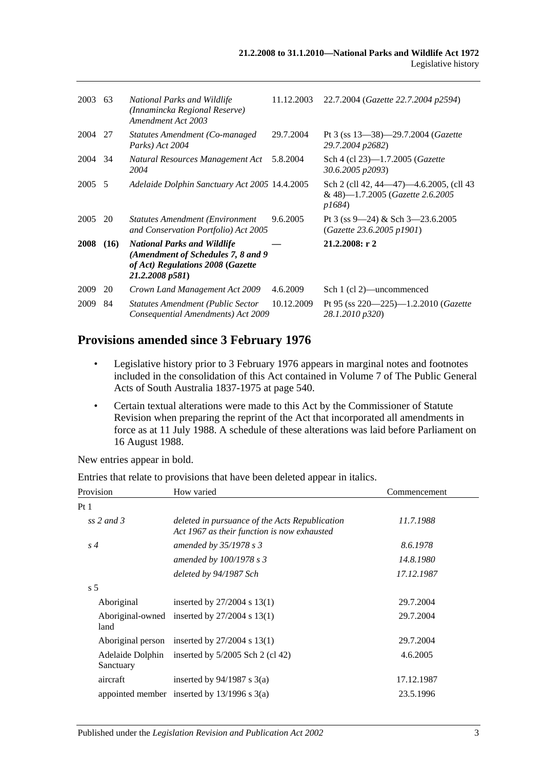| | | | | |
|---|---|---|---|---|
| 2003 | 63 | *National Parks and Wildlife (Innamincka Regional Reserve) Amendment Act 2003* | 11.12.2003 | 22.7.2004 (*Gazette 22.7.2004 p2594*) |
| 2004 | 27 | *Statutes Amendment (Co-managed Parks) Act 2004* | 29.7.2004 | Pt 3 (ss 13—38)—29.7.2004 (*Gazette 29.7.2004 p2682*) |
| 2004 | 34 | *Natural Resources Management Act 2004* | 5.8.2004 | Sch 4 (cl 23)—1.7.2005 (*Gazette 30.6.2005 p2093*) |
| 2005 | 5 | *Adelaide Dolphin Sanctuary Act 2005* | 14.4.2005 | Sch 2 (cll 42, 44—47)—4.6.2005, (cll 43 & 48)—1.7.2005 (*Gazette 2.6.2005 p1684*) |
| 2005 | 20 | *Statutes Amendment (Environment and Conservation Portfolio) Act 2005* | 9.6.2005 | Pt 3 (ss 9—24) & Sch 3—23.6.2005 (*Gazette 23.6.2005 p1901*) |
| **2008** | **(16)** | ***National Parks and Wildlife (Amendment of Schedules 7, 8 and 9 of Act) Regulations 2008* (*Gazette 21.2.2008 p581*)** | **—** | **21.2.2008: r 2** |
| 2009 | 20 | *Crown Land Management Act 2009* | 4.6.2009 | Sch 1 (cl 2)—uncommenced |
| 2009 | 84 | *Statutes Amendment (Public Sector Consequential Amendments) Act 2009* | 10.12.2009 | Pt 95 (ss 220—225)—1.2.2010 (*Gazette 28.1.2010 p320*) |

## Provisions amended since 3 February 1976

- Legislative history prior to 3 February 1976 appears in marginal notes and footnotes included in the consolidation of this Act contained in Volume 7 of The Public General Acts of South Australia 1837-1975 at page 540.
- Certain textual alterations were made to this Act by the Commissioner of Statute Revision when preparing the reprint of the Act that incorporated all amendments in force as at 11 July 1988. A schedule of these alterations was laid before Parliament on 16 August 1988.

New entries appear in bold.

Entries that relate to provisions that have been deleted appear in italics.

| Provision | How varied | Commencement |
|---|---|---|
| Pt 1 | | |
| *ss 2 and 3* | *deleted in pursuance of the Acts Republication Act 1967 as their function is now exhausted* | *11.7.1988* |
| *s 4* | *amended by 35/1978 s 3* | *8.6.1978* |
| | *amended by 100/1978 s 3* | *14.8.1980* |
| | *deleted by 94/1987 Sch* | *17.12.1987* |
| s 5 | | |
| Aboriginal | inserted by 27/2004 s 13(1) | 29.7.2004 |
| Aboriginal-owned land | inserted by 27/2004 s 13(1) | 29.7.2004 |
| Aboriginal person | inserted by 27/2004 s 13(1) | 29.7.2004 |
| Adelaide Dolphin Sanctuary | inserted by 5/2005 Sch 2 (cl 42) | 4.6.2005 |
| aircraft | inserted by 94/1987 s 3(a) | 17.12.1987 |
| appointed member | inserted by 13/1996 s 3(a) | 23.5.1996 |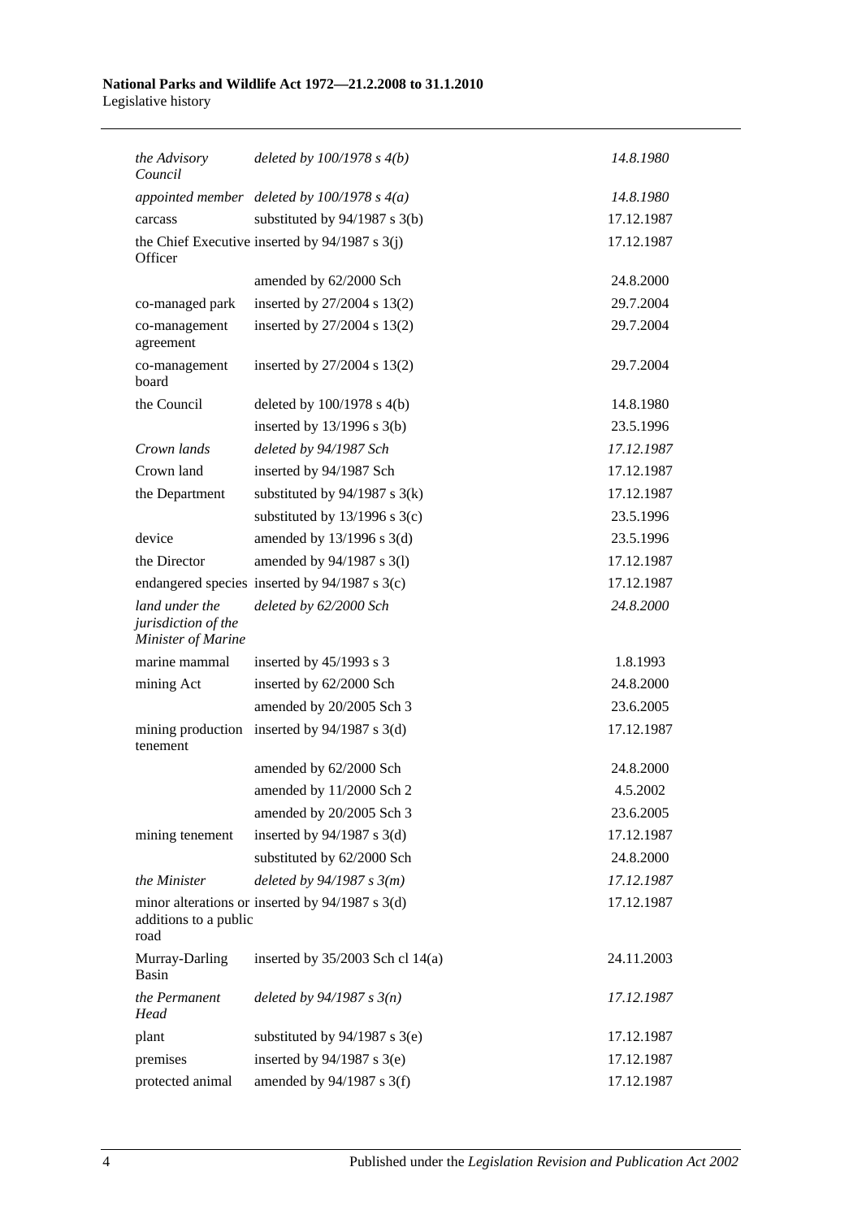| | | |
|---|---|---|
| *the Advisory Council* | *deleted by 100/1978 s 4(b)* | *14.8.1980* |
| *appointed member* | *deleted by 100/1978 s 4(a)* | *14.8.1980* |
| carcass | substituted by 94/1987 s 3(b) | 17.12.1987 |
| the Chief Executive Officer | inserted by 94/1987 s 3(j) | 17.12.1987 |
| | amended by 62/2000 Sch | 24.8.2000 |
| co-managed park | inserted by 27/2004 s 13(2) | 29.7.2004 |
| co-management agreement | inserted by 27/2004 s 13(2) | 29.7.2004 |
| co-management board | inserted by 27/2004 s 13(2) | 29.7.2004 |
| the Council | deleted by 100/1978 s 4(b) | 14.8.1980 |
| | inserted by 13/1996 s 3(b) | 23.5.1996 |
| *Crown lands* | *deleted by 94/1987 Sch* | *17.12.1987* |
| Crown land | inserted by 94/1987 Sch | 17.12.1987 |
| the Department | substituted by 94/1987 s 3(k) | 17.12.1987 |
| | substituted by 13/1996 s 3(c) | 23.5.1996 |
| device | amended by 13/1996 s 3(d) | 23.5.1996 |
| the Director | amended by 94/1987 s 3(l) | 17.12.1987 |
| endangered species | inserted by 94/1987 s 3(c) | 17.12.1987 |
| *land under the jurisdiction of the Minister of Marine* | *deleted by 62/2000 Sch* | *24.8.2000* |
| marine mammal | inserted by 45/1993 s 3 | 1.8.1993 |
| mining Act | inserted by 62/2000 Sch | 24.8.2000 |
| | amended by 20/2005 Sch 3 | 23.6.2005 |
| mining production tenement | inserted by 94/1987 s 3(d) | 17.12.1987 |
| | amended by 62/2000 Sch | 24.8.2000 |
| | amended by 11/2000 Sch 2 | 4.5.2002 |
| | amended by 20/2005 Sch 3 | 23.6.2005 |
| mining tenement | inserted by 94/1987 s 3(d) | 17.12.1987 |
| | substituted by 62/2000 Sch | 24.8.2000 |
| *the Minister* | *deleted by 94/1987 s 3(m)* | *17.12.1987* |
| minor alterations or additions to a public road | inserted by 94/1987 s 3(d) | 17.12.1987 |
| Murray-Darling Basin | inserted by 35/2003 Sch cl 14(a) | 24.11.2003 |
| *the Permanent Head* | *deleted by 94/1987 s 3(n)* | *17.12.1987* |
| plant | substituted by 94/1987 s 3(e) | 17.12.1987 |
| premises | inserted by 94/1987 s 3(e) | 17.12.1987 |
| protected animal | amended by 94/1987 s 3(f) | 17.12.1987 |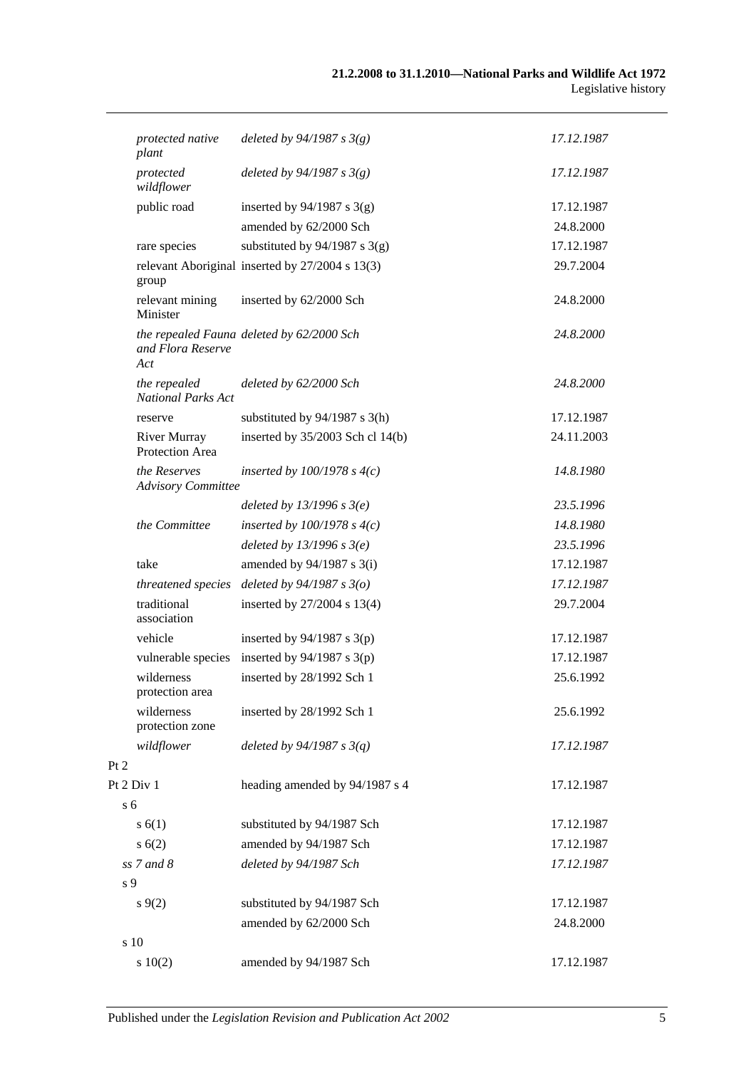| | | |
|---|---|---|
| *protected native plant* | *deleted by 94/1987 s 3(g)* | *17.12.1987* |
| *protected wildflower* | *deleted by 94/1987 s 3(g)* | *17.12.1987* |
| public road | inserted by 94/1987 s 3(g) | 17.12.1987 |
| | amended by 62/2000 Sch | 24.8.2000 |
| rare species | substituted by 94/1987 s 3(g) | 17.12.1987 |
| relevant Aboriginal group | inserted by 27/2004 s 13(3) | 29.7.2004 |
| relevant mining Minister | inserted by 62/2000 Sch | 24.8.2000 |
| *the repealed Fauna and Flora Reserve Act* | *deleted by 62/2000 Sch* | *24.8.2000* |
| *the repealed National Parks Act* | *deleted by 62/2000 Sch* | *24.8.2000* |
| reserve | substituted by 94/1987 s 3(h) | 17.12.1987 |
| River Murray Protection Area | inserted by 35/2003 Sch cl 14(b) | 24.11.2003 |
| *the Reserves Advisory Committee* | *inserted by 100/1978 s 4(c)* | *14.8.1980* |
| | *deleted by 13/1996 s 3(e)* | *23.5.1996* |
| *the Committee* | *inserted by 100/1978 s 4(c)* | *14.8.1980* |
| | *deleted by 13/1996 s 3(e)* | *23.5.1996* |
| take | amended by 94/1987 s 3(i) | 17.12.1987 |
| *threatened species* | *deleted by 94/1987 s 3(o)* | *17.12.1987* |
| traditional association | inserted by 27/2004 s 13(4) | 29.7.2004 |
| vehicle | inserted by 94/1987 s 3(p) | 17.12.1987 |
| vulnerable species | inserted by 94/1987 s 3(p) | 17.12.1987 |
| wilderness protection area | inserted by 28/1992 Sch 1 | 25.6.1992 |
| wilderness protection zone | inserted by 28/1992 Sch 1 | 25.6.1992 |
| *wildflower* | *deleted by 94/1987 s 3(q)* | *17.12.1987* |
| Pt 2 | | |
| Pt 2 Div 1 | heading amended by 94/1987 s 4 | 17.12.1987 |
| s 6 | | |
| s 6(1) | substituted by 94/1987 Sch | 17.12.1987 |
| s 6(2) | amended by 94/1987 Sch | 17.12.1987 |
| *ss 7 and 8* | *deleted by 94/1987 Sch* | *17.12.1987* |
| s 9 | | |
| s 9(2) | substituted by 94/1987 Sch | 17.12.1987 |
| | amended by 62/2000 Sch | 24.8.2000 |
| s 10 | | |
| s 10(2) | amended by 94/1987 Sch | 17.12.1987 |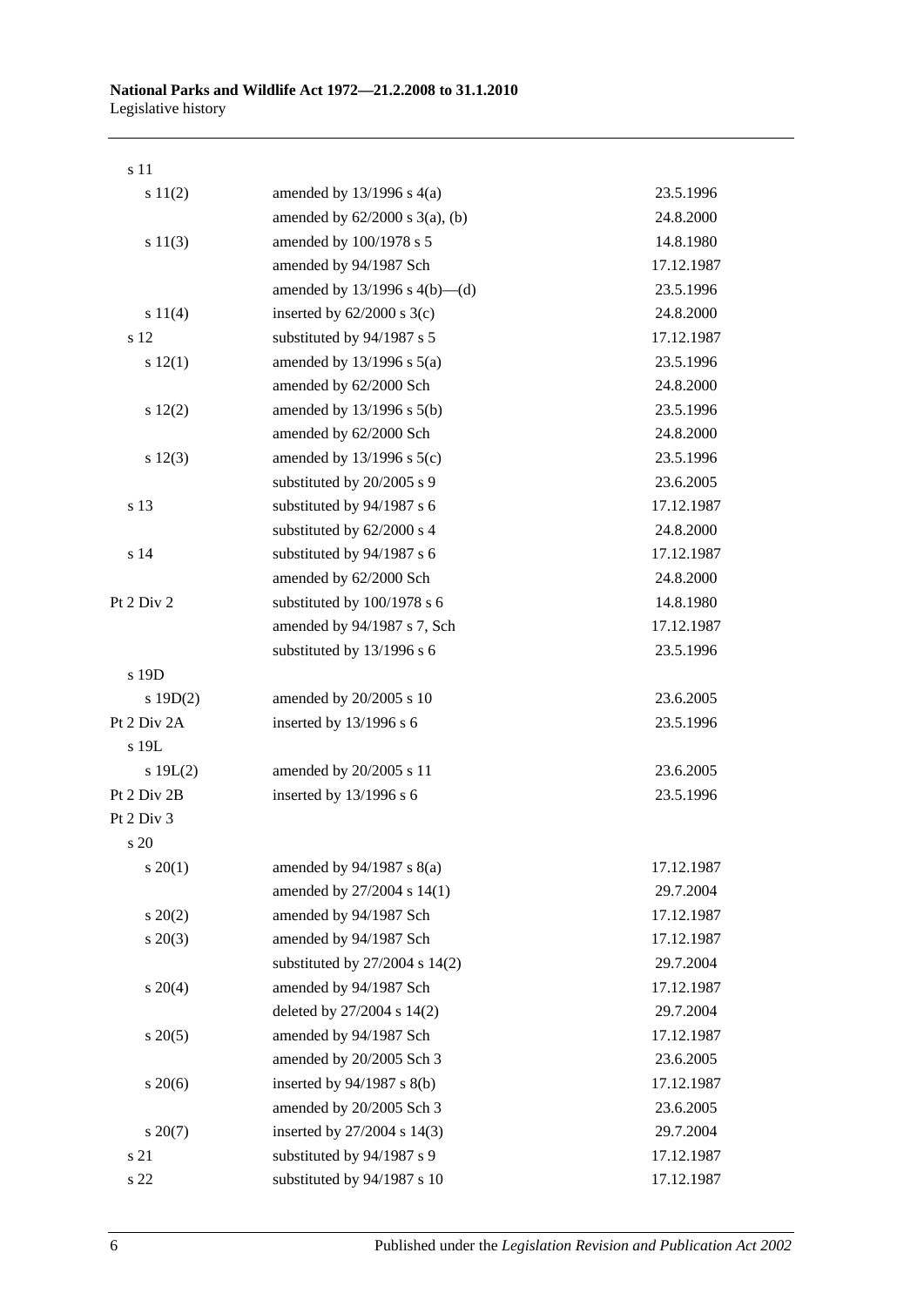| | | |
|---|---|---|
| s 11 | | |
| s 11(2) | amended by 13/1996 s 4(a) | 23.5.1996 |
| | amended by 62/2000 s 3(a), (b) | 24.8.2000 |
| s 11(3) | amended by 100/1978 s 5 | 14.8.1980 |
| | amended by 94/1987 Sch | 17.12.1987 |
| | amended by 13/1996 s 4(b)—(d) | 23.5.1996 |
| s 11(4) | inserted by 62/2000 s 3(c) | 24.8.2000 |
| s 12 | substituted by 94/1987 s 5 | 17.12.1987 |
| s 12(1) | amended by 13/1996 s 5(a) | 23.5.1996 |
| | amended by 62/2000 Sch | 24.8.2000 |
| s 12(2) | amended by 13/1996 s 5(b) | 23.5.1996 |
| | amended by 62/2000 Sch | 24.8.2000 |
| s 12(3) | amended by 13/1996 s 5(c) | 23.5.1996 |
| | substituted by 20/2005 s 9 | 23.6.2005 |
| s 13 | substituted by 94/1987 s 6 | 17.12.1987 |
| | substituted by 62/2000 s 4 | 24.8.2000 |
| s 14 | substituted by 94/1987 s 6 | 17.12.1987 |
| | amended by 62/2000 Sch | 24.8.2000 |
| Pt 2 Div 2 | substituted by 100/1978 s 6 | 14.8.1980 |
| | amended by 94/1987 s 7, Sch | 17.12.1987 |
| | substituted by 13/1996 s 6 | 23.5.1996 |
| s 19D | | |
| s 19D(2) | amended by 20/2005 s 10 | 23.6.2005 |
| Pt 2 Div 2A | inserted by 13/1996 s 6 | 23.5.1996 |
| s 19L | | |
| s 19L(2) | amended by 20/2005 s 11 | 23.6.2005 |
| Pt 2 Div 2B | inserted by 13/1996 s 6 | 23.5.1996 |
| Pt 2 Div 3 | | |
| s 20 | | |
| s 20(1) | amended by 94/1987 s 8(a) | 17.12.1987 |
| | amended by 27/2004 s 14(1) | 29.7.2004 |
| s 20(2) | amended by 94/1987 Sch | 17.12.1987 |
| s 20(3) | amended by 94/1987 Sch | 17.12.1987 |
| | substituted by 27/2004 s 14(2) | 29.7.2004 |
| s 20(4) | amended by 94/1987 Sch | 17.12.1987 |
| | deleted by 27/2004 s 14(2) | 29.7.2004 |
| s 20(5) | amended by 94/1987 Sch | 17.12.1987 |
| | amended by 20/2005 Sch 3 | 23.6.2005 |
| s 20(6) | inserted by 94/1987 s 8(b) | 17.12.1987 |
| | amended by 20/2005 Sch 3 | 23.6.2005 |
| s 20(7) | inserted by 27/2004 s 14(3) | 29.7.2004 |
| s 21 | substituted by 94/1987 s 9 | 17.12.1987 |
| s 22 | substituted by 94/1987 s 10 | 17.12.1987 |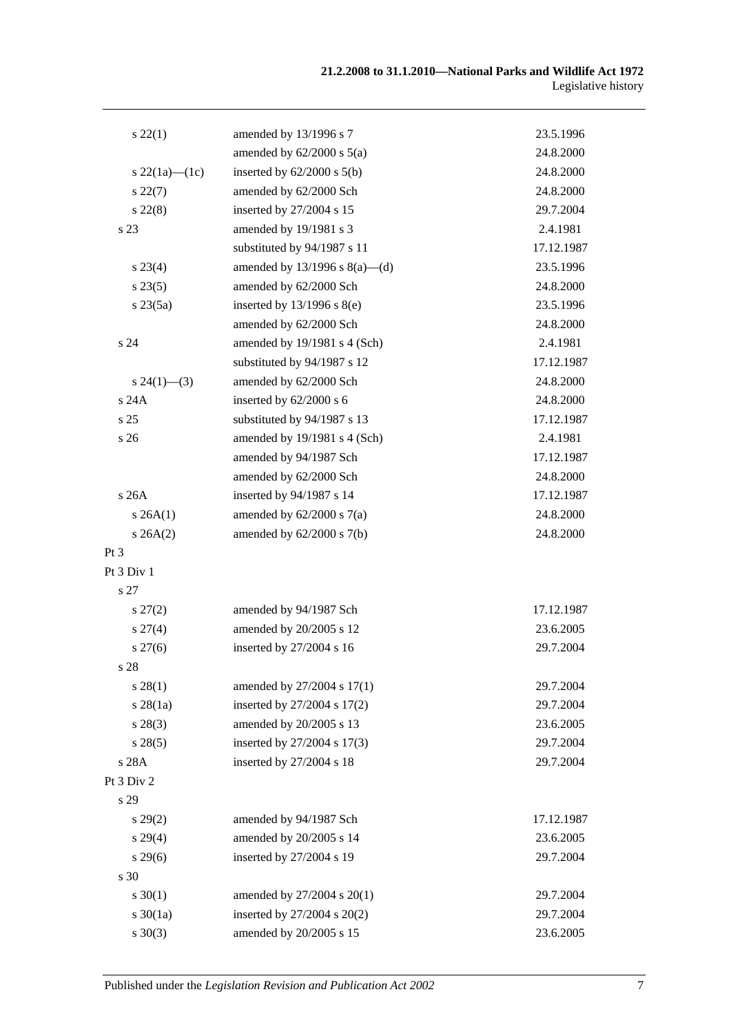| | | |
|---|---|---|
| s 22(1) | amended by 13/1996 s 7 | 23.5.1996 |
| | amended by 62/2000 s 5(a) | 24.8.2000 |
| s 22(1a)—(1c) | inserted by 62/2000 s 5(b) | 24.8.2000 |
| s 22(7) | amended by 62/2000 Sch | 24.8.2000 |
| s 22(8) | inserted by 27/2004 s 15 | 29.7.2004 |
| s 23 | amended by 19/1981 s 3 | 2.4.1981 |
| | substituted by 94/1987 s 11 | 17.12.1987 |
| s 23(4) | amended by 13/1996 s 8(a)—(d) | 23.5.1996 |
| s 23(5) | amended by 62/2000 Sch | 24.8.2000 |
| s 23(5a) | inserted by 13/1996 s 8(e) | 23.5.1996 |
| | amended by 62/2000 Sch | 24.8.2000 |
| s 24 | amended by 19/1981 s 4 (Sch) | 2.4.1981 |
| | substituted by 94/1987 s 12 | 17.12.1987 |
| s 24(1)—(3) | amended by 62/2000 Sch | 24.8.2000 |
| s 24A | inserted by 62/2000 s 6 | 24.8.2000 |
| s 25 | substituted by 94/1987 s 13 | 17.12.1987 |
| s 26 | amended by 19/1981 s 4 (Sch) | 2.4.1981 |
| | amended by 94/1987 Sch | 17.12.1987 |
| | amended by 62/2000 Sch | 24.8.2000 |
| s 26A | inserted by 94/1987 s 14 | 17.12.1987 |
| s 26A(1) | amended by 62/2000 s 7(a) | 24.8.2000 |
| s 26A(2) | amended by 62/2000 s 7(b) | 24.8.2000 |
| Pt 3 | | |
| Pt 3 Div 1 | | |
| s 27 | | |
| s 27(2) | amended by 94/1987 Sch | 17.12.1987 |
| s 27(4) | amended by 20/2005 s 12 | 23.6.2005 |
| s 27(6) | inserted by 27/2004 s 16 | 29.7.2004 |
| s 28 | | |
| s 28(1) | amended by 27/2004 s 17(1) | 29.7.2004 |
| s 28(1a) | inserted by 27/2004 s 17(2) | 29.7.2004 |
| s 28(3) | amended by 20/2005 s 13 | 23.6.2005 |
| s 28(5) | inserted by 27/2004 s 17(3) | 29.7.2004 |
| s 28A | inserted by 27/2004 s 18 | 29.7.2004 |
| Pt 3 Div 2 | | |
| s 29 | | |
| s 29(2) | amended by 94/1987 Sch | 17.12.1987 |
| s 29(4) | amended by 20/2005 s 14 | 23.6.2005 |
| s 29(6) | inserted by 27/2004 s 19 | 29.7.2004 |
| s 30 | | |
| s 30(1) | amended by 27/2004 s 20(1) | 29.7.2004 |
| s 30(1a) | inserted by 27/2004 s 20(2) | 29.7.2004 |
| s 30(3) | amended by 20/2005 s 15 | 23.6.2005 |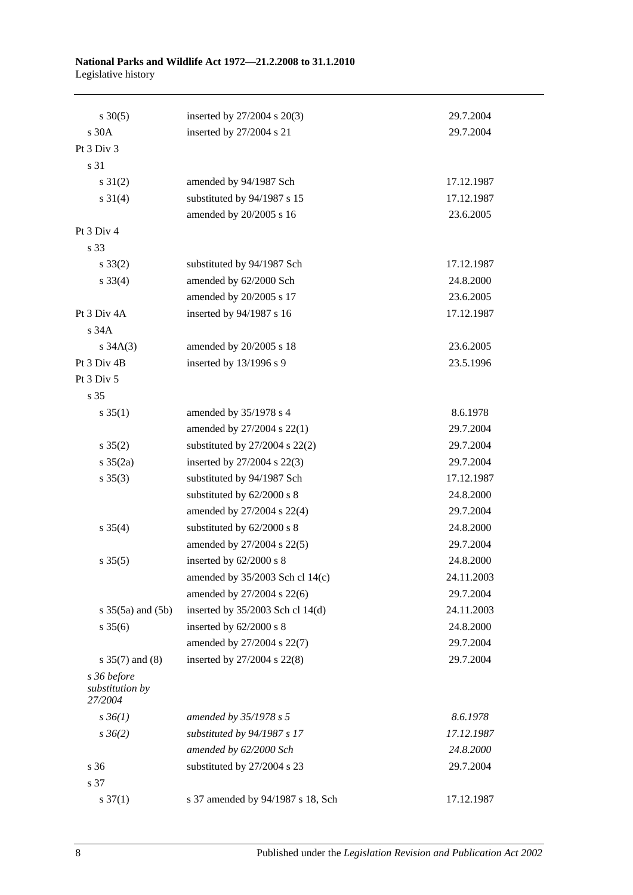| | | |
|---|---|---|
| s 30(5) | inserted by 27/2004 s 20(3) | 29.7.2004 |
| s 30A | inserted by 27/2004 s 21 | 29.7.2004 |
| Pt 3 Div 3 | | |
| s 31 | | |
| s 31(2) | amended by 94/1987 Sch | 17.12.1987 |
| s 31(4) | substituted by 94/1987 s 15 | 17.12.1987 |
| | amended by 20/2005 s 16 | 23.6.2005 |
| Pt 3 Div 4 | | |
| s 33 | | |
| s 33(2) | substituted by 94/1987 Sch | 17.12.1987 |
| s 33(4) | amended by 62/2000 Sch | 24.8.2000 |
| | amended by 20/2005 s 17 | 23.6.2005 |
| Pt 3 Div 4A | inserted by 94/1987 s 16 | 17.12.1987 |
| s 34A | | |
| s 34A(3) | amended by 20/2005 s 18 | 23.6.2005 |
| Pt 3 Div 4B | inserted by 13/1996 s 9 | 23.5.1996 |
| Pt 3 Div 5 | | |
| s 35 | | |
| s 35(1) | amended by 35/1978 s 4 | 8.6.1978 |
| | amended by 27/2004 s 22(1) | 29.7.2004 |
| s 35(2) | substituted by 27/2004 s 22(2) | 29.7.2004 |
| s 35(2a) | inserted by 27/2004 s 22(3) | 29.7.2004 |
| s 35(3) | substituted by 94/1987 Sch | 17.12.1987 |
| | substituted by 62/2000 s 8 | 24.8.2000 |
| | amended by 27/2004 s 22(4) | 29.7.2004 |
| s 35(4) | substituted by 62/2000 s 8 | 24.8.2000 |
| | amended by 27/2004 s 22(5) | 29.7.2004 |
| s 35(5) | inserted by 62/2000 s 8 | 24.8.2000 |
| | amended by 35/2003 Sch cl 14(c) | 24.11.2003 |
| | amended by 27/2004 s 22(6) | 29.7.2004 |
| s 35(5a) and (5b) | inserted by 35/2003 Sch cl 14(d) | 24.11.2003 |
| s 35(6) | inserted by 62/2000 s 8 | 24.8.2000 |
| | amended by 27/2004 s 22(7) | 29.7.2004 |
| s 35(7) and (8) | inserted by 27/2004 s 22(8) | 29.7.2004 |
| *s 36 before substitution by 27/2004* | | |
| *s 36(1)* | *amended by 35/1978 s 5* | *8.6.1978* |
| *s 36(2)* | *substituted by 94/1987 s 17* | *17.12.1987* |
| | *amended by 62/2000 Sch* | *24.8.2000* |
| s 36 | substituted by 27/2004 s 23 | 29.7.2004 |
| s 37 | | |
| s 37(1) | s 37 amended by 94/1987 s 18, Sch | 17.12.1987 |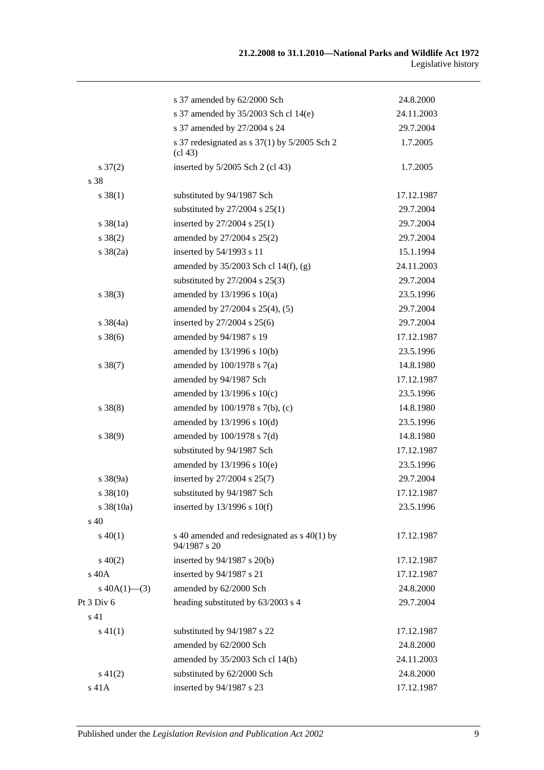| | | |
|---|---|---|
| | s 37 amended by 62/2000 Sch | 24.8.2000 |
| | s 37 amended by 35/2003 Sch cl 14(e) | 24.11.2003 |
| | s 37 amended by 27/2004 s 24 | 29.7.2004 |
| | s 37 redesignated as s 37(1) by 5/2005 Sch 2 (cl 43) | 1.7.2005 |
| s 37(2) | inserted by 5/2005 Sch 2 (cl 43) | 1.7.2005 |
| s 38 | | |
| s 38(1) | substituted by 94/1987 Sch | 17.12.1987 |
| | substituted by 27/2004 s 25(1) | 29.7.2004 |
| s 38(1a) | inserted by 27/2004 s 25(1) | 29.7.2004 |
| s 38(2) | amended by 27/2004 s 25(2) | 29.7.2004 |
| s 38(2a) | inserted by 54/1993 s 11 | 15.1.1994 |
| | amended by 35/2003 Sch cl 14(f), (g) | 24.11.2003 |
| | substituted by 27/2004 s 25(3) | 29.7.2004 |
| s 38(3) | amended by 13/1996 s 10(a) | 23.5.1996 |
| | amended by 27/2004 s 25(4), (5) | 29.7.2004 |
| s 38(4a) | inserted by 27/2004 s 25(6) | 29.7.2004 |
| s 38(6) | amended by 94/1987 s 19 | 17.12.1987 |
| | amended by 13/1996 s 10(b) | 23.5.1996 |
| s 38(7) | amended by 100/1978 s 7(a) | 14.8.1980 |
| | amended by 94/1987 Sch | 17.12.1987 |
| | amended by 13/1996 s 10(c) | 23.5.1996 |
| s 38(8) | amended by 100/1978 s 7(b), (c) | 14.8.1980 |
| | amended by 13/1996 s 10(d) | 23.5.1996 |
| s 38(9) | amended by 100/1978 s 7(d) | 14.8.1980 |
| | substituted by 94/1987 Sch | 17.12.1987 |
| | amended by 13/1996 s 10(e) | 23.5.1996 |
| s 38(9a) | inserted by 27/2004 s 25(7) | 29.7.2004 |
| s 38(10) | substituted by 94/1987 Sch | 17.12.1987 |
| s 38(10a) | inserted by 13/1996 s 10(f) | 23.5.1996 |
| s 40 | | |
| s 40(1) | s 40 amended and redesignated as s 40(1) by 94/1987 s 20 | 17.12.1987 |
| s 40(2) | inserted by 94/1987 s 20(b) | 17.12.1987 |
| s 40A | inserted by 94/1987 s 21 | 17.12.1987 |
| s 40A(1)—(3) | amended by 62/2000 Sch | 24.8.2000 |
| Pt 3 Div 6 | heading substituted by 63/2003 s 4 | 29.7.2004 |
| s 41 | | |
| s 41(1) | substituted by 94/1987 s 22 | 17.12.1987 |
| | amended by 62/2000 Sch | 24.8.2000 |
| | amended by 35/2003 Sch cl 14(h) | 24.11.2003 |
| s 41(2) | substituted by 62/2000 Sch | 24.8.2000 |
| s 41A | inserted by 94/1987 s 23 | 17.12.1987 |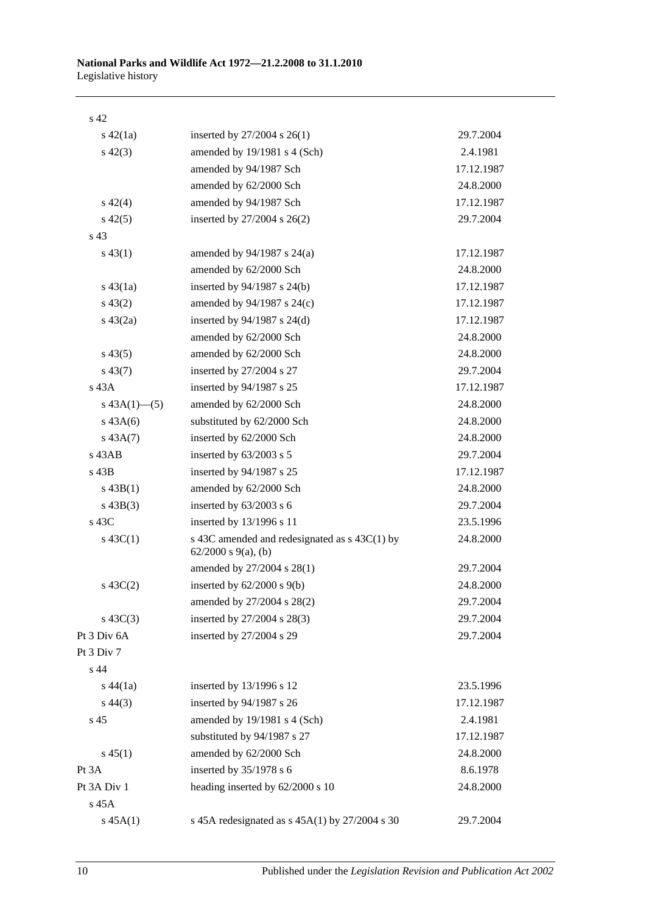| | | |
|---|---|---|
| s 42 | | |
| s 42(1a) | inserted by 27/2004 s 26(1) | 29.7.2004 |
| s 42(3) | amended by 19/1981 s 4 (Sch) | 2.4.1981 |
| | amended by 94/1987 Sch | 17.12.1987 |
| | amended by 62/2000 Sch | 24.8.2000 |
| s 42(4) | amended by 94/1987 Sch | 17.12.1987 |
| s 42(5) | inserted by 27/2004 s 26(2) | 29.7.2004 |
| s 43 | | |
| s 43(1) | amended by 94/1987 s 24(a) | 17.12.1987 |
| | amended by 62/2000 Sch | 24.8.2000 |
| s 43(1a) | inserted by 94/1987 s 24(b) | 17.12.1987 |
| s 43(2) | amended by 94/1987 s 24(c) | 17.12.1987 |
| s 43(2a) | inserted by 94/1987 s 24(d) | 17.12.1987 |
| | amended by 62/2000 Sch | 24.8.2000 |
| s 43(5) | amended by 62/2000 Sch | 24.8.2000 |
| s 43(7) | inserted by 27/2004 s 27 | 29.7.2004 |
| s 43A | inserted by 94/1987 s 25 | 17.12.1987 |
| s 43A(1)—(5) | amended by 62/2000 Sch | 24.8.2000 |
| s 43A(6) | substituted by 62/2000 Sch | 24.8.2000 |
| s 43A(7) | inserted by 62/2000 Sch | 24.8.2000 |
| s 43AB | inserted by 63/2003 s 5 | 29.7.2004 |
| s 43B | inserted by 94/1987 s 25 | 17.12.1987 |
| s 43B(1) | amended by 62/2000 Sch | 24.8.2000 |
| s 43B(3) | inserted by 63/2003 s 6 | 29.7.2004 |
| s 43C | inserted by 13/1996 s 11 | 23.5.1996 |
| s 43C(1) | s 43C amended and redesignated as s 43C(1) by 62/2000 s 9(a), (b) | 24.8.2000 |
| | amended by 27/2004 s 28(1) | 29.7.2004 |
| s 43C(2) | inserted by 62/2000 s 9(b) | 24.8.2000 |
| | amended by 27/2004 s 28(2) | 29.7.2004 |
| s 43C(3) | inserted by 27/2004 s 28(3) | 29.7.2004 |
| Pt 3 Div 6A | inserted by 27/2004 s 29 | 29.7.2004 |
| Pt 3 Div 7 | | |
| s 44 | | |
| s 44(1a) | inserted by 13/1996 s 12 | 23.5.1996 |
| s 44(3) | inserted by 94/1987 s 26 | 17.12.1987 |
| s 45 | amended by 19/1981 s 4 (Sch) | 2.4.1981 |
| | substituted by 94/1987 s 27 | 17.12.1987 |
| s 45(1) | amended by 62/2000 Sch | 24.8.2000 |
| Pt 3A | inserted by 35/1978 s 6 | 8.6.1978 |
| Pt 3A Div 1 | heading inserted by 62/2000 s 10 | 24.8.2000 |
| s 45A | | |
| s 45A(1) | s 45A redesignated as s 45A(1) by 27/2004 s 30 | 29.7.2004 |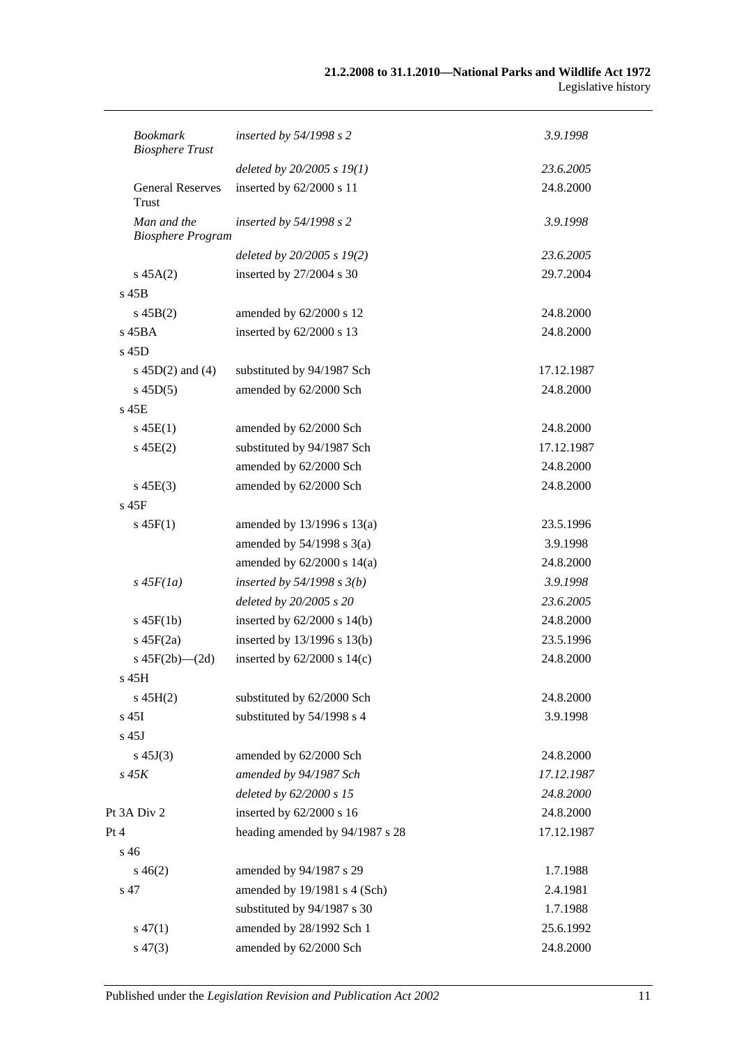| | | |
|---|---|---|
| *Bookmark Biosphere Trust* | *inserted by 54/1998 s 2* | *3.9.1998* |
| | *deleted by 20/2005 s 19(1)* | *23.6.2005* |
| General Reserves Trust | inserted by 62/2000 s 11 | 24.8.2000 |
| *Man and the Biosphere Program* | *inserted by 54/1998 s 2* | *3.9.1998* |
| | *deleted by 20/2005 s 19(2)* | *23.6.2005* |
| s 45A(2) | inserted by 27/2004 s 30 | 29.7.2004 |
| s 45B | | |
| s 45B(2) | amended by 62/2000 s 12 | 24.8.2000 |
| s 45BA | inserted by 62/2000 s 13 | 24.8.2000 |
| s 45D | | |
| s 45D(2) and (4) | substituted by 94/1987 Sch | 17.12.1987 |
| s 45D(5) | amended by 62/2000 Sch | 24.8.2000 |
| s 45E | | |
| s 45E(1) | amended by 62/2000 Sch | 24.8.2000 |
| s 45E(2) | substituted by 94/1987 Sch | 17.12.1987 |
| | amended by 62/2000 Sch | 24.8.2000 |
| s 45E(3) | amended by 62/2000 Sch | 24.8.2000 |
| s 45F | | |
| s 45F(1) | amended by 13/1996 s 13(a) | 23.5.1996 |
| | amended by 54/1998 s 3(a) | 3.9.1998 |
| | amended by 62/2000 s 14(a) | 24.8.2000 |
| *s 45F(1a)* | *inserted by 54/1998 s 3(b)* | *3.9.1998* |
| | *deleted by 20/2005 s 20* | *23.6.2005* |
| s 45F(1b) | inserted by 62/2000 s 14(b) | 24.8.2000 |
| s 45F(2a) | inserted by 13/1996 s 13(b) | 23.5.1996 |
| s 45F(2b)—(2d) | inserted by 62/2000 s 14(c) | 24.8.2000 |
| s 45H | | |
| s 45H(2) | substituted by 62/2000 Sch | 24.8.2000 |
| s 45I | substituted by 54/1998 s 4 | 3.9.1998 |
| s 45J | | |
| s 45J(3) | amended by 62/2000 Sch | 24.8.2000 |
| *s 45K* | *amended by 94/1987 Sch* | *17.12.1987* |
| | *deleted by 62/2000 s 15* | *24.8.2000* |
| Pt 3A Div 2 | inserted by 62/2000 s 16 | 24.8.2000 |
| Pt 4 | heading amended by 94/1987 s 28 | 17.12.1987 |
| s 46 | | |
| s 46(2) | amended by 94/1987 s 29 | 1.7.1988 |
| s 47 | amended by 19/1981 s 4 (Sch) | 2.4.1981 |
| | substituted by 94/1987 s 30 | 1.7.1988 |
| s 47(1) | amended by 28/1992 Sch 1 | 25.6.1992 |
| s 47(3) | amended by 62/2000 Sch | 24.8.2000 |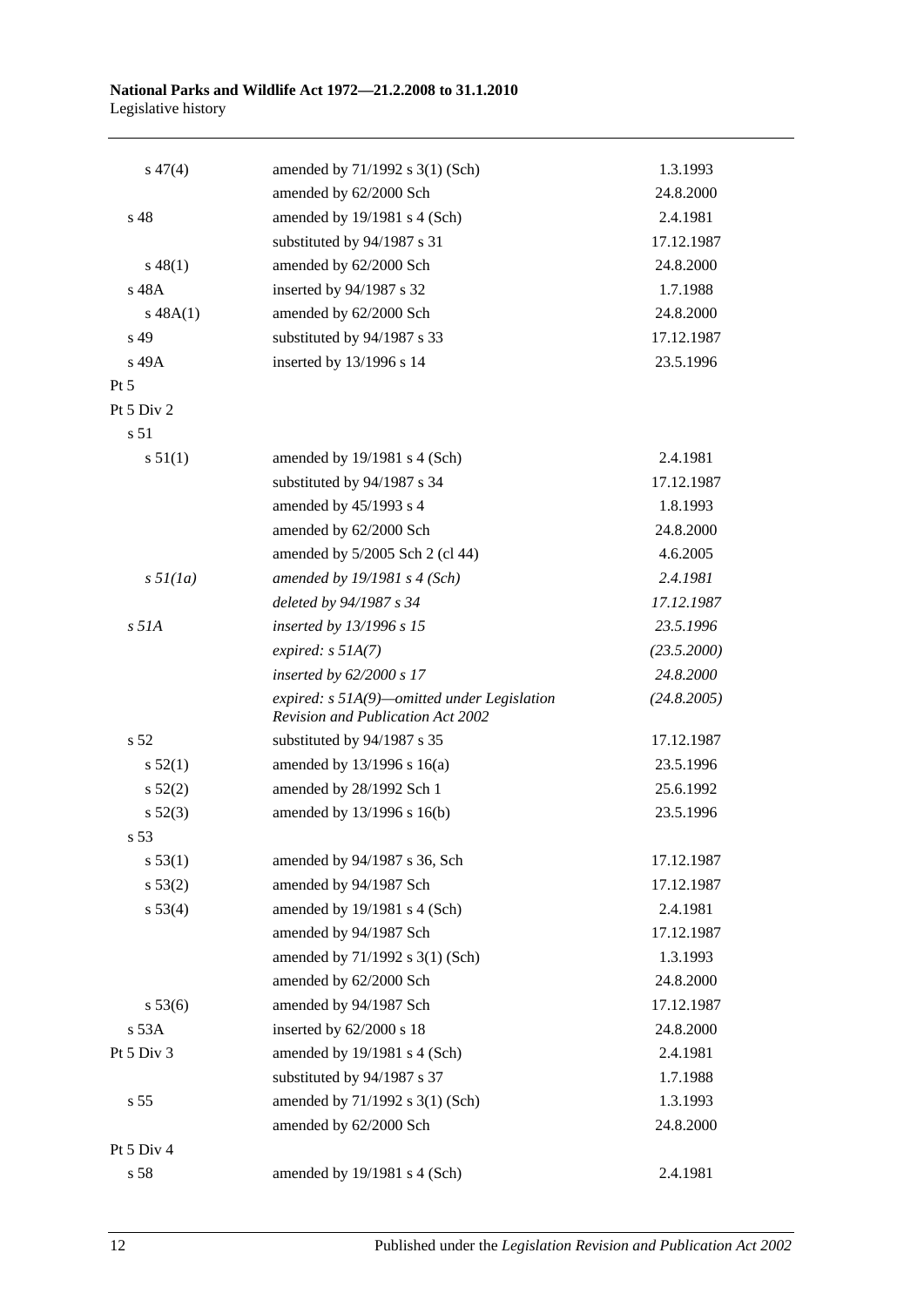| | | |
|---|---|---|
| s 47(4) | amended by 71/1992 s 3(1) (Sch) | 1.3.1993 |
| | amended by 62/2000 Sch | 24.8.2000 |
| s 48 | amended by 19/1981 s 4 (Sch) | 2.4.1981 |
| | substituted by 94/1987 s 31 | 17.12.1987 |
| s 48(1) | amended by 62/2000 Sch | 24.8.2000 |
| s 48A | inserted by 94/1987 s 32 | 1.7.1988 |
| s 48A(1) | amended by 62/2000 Sch | 24.8.2000 |
| s 49 | substituted by 94/1987 s 33 | 17.12.1987 |
| s 49A | inserted by 13/1996 s 14 | 23.5.1996 |
| Pt 5 | | |
| Pt 5 Div 2 | | |
| s 51 | | |
| s 51(1) | amended by 19/1981 s 4 (Sch) | 2.4.1981 |
| | substituted by 94/1987 s 34 | 17.12.1987 |
| | amended by 45/1993 s 4 | 1.8.1993 |
| | amended by 62/2000 Sch | 24.8.2000 |
| | amended by 5/2005 Sch 2 (cl 44) | 4.6.2005 |
| *s 51(1a)* | *amended by 19/1981 s 4 (Sch)* | *2.4.1981* |
| | *deleted by 94/1987 s 34* | *17.12.1987* |
| *s 51A* | *inserted by 13/1996 s 15* | *23.5.1996* |
| | *expired: s 51A(7)* | *(23.5.2000)* |
| | *inserted by 62/2000 s 17* | *24.8.2000* |
| | *expired: s 51A(9)—omitted under Legislation Revision and Publication Act 2002* | *(24.8.2005)* |
| s 52 | substituted by 94/1987 s 35 | 17.12.1987 |
| s 52(1) | amended by 13/1996 s 16(a) | 23.5.1996 |
| s 52(2) | amended by 28/1992 Sch 1 | 25.6.1992 |
| s 52(3) | amended by 13/1996 s 16(b) | 23.5.1996 |
| s 53 | | |
| s 53(1) | amended by 94/1987 s 36, Sch | 17.12.1987 |
| s 53(2) | amended by 94/1987 Sch | 17.12.1987 |
| s 53(4) | amended by 19/1981 s 4 (Sch) | 2.4.1981 |
| | amended by 94/1987 Sch | 17.12.1987 |
| | amended by 71/1992 s 3(1) (Sch) | 1.3.1993 |
| | amended by 62/2000 Sch | 24.8.2000 |
| s 53(6) | amended by 94/1987 Sch | 17.12.1987 |
| s 53A | inserted by 62/2000 s 18 | 24.8.2000 |
| Pt 5 Div 3 | amended by 19/1981 s 4 (Sch) | 2.4.1981 |
| | substituted by 94/1987 s 37 | 1.7.1988 |
| s 55 | amended by 71/1992 s 3(1) (Sch) | 1.3.1993 |
| | amended by 62/2000 Sch | 24.8.2000 |
| Pt 5 Div 4 | | |
| s 58 | amended by 19/1981 s 4 (Sch) | 2.4.1981 |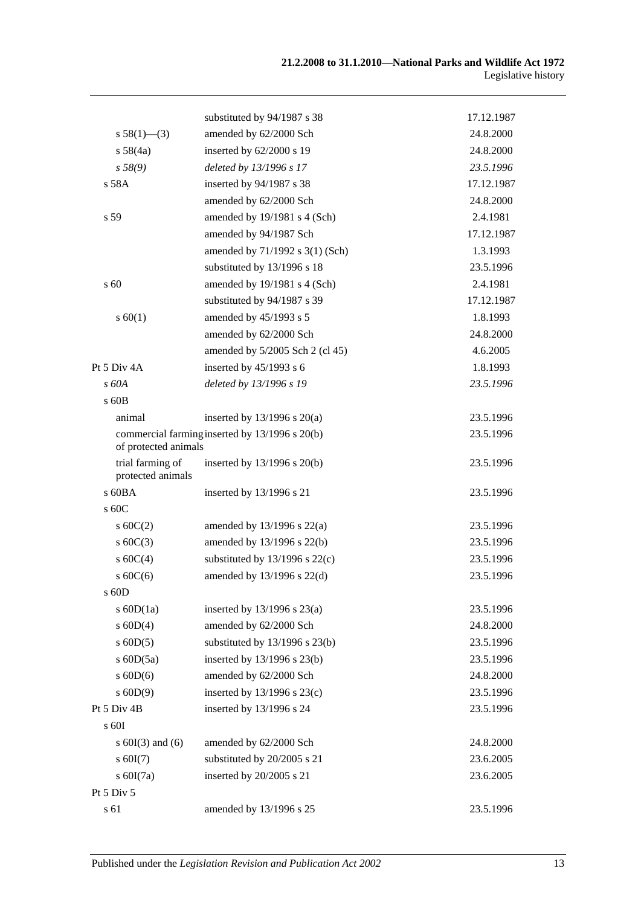| | | |
|---|---|---|
| | substituted by 94/1987 s 38 | 17.12.1987 |
| s 58(1)—(3) | amended by 62/2000 Sch | 24.8.2000 |
| s 58(4a) | inserted by 62/2000 s 19 | 24.8.2000 |
| *s 58(9)* | *deleted by 13/1996 s 17* | *23.5.1996* |
| s 58A | inserted by 94/1987 s 38 | 17.12.1987 |
| | amended by 62/2000 Sch | 24.8.2000 |
| s 59 | amended by 19/1981 s 4 (Sch) | 2.4.1981 |
| | amended by 94/1987 Sch | 17.12.1987 |
| | amended by 71/1992 s 3(1) (Sch) | 1.3.1993 |
| | substituted by 13/1996 s 18 | 23.5.1996 |
| s 60 | amended by 19/1981 s 4 (Sch) | 2.4.1981 |
| | substituted by 94/1987 s 39 | 17.12.1987 |
| s 60(1) | amended by 45/1993 s 5 | 1.8.1993 |
| | amended by 62/2000 Sch | 24.8.2000 |
| | amended by 5/2005 Sch 2 (cl 45) | 4.6.2005 |
| Pt 5 Div 4A | inserted by 45/1993 s 6 | 1.8.1993 |
| *s 60A* | *deleted by 13/1996 s 19* | *23.5.1996* |
| s 60B | | |
| animal | inserted by 13/1996 s 20(a) | 23.5.1996 |
| commercial farming of protected animals | inserted by 13/1996 s 20(b) | 23.5.1996 |
| trial farming of protected animals | inserted by 13/1996 s 20(b) | 23.5.1996 |
| s 60BA | inserted by 13/1996 s 21 | 23.5.1996 |
| s 60C | | |
| s 60C(2) | amended by 13/1996 s 22(a) | 23.5.1996 |
| s 60C(3) | amended by 13/1996 s 22(b) | 23.5.1996 |
| s 60C(4) | substituted by 13/1996 s 22(c) | 23.5.1996 |
| s 60C(6) | amended by 13/1996 s 22(d) | 23.5.1996 |
| s 60D | | |
| s 60D(1a) | inserted by 13/1996 s 23(a) | 23.5.1996 |
| s 60D(4) | amended by 62/2000 Sch | 24.8.2000 |
| s 60D(5) | substituted by 13/1996 s 23(b) | 23.5.1996 |
| s 60D(5a) | inserted by 13/1996 s 23(b) | 23.5.1996 |
| s 60D(6) | amended by 62/2000 Sch | 24.8.2000 |
| s 60D(9) | inserted by 13/1996 s 23(c) | 23.5.1996 |
| Pt 5 Div 4B | inserted by 13/1996 s 24 | 23.5.1996 |
| s 60I | | |
| s 60I(3) and (6) | amended by 62/2000 Sch | 24.8.2000 |
| s 60I(7) | substituted by 20/2005 s 21 | 23.6.2005 |
| s 60I(7a) | inserted by 20/2005 s 21 | 23.6.2005 |
| Pt 5 Div 5 | | |
| s 61 | amended by 13/1996 s 25 | 23.5.1996 |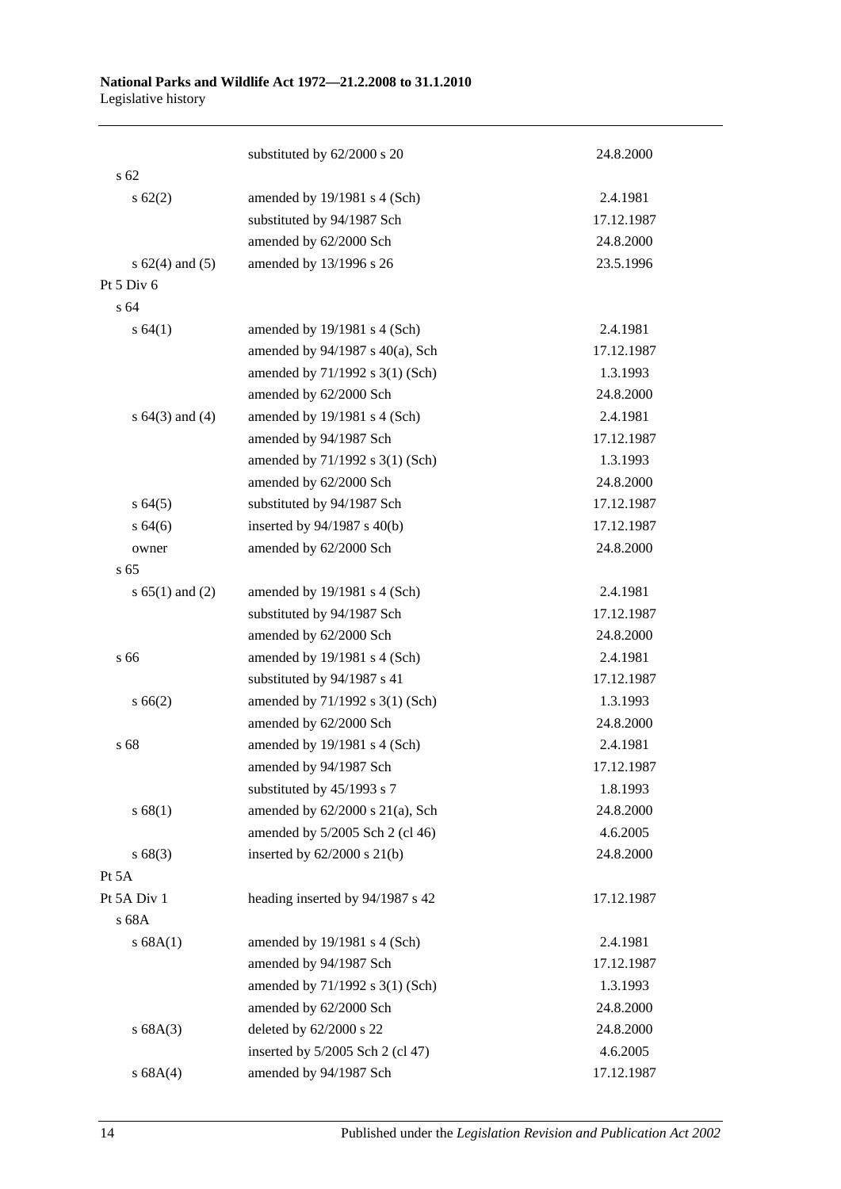| | | |
|---|---|---|
| | substituted by 62/2000 s 20 | 24.8.2000 |
| s 62 | | |
| s 62(2) | amended by 19/1981 s 4 (Sch) | 2.4.1981 |
| | substituted by 94/1987 Sch | 17.12.1987 |
| | amended by 62/2000 Sch | 24.8.2000 |
| s 62(4) and (5) | amended by 13/1996 s 26 | 23.5.1996 |
| Pt 5 Div 6 | | |
| s 64 | | |
| s 64(1) | amended by 19/1981 s 4 (Sch) | 2.4.1981 |
| | amended by 94/1987 s 40(a), Sch | 17.12.1987 |
| | amended by 71/1992 s 3(1) (Sch) | 1.3.1993 |
| | amended by 62/2000 Sch | 24.8.2000 |
| s 64(3) and (4) | amended by 19/1981 s 4 (Sch) | 2.4.1981 |
| | amended by 94/1987 Sch | 17.12.1987 |
| | amended by 71/1992 s 3(1) (Sch) | 1.3.1993 |
| | amended by 62/2000 Sch | 24.8.2000 |
| s 64(5) | substituted by 94/1987 Sch | 17.12.1987 |
| s 64(6) | inserted by 94/1987 s 40(b) | 17.12.1987 |
| owner | amended by 62/2000 Sch | 24.8.2000 |
| s 65 | | |
| s 65(1) and (2) | amended by 19/1981 s 4 (Sch) | 2.4.1981 |
| | substituted by 94/1987 Sch | 17.12.1987 |
| | amended by 62/2000 Sch | 24.8.2000 |
| s 66 | amended by 19/1981 s 4 (Sch) | 2.4.1981 |
| | substituted by 94/1987 s 41 | 17.12.1987 |
| s 66(2) | amended by 71/1992 s 3(1) (Sch) | 1.3.1993 |
| | amended by 62/2000 Sch | 24.8.2000 |
| s 68 | amended by 19/1981 s 4 (Sch) | 2.4.1981 |
| | amended by 94/1987 Sch | 17.12.1987 |
| | substituted by 45/1993 s 7 | 1.8.1993 |
| s 68(1) | amended by 62/2000 s 21(a), Sch | 24.8.2000 |
| | amended by 5/2005 Sch 2 (cl 46) | 4.6.2005 |
| s 68(3) | inserted by 62/2000 s 21(b) | 24.8.2000 |
| Pt 5A | | |
| Pt 5A Div 1 | heading inserted by 94/1987 s 42 | 17.12.1987 |
| s 68A | | |
| s 68A(1) | amended by 19/1981 s 4 (Sch) | 2.4.1981 |
| | amended by 94/1987 Sch | 17.12.1987 |
| | amended by 71/1992 s 3(1) (Sch) | 1.3.1993 |
| | amended by 62/2000 Sch | 24.8.2000 |
| s 68A(3) | deleted by 62/2000 s 22 | 24.8.2000 |
| | inserted by 5/2005 Sch 2 (cl 47) | 4.6.2005 |
| s 68A(4) | amended by 94/1987 Sch | 17.12.1987 |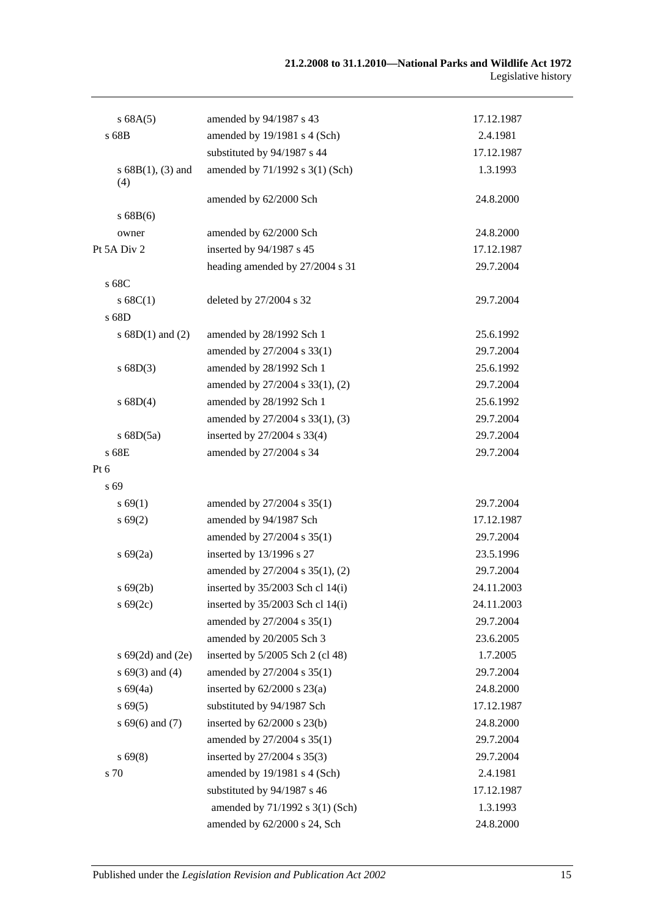| | | |
|---|---|---|
| s 68A(5) | amended by 94/1987 s 43 | 17.12.1987 |
| s 68B | amended by 19/1981 s 4 (Sch) | 2.4.1981 |
| | substituted by 94/1987 s 44 | 17.12.1987 |
| s 68B(1), (3) and (4) | amended by 71/1992 s 3(1) (Sch) | 1.3.1993 |
| | amended by 62/2000 Sch | 24.8.2000 |
| s 68B(6) | | |
| owner | amended by 62/2000 Sch | 24.8.2000 |
| Pt 5A Div 2 | inserted by 94/1987 s 45 | 17.12.1987 |
| | heading amended by 27/2004 s 31 | 29.7.2004 |
| s 68C | | |
| s 68C(1) | deleted by 27/2004 s 32 | 29.7.2004 |
| s 68D | | |
| s 68D(1) and (2) | amended by 28/1992 Sch 1 | 25.6.1992 |
| | amended by 27/2004 s 33(1) | 29.7.2004 |
| s 68D(3) | amended by 28/1992 Sch 1 | 25.6.1992 |
| | amended by 27/2004 s 33(1), (2) | 29.7.2004 |
| s 68D(4) | amended by 28/1992 Sch 1 | 25.6.1992 |
| | amended by 27/2004 s 33(1), (3) | 29.7.2004 |
| s 68D(5a) | inserted by 27/2004 s 33(4) | 29.7.2004 |
| s 68E | amended by 27/2004 s 34 | 29.7.2004 |
| Pt 6 | | |
| s 69 | | |
| s 69(1) | amended by 27/2004 s 35(1) | 29.7.2004 |
| s 69(2) | amended by 94/1987 Sch | 17.12.1987 |
| | amended by 27/2004 s 35(1) | 29.7.2004 |
| s 69(2a) | inserted by 13/1996 s 27 | 23.5.1996 |
| | amended by 27/2004 s 35(1), (2) | 29.7.2004 |
| s 69(2b) | inserted by 35/2003 Sch cl 14(i) | 24.11.2003 |
| s 69(2c) | inserted by 35/2003 Sch cl 14(i) | 24.11.2003 |
| | amended by 27/2004 s 35(1) | 29.7.2004 |
| | amended by 20/2005 Sch 3 | 23.6.2005 |
| s 69(2d) and (2e) | inserted by 5/2005 Sch 2 (cl 48) | 1.7.2005 |
| s 69(3) and (4) | amended by 27/2004 s 35(1) | 29.7.2004 |
| s 69(4a) | inserted by 62/2000 s 23(a) | 24.8.2000 |
| s 69(5) | substituted by 94/1987 Sch | 17.12.1987 |
| s 69(6) and (7) | inserted by 62/2000 s 23(b) | 24.8.2000 |
| | amended by 27/2004 s 35(1) | 29.7.2004 |
| s 69(8) | inserted by 27/2004 s 35(3) | 29.7.2004 |
| s 70 | amended by 19/1981 s 4 (Sch) | 2.4.1981 |
| | substituted by 94/1987 s 46 | 17.12.1987 |
| | amended by 71/1992 s 3(1) (Sch) | 1.3.1993 |
| | amended by 62/2000 s 24, Sch | 24.8.2000 |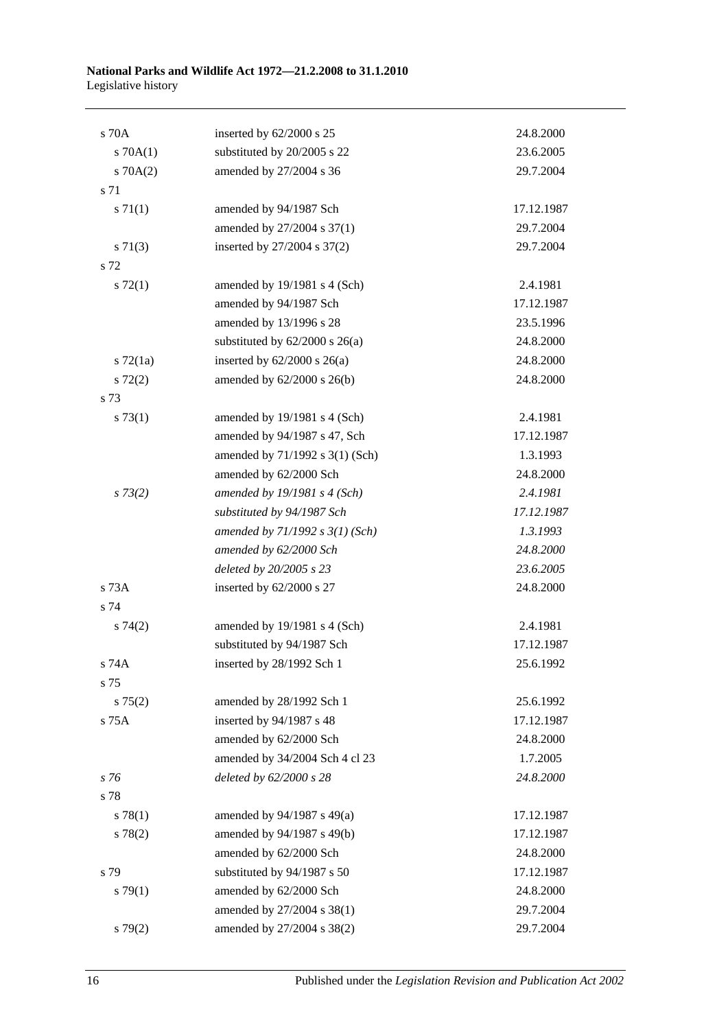| | | |
|---|---|---|
| s 70A | inserted by 62/2000 s 25 | 24.8.2000 |
| s 70A(1) | substituted by 20/2005 s 22 | 23.6.2005 |
| s 70A(2) | amended by 27/2004 s 36 | 29.7.2004 |
| s 71 | | |
| s 71(1) | amended by 94/1987 Sch | 17.12.1987 |
| | amended by 27/2004 s 37(1) | 29.7.2004 |
| s 71(3) | inserted by 27/2004 s 37(2) | 29.7.2004 |
| s 72 | | |
| s 72(1) | amended by 19/1981 s 4 (Sch) | 2.4.1981 |
| | amended by 94/1987 Sch | 17.12.1987 |
| | amended by 13/1996 s 28 | 23.5.1996 |
| | substituted by 62/2000 s 26(a) | 24.8.2000 |
| s 72(1a) | inserted by 62/2000 s 26(a) | 24.8.2000 |
| s 72(2) | amended by 62/2000 s 26(b) | 24.8.2000 |
| s 73 | | |
| s 73(1) | amended by 19/1981 s 4 (Sch) | 2.4.1981 |
| | amended by 94/1987 s 47, Sch | 17.12.1987 |
| | amended by 71/1992 s 3(1) (Sch) | 1.3.1993 |
| | amended by 62/2000 Sch | 24.8.2000 |
| *s 73(2)* | *amended by 19/1981 s 4 (Sch)* | *2.4.1981* |
| | *substituted by 94/1987 Sch* | *17.12.1987* |
| | *amended by 71/1992 s 3(1) (Sch)* | *1.3.1993* |
| | *amended by 62/2000 Sch* | *24.8.2000* |
| | *deleted by 20/2005 s 23* | *23.6.2005* |
| s 73A | inserted by 62/2000 s 27 | 24.8.2000 |
| s 74 | | |
| s 74(2) | amended by 19/1981 s 4 (Sch) | 2.4.1981 |
| | substituted by 94/1987 Sch | 17.12.1987 |
| s 74A | inserted by 28/1992 Sch 1 | 25.6.1992 |
| s 75 | | |
| s 75(2) | amended by 28/1992 Sch 1 | 25.6.1992 |
| s 75A | inserted by 94/1987 s 48 | 17.12.1987 |
| | amended by 62/2000 Sch | 24.8.2000 |
| | amended by 34/2004 Sch 4 cl 23 | 1.7.2005 |
| *s 76* | *deleted by 62/2000 s 28* | *24.8.2000* |
| s 78 | | |
| s 78(1) | amended by 94/1987 s 49(a) | 17.12.1987 |
| s 78(2) | amended by 94/1987 s 49(b) | 17.12.1987 |
| | amended by 62/2000 Sch | 24.8.2000 |
| s 79 | substituted by 94/1987 s 50 | 17.12.1987 |
| s 79(1) | amended by 62/2000 Sch | 24.8.2000 |
| | amended by 27/2004 s 38(1) | 29.7.2004 |
| s 79(2) | amended by 27/2004 s 38(2) | 29.7.2004 |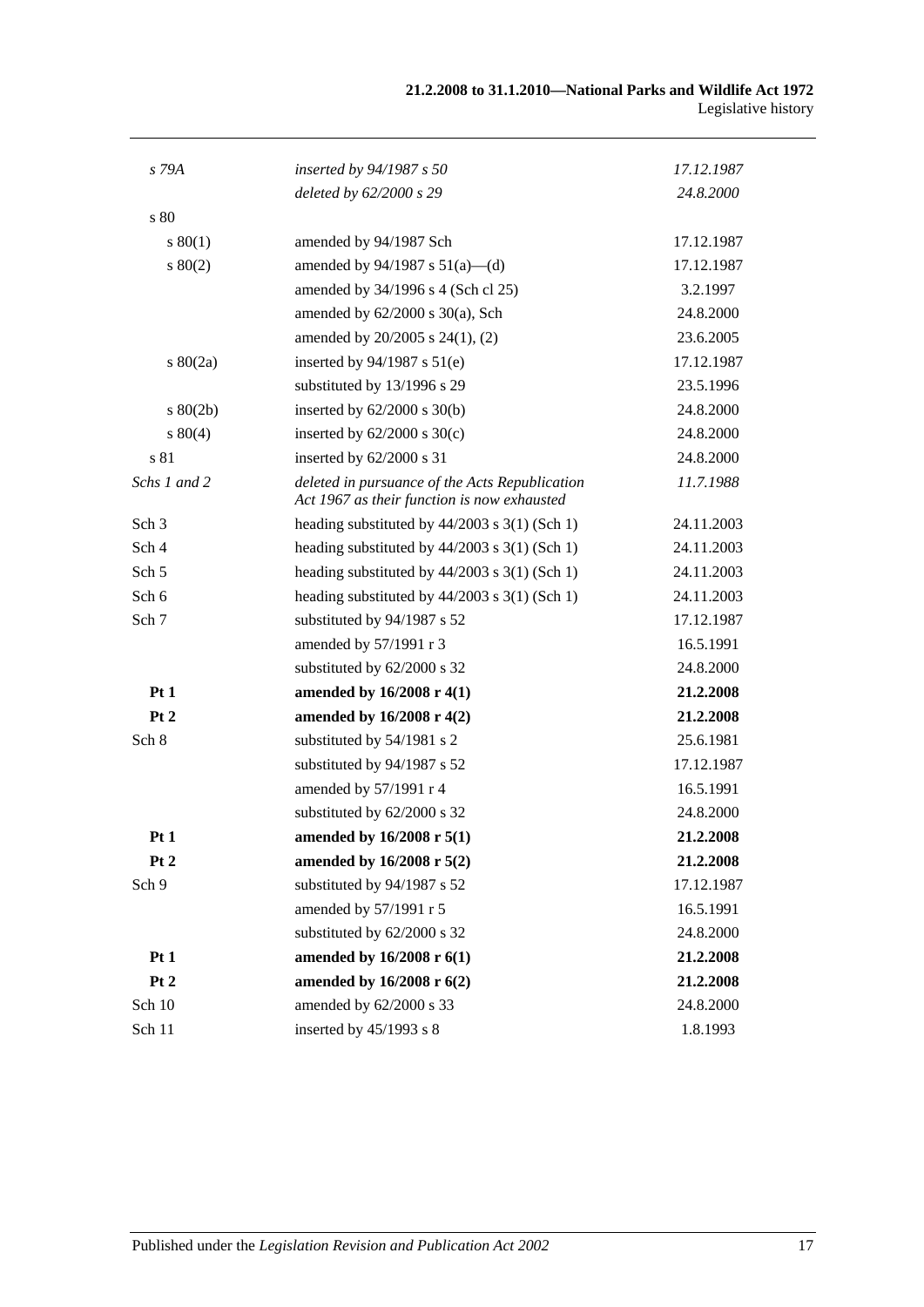| | | |
|---|---|---|
| *s 79A* | *inserted by 94/1987 s 50* | *17.12.1987* |
| | *deleted by 62/2000 s 29* | *24.8.2000* |
| s 80 | | |
| s 80(1) | amended by 94/1987 Sch | 17.12.1987 |
| s 80(2) | amended by 94/1987 s 51(a)—(d) | 17.12.1987 |
| | amended by 34/1996 s 4 (Sch cl 25) | 3.2.1997 |
| | amended by 62/2000 s 30(a), Sch | 24.8.2000 |
| | amended by 20/2005 s 24(1), (2) | 23.6.2005 |
| s 80(2a) | inserted by 94/1987 s 51(e) | 17.12.1987 |
| | substituted by 13/1996 s 29 | 23.5.1996 |
| s 80(2b) | inserted by 62/2000 s 30(b) | 24.8.2000 |
| s 80(4) | inserted by 62/2000 s 30(c) | 24.8.2000 |
| s 81 | inserted by 62/2000 s 31 | 24.8.2000 |
| *Schs 1 and 2* | *deleted in pursuance of the Acts Republication Act 1967 as their function is now exhausted* | *11.7.1988* |
| Sch 3 | heading substituted by 44/2003 s 3(1) (Sch 1) | 24.11.2003 |
| Sch 4 | heading substituted by 44/2003 s 3(1) (Sch 1) | 24.11.2003 |
| Sch 5 | heading substituted by 44/2003 s 3(1) (Sch 1) | 24.11.2003 |
| Sch 6 | heading substituted by 44/2003 s 3(1) (Sch 1) | 24.11.2003 |
| Sch 7 | substituted by 94/1987 s 52 | 17.12.1987 |
| | amended by 57/1991 r 3 | 16.5.1991 |
| | substituted by 62/2000 s 32 | 24.8.2000 |
| **Pt 1** | **amended by 16/2008 r 4(1)** | **21.2.2008** |
| **Pt 2** | **amended by 16/2008 r 4(2)** | **21.2.2008** |
| Sch 8 | substituted by 54/1981 s 2 | 25.6.1981 |
| | substituted by 94/1987 s 52 | 17.12.1987 |
| | amended by 57/1991 r 4 | 16.5.1991 |
| | substituted by 62/2000 s 32 | 24.8.2000 |
| **Pt 1** | **amended by 16/2008 r 5(1)** | **21.2.2008** |
| **Pt 2** | **amended by 16/2008 r 5(2)** | **21.2.2008** |
| Sch 9 | substituted by 94/1987 s 52 | 17.12.1987 |
| | amended by 57/1991 r 5 | 16.5.1991 |
| | substituted by 62/2000 s 32 | 24.8.2000 |
| **Pt 1** | **amended by 16/2008 r 6(1)** | **21.2.2008** |
| **Pt 2** | **amended by 16/2008 r 6(2)** | **21.2.2008** |
| Sch 10 | amended by 62/2000 s 33 | 24.8.2000 |
| Sch 11 | inserted by 45/1993 s 8 | 1.8.1993 |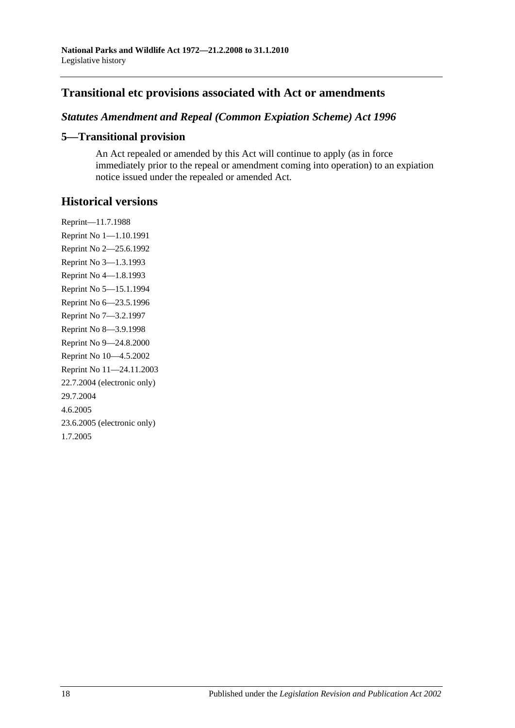## Transitional etc provisions associated with Act or amendments

### *Statutes Amendment and Repeal (Common Expiation Scheme) Act 1996*

### 5—Transitional provision

An Act repealed or amended by this Act will continue to apply (as in force immediately prior to the repeal or amendment coming into operation) to an expiation notice issued under the repealed or amended Act.

## Historical versions

Reprint—11.7.1988

Reprint No 1—1.10.1991

Reprint No 2—25.6.1992

Reprint No 3—1.3.1993

Reprint No 4—1.8.1993

Reprint No 5—15.1.1994

Reprint No 6—23.5.1996

Reprint No 7—3.2.1997

Reprint No 8—3.9.1998

Reprint No 9—24.8.2000

Reprint No 10—4.5.2002

Reprint No 11—24.11.2003

22.7.2004 (electronic only)

29.7.2004

4.6.2005

23.6.2005 (electronic only)

1.7.2005